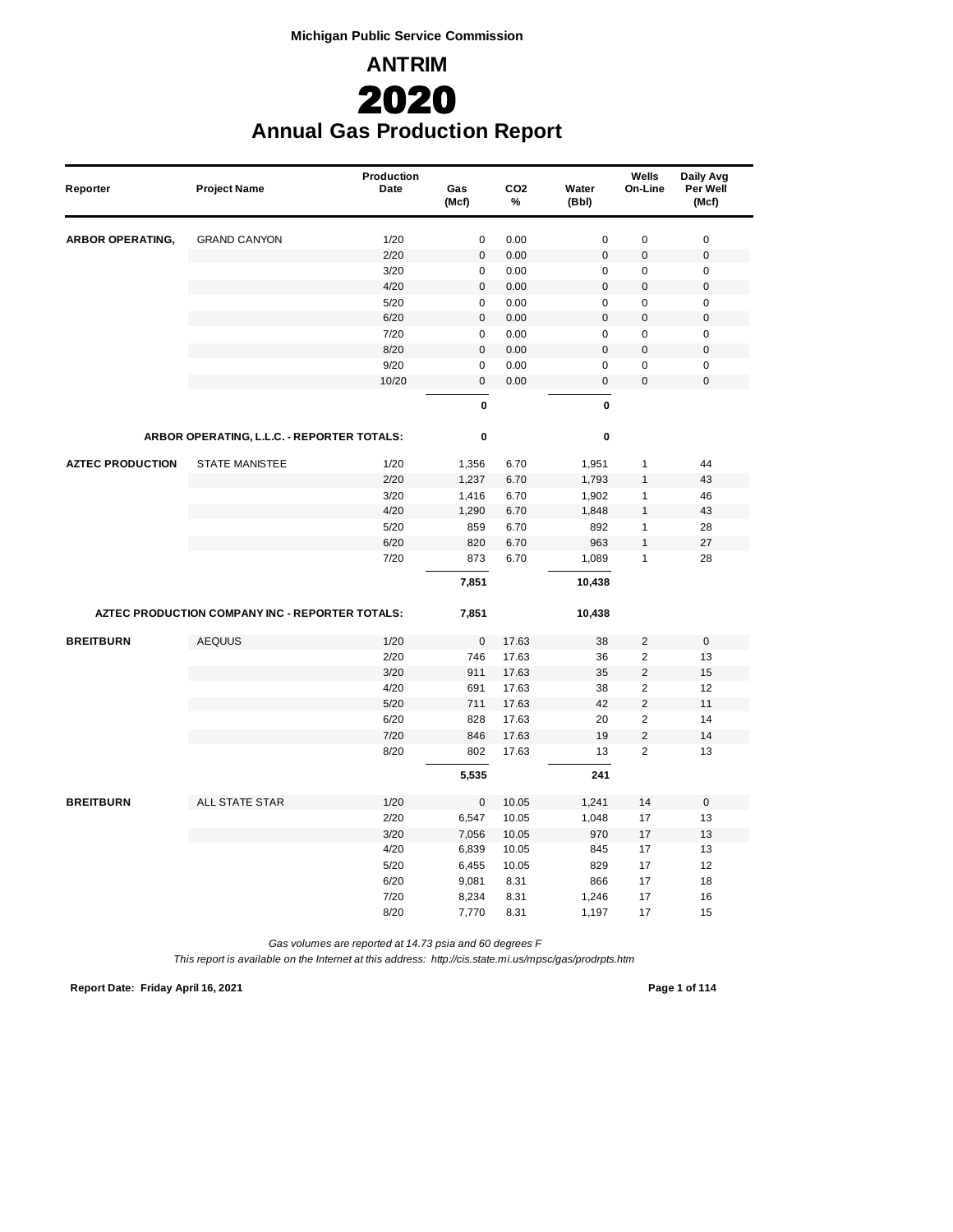Michigan Public Service Commission

# ANTRIM

# 2020

## Annual Gas Production Report

| Reporter | Project Name | Production Date | Gas (Mcf) | $CO_2$ % | Water (Bbl) | Wells On-Line | Daily Avg Per Well (Mcf) |
|---|---|---|---|---|---|---|---|
| **ARBOR OPERATING,** | GRAND CANYON | 1/20 | 0 | 0.00 | 0 | 0 | 0 |
| | | 2/20 | 0 | 0.00 | 0 | 0 | 0 |
| | | 3/20 | 0 | 0.00 | 0 | 0 | 0 |
| | | 4/20 | 0 | 0.00 | 0 | 0 | 0 |
| | | 5/20 | 0 | 0.00 | 0 | 0 | 0 |
| | | 6/20 | 0 | 0.00 | 0 | 0 | 0 |
| | | 7/20 | 0 | 0.00 | 0 | 0 | 0 |
| | | 8/20 | 0 | 0.00 | 0 | 0 | 0 |
| | | 9/20 | 0 | 0.00 | 0 | 0 | 0 |
| | | 10/20 | 0 | 0.00 | 0 | 0 | 0 |
| | | | **0** | | **0** | | |
| **ARBOR OPERATING, L.L.C. - REPORTER TOTALS:** | | | **0** | | **0** | | |
| **AZTEC PRODUCTION** | STATE MANISTEE | 1/20 | 1,356 | 6.70 | 1,951 | 1 | 44 |
| | | 2/20 | 1,237 | 6.70 | 1,793 | 1 | 43 |
| | | 3/20 | 1,416 | 6.70 | 1,902 | 1 | 46 |
| | | 4/20 | 1,290 | 6.70 | 1,848 | 1 | 43 |
| | | 5/20 | 859 | 6.70 | 892 | 1 | 28 |
| | | 6/20 | 820 | 6.70 | 963 | 1 | 27 |
| | | 7/20 | 873 | 6.70 | 1,089 | 1 | 28 |
| | | | **7,851** | | **10,438** | | |
| **AZTEC PRODUCTION COMPANY INC - REPORTER TOTALS:** | | | **7,851** | | **10,438** | | |
| **BREITBURN** | AEQUUS | 1/20 | 0 | 17.63 | 38 | 2 | 0 |
| | | 2/20 | 746 | 17.63 | 36 | 2 | 13 |
| | | 3/20 | 911 | 17.63 | 35 | 2 | 15 |
| | | 4/20 | 691 | 17.63 | 38 | 2 | 12 |
| | | 5/20 | 711 | 17.63 | 42 | 2 | 11 |
| | | 6/20 | 828 | 17.63 | 20 | 2 | 14 |
| | | 7/20 | 846 | 17.63 | 19 | 2 | 14 |
| | | 8/20 | 802 | 17.63 | 13 | 2 | 13 |
| | | | **5,535** | | **241** | | |
| **BREITBURN** | ALL STATE STAR | 1/20 | 0 | 10.05 | 1,241 | 14 | 0 |
| | | 2/20 | 6,547 | 10.05 | 1,048 | 17 | 13 |
| | | 3/20 | 7,056 | 10.05 | 970 | 17 | 13 |
| | | 4/20 | 6,839 | 10.05 | 845 | 17 | 13 |
| | | 5/20 | 6,455 | 10.05 | 829 | 17 | 12 |
| | | 6/20 | 9,081 | 8.31 | 866 | 17 | 18 |
| | | 7/20 | 8,234 | 8.31 | 1,246 | 17 | 16 |
| | | 8/20 | 7,770 | 8.31 | 1,197 | 17 | 15 |

*Gas volumes are reported at 14.73 psia and 60 degrees F*

*This report is available on the Internet at this address: http://cis.state.mi.us/mpsc/gas/prodrpts.htm*

**Report Date: Friday April 16, 2021**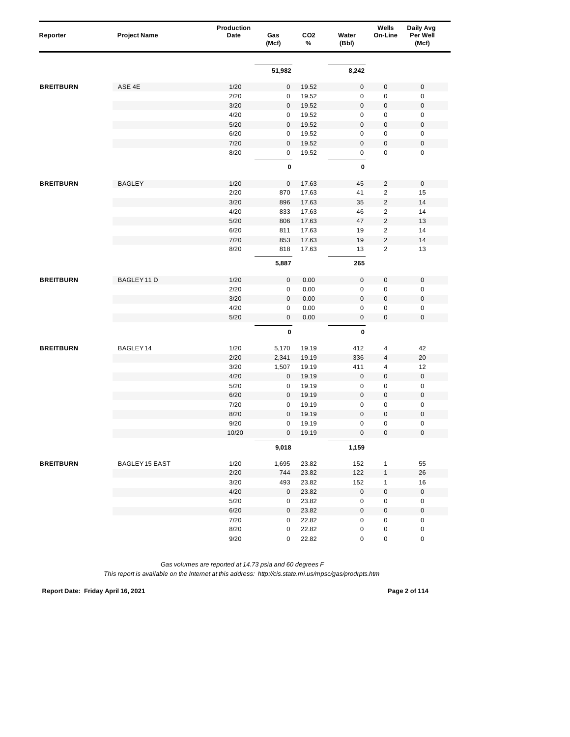| Reporter | Project Name | Production Date | Gas (Mcf) | CO2 % | Water (Bbl) | Wells On-Line | Daily Avg Per Well (Mcf) |
|---|---|---|---|---|---|---|---|
| | | | **51,982** | | **8,242** | | |
| **BREITBURN** | ASE 4E | 1/20 | 0 | 19.52 | 0 | 0 | 0 |
| | | 2/20 | 0 | 19.52 | 0 | 0 | 0 |
| | | 3/20 | 0 | 19.52 | 0 | 0 | 0 |
| | | 4/20 | 0 | 19.52 | 0 | 0 | 0 |
| | | 5/20 | 0 | 19.52 | 0 | 0 | 0 |
| | | 6/20 | 0 | 19.52 | 0 | 0 | 0 |
| | | 7/20 | 0 | 19.52 | 0 | 0 | 0 |
| | | 8/20 | 0 | 19.52 | 0 | 0 | 0 |
| | | | **0** | | **0** | | |
| **BREITBURN** | BAGLEY | 1/20 | 0 | 17.63 | 45 | 2 | 0 |
| | | 2/20 | 870 | 17.63 | 41 | 2 | 15 |
| | | 3/20 | 896 | 17.63 | 35 | 2 | 14 |
| | | 4/20 | 833 | 17.63 | 46 | 2 | 14 |
| | | 5/20 | 806 | 17.63 | 47 | 2 | 13 |
| | | 6/20 | 811 | 17.63 | 19 | 2 | 14 |
| | | 7/20 | 853 | 17.63 | 19 | 2 | 14 |
| | | 8/20 | 818 | 17.63 | 13 | 2 | 13 |
| | | | **5,887** | | **265** | | |
| **BREITBURN** | BAGLEY 11 D | 1/20 | 0 | 0.00 | 0 | 0 | 0 |
| | | 2/20 | 0 | 0.00 | 0 | 0 | 0 |
| | | 3/20 | 0 | 0.00 | 0 | 0 | 0 |
| | | 4/20 | 0 | 0.00 | 0 | 0 | 0 |
| | | 5/20 | 0 | 0.00 | 0 | 0 | 0 |
| | | | **0** | | **0** | | |
| **BREITBURN** | BAGLEY 14 | 1/20 | 5,170 | 19.19 | 412 | 4 | 42 |
| | | 2/20 | 2,341 | 19.19 | 336 | 4 | 20 |
| | | 3/20 | 1,507 | 19.19 | 411 | 4 | 12 |
| | | 4/20 | 0 | 19.19 | 0 | 0 | 0 |
| | | 5/20 | 0 | 19.19 | 0 | 0 | 0 |
| | | 6/20 | 0 | 19.19 | 0 | 0 | 0 |
| | | 7/20 | 0 | 19.19 | 0 | 0 | 0 |
| | | 8/20 | 0 | 19.19 | 0 | 0 | 0 |
| | | 9/20 | 0 | 19.19 | 0 | 0 | 0 |
| | | 10/20 | 0 | 19.19 | 0 | 0 | 0 |
| | | | **9,018** | | **1,159** | | |
| **BREITBURN** | BAGLEY 15 EAST | 1/20 | 1,695 | 23.82 | 152 | 1 | 55 |
| | | 2/20 | 744 | 23.82 | 122 | 1 | 26 |
| | | 3/20 | 493 | 23.82 | 152 | 1 | 16 |
| | | 4/20 | 0 | 23.82 | 0 | 0 | 0 |
| | | 5/20 | 0 | 23.82 | 0 | 0 | 0 |
| | | 6/20 | 0 | 23.82 | 0 | 0 | 0 |
| | | 7/20 | 0 | 22.82 | 0 | 0 | 0 |
| | | 8/20 | 0 | 22.82 | 0 | 0 | 0 |
| | | 9/20 | 0 | 22.82 | 0 | 0 | 0 |

*Gas volumes are reported at 14.73 psia and 60 degrees F*

*This report is available on the Internet at this address: http://cis.state.mi.us/mpsc/gas/prodrpts.htm*

**Report Date: Friday April 16, 2021**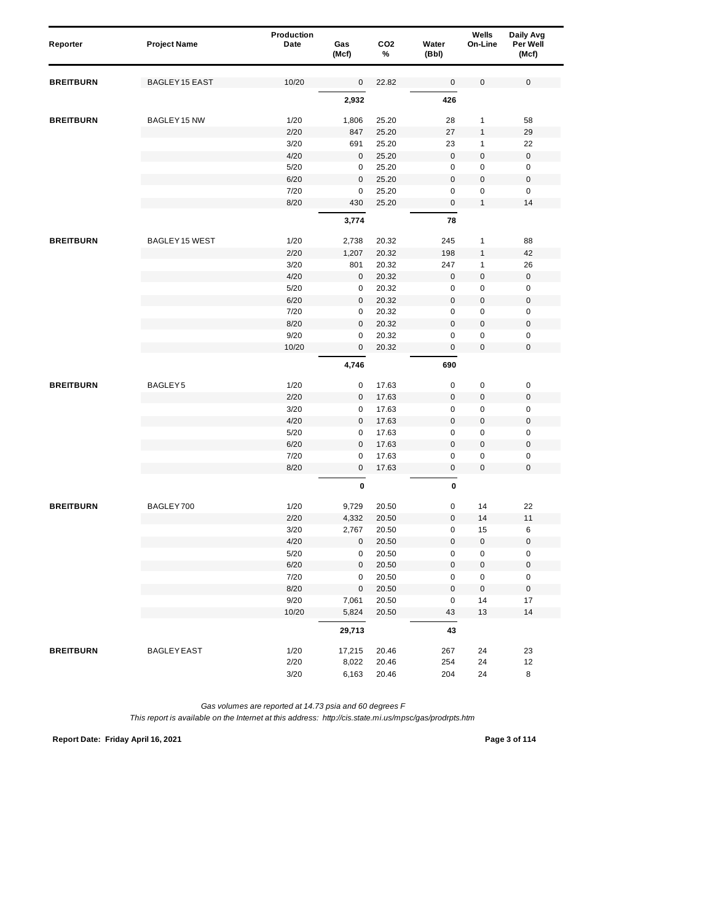| Reporter | Project Name | Production Date | Gas (Mcf) | $CO_2$ % | Water (Bbl) | Wells On-Line | Daily Avg Per Well (Mcf) |
|---|---|---|---|---|---|---|---|
| **BREITBURN** | BAGLEY 15 EAST | 10/20 | 0 | 22.82 | 0 | 0 | 0 |
| | | | **2,932** | | **426** | | |
| **BREITBURN** | BAGLEY 15 NW | 1/20 | 1,806 | 25.20 | 28 | 1 | 58 |
| | | 2/20 | 847 | 25.20 | 27 | 1 | 29 |
| | | 3/20 | 691 | 25.20 | 23 | 1 | 22 |
| | | 4/20 | 0 | 25.20 | 0 | 0 | 0 |
| | | 5/20 | 0 | 25.20 | 0 | 0 | 0 |
| | | 6/20 | 0 | 25.20 | 0 | 0 | 0 |
| | | 7/20 | 0 | 25.20 | 0 | 0 | 0 |
| | | 8/20 | 430 | 25.20 | 0 | 1 | 14 |
| | | | **3,774** | | **78** | | |
| **BREITBURN** | BAGLEY 15 WEST | 1/20 | 2,738 | 20.32 | 245 | 1 | 88 |
| | | 2/20 | 1,207 | 20.32 | 198 | 1 | 42 |
| | | 3/20 | 801 | 20.32 | 247 | 1 | 26 |
| | | 4/20 | 0 | 20.32 | 0 | 0 | 0 |
| | | 5/20 | 0 | 20.32 | 0 | 0 | 0 |
| | | 6/20 | 0 | 20.32 | 0 | 0 | 0 |
| | | 7/20 | 0 | 20.32 | 0 | 0 | 0 |
| | | 8/20 | 0 | 20.32 | 0 | 0 | 0 |
| | | 9/20 | 0 | 20.32 | 0 | 0 | 0 |
| | | 10/20 | 0 | 20.32 | 0 | 0 | 0 |
| | | | **4,746** | | **690** | | |
| **BREITBURN** | BAGLEY 5 | 1/20 | 0 | 17.63 | 0 | 0 | 0 |
| | | 2/20 | 0 | 17.63 | 0 | 0 | 0 |
| | | 3/20 | 0 | 17.63 | 0 | 0 | 0 |
| | | 4/20 | 0 | 17.63 | 0 | 0 | 0 |
| | | 5/20 | 0 | 17.63 | 0 | 0 | 0 |
| | | 6/20 | 0 | 17.63 | 0 | 0 | 0 |
| | | 7/20 | 0 | 17.63 | 0 | 0 | 0 |
| | | 8/20 | 0 | 17.63 | 0 | 0 | 0 |
| | | | **0** | | **0** | | |
| **BREITBURN** | BAGLEY 700 | 1/20 | 9,729 | 20.50 | 0 | 14 | 22 |
| | | 2/20 | 4,332 | 20.50 | 0 | 14 | 11 |
| | | 3/20 | 2,767 | 20.50 | 0 | 15 | 6 |
| | | 4/20 | 0 | 20.50 | 0 | 0 | 0 |
| | | 5/20 | 0 | 20.50 | 0 | 0 | 0 |
| | | 6/20 | 0 | 20.50 | 0 | 0 | 0 |
| | | 7/20 | 0 | 20.50 | 0 | 0 | 0 |
| | | 8/20 | 0 | 20.50 | 0 | 0 | 0 |
| | | 9/20 | 7,061 | 20.50 | 0 | 14 | 17 |
| | | 10/20 | 5,824 | 20.50 | 43 | 13 | 14 |
| | | | **29,713** | | **43** | | |
| **BREITBURN** | BAGLEY EAST | 1/20 | 17,215 | 20.46 | 267 | 24 | 23 |
| | | 2/20 | 8,022 | 20.46 | 254 | 24 | 12 |
| | | 3/20 | 6,163 | 20.46 | 204 | 24 | 8 |

*Gas volumes are reported at 14.73 psia and 60 degrees F*

*This report is available on the Internet at this address: http://cis.state.mi.us/mpsc/gas/prodrpts.htm*

**Report Date: Friday April 16, 2021**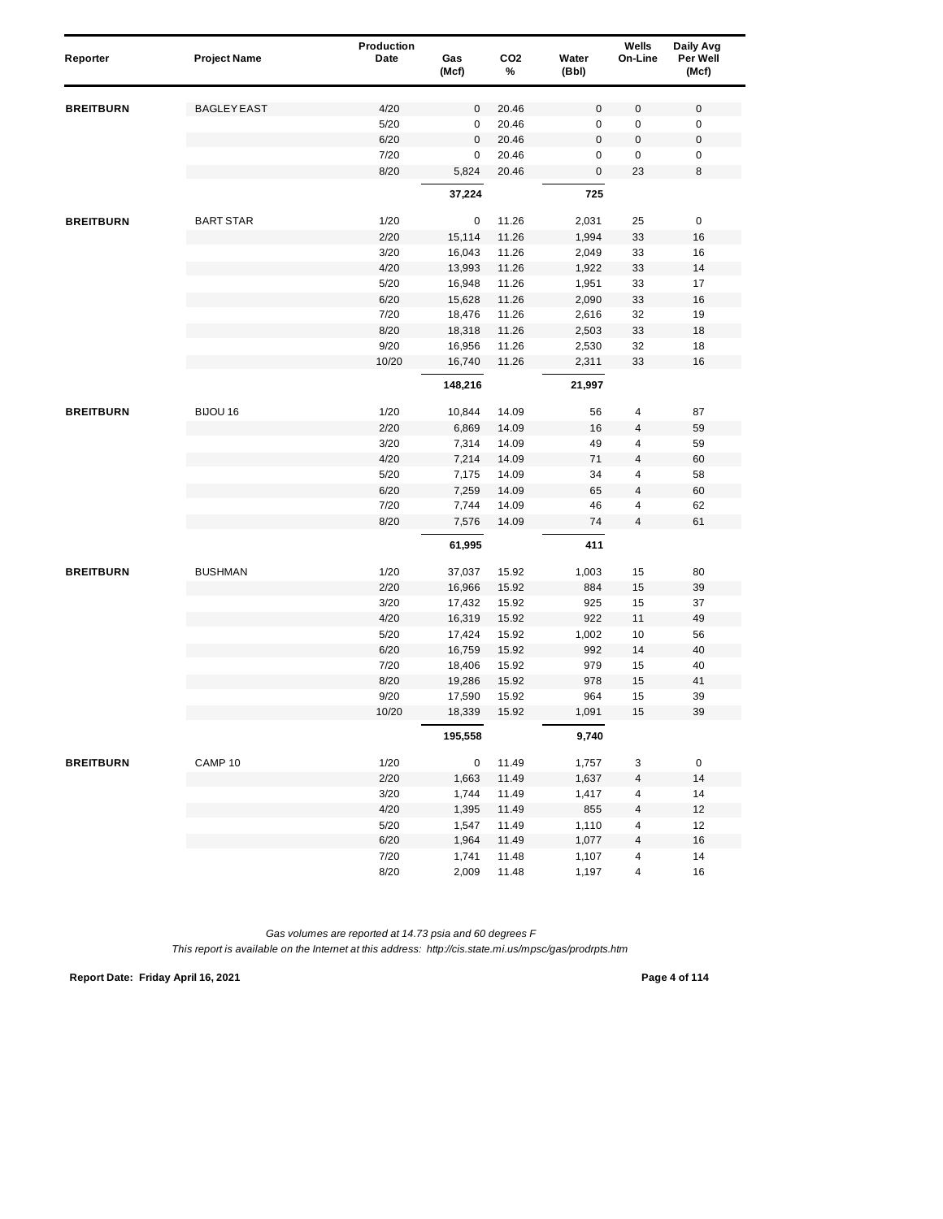| Reporter | Project Name | Production Date | Gas (Mcf) | $CO_2$ % | Water (Bbl) | Wells On-Line | Daily Avg Per Well (Mcf) |
|---|---|---|---|---|---|---|---|
| **BREITBURN** | BAGLEY EAST | 4/20 | 0 | 20.46 | 0 | 0 | 0 |
| | | 5/20 | 0 | 20.46 | 0 | 0 | 0 |
| | | 6/20 | 0 | 20.46 | 0 | 0 | 0 |
| | | 7/20 | 0 | 20.46 | 0 | 0 | 0 |
| | | 8/20 | 5,824 | 20.46 | 0 | 23 | 8 |
| | | | **37,224** | | **725** | | |
| **BREITBURN** | BART STAR | 1/20 | 0 | 11.26 | 2,031 | 25 | 0 |
| | | 2/20 | 15,114 | 11.26 | 1,994 | 33 | 16 |
| | | 3/20 | 16,043 | 11.26 | 2,049 | 33 | 16 |
| | | 4/20 | 13,993 | 11.26 | 1,922 | 33 | 14 |
| | | 5/20 | 16,948 | 11.26 | 1,951 | 33 | 17 |
| | | 6/20 | 15,628 | 11.26 | 2,090 | 33 | 16 |
| | | 7/20 | 18,476 | 11.26 | 2,616 | 32 | 19 |
| | | 8/20 | 18,318 | 11.26 | 2,503 | 33 | 18 |
| | | 9/20 | 16,956 | 11.26 | 2,530 | 32 | 18 |
| | | 10/20 | 16,740 | 11.26 | 2,311 | 33 | 16 |
| | | | **148,216** | | **21,997** | | |
| **BREITBURN** | BIJOU 16 | 1/20 | 10,844 | 14.09 | 56 | 4 | 87 |
| | | 2/20 | 6,869 | 14.09 | 16 | 4 | 59 |
| | | 3/20 | 7,314 | 14.09 | 49 | 4 | 59 |
| | | 4/20 | 7,214 | 14.09 | 71 | 4 | 60 |
| | | 5/20 | 7,175 | 14.09 | 34 | 4 | 58 |
| | | 6/20 | 7,259 | 14.09 | 65 | 4 | 60 |
| | | 7/20 | 7,744 | 14.09 | 46 | 4 | 62 |
| | | 8/20 | 7,576 | 14.09 | 74 | 4 | 61 |
| | | | **61,995** | | **411** | | |
| **BREITBURN** | BUSHMAN | 1/20 | 37,037 | 15.92 | 1,003 | 15 | 80 |
| | | 2/20 | 16,966 | 15.92 | 884 | 15 | 39 |
| | | 3/20 | 17,432 | 15.92 | 925 | 15 | 37 |
| | | 4/20 | 16,319 | 15.92 | 922 | 11 | 49 |
| | | 5/20 | 17,424 | 15.92 | 1,002 | 10 | 56 |
| | | 6/20 | 16,759 | 15.92 | 992 | 14 | 40 |
| | | 7/20 | 18,406 | 15.92 | 979 | 15 | 40 |
| | | 8/20 | 19,286 | 15.92 | 978 | 15 | 41 |
| | | 9/20 | 17,590 | 15.92 | 964 | 15 | 39 |
| | | 10/20 | 18,339 | 15.92 | 1,091 | 15 | 39 |
| | | | **195,558** | | **9,740** | | |
| **BREITBURN** | CAMP 10 | 1/20 | 0 | 11.49 | 1,757 | 3 | 0 |
| | | 2/20 | 1,663 | 11.49 | 1,637 | 4 | 14 |
| | | 3/20 | 1,744 | 11.49 | 1,417 | 4 | 14 |
| | | 4/20 | 1,395 | 11.49 | 855 | 4 | 12 |
| | | 5/20 | 1,547 | 11.49 | 1,110 | 4 | 12 |
| | | 6/20 | 1,964 | 11.49 | 1,077 | 4 | 16 |
| | | 7/20 | 1,741 | 11.48 | 1,107 | 4 | 14 |
| | | 8/20 | 2,009 | 11.48 | 1,197 | 4 | 16 |

*Gas volumes are reported at 14.73 psia and 60 degrees F*

*This report is available on the Internet at this address: http://cis.state.mi.us/mpsc/gas/prodrpts.htm*

**Report Date: Friday April 16, 2021**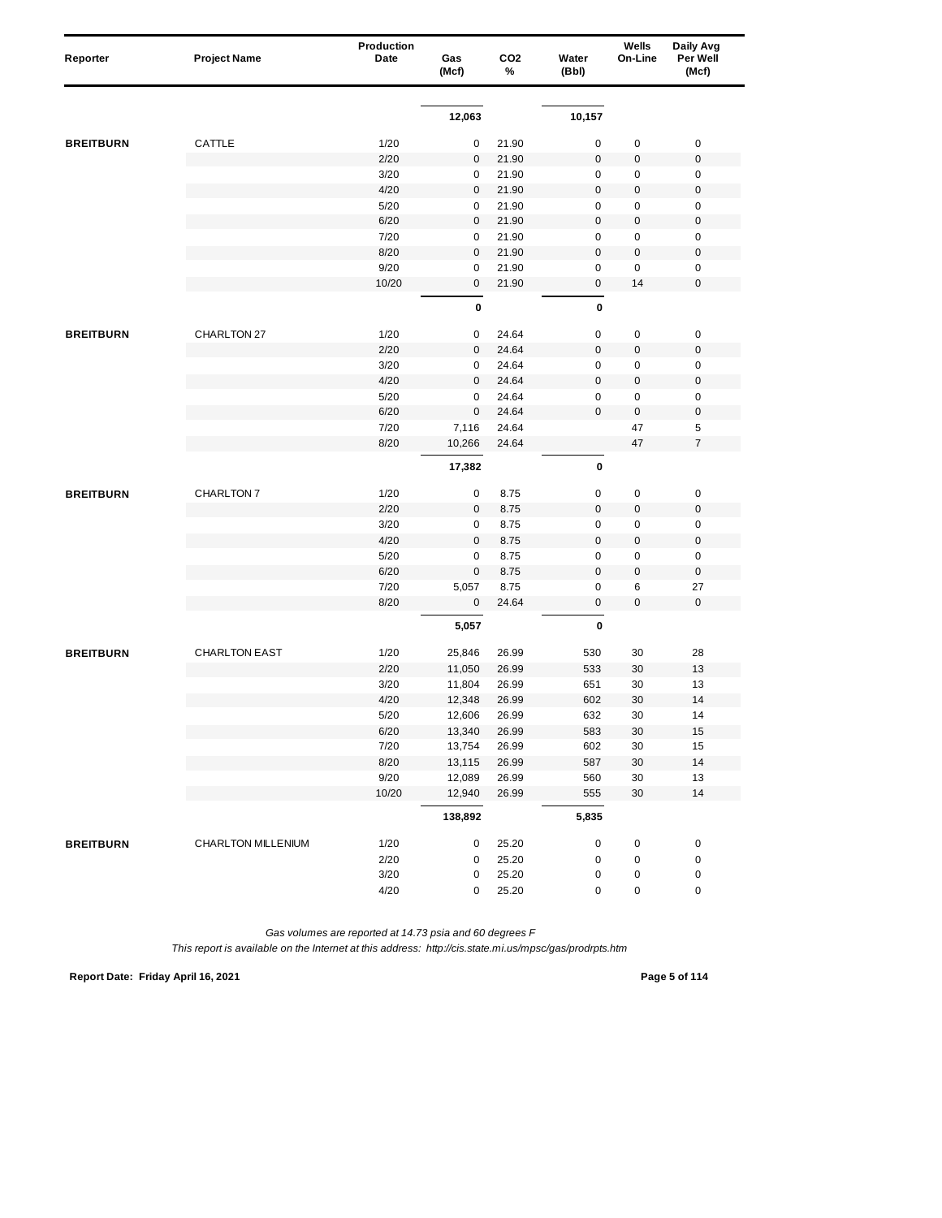| Reporter | Project Name | Production Date | Gas (Mcf) | CO2 % | Water (Bbl) | Wells On-Line | Daily Avg Per Well (Mcf) |
|---|---|---|---|---|---|---|---|
| | | | **12,063** | | **10,157** | | |
| **BREITBURN** | CATTLE | 1/20 | 0 | 21.90 | 0 | 0 | 0 |
| | | 2/20 | 0 | 21.90 | 0 | 0 | 0 |
| | | 3/20 | 0 | 21.90 | 0 | 0 | 0 |
| | | 4/20 | 0 | 21.90 | 0 | 0 | 0 |
| | | 5/20 | 0 | 21.90 | 0 | 0 | 0 |
| | | 6/20 | 0 | 21.90 | 0 | 0 | 0 |
| | | 7/20 | 0 | 21.90 | 0 | 0 | 0 |
| | | 8/20 | 0 | 21.90 | 0 | 0 | 0 |
| | | 9/20 | 0 | 21.90 | 0 | 0 | 0 |
| | | 10/20 | 0 | 21.90 | 0 | 14 | 0 |
| | | | **0** | | **0** | | |
| **BREITBURN** | CHARLTON 27 | 1/20 | 0 | 24.64 | 0 | 0 | 0 |
| | | 2/20 | 0 | 24.64 | 0 | 0 | 0 |
| | | 3/20 | 0 | 24.64 | 0 | 0 | 0 |
| | | 4/20 | 0 | 24.64 | 0 | 0 | 0 |
| | | 5/20 | 0 | 24.64 | 0 | 0 | 0 |
| | | 6/20 | 0 | 24.64 | 0 | 0 | 0 |
| | | 7/20 | 7,116 | 24.64 | | 47 | 5 |
| | | 8/20 | 10,266 | 24.64 | | 47 | 7 |
| | | | **17,382** | | **0** | | |
| **BREITBURN** | CHARLTON 7 | 1/20 | 0 | 8.75 | 0 | 0 | 0 |
| | | 2/20 | 0 | 8.75 | 0 | 0 | 0 |
| | | 3/20 | 0 | 8.75 | 0 | 0 | 0 |
| | | 4/20 | 0 | 8.75 | 0 | 0 | 0 |
| | | 5/20 | 0 | 8.75 | 0 | 0 | 0 |
| | | 6/20 | 0 | 8.75 | 0 | 0 | 0 |
| | | 7/20 | 5,057 | 8.75 | 0 | 6 | 27 |
| | | 8/20 | 0 | 24.64 | 0 | 0 | 0 |
| | | | **5,057** | | **0** | | |
| **BREITBURN** | CHARLTON EAST | 1/20 | 25,846 | 26.99 | 530 | 30 | 28 |
| | | 2/20 | 11,050 | 26.99 | 533 | 30 | 13 |
| | | 3/20 | 11,804 | 26.99 | 651 | 30 | 13 |
| | | 4/20 | 12,348 | 26.99 | 602 | 30 | 14 |
| | | 5/20 | 12,606 | 26.99 | 632 | 30 | 14 |
| | | 6/20 | 13,340 | 26.99 | 583 | 30 | 15 |
| | | 7/20 | 13,754 | 26.99 | 602 | 30 | 15 |
| | | 8/20 | 13,115 | 26.99 | 587 | 30 | 14 |
| | | 9/20 | 12,089 | 26.99 | 560 | 30 | 13 |
| | | 10/20 | 12,940 | 26.99 | 555 | 30 | 14 |
| | | | **138,892** | | **5,835** | | |
| **BREITBURN** | CHARLTON MILLENIUM | 1/20 | 0 | 25.20 | 0 | 0 | 0 |
| | | 2/20 | 0 | 25.20 | 0 | 0 | 0 |
| | | 3/20 | 0 | 25.20 | 0 | 0 | 0 |
| | | 4/20 | 0 | 25.20 | 0 | 0 | 0 |

*Gas volumes are reported at 14.73 psia and 60 degrees F*

*This report is available on the Internet at this address: http://cis.state.mi.us/mpsc/gas/prodrpts.htm*

**Report Date: Friday April 16, 2021**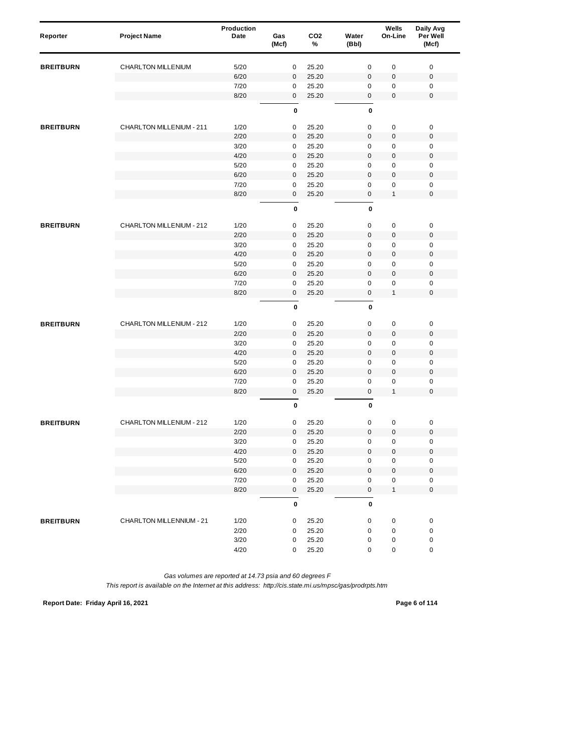| Reporter | Project Name | Production Date | Gas (Mcf) | $CO_2$ % | Water (Bbl) | Wells On-Line | Daily Avg Per Well (Mcf) |
|---|---|---|---|---|---|---|---|
| **BREITBURN** | CHARLTON MILLENIUM | 5/20 | 0 | 25.20 | 0 | 0 | 0 |
| | | 6/20 | 0 | 25.20 | 0 | 0 | 0 |
| | | 7/20 | 0 | 25.20 | 0 | 0 | 0 |
| | | 8/20 | 0 | 25.20 | 0 | 0 | 0 |
| | | | **0** | | **0** | | |
| **BREITBURN** | CHARLTON MILLENIUM - 211 | 1/20 | 0 | 25.20 | 0 | 0 | 0 |
| | | 2/20 | 0 | 25.20 | 0 | 0 | 0 |
| | | 3/20 | 0 | 25.20 | 0 | 0 | 0 |
| | | 4/20 | 0 | 25.20 | 0 | 0 | 0 |
| | | 5/20 | 0 | 25.20 | 0 | 0 | 0 |
| | | 6/20 | 0 | 25.20 | 0 | 0 | 0 |
| | | 7/20 | 0 | 25.20 | 0 | 0 | 0 |
| | | 8/20 | 0 | 25.20 | 0 | 1 | 0 |
| | | | **0** | | **0** | | |
| **BREITBURN** | CHARLTON MILLENIUM - 212 | 1/20 | 0 | 25.20 | 0 | 0 | 0 |
| | | 2/20 | 0 | 25.20 | 0 | 0 | 0 |
| | | 3/20 | 0 | 25.20 | 0 | 0 | 0 |
| | | 4/20 | 0 | 25.20 | 0 | 0 | 0 |
| | | 5/20 | 0 | 25.20 | 0 | 0 | 0 |
| | | 6/20 | 0 | 25.20 | 0 | 0 | 0 |
| | | 7/20 | 0 | 25.20 | 0 | 0 | 0 |
| | | 8/20 | 0 | 25.20 | 0 | 1 | 0 |
| | | | **0** | | **0** | | |
| **BREITBURN** | CHARLTON MILLENIUM - 212 | 1/20 | 0 | 25.20 | 0 | 0 | 0 |
| | | 2/20 | 0 | 25.20 | 0 | 0 | 0 |
| | | 3/20 | 0 | 25.20 | 0 | 0 | 0 |
| | | 4/20 | 0 | 25.20 | 0 | 0 | 0 |
| | | 5/20 | 0 | 25.20 | 0 | 0 | 0 |
| | | 6/20 | 0 | 25.20 | 0 | 0 | 0 |
| | | 7/20 | 0 | 25.20 | 0 | 0 | 0 |
| | | 8/20 | 0 | 25.20 | 0 | 1 | 0 |
| | | | **0** | | **0** | | |
| **BREITBURN** | CHARLTON MILLENIUM - 212 | 1/20 | 0 | 25.20 | 0 | 0 | 0 |
| | | 2/20 | 0 | 25.20 | 0 | 0 | 0 |
| | | 3/20 | 0 | 25.20 | 0 | 0 | 0 |
| | | 4/20 | 0 | 25.20 | 0 | 0 | 0 |
| | | 5/20 | 0 | 25.20 | 0 | 0 | 0 |
| | | 6/20 | 0 | 25.20 | 0 | 0 | 0 |
| | | 7/20 | 0 | 25.20 | 0 | 0 | 0 |
| | | 8/20 | 0 | 25.20 | 0 | 1 | 0 |
| | | | **0** | | **0** | | |
| **BREITBURN** | CHARLTON MILLENNIUM - 21 | 1/20 | 0 | 25.20 | 0 | 0 | 0 |
| | | 2/20 | 0 | 25.20 | 0 | 0 | 0 |
| | | 3/20 | 0 | 25.20 | 0 | 0 | 0 |
| | | 4/20 | 0 | 25.20 | 0 | 0 | 0 |

*Gas volumes are reported at 14.73 psia and 60 degrees F*

*This report is available on the Internet at this address: http://cis.state.mi.us/mpsc/gas/prodrpts.htm*

**Report Date: Friday April 16, 2021**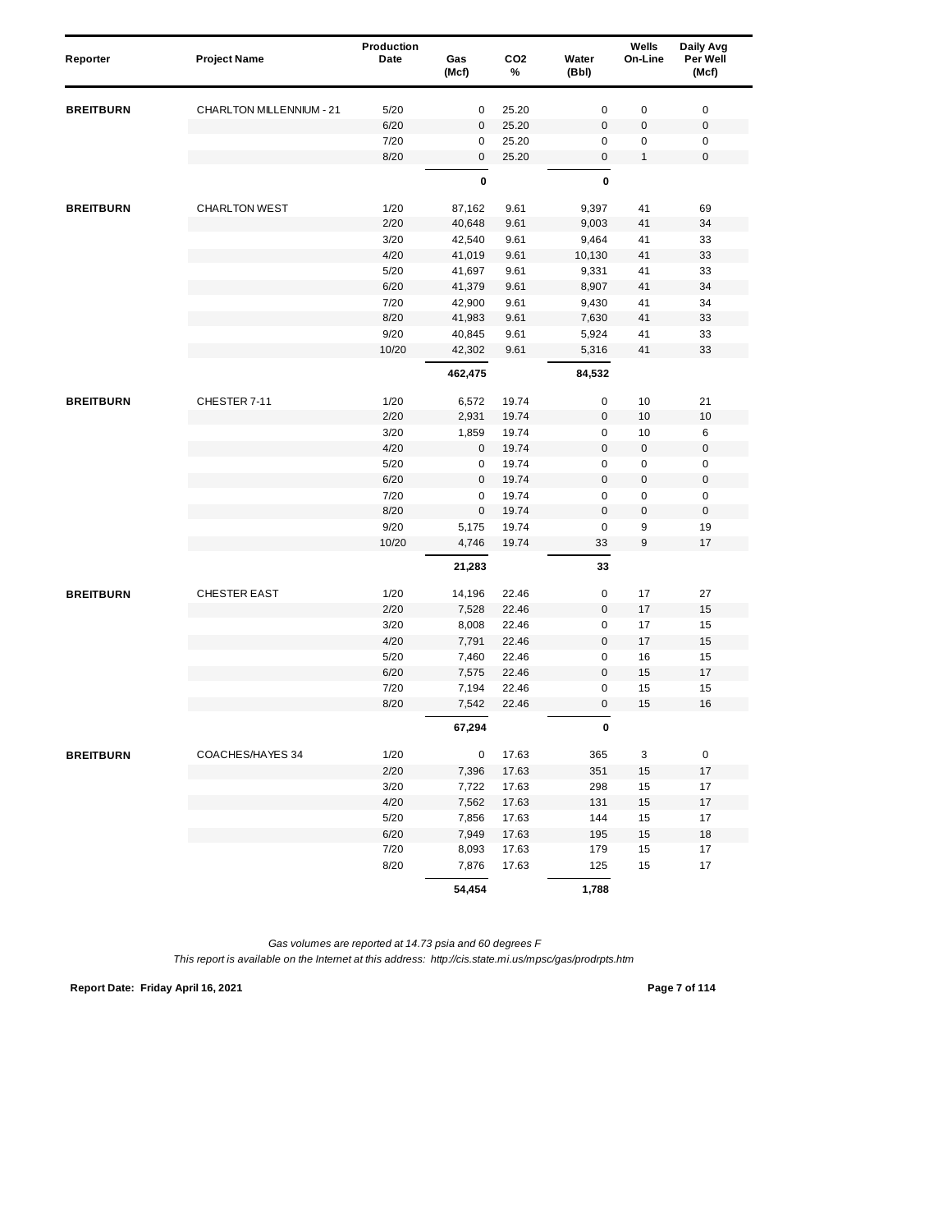| Reporter | Project Name | Production Date | Gas (Mcf) | CO2 % | Water (Bbl) | Wells On-Line | Daily Avg Per Well (Mcf) |
|---|---|---|---|---|---|---|---|
| **BREITBURN** | CHARLTON MILLENNIUM - 21 | 5/20 | 0 | 25.20 | 0 | 0 | 0 |
| | | 6/20 | 0 | 25.20 | 0 | 0 | 0 |
| | | 7/20 | 0 | 25.20 | 0 | 0 | 0 |
| | | 8/20 | 0 | 25.20 | 0 | 1 | 0 |
| | | | **0** | | **0** | | |
| **BREITBURN** | CHARLTON WEST | 1/20 | 87,162 | 9.61 | 9,397 | 41 | 69 |
| | | 2/20 | 40,648 | 9.61 | 9,003 | 41 | 34 |
| | | 3/20 | 42,540 | 9.61 | 9,464 | 41 | 33 |
| | | 4/20 | 41,019 | 9.61 | 10,130 | 41 | 33 |
| | | 5/20 | 41,697 | 9.61 | 9,331 | 41 | 33 |
| | | 6/20 | 41,379 | 9.61 | 8,907 | 41 | 34 |
| | | 7/20 | 42,900 | 9.61 | 9,430 | 41 | 34 |
| | | 8/20 | 41,983 | 9.61 | 7,630 | 41 | 33 |
| | | 9/20 | 40,845 | 9.61 | 5,924 | 41 | 33 |
| | | 10/20 | 42,302 | 9.61 | 5,316 | 41 | 33 |
| | | | **462,475** | | **84,532** | | |
| **BREITBURN** | CHESTER 7-11 | 1/20 | 6,572 | 19.74 | 0 | 10 | 21 |
| | | 2/20 | 2,931 | 19.74 | 0 | 10 | 10 |
| | | 3/20 | 1,859 | 19.74 | 0 | 10 | 6 |
| | | 4/20 | 0 | 19.74 | 0 | 0 | 0 |
| | | 5/20 | 0 | 19.74 | 0 | 0 | 0 |
| | | 6/20 | 0 | 19.74 | 0 | 0 | 0 |
| | | 7/20 | 0 | 19.74 | 0 | 0 | 0 |
| | | 8/20 | 0 | 19.74 | 0 | 0 | 0 |
| | | 9/20 | 5,175 | 19.74 | 0 | 9 | 19 |
| | | 10/20 | 4,746 | 19.74 | 33 | 9 | 17 |
| | | | **21,283** | | **33** | | |
| **BREITBURN** | CHESTER EAST | 1/20 | 14,196 | 22.46 | 0 | 17 | 27 |
| | | 2/20 | 7,528 | 22.46 | 0 | 17 | 15 |
| | | 3/20 | 8,008 | 22.46 | 0 | 17 | 15 |
| | | 4/20 | 7,791 | 22.46 | 0 | 17 | 15 |
| | | 5/20 | 7,460 | 22.46 | 0 | 16 | 15 |
| | | 6/20 | 7,575 | 22.46 | 0 | 15 | 17 |
| | | 7/20 | 7,194 | 22.46 | 0 | 15 | 15 |
| | | 8/20 | 7,542 | 22.46 | 0 | 15 | 16 |
| | | | **67,294** | | **0** | | |
| **BREITBURN** | COACHES/HAYES 34 | 1/20 | 0 | 17.63 | 365 | 3 | 0 |
| | | 2/20 | 7,396 | 17.63 | 351 | 15 | 17 |
| | | 3/20 | 7,722 | 17.63 | 298 | 15 | 17 |
| | | 4/20 | 7,562 | 17.63 | 131 | 15 | 17 |
| | | 5/20 | 7,856 | 17.63 | 144 | 15 | 17 |
| | | 6/20 | 7,949 | 17.63 | 195 | 15 | 18 |
| | | 7/20 | 8,093 | 17.63 | 179 | 15 | 17 |
| | | 8/20 | 7,876 | 17.63 | 125 | 15 | 17 |
| | | | **54,454** | | **1,788** | | |

*Gas volumes are reported at 14.73 psia and 60 degrees F*

*This report is available on the Internet at this address: http://cis.state.mi.us/mpsc/gas/prodrpts.htm*

**Report Date: Friday April 16, 2021**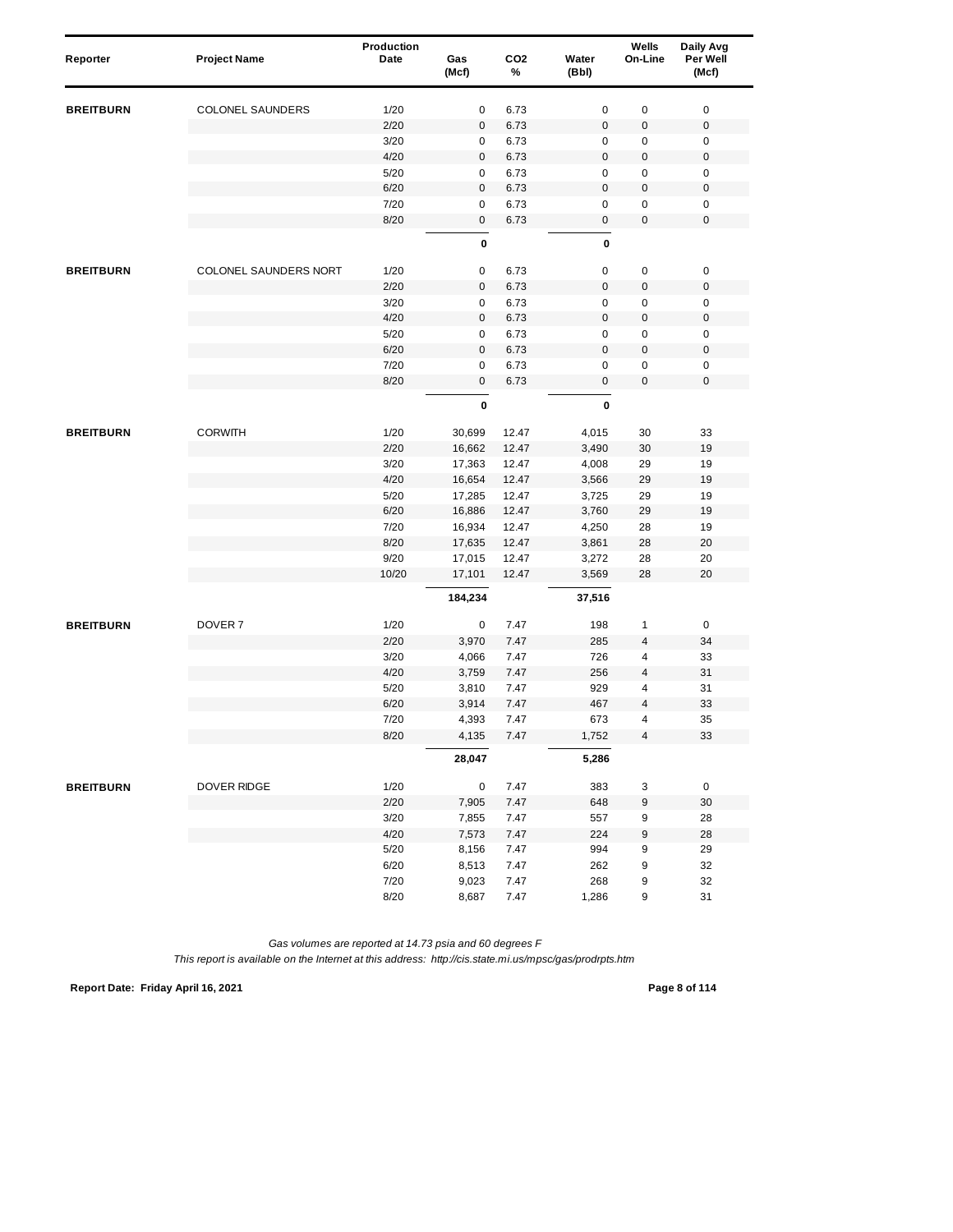| Reporter | Project Name | Production Date | Gas (Mcf) | $CO_2$ % | Water (Bbl) | Wells On-Line | Daily Avg Per Well (Mcf) |
|---|---|---|---|---|---|---|---|
| **BREITBURN** | COLONEL SAUNDERS | 1/20 | 0 | 6.73 | 0 | 0 | 0 |
| | | 2/20 | 0 | 6.73 | 0 | 0 | 0 |
| | | 3/20 | 0 | 6.73 | 0 | 0 | 0 |
| | | 4/20 | 0 | 6.73 | 0 | 0 | 0 |
| | | 5/20 | 0 | 6.73 | 0 | 0 | 0 |
| | | 6/20 | 0 | 6.73 | 0 | 0 | 0 |
| | | 7/20 | 0 | 6.73 | 0 | 0 | 0 |
| | | 8/20 | 0 | 6.73 | 0 | 0 | 0 |
| | | | **0** | | **0** | | |
| **BREITBURN** | COLONEL SAUNDERS NORT | 1/20 | 0 | 6.73 | 0 | 0 | 0 |
| | | 2/20 | 0 | 6.73 | 0 | 0 | 0 |
| | | 3/20 | 0 | 6.73 | 0 | 0 | 0 |
| | | 4/20 | 0 | 6.73 | 0 | 0 | 0 |
| | | 5/20 | 0 | 6.73 | 0 | 0 | 0 |
| | | 6/20 | 0 | 6.73 | 0 | 0 | 0 |
| | | 7/20 | 0 | 6.73 | 0 | 0 | 0 |
| | | 8/20 | 0 | 6.73 | 0 | 0 | 0 |
| | | | **0** | | **0** | | |
| **BREITBURN** | CORWITH | 1/20 | 30,699 | 12.47 | 4,015 | 30 | 33 |
| | | 2/20 | 16,662 | 12.47 | 3,490 | 30 | 19 |
| | | 3/20 | 17,363 | 12.47 | 4,008 | 29 | 19 |
| | | 4/20 | 16,654 | 12.47 | 3,566 | 29 | 19 |
| | | 5/20 | 17,285 | 12.47 | 3,725 | 29 | 19 |
| | | 6/20 | 16,886 | 12.47 | 3,760 | 29 | 19 |
| | | 7/20 | 16,934 | 12.47 | 4,250 | 28 | 19 |
| | | 8/20 | 17,635 | 12.47 | 3,861 | 28 | 20 |
| | | 9/20 | 17,015 | 12.47 | 3,272 | 28 | 20 |
| | | 10/20 | 17,101 | 12.47 | 3,569 | 28 | 20 |
| | | | **184,234** | | **37,516** | | |
| **BREITBURN** | DOVER 7 | 1/20 | 0 | 7.47 | 198 | 1 | 0 |
| | | 2/20 | 3,970 | 7.47 | 285 | 4 | 34 |
| | | 3/20 | 4,066 | 7.47 | 726 | 4 | 33 |
| | | 4/20 | 3,759 | 7.47 | 256 | 4 | 31 |
| | | 5/20 | 3,810 | 7.47 | 929 | 4 | 31 |
| | | 6/20 | 3,914 | 7.47 | 467 | 4 | 33 |
| | | 7/20 | 4,393 | 7.47 | 673 | 4 | 35 |
| | | 8/20 | 4,135 | 7.47 | 1,752 | 4 | 33 |
| | | | **28,047** | | **5,286** | | |
| **BREITBURN** | DOVER RIDGE | 1/20 | 0 | 7.47 | 383 | 3 | 0 |
| | | 2/20 | 7,905 | 7.47 | 648 | 9 | 30 |
| | | 3/20 | 7,855 | 7.47 | 557 | 9 | 28 |
| | | 4/20 | 7,573 | 7.47 | 224 | 9 | 28 |
| | | 5/20 | 8,156 | 7.47 | 994 | 9 | 29 |
| | | 6/20 | 8,513 | 7.47 | 262 | 9 | 32 |
| | | 7/20 | 9,023 | 7.47 | 268 | 9 | 32 |
| | | 8/20 | 8,687 | 7.47 | 1,286 | 9 | 31 |

*Gas volumes are reported at 14.73 psia and 60 degrees F*

*This report is available on the Internet at this address: http://cis.state.mi.us/mpsc/gas/prodrpts.htm*

**Report Date: Friday April 16, 2021**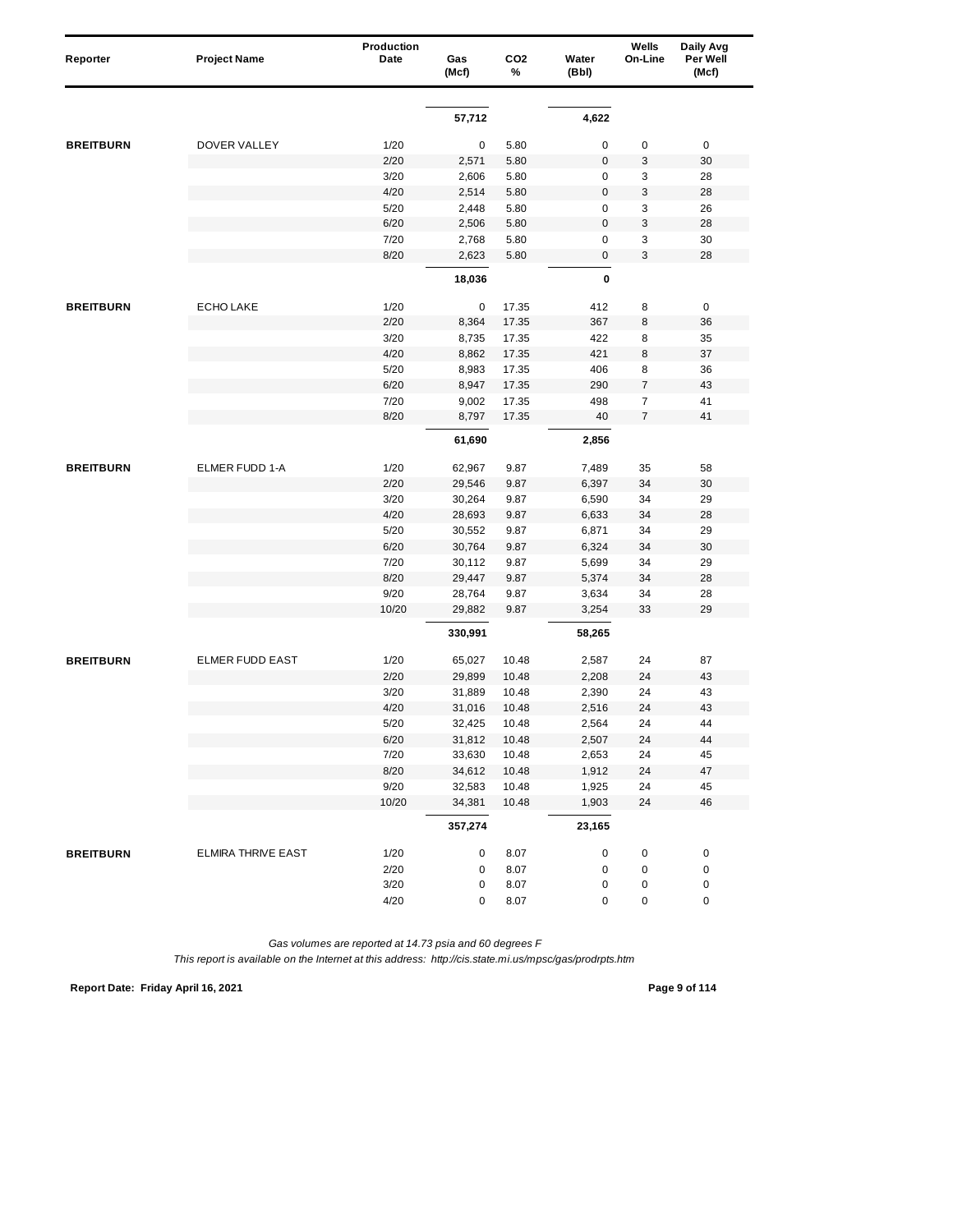| Reporter | Project Name | Production Date | Gas (Mcf) | CO2 % | Water (Bbl) | Wells On-Line | Daily Avg Per Well (Mcf) |
|---|---|---|---|---|---|---|---|
| | | | **57,712** | | **4,622** | | |
| **BREITBURN** | DOVER VALLEY | 1/20 | 0 | 5.80 | 0 | 0 | 0 |
| | | 2/20 | 2,571 | 5.80 | 0 | 3 | 30 |
| | | 3/20 | 2,606 | 5.80 | 0 | 3 | 28 |
| | | 4/20 | 2,514 | 5.80 | 0 | 3 | 28 |
| | | 5/20 | 2,448 | 5.80 | 0 | 3 | 26 |
| | | 6/20 | 2,506 | 5.80 | 0 | 3 | 28 |
| | | 7/20 | 2,768 | 5.80 | 0 | 3 | 30 |
| | | 8/20 | 2,623 | 5.80 | 0 | 3 | 28 |
| | | | **18,036** | | **0** | | |
| **BREITBURN** | ECHO LAKE | 1/20 | 0 | 17.35 | 412 | 8 | 0 |
| | | 2/20 | 8,364 | 17.35 | 367 | 8 | 36 |
| | | 3/20 | 8,735 | 17.35 | 422 | 8 | 35 |
| | | 4/20 | 8,862 | 17.35 | 421 | 8 | 37 |
| | | 5/20 | 8,983 | 17.35 | 406 | 8 | 36 |
| | | 6/20 | 8,947 | 17.35 | 290 | 7 | 43 |
| | | 7/20 | 9,002 | 17.35 | 498 | 7 | 41 |
| | | 8/20 | 8,797 | 17.35 | 40 | 7 | 41 |
| | | | **61,690** | | **2,856** | | |
| **BREITBURN** | ELMER FUDD 1-A | 1/20 | 62,967 | 9.87 | 7,489 | 35 | 58 |
| | | 2/20 | 29,546 | 9.87 | 6,397 | 34 | 30 |
| | | 3/20 | 30,264 | 9.87 | 6,590 | 34 | 29 |
| | | 4/20 | 28,693 | 9.87 | 6,633 | 34 | 28 |
| | | 5/20 | 30,552 | 9.87 | 6,871 | 34 | 29 |
| | | 6/20 | 30,764 | 9.87 | 6,324 | 34 | 30 |
| | | 7/20 | 30,112 | 9.87 | 5,699 | 34 | 29 |
| | | 8/20 | 29,447 | 9.87 | 5,374 | 34 | 28 |
| | | 9/20 | 28,764 | 9.87 | 3,634 | 34 | 28 |
| | | 10/20 | 29,882 | 9.87 | 3,254 | 33 | 29 |
| | | | **330,991** | | **58,265** | | |
| **BREITBURN** | ELMER FUDD EAST | 1/20 | 65,027 | 10.48 | 2,587 | 24 | 87 |
| | | 2/20 | 29,899 | 10.48 | 2,208 | 24 | 43 |
| | | 3/20 | 31,889 | 10.48 | 2,390 | 24 | 43 |
| | | 4/20 | 31,016 | 10.48 | 2,516 | 24 | 43 |
| | | 5/20 | 32,425 | 10.48 | 2,564 | 24 | 44 |
| | | 6/20 | 31,812 | 10.48 | 2,507 | 24 | 44 |
| | | 7/20 | 33,630 | 10.48 | 2,653 | 24 | 45 |
| | | 8/20 | 34,612 | 10.48 | 1,912 | 24 | 47 |
| | | 9/20 | 32,583 | 10.48 | 1,925 | 24 | 45 |
| | | 10/20 | 34,381 | 10.48 | 1,903 | 24 | 46 |
| | | | **357,274** | | **23,165** | | |
| **BREITBURN** | ELMIRA THRIVE EAST | 1/20 | 0 | 8.07 | 0 | 0 | 0 |
| | | 2/20 | 0 | 8.07 | 0 | 0 | 0 |
| | | 3/20 | 0 | 8.07 | 0 | 0 | 0 |
| | | 4/20 | 0 | 8.07 | 0 | 0 | 0 |

*Gas volumes are reported at 14.73 psia and 60 degrees F*

*This report is available on the Internet at this address: http://cis.state.mi.us/mpsc/gas/prodrpts.htm*

**Report Date: Friday April 16, 2021**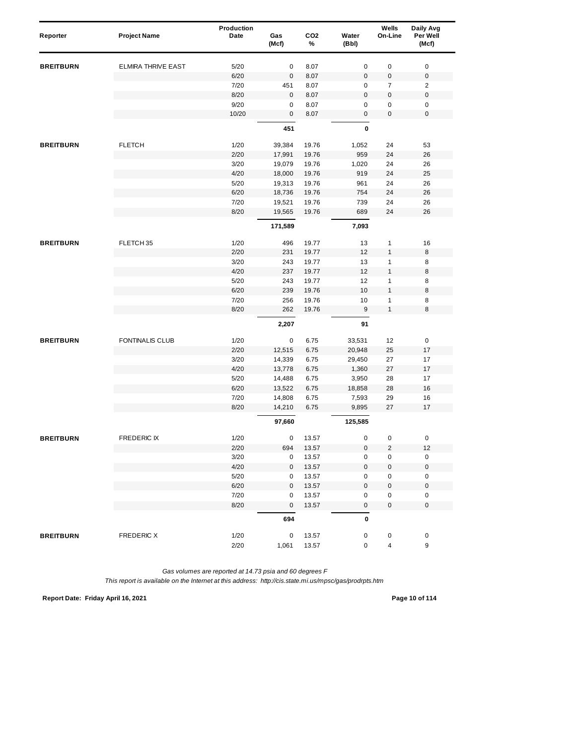| Reporter | Project Name | Production Date | Gas (Mcf) | $CO_2$ % | Water (Bbl) | Wells On-Line | Daily Avg Per Well (Mcf) |
|---|---|---|---|---|---|---|---|
| **BREITBURN** | ELMIRA THRIVE EAST | 5/20 | 0 | 8.07 | 0 | 0 | 0 |
| | | 6/20 | 0 | 8.07 | 0 | 0 | 0 |
| | | 7/20 | 451 | 8.07 | 0 | 7 | 2 |
| | | 8/20 | 0 | 8.07 | 0 | 0 | 0 |
| | | 9/20 | 0 | 8.07 | 0 | 0 | 0 |
| | | 10/20 | 0 | 8.07 | 0 | 0 | 0 |
| | | | **451** | | **0** | | |
| **BREITBURN** | FLETCH | 1/20 | 39,384 | 19.76 | 1,052 | 24 | 53 |
| | | 2/20 | 17,991 | 19.76 | 959 | 24 | 26 |
| | | 3/20 | 19,079 | 19.76 | 1,020 | 24 | 26 |
| | | 4/20 | 18,000 | 19.76 | 919 | 24 | 25 |
| | | 5/20 | 19,313 | 19.76 | 961 | 24 | 26 |
| | | 6/20 | 18,736 | 19.76 | 754 | 24 | 26 |
| | | 7/20 | 19,521 | 19.76 | 739 | 24 | 26 |
| | | 8/20 | 19,565 | 19.76 | 689 | 24 | 26 |
| | | | **171,589** | | **7,093** | | |
| **BREITBURN** | FLETCH 35 | 1/20 | 496 | 19.77 | 13 | 1 | 16 |
| | | 2/20 | 231 | 19.77 | 12 | 1 | 8 |
| | | 3/20 | 243 | 19.77 | 13 | 1 | 8 |
| | | 4/20 | 237 | 19.77 | 12 | 1 | 8 |
| | | 5/20 | 243 | 19.77 | 12 | 1 | 8 |
| | | 6/20 | 239 | 19.76 | 10 | 1 | 8 |
| | | 7/20 | 256 | 19.76 | 10 | 1 | 8 |
| | | 8/20 | 262 | 19.76 | 9 | 1 | 8 |
| | | | **2,207** | | **91** | | |
| **BREITBURN** | FONTINALIS CLUB | 1/20 | 0 | 6.75 | 33,531 | 12 | 0 |
| | | 2/20 | 12,515 | 6.75 | 20,948 | 25 | 17 |
| | | 3/20 | 14,339 | 6.75 | 29,450 | 27 | 17 |
| | | 4/20 | 13,778 | 6.75 | 1,360 | 27 | 17 |
| | | 5/20 | 14,488 | 6.75 | 3,950 | 28 | 17 |
| | | 6/20 | 13,522 | 6.75 | 18,858 | 28 | 16 |
| | | 7/20 | 14,808 | 6.75 | 7,593 | 29 | 16 |
| | | 8/20 | 14,210 | 6.75 | 9,895 | 27 | 17 |
| | | | **97,660** | | **125,585** | | |
| **BREITBURN** | FREDERIC IX | 1/20 | 0 | 13.57 | 0 | 0 | 0 |
| | | 2/20 | 694 | 13.57 | 0 | 2 | 12 |
| | | 3/20 | 0 | 13.57 | 0 | 0 | 0 |
| | | 4/20 | 0 | 13.57 | 0 | 0 | 0 |
| | | 5/20 | 0 | 13.57 | 0 | 0 | 0 |
| | | 6/20 | 0 | 13.57 | 0 | 0 | 0 |
| | | 7/20 | 0 | 13.57 | 0 | 0 | 0 |
| | | 8/20 | 0 | 13.57 | 0 | 0 | 0 |
| | | | **694** | | **0** | | |
| **BREITBURN** | FREDERIC X | 1/20 | 0 | 13.57 | 0 | 0 | 0 |
| | | 2/20 | 1,061 | 13.57 | 0 | 4 | 9 |

*Gas volumes are reported at 14.73 psia and 60 degrees F*

*This report is available on the Internet at this address: http://cis.state.mi.us/mpsc/gas/prodrpts.htm*

**Report Date: Friday April 16, 2021**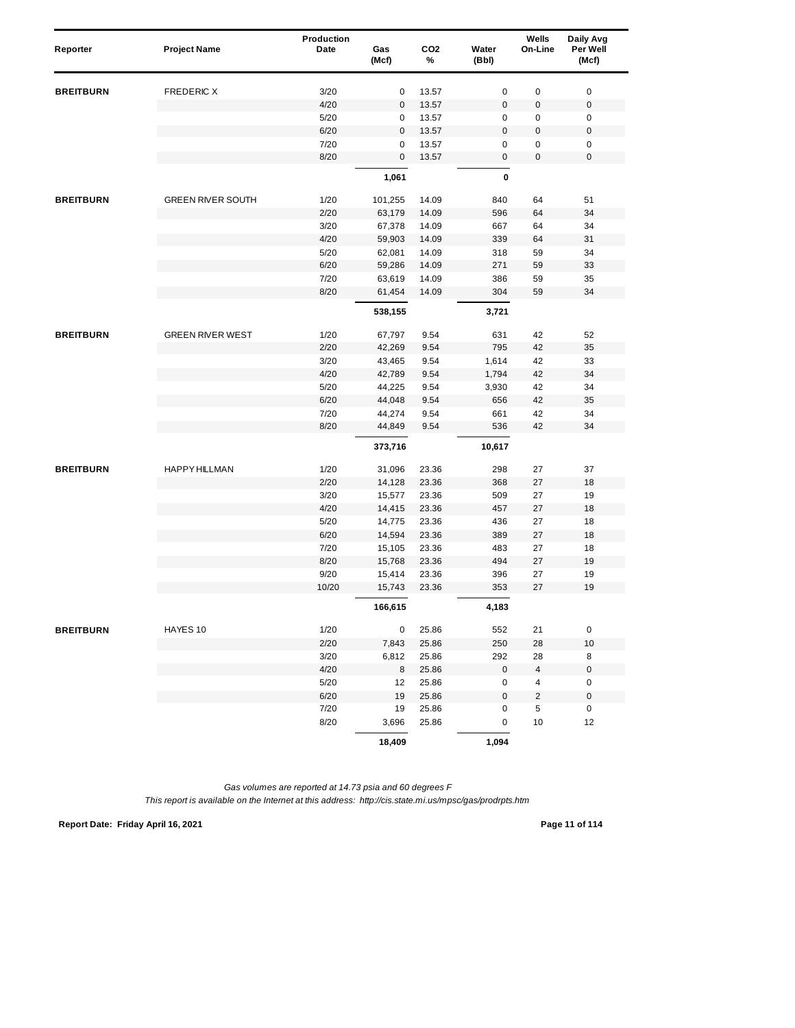| Reporter | Project Name | Production Date | Gas (Mcf) | $CO_2$ % | Water (Bbl) | Wells On-Line | Daily Avg Per Well (Mcf) |
|---|---|---|---|---|---|---|---|
| **BREITBURN** | FREDERIC X | 3/20 | 0 | 13.57 | 0 | 0 | 0 |
| | | 4/20 | 0 | 13.57 | 0 | 0 | 0 |
| | | 5/20 | 0 | 13.57 | 0 | 0 | 0 |
| | | 6/20 | 0 | 13.57 | 0 | 0 | 0 |
| | | 7/20 | 0 | 13.57 | 0 | 0 | 0 |
| | | 8/20 | 0 | 13.57 | 0 | 0 | 0 |
| | | | **1,061** | | **0** | | |
| **BREITBURN** | GREEN RIVER SOUTH | 1/20 | 101,255 | 14.09 | 840 | 64 | 51 |
| | | 2/20 | 63,179 | 14.09 | 596 | 64 | 34 |
| | | 3/20 | 67,378 | 14.09 | 667 | 64 | 34 |
| | | 4/20 | 59,903 | 14.09 | 339 | 64 | 31 |
| | | 5/20 | 62,081 | 14.09 | 318 | 59 | 34 |
| | | 6/20 | 59,286 | 14.09 | 271 | 59 | 33 |
| | | 7/20 | 63,619 | 14.09 | 386 | 59 | 35 |
| | | 8/20 | 61,454 | 14.09 | 304 | 59 | 34 |
| | | | **538,155** | | **3,721** | | |
| **BREITBURN** | GREEN RIVER WEST | 1/20 | 67,797 | 9.54 | 631 | 42 | 52 |
| | | 2/20 | 42,269 | 9.54 | 795 | 42 | 35 |
| | | 3/20 | 43,465 | 9.54 | 1,614 | 42 | 33 |
| | | 4/20 | 42,789 | 9.54 | 1,794 | 42 | 34 |
| | | 5/20 | 44,225 | 9.54 | 3,930 | 42 | 34 |
| | | 6/20 | 44,048 | 9.54 | 656 | 42 | 35 |
| | | 7/20 | 44,274 | 9.54 | 661 | 42 | 34 |
| | | 8/20 | 44,849 | 9.54 | 536 | 42 | 34 |
| | | | **373,716** | | **10,617** | | |
| **BREITBURN** | HAPPY HILLMAN | 1/20 | 31,096 | 23.36 | 298 | 27 | 37 |
| | | 2/20 | 14,128 | 23.36 | 368 | 27 | 18 |
| | | 3/20 | 15,577 | 23.36 | 509 | 27 | 19 |
| | | 4/20 | 14,415 | 23.36 | 457 | 27 | 18 |
| | | 5/20 | 14,775 | 23.36 | 436 | 27 | 18 |
| | | 6/20 | 14,594 | 23.36 | 389 | 27 | 18 |
| | | 7/20 | 15,105 | 23.36 | 483 | 27 | 18 |
| | | 8/20 | 15,768 | 23.36 | 494 | 27 | 19 |
| | | 9/20 | 15,414 | 23.36 | 396 | 27 | 19 |
| | | 10/20 | 15,743 | 23.36 | 353 | 27 | 19 |
| | | | **166,615** | | **4,183** | | |
| **BREITBURN** | HAYES 10 | 1/20 | 0 | 25.86 | 552 | 21 | 0 |
| | | 2/20 | 7,843 | 25.86 | 250 | 28 | 10 |
| | | 3/20 | 6,812 | 25.86 | 292 | 28 | 8 |
| | | 4/20 | 8 | 25.86 | 0 | 4 | 0 |
| | | 5/20 | 12 | 25.86 | 0 | 4 | 0 |
| | | 6/20 | 19 | 25.86 | 0 | 2 | 0 |
| | | 7/20 | 19 | 25.86 | 0 | 5 | 0 |
| | | 8/20 | 3,696 | 25.86 | 0 | 10 | 12 |
| | | | **18,409** | | **1,094** | | |

*Gas volumes are reported at 14.73 psia and 60 degrees F*

*This report is available on the Internet at this address: http://cis.state.mi.us/mpsc/gas/prodrpts.htm*

**Report Date: Friday April 16, 2021**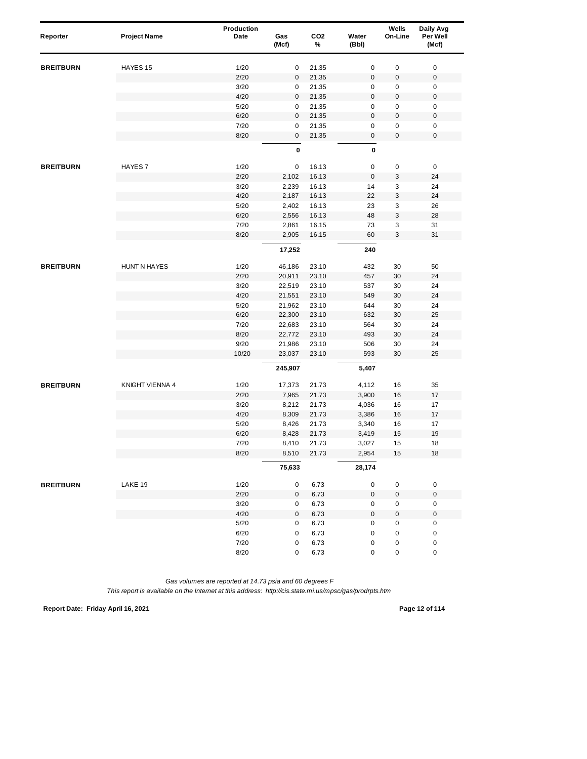| Reporter | Project Name | Production Date | Gas (Mcf) | $CO_2$ % | Water (Bbl) | Wells On-Line | Daily Avg Per Well (Mcf) |
|---|---|---|---|---|---|---|---|
| **BREITBURN** | HAYES 15 | 1/20 | 0 | 21.35 | 0 | 0 | 0 |
| | | 2/20 | 0 | 21.35 | 0 | 0 | 0 |
| | | 3/20 | 0 | 21.35 | 0 | 0 | 0 |
| | | 4/20 | 0 | 21.35 | 0 | 0 | 0 |
| | | 5/20 | 0 | 21.35 | 0 | 0 | 0 |
| | | 6/20 | 0 | 21.35 | 0 | 0 | 0 |
| | | 7/20 | 0 | 21.35 | 0 | 0 | 0 |
| | | 8/20 | 0 | 21.35 | 0 | 0 | 0 |
| | | | **0** | | **0** | | |
| **BREITBURN** | HAYES 7 | 1/20 | 0 | 16.13 | 0 | 0 | 0 |
| | | 2/20 | 2,102 | 16.13 | 0 | 3 | 24 |
| | | 3/20 | 2,239 | 16.13 | 14 | 3 | 24 |
| | | 4/20 | 2,187 | 16.13 | 22 | 3 | 24 |
| | | 5/20 | 2,402 | 16.13 | 23 | 3 | 26 |
| | | 6/20 | 2,556 | 16.13 | 48 | 3 | 28 |
| | | 7/20 | 2,861 | 16.15 | 73 | 3 | 31 |
| | | 8/20 | 2,905 | 16.15 | 60 | 3 | 31 |
| | | | **17,252** | | **240** | | |
| **BREITBURN** | HUNT N HAYES | 1/20 | 46,186 | 23.10 | 432 | 30 | 50 |
| | | 2/20 | 20,911 | 23.10 | 457 | 30 | 24 |
| | | 3/20 | 22,519 | 23.10 | 537 | 30 | 24 |
| | | 4/20 | 21,551 | 23.10 | 549 | 30 | 24 |
| | | 5/20 | 21,962 | 23.10 | 644 | 30 | 24 |
| | | 6/20 | 22,300 | 23.10 | 632 | 30 | 25 |
| | | 7/20 | 22,683 | 23.10 | 564 | 30 | 24 |
| | | 8/20 | 22,772 | 23.10 | 493 | 30 | 24 |
| | | 9/20 | 21,986 | 23.10 | 506 | 30 | 24 |
| | | 10/20 | 23,037 | 23.10 | 593 | 30 | 25 |
| | | | **245,907** | | **5,407** | | |
| **BREITBURN** | KNIGHT VIENNA 4 | 1/20 | 17,373 | 21.73 | 4,112 | 16 | 35 |
| | | 2/20 | 7,965 | 21.73 | 3,900 | 16 | 17 |
| | | 3/20 | 8,212 | 21.73 | 4,036 | 16 | 17 |
| | | 4/20 | 8,309 | 21.73 | 3,386 | 16 | 17 |
| | | 5/20 | 8,426 | 21.73 | 3,340 | 16 | 17 |
| | | 6/20 | 8,428 | 21.73 | 3,419 | 15 | 19 |
| | | 7/20 | 8,410 | 21.73 | 3,027 | 15 | 18 |
| | | 8/20 | 8,510 | 21.73 | 2,954 | 15 | 18 |
| | | | **75,633** | | **28,174** | | |
| **BREITBURN** | LAKE 19 | 1/20 | 0 | 6.73 | 0 | 0 | 0 |
| | | 2/20 | 0 | 6.73 | 0 | 0 | 0 |
| | | 3/20 | 0 | 6.73 | 0 | 0 | 0 |
| | | 4/20 | 0 | 6.73 | 0 | 0 | 0 |
| | | 5/20 | 0 | 6.73 | 0 | 0 | 0 |
| | | 6/20 | 0 | 6.73 | 0 | 0 | 0 |
| | | 7/20 | 0 | 6.73 | 0 | 0 | 0 |
| | | 8/20 | 0 | 6.73 | 0 | 0 | 0 |

*Gas volumes are reported at 14.73 psia and 60 degrees F*

*This report is available on the Internet at this address: http://cis.state.mi.us/mpsc/gas/prodrpts.htm*

**Report Date: Friday April 16, 2021**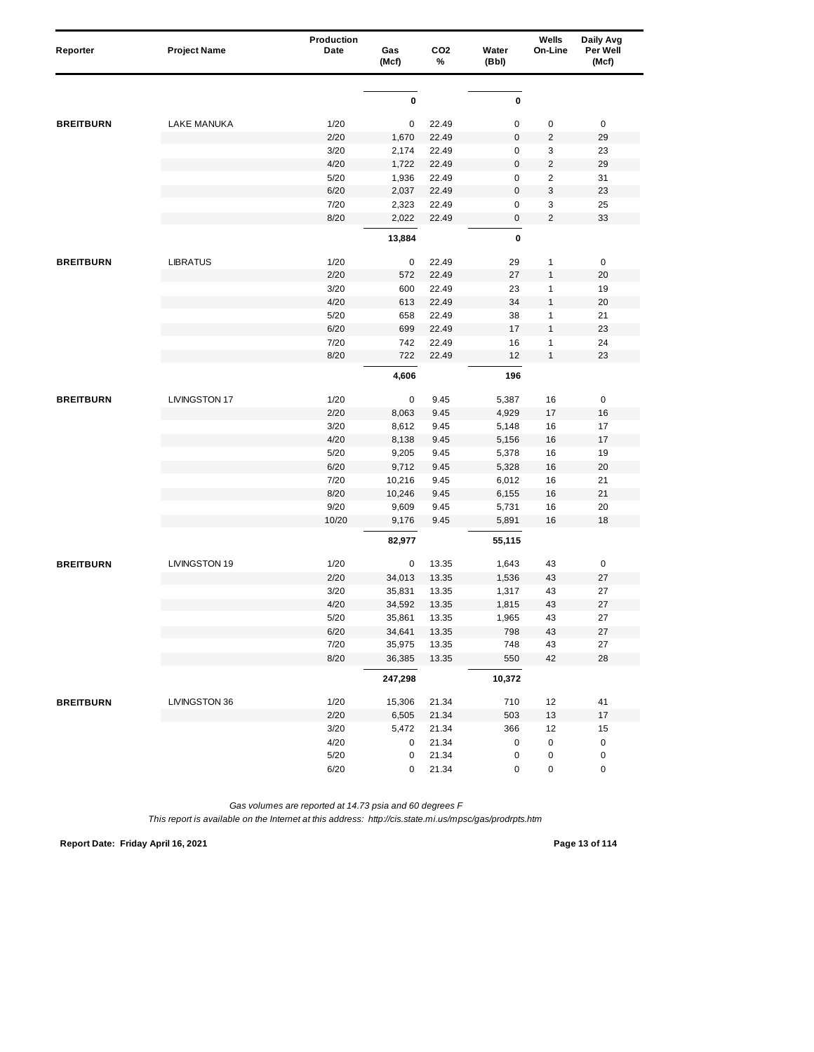| Reporter | Project Name | Production Date | Gas (Mcf) | CO2 % | Water (Bbl) | Wells On-Line | Daily Avg Per Well (Mcf) |
|---|---|---|---|---|---|---|---|
| | | | **0** | | **0** | | |
| **BREITBURN** | LAKE MANUKA | 1/20 | 0 | 22.49 | 0 | 0 | 0 |
| | | 2/20 | 1,670 | 22.49 | 0 | 2 | 29 |
| | | 3/20 | 2,174 | 22.49 | 0 | 3 | 23 |
| | | 4/20 | 1,722 | 22.49 | 0 | 2 | 29 |
| | | 5/20 | 1,936 | 22.49 | 0 | 2 | 31 |
| | | 6/20 | 2,037 | 22.49 | 0 | 3 | 23 |
| | | 7/20 | 2,323 | 22.49 | 0 | 3 | 25 |
| | | 8/20 | 2,022 | 22.49 | 0 | 2 | 33 |
| | | | **13,884** | | **0** | | |
| **BREITBURN** | LIBRATUS | 1/20 | 0 | 22.49 | 29 | 1 | 0 |
| | | 2/20 | 572 | 22.49 | 27 | 1 | 20 |
| | | 3/20 | 600 | 22.49 | 23 | 1 | 19 |
| | | 4/20 | 613 | 22.49 | 34 | 1 | 20 |
| | | 5/20 | 658 | 22.49 | 38 | 1 | 21 |
| | | 6/20 | 699 | 22.49 | 17 | 1 | 23 |
| | | 7/20 | 742 | 22.49 | 16 | 1 | 24 |
| | | 8/20 | 722 | 22.49 | 12 | 1 | 23 |
| | | | **4,606** | | **196** | | |
| **BREITBURN** | LIVINGSTON 17 | 1/20 | 0 | 9.45 | 5,387 | 16 | 0 |
| | | 2/20 | 8,063 | 9.45 | 4,929 | 17 | 16 |
| | | 3/20 | 8,612 | 9.45 | 5,148 | 16 | 17 |
| | | 4/20 | 8,138 | 9.45 | 5,156 | 16 | 17 |
| | | 5/20 | 9,205 | 9.45 | 5,378 | 16 | 19 |
| | | 6/20 | 9,712 | 9.45 | 5,328 | 16 | 20 |
| | | 7/20 | 10,216 | 9.45 | 6,012 | 16 | 21 |
| | | 8/20 | 10,246 | 9.45 | 6,155 | 16 | 21 |
| | | 9/20 | 9,609 | 9.45 | 5,731 | 16 | 20 |
| | | 10/20 | 9,176 | 9.45 | 5,891 | 16 | 18 |
| | | | **82,977** | | **55,115** | | |
| **BREITBURN** | LIVINGSTON 19 | 1/20 | 0 | 13.35 | 1,643 | 43 | 0 |
| | | 2/20 | 34,013 | 13.35 | 1,536 | 43 | 27 |
| | | 3/20 | 35,831 | 13.35 | 1,317 | 43 | 27 |
| | | 4/20 | 34,592 | 13.35 | 1,815 | 43 | 27 |
| | | 5/20 | 35,861 | 13.35 | 1,965 | 43 | 27 |
| | | 6/20 | 34,641 | 13.35 | 798 | 43 | 27 |
| | | 7/20 | 35,975 | 13.35 | 748 | 43 | 27 |
| | | 8/20 | 36,385 | 13.35 | 550 | 42 | 28 |
| | | | **247,298** | | **10,372** | | |
| **BREITBURN** | LIVINGSTON 36 | 1/20 | 15,306 | 21.34 | 710 | 12 | 41 |
| | | 2/20 | 6,505 | 21.34 | 503 | 13 | 17 |
| | | 3/20 | 5,472 | 21.34 | 366 | 12 | 15 |
| | | 4/20 | 0 | 21.34 | 0 | 0 | 0 |
| | | 5/20 | 0 | 21.34 | 0 | 0 | 0 |
| | | 6/20 | 0 | 21.34 | 0 | 0 | 0 |

*Gas volumes are reported at 14.73 psia and 60 degrees F*

*This report is available on the Internet at this address: http://cis.state.mi.us/mpsc/gas/prodrpts.htm*

**Report Date: Friday April 16, 2021**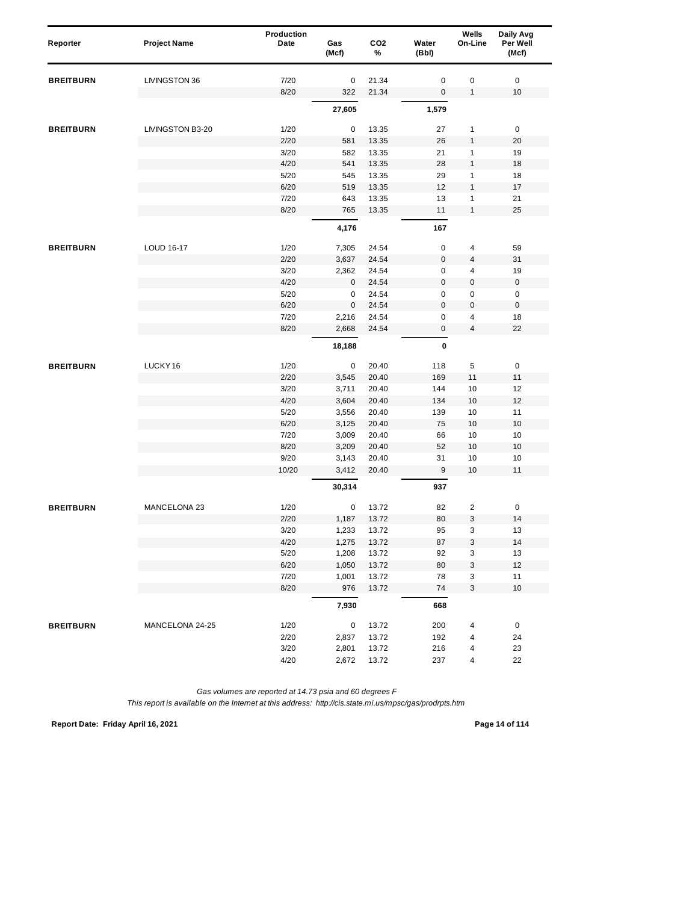| Reporter | Project Name | Production Date | Gas (Mcf) | CO2 % | Water (Bbl) | Wells On-Line | Daily Avg Per Well (Mcf) |
|---|---|---|---|---|---|---|---|
| **BREITBURN** | LIVINGSTON 36 | 7/20 | 0 | 21.34 | 0 | 0 | 0 |
| | | 8/20 | 322 | 21.34 | 0 | 1 | 10 |
| | | | **27,605** | | **1,579** | | |
| **BREITBURN** | LIVINGSTON B3-20 | 1/20 | 0 | 13.35 | 27 | 1 | 0 |
| | | 2/20 | 581 | 13.35 | 26 | 1 | 20 |
| | | 3/20 | 582 | 13.35 | 21 | 1 | 19 |
| | | 4/20 | 541 | 13.35 | 28 | 1 | 18 |
| | | 5/20 | 545 | 13.35 | 29 | 1 | 18 |
| | | 6/20 | 519 | 13.35 | 12 | 1 | 17 |
| | | 7/20 | 643 | 13.35 | 13 | 1 | 21 |
| | | 8/20 | 765 | 13.35 | 11 | 1 | 25 |
| | | | **4,176** | | **167** | | |
| **BREITBURN** | LOUD 16-17 | 1/20 | 7,305 | 24.54 | 0 | 4 | 59 |
| | | 2/20 | 3,637 | 24.54 | 0 | 4 | 31 |
| | | 3/20 | 2,362 | 24.54 | 0 | 4 | 19 |
| | | 4/20 | 0 | 24.54 | 0 | 0 | 0 |
| | | 5/20 | 0 | 24.54 | 0 | 0 | 0 |
| | | 6/20 | 0 | 24.54 | 0 | 0 | 0 |
| | | 7/20 | 2,216 | 24.54 | 0 | 4 | 18 |
| | | 8/20 | 2,668 | 24.54 | 0 | 4 | 22 |
| | | | **18,188** | | **0** | | |
| **BREITBURN** | LUCKY 16 | 1/20 | 0 | 20.40 | 118 | 5 | 0 |
| | | 2/20 | 3,545 | 20.40 | 169 | 11 | 11 |
| | | 3/20 | 3,711 | 20.40 | 144 | 10 | 12 |
| | | 4/20 | 3,604 | 20.40 | 134 | 10 | 12 |
| | | 5/20 | 3,556 | 20.40 | 139 | 10 | 11 |
| | | 6/20 | 3,125 | 20.40 | 75 | 10 | 10 |
| | | 7/20 | 3,009 | 20.40 | 66 | 10 | 10 |
| | | 8/20 | 3,209 | 20.40 | 52 | 10 | 10 |
| | | 9/20 | 3,143 | 20.40 | 31 | 10 | 10 |
| | | 10/20 | 3,412 | 20.40 | 9 | 10 | 11 |
| | | | **30,314** | | **937** | | |
| **BREITBURN** | MANCELONA 23 | 1/20 | 0 | 13.72 | 82 | 2 | 0 |
| | | 2/20 | 1,187 | 13.72 | 80 | 3 | 14 |
| | | 3/20 | 1,233 | 13.72 | 95 | 3 | 13 |
| | | 4/20 | 1,275 | 13.72 | 87 | 3 | 14 |
| | | 5/20 | 1,208 | 13.72 | 92 | 3 | 13 |
| | | 6/20 | 1,050 | 13.72 | 80 | 3 | 12 |
| | | 7/20 | 1,001 | 13.72 | 78 | 3 | 11 |
| | | 8/20 | 976 | 13.72 | 74 | 3 | 10 |
| | | | **7,930** | | **668** | | |
| **BREITBURN** | MANCELONA 24-25 | 1/20 | 0 | 13.72 | 200 | 4 | 0 |
| | | 2/20 | 2,837 | 13.72 | 192 | 4 | 24 |
| | | 3/20 | 2,801 | 13.72 | 216 | 4 | 23 |
| | | 4/20 | 2,672 | 13.72 | 237 | 4 | 22 |

*Gas volumes are reported at 14.73 psia and 60 degrees F*

*This report is available on the Internet at this address: http://cis.state.mi.us/mpsc/gas/prodrpts.htm*

**Report Date: Friday April 16, 2021**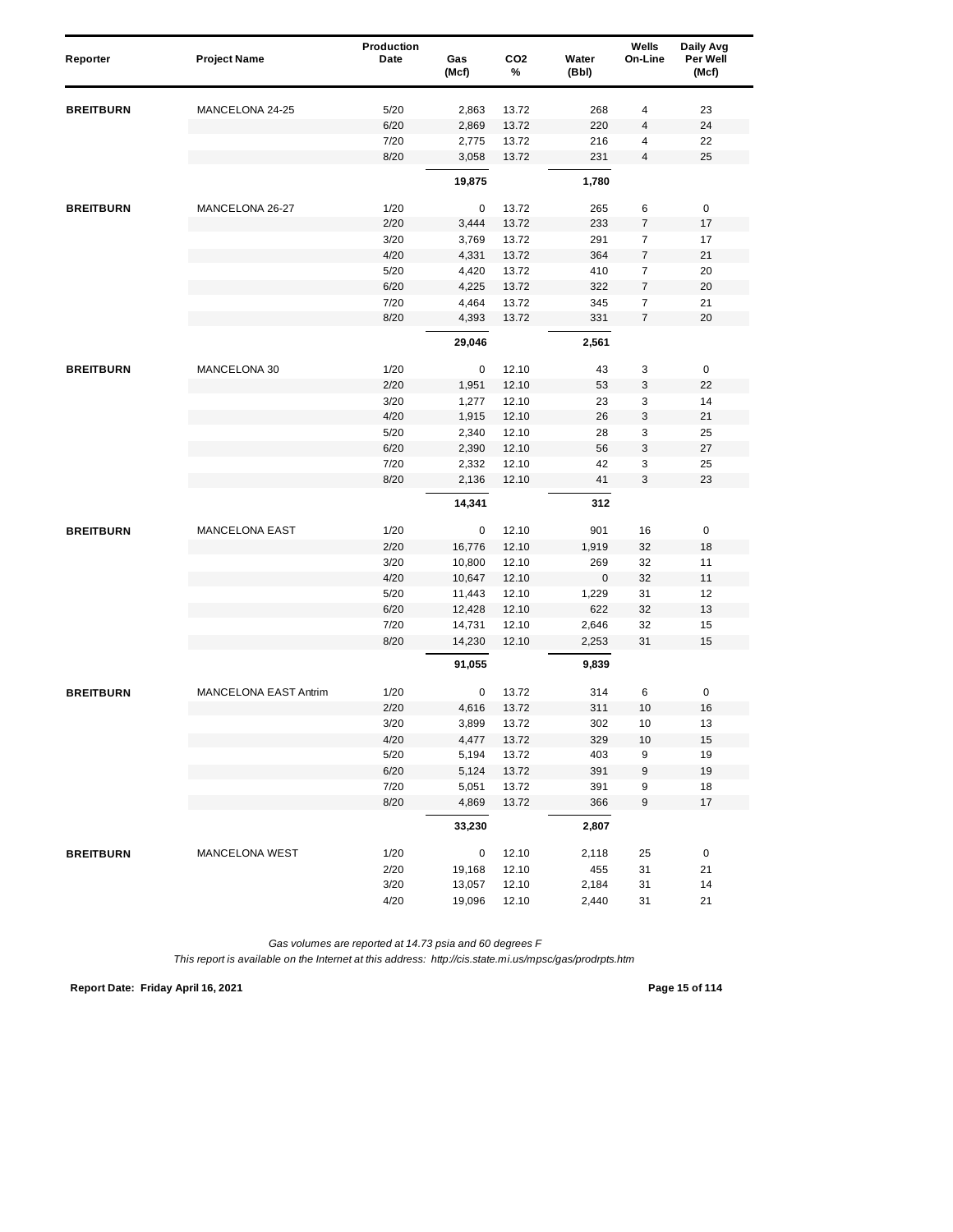| Reporter | Project Name | Production Date | Gas (Mcf) | CO2 % | Water (Bbl) | Wells On-Line | Daily Avg Per Well (Mcf) |
|---|---|---|---|---|---|---|---|
| **BREITBURN** | MANCELONA 24-25 | 5/20 | 2,863 | 13.72 | 268 | 4 | 23 |
| | | 6/20 | 2,869 | 13.72 | 220 | 4 | 24 |
| | | 7/20 | 2,775 | 13.72 | 216 | 4 | 22 |
| | | 8/20 | 3,058 | 13.72 | 231 | 4 | 25 |
| | | | **19,875** | | **1,780** | | |
| **BREITBURN** | MANCELONA 26-27 | 1/20 | 0 | 13.72 | 265 | 6 | 0 |
| | | 2/20 | 3,444 | 13.72 | 233 | 7 | 17 |
| | | 3/20 | 3,769 | 13.72 | 291 | 7 | 17 |
| | | 4/20 | 4,331 | 13.72 | 364 | 7 | 21 |
| | | 5/20 | 4,420 | 13.72 | 410 | 7 | 20 |
| | | 6/20 | 4,225 | 13.72 | 322 | 7 | 20 |
| | | 7/20 | 4,464 | 13.72 | 345 | 7 | 21 |
| | | 8/20 | 4,393 | 13.72 | 331 | 7 | 20 |
| | | | **29,046** | | **2,561** | | |
| **BREITBURN** | MANCELONA 30 | 1/20 | 0 | 12.10 | 43 | 3 | 0 |
| | | 2/20 | 1,951 | 12.10 | 53 | 3 | 22 |
| | | 3/20 | 1,277 | 12.10 | 23 | 3 | 14 |
| | | 4/20 | 1,915 | 12.10 | 26 | 3 | 21 |
| | | 5/20 | 2,340 | 12.10 | 28 | 3 | 25 |
| | | 6/20 | 2,390 | 12.10 | 56 | 3 | 27 |
| | | 7/20 | 2,332 | 12.10 | 42 | 3 | 25 |
| | | 8/20 | 2,136 | 12.10 | 41 | 3 | 23 |
| | | | **14,341** | | **312** | | |
| **BREITBURN** | MANCELONA EAST | 1/20 | 0 | 12.10 | 901 | 16 | 0 |
| | | 2/20 | 16,776 | 12.10 | 1,919 | 32 | 18 |
| | | 3/20 | 10,800 | 12.10 | 269 | 32 | 11 |
| | | 4/20 | 10,647 | 12.10 | 0 | 32 | 11 |
| | | 5/20 | 11,443 | 12.10 | 1,229 | 31 | 12 |
| | | 6/20 | 12,428 | 12.10 | 622 | 32 | 13 |
| | | 7/20 | 14,731 | 12.10 | 2,646 | 32 | 15 |
| | | 8/20 | 14,230 | 12.10 | 2,253 | 31 | 15 |
| | | | **91,055** | | **9,839** | | |
| **BREITBURN** | MANCELONA EAST Antrim | 1/20 | 0 | 13.72 | 314 | 6 | 0 |
| | | 2/20 | 4,616 | 13.72 | 311 | 10 | 16 |
| | | 3/20 | 3,899 | 13.72 | 302 | 10 | 13 |
| | | 4/20 | 4,477 | 13.72 | 329 | 10 | 15 |
| | | 5/20 | 5,194 | 13.72 | 403 | 9 | 19 |
| | | 6/20 | 5,124 | 13.72 | 391 | 9 | 19 |
| | | 7/20 | 5,051 | 13.72 | 391 | 9 | 18 |
| | | 8/20 | 4,869 | 13.72 | 366 | 9 | 17 |
| | | | **33,230** | | **2,807** | | |
| **BREITBURN** | MANCELONA WEST | 1/20 | 0 | 12.10 | 2,118 | 25 | 0 |
| | | 2/20 | 19,168 | 12.10 | 455 | 31 | 21 |
| | | 3/20 | 13,057 | 12.10 | 2,184 | 31 | 14 |
| | | 4/20 | 19,096 | 12.10 | 2,440 | 31 | 21 |

*Gas volumes are reported at 14.73 psia and 60 degrees F*

*This report is available on the Internet at this address: http://cis.state.mi.us/mpsc/gas/prodrpts.htm*

**Report Date: Friday April 16, 2021**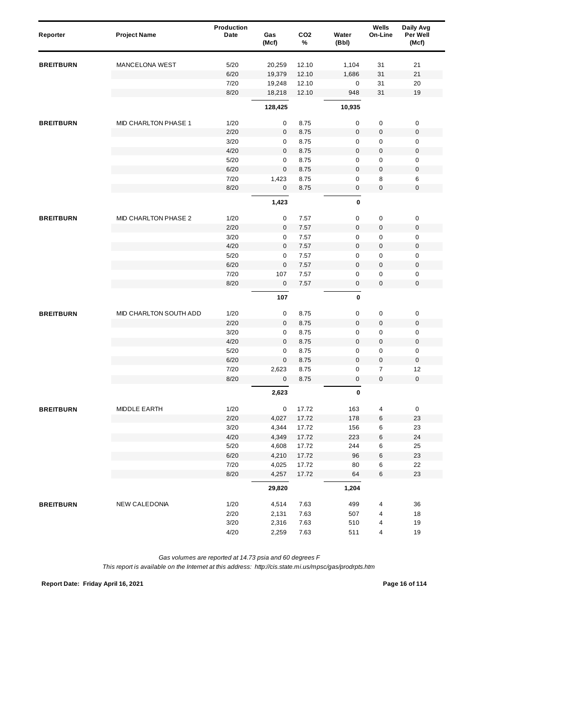| Reporter | Project Name | Production Date | Gas (Mcf) | CO2 % | Water (Bbl) | Wells On-Line | Daily Avg Per Well (Mcf) |
|---|---|---|---|---|---|---|---|
| **BREITBURN** | MANCELONA WEST | 5/20 | 20,259 | 12.10 | 1,104 | 31 | 21 |
| | | 6/20 | 19,379 | 12.10 | 1,686 | 31 | 21 |
| | | 7/20 | 19,248 | 12.10 | 0 | 31 | 20 |
| | | 8/20 | 18,218 | 12.10 | 948 | 31 | 19 |
| | | | **128,425** | | **10,935** | | |
| **BREITBURN** | MID CHARLTON PHASE 1 | 1/20 | 0 | 8.75 | 0 | 0 | 0 |
| | | 2/20 | 0 | 8.75 | 0 | 0 | 0 |
| | | 3/20 | 0 | 8.75 | 0 | 0 | 0 |
| | | 4/20 | 0 | 8.75 | 0 | 0 | 0 |
| | | 5/20 | 0 | 8.75 | 0 | 0 | 0 |
| | | 6/20 | 0 | 8.75 | 0 | 0 | 0 |
| | | 7/20 | 1,423 | 8.75 | 0 | 8 | 6 |
| | | 8/20 | 0 | 8.75 | 0 | 0 | 0 |
| | | | **1,423** | | **0** | | |
| **BREITBURN** | MID CHARLTON PHASE 2 | 1/20 | 0 | 7.57 | 0 | 0 | 0 |
| | | 2/20 | 0 | 7.57 | 0 | 0 | 0 |
| | | 3/20 | 0 | 7.57 | 0 | 0 | 0 |
| | | 4/20 | 0 | 7.57 | 0 | 0 | 0 |
| | | 5/20 | 0 | 7.57 | 0 | 0 | 0 |
| | | 6/20 | 0 | 7.57 | 0 | 0 | 0 |
| | | 7/20 | 107 | 7.57 | 0 | 0 | 0 |
| | | 8/20 | 0 | 7.57 | 0 | 0 | 0 |
| | | | **107** | | **0** | | |
| **BREITBURN** | MID CHARLTON SOUTH ADD | 1/20 | 0 | 8.75 | 0 | 0 | 0 |
| | | 2/20 | 0 | 8.75 | 0 | 0 | 0 |
| | | 3/20 | 0 | 8.75 | 0 | 0 | 0 |
| | | 4/20 | 0 | 8.75 | 0 | 0 | 0 |
| | | 5/20 | 0 | 8.75 | 0 | 0 | 0 |
| | | 6/20 | 0 | 8.75 | 0 | 0 | 0 |
| | | 7/20 | 2,623 | 8.75 | 0 | 7 | 12 |
| | | 8/20 | 0 | 8.75 | 0 | 0 | 0 |
| | | | **2,623** | | **0** | | |
| **BREITBURN** | MIDDLE EARTH | 1/20 | 0 | 17.72 | 163 | 4 | 0 |
| | | 2/20 | 4,027 | 17.72 | 178 | 6 | 23 |
| | | 3/20 | 4,344 | 17.72 | 156 | 6 | 23 |
| | | 4/20 | 4,349 | 17.72 | 223 | 6 | 24 |
| | | 5/20 | 4,608 | 17.72 | 244 | 6 | 25 |
| | | 6/20 | 4,210 | 17.72 | 96 | 6 | 23 |
| | | 7/20 | 4,025 | 17.72 | 80 | 6 | 22 |
| | | 8/20 | 4,257 | 17.72 | 64 | 6 | 23 |
| | | | **29,820** | | **1,204** | | |
| **BREITBURN** | NEW CALEDONIA | 1/20 | 4,514 | 7.63 | 499 | 4 | 36 |
| | | 2/20 | 2,131 | 7.63 | 507 | 4 | 18 |
| | | 3/20 | 2,316 | 7.63 | 510 | 4 | 19 |
| | | 4/20 | 2,259 | 7.63 | 511 | 4 | 19 |

*Gas volumes are reported at 14.73 psia and 60 degrees F*

*This report is available on the Internet at this address: http://cis.state.mi.us/mpsc/gas/prodrpts.htm*

**Report Date: Friday April 16, 2021**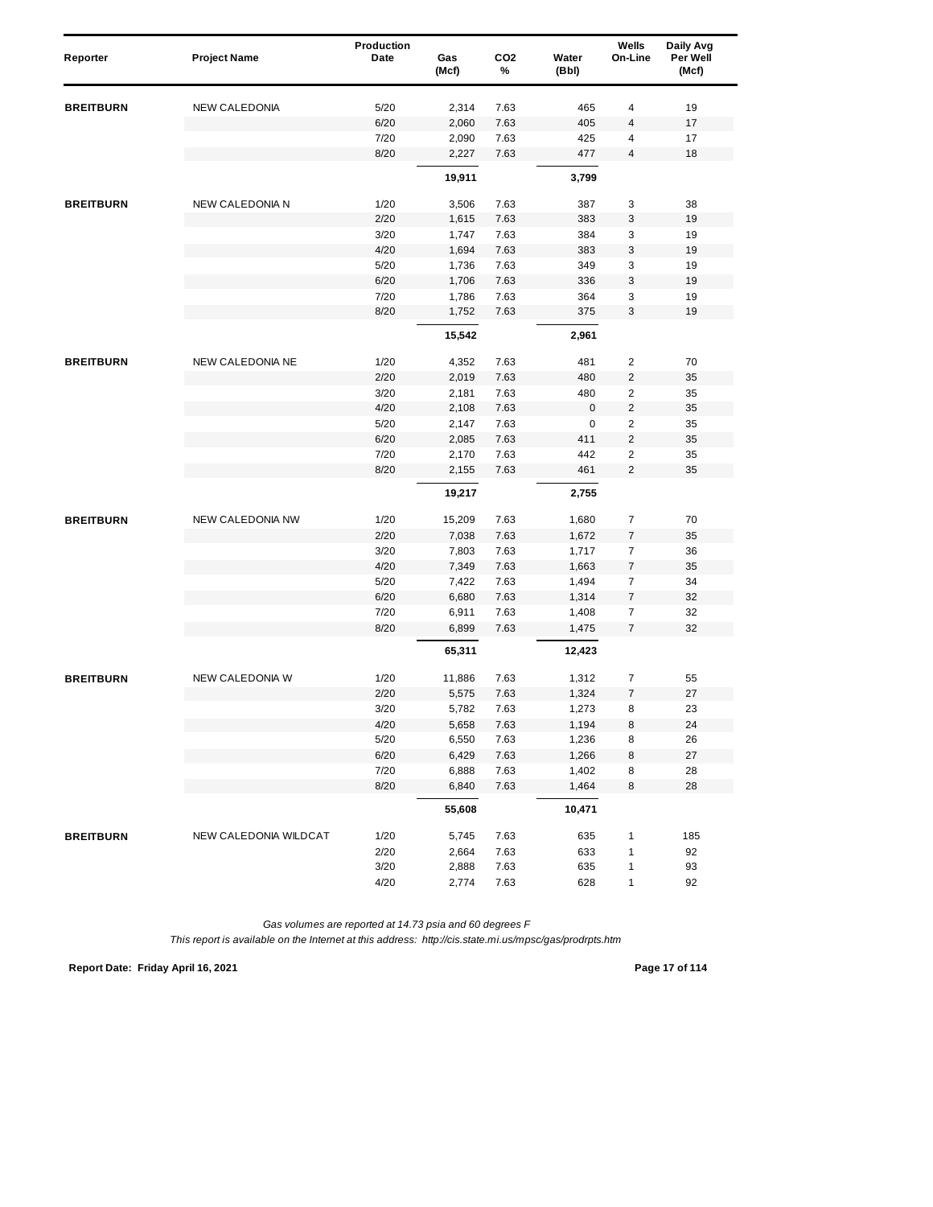| Reporter | Project Name | Production Date | Gas (Mcf) | CO2 % | Water (Bbl) | Wells On-Line | Daily Avg Per Well (Mcf) |
|---|---|---|---|---|---|---|---|
| **BREITBURN** | NEW CALEDONIA | 5/20 | 2,314 | 7.63 | 465 | 4 | 19 |
| | | 6/20 | 2,060 | 7.63 | 405 | 4 | 17 |
| | | 7/20 | 2,090 | 7.63 | 425 | 4 | 17 |
| | | 8/20 | 2,227 | 7.63 | 477 | 4 | 18 |
| | | | **19,911** | | **3,799** | | |
| **BREITBURN** | NEW CALEDONIA N | 1/20 | 3,506 | 7.63 | 387 | 3 | 38 |
| | | 2/20 | 1,615 | 7.63 | 383 | 3 | 19 |
| | | 3/20 | 1,747 | 7.63 | 384 | 3 | 19 |
| | | 4/20 | 1,694 | 7.63 | 383 | 3 | 19 |
| | | 5/20 | 1,736 | 7.63 | 349 | 3 | 19 |
| | | 6/20 | 1,706 | 7.63 | 336 | 3 | 19 |
| | | 7/20 | 1,786 | 7.63 | 364 | 3 | 19 |
| | | 8/20 | 1,752 | 7.63 | 375 | 3 | 19 |
| | | | **15,542** | | **2,961** | | |
| **BREITBURN** | NEW CALEDONIA NE | 1/20 | 4,352 | 7.63 | 481 | 2 | 70 |
| | | 2/20 | 2,019 | 7.63 | 480 | 2 | 35 |
| | | 3/20 | 2,181 | 7.63 | 480 | 2 | 35 |
| | | 4/20 | 2,108 | 7.63 | 0 | 2 | 35 |
| | | 5/20 | 2,147 | 7.63 | 0 | 2 | 35 |
| | | 6/20 | 2,085 | 7.63 | 411 | 2 | 35 |
| | | 7/20 | 2,170 | 7.63 | 442 | 2 | 35 |
| | | 8/20 | 2,155 | 7.63 | 461 | 2 | 35 |
| | | | **19,217** | | **2,755** | | |
| **BREITBURN** | NEW CALEDONIA NW | 1/20 | 15,209 | 7.63 | 1,680 | 7 | 70 |
| | | 2/20 | 7,038 | 7.63 | 1,672 | 7 | 35 |
| | | 3/20 | 7,803 | 7.63 | 1,717 | 7 | 36 |
| | | 4/20 | 7,349 | 7.63 | 1,663 | 7 | 35 |
| | | 5/20 | 7,422 | 7.63 | 1,494 | 7 | 34 |
| | | 6/20 | 6,680 | 7.63 | 1,314 | 7 | 32 |
| | | 7/20 | 6,911 | 7.63 | 1,408 | 7 | 32 |
| | | 8/20 | 6,899 | 7.63 | 1,475 | 7 | 32 |
| | | | **65,311** | | **12,423** | | |
| **BREITBURN** | NEW CALEDONIA W | 1/20 | 11,886 | 7.63 | 1,312 | 7 | 55 |
| | | 2/20 | 5,575 | 7.63 | 1,324 | 7 | 27 |
| | | 3/20 | 5,782 | 7.63 | 1,273 | 8 | 23 |
| | | 4/20 | 5,658 | 7.63 | 1,194 | 8 | 24 |
| | | 5/20 | 6,550 | 7.63 | 1,236 | 8 | 26 |
| | | 6/20 | 6,429 | 7.63 | 1,266 | 8 | 27 |
| | | 7/20 | 6,888 | 7.63 | 1,402 | 8 | 28 |
| | | 8/20 | 6,840 | 7.63 | 1,464 | 8 | 28 |
| | | | **55,608** | | **10,471** | | |
| **BREITBURN** | NEW CALEDONIA WILDCAT | 1/20 | 5,745 | 7.63 | 635 | 1 | 185 |
| | | 2/20 | 2,664 | 7.63 | 633 | 1 | 92 |
| | | 3/20 | 2,888 | 7.63 | 635 | 1 | 93 |
| | | 4/20 | 2,774 | 7.63 | 628 | 1 | 92 |

*Gas volumes are reported at 14.73 psia and 60 degrees F*

*This report is available on the Internet at this address: http://cis.state.mi.us/mpsc/gas/prodrpts.htm*

**Report Date: Friday April 16, 2021**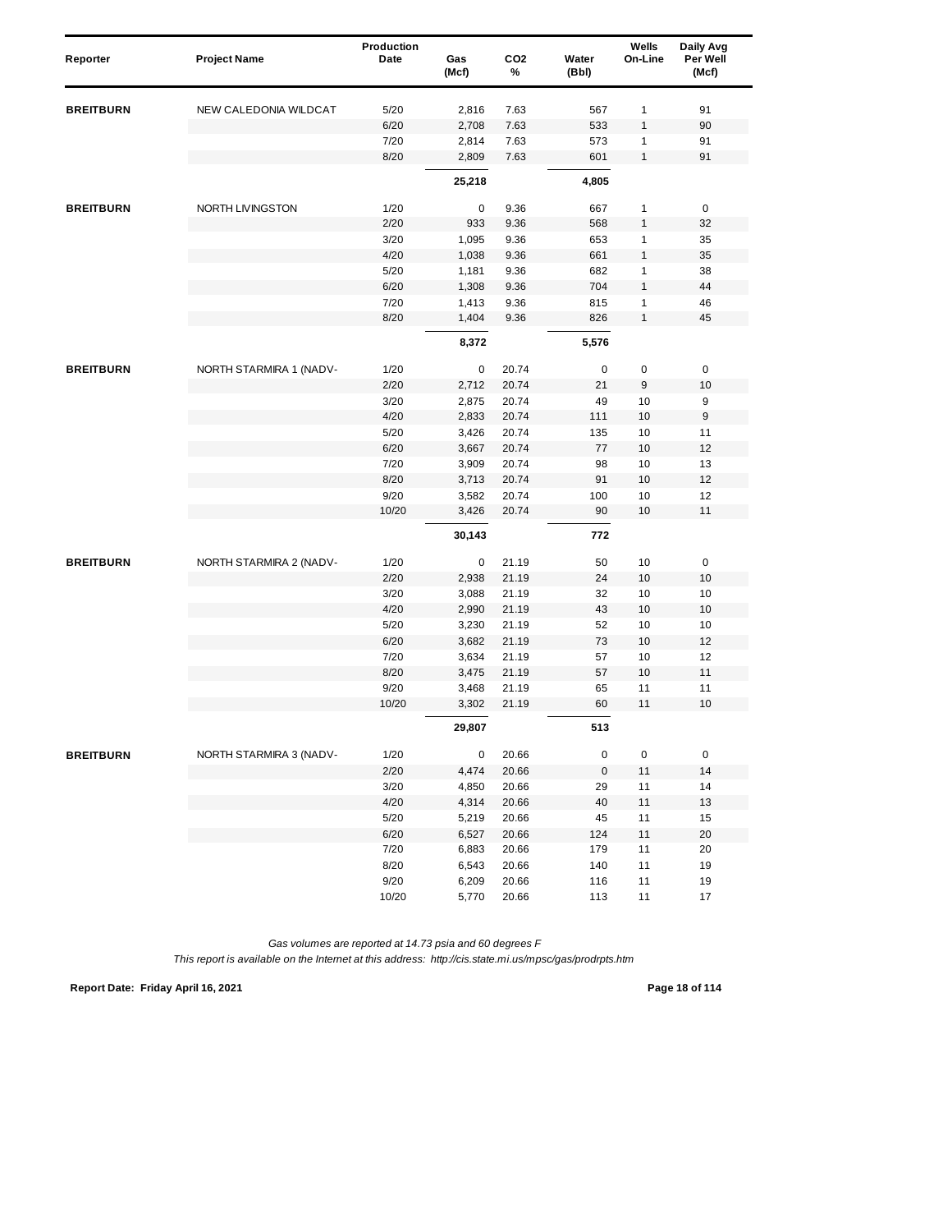| Reporter | Project Name | Production Date | Gas (Mcf) | $CO_2$ % | Water (Bbl) | Wells On-Line | Daily Avg Per Well (Mcf) |
|---|---|---|---|---|---|---|---|
| **BREITBURN** | NEW CALEDONIA WILDCAT | 5/20 | 2,816 | 7.63 | 567 | 1 | 91 |
| | | 6/20 | 2,708 | 7.63 | 533 | 1 | 90 |
| | | 7/20 | 2,814 | 7.63 | 573 | 1 | 91 |
| | | 8/20 | 2,809 | 7.63 | 601 | 1 | 91 |
| | | | **25,218** | | **4,805** | | |
| **BREITBURN** | NORTH LIVINGSTON | 1/20 | 0 | 9.36 | 667 | 1 | 0 |
| | | 2/20 | 933 | 9.36 | 568 | 1 | 32 |
| | | 3/20 | 1,095 | 9.36 | 653 | 1 | 35 |
| | | 4/20 | 1,038 | 9.36 | 661 | 1 | 35 |
| | | 5/20 | 1,181 | 9.36 | 682 | 1 | 38 |
| | | 6/20 | 1,308 | 9.36 | 704 | 1 | 44 |
| | | 7/20 | 1,413 | 9.36 | 815 | 1 | 46 |
| | | 8/20 | 1,404 | 9.36 | 826 | 1 | 45 |
| | | | **8,372** | | **5,576** | | |
| **BREITBURN** | NORTH STARMIRA 1 (NADV- | 1/20 | 0 | 20.74 | 0 | 0 | 0 |
| | | 2/20 | 2,712 | 20.74 | 21 | 9 | 10 |
| | | 3/20 | 2,875 | 20.74 | 49 | 10 | 9 |
| | | 4/20 | 2,833 | 20.74 | 111 | 10 | 9 |
| | | 5/20 | 3,426 | 20.74 | 135 | 10 | 11 |
| | | 6/20 | 3,667 | 20.74 | 77 | 10 | 12 |
| | | 7/20 | 3,909 | 20.74 | 98 | 10 | 13 |
| | | 8/20 | 3,713 | 20.74 | 91 | 10 | 12 |
| | | 9/20 | 3,582 | 20.74 | 100 | 10 | 12 |
| | | 10/20 | 3,426 | 20.74 | 90 | 10 | 11 |
| | | | **30,143** | | **772** | | |
| **BREITBURN** | NORTH STARMIRA 2 (NADV- | 1/20 | 0 | 21.19 | 50 | 10 | 0 |
| | | 2/20 | 2,938 | 21.19 | 24 | 10 | 10 |
| | | 3/20 | 3,088 | 21.19 | 32 | 10 | 10 |
| | | 4/20 | 2,990 | 21.19 | 43 | 10 | 10 |
| | | 5/20 | 3,230 | 21.19 | 52 | 10 | 10 |
| | | 6/20 | 3,682 | 21.19 | 73 | 10 | 12 |
| | | 7/20 | 3,634 | 21.19 | 57 | 10 | 12 |
| | | 8/20 | 3,475 | 21.19 | 57 | 10 | 11 |
| | | 9/20 | 3,468 | 21.19 | 65 | 11 | 11 |
| | | 10/20 | 3,302 | 21.19 | 60 | 11 | 10 |
| | | | **29,807** | | **513** | | |
| **BREITBURN** | NORTH STARMIRA 3 (NADV- | 1/20 | 0 | 20.66 | 0 | 0 | 0 |
| | | 2/20 | 4,474 | 20.66 | 0 | 11 | 14 |
| | | 3/20 | 4,850 | 20.66 | 29 | 11 | 14 |
| | | 4/20 | 4,314 | 20.66 | 40 | 11 | 13 |
| | | 5/20 | 5,219 | 20.66 | 45 | 11 | 15 |
| | | 6/20 | 6,527 | 20.66 | 124 | 11 | 20 |
| | | 7/20 | 6,883 | 20.66 | 179 | 11 | 20 |
| | | 8/20 | 6,543 | 20.66 | 140 | 11 | 19 |
| | | 9/20 | 6,209 | 20.66 | 116 | 11 | 19 |
| | | 10/20 | 5,770 | 20.66 | 113 | 11 | 17 |

*Gas volumes are reported at 14.73 psia and 60 degrees F*

*This report is available on the Internet at this address: http://cis.state.mi.us/mpsc/gas/prodrpts.htm*

**Report Date: Friday April 16, 2021**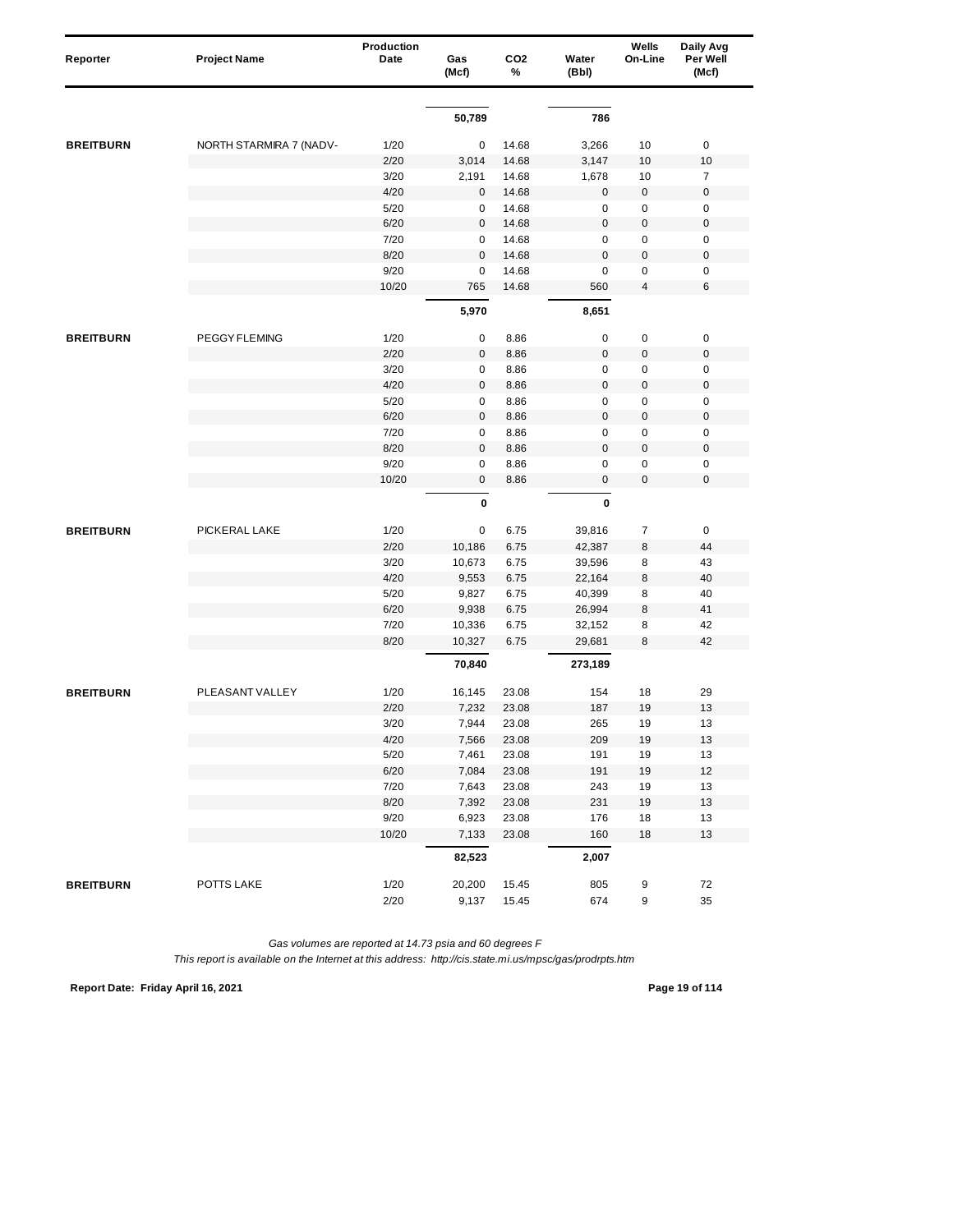| Reporter | Project Name | Production Date | Gas (Mcf) | CO2 % | Water (Bbl) | Wells On-Line | Daily Avg Per Well (Mcf) |
|---|---|---|---|---|---|---|---|
| | | | **50,789** | | **786** | | |
| **BREITBURN** | NORTH STARMIRA 7 (NADV- | 1/20 | 0 | 14.68 | 3,266 | 10 | 0 |
| | | 2/20 | 3,014 | 14.68 | 3,147 | 10 | 10 |
| | | 3/20 | 2,191 | 14.68 | 1,678 | 10 | 7 |
| | | 4/20 | 0 | 14.68 | 0 | 0 | 0 |
| | | 5/20 | 0 | 14.68 | 0 | 0 | 0 |
| | | 6/20 | 0 | 14.68 | 0 | 0 | 0 |
| | | 7/20 | 0 | 14.68 | 0 | 0 | 0 |
| | | 8/20 | 0 | 14.68 | 0 | 0 | 0 |
| | | 9/20 | 0 | 14.68 | 0 | 0 | 0 |
| | | 10/20 | 765 | 14.68 | 560 | 4 | 6 |
| | | | **5,970** | | **8,651** | | |
| **BREITBURN** | PEGGY FLEMING | 1/20 | 0 | 8.86 | 0 | 0 | 0 |
| | | 2/20 | 0 | 8.86 | 0 | 0 | 0 |
| | | 3/20 | 0 | 8.86 | 0 | 0 | 0 |
| | | 4/20 | 0 | 8.86 | 0 | 0 | 0 |
| | | 5/20 | 0 | 8.86 | 0 | 0 | 0 |
| | | 6/20 | 0 | 8.86 | 0 | 0 | 0 |
| | | 7/20 | 0 | 8.86 | 0 | 0 | 0 |
| | | 8/20 | 0 | 8.86 | 0 | 0 | 0 |
| | | 9/20 | 0 | 8.86 | 0 | 0 | 0 |
| | | 10/20 | 0 | 8.86 | 0 | 0 | 0 |
| | | | **0** | | **0** | | |
| **BREITBURN** | PICKERAL LAKE | 1/20 | 0 | 6.75 | 39,816 | 7 | 0 |
| | | 2/20 | 10,186 | 6.75 | 42,387 | 8 | 44 |
| | | 3/20 | 10,673 | 6.75 | 39,596 | 8 | 43 |
| | | 4/20 | 9,553 | 6.75 | 22,164 | 8 | 40 |
| | | 5/20 | 9,827 | 6.75 | 40,399 | 8 | 40 |
| | | 6/20 | 9,938 | 6.75 | 26,994 | 8 | 41 |
| | | 7/20 | 10,336 | 6.75 | 32,152 | 8 | 42 |
| | | 8/20 | 10,327 | 6.75 | 29,681 | 8 | 42 |
| | | | **70,840** | | **273,189** | | |
| **BREITBURN** | PLEASANT VALLEY | 1/20 | 16,145 | 23.08 | 154 | 18 | 29 |
| | | 2/20 | 7,232 | 23.08 | 187 | 19 | 13 |
| | | 3/20 | 7,944 | 23.08 | 265 | 19 | 13 |
| | | 4/20 | 7,566 | 23.08 | 209 | 19 | 13 |
| | | 5/20 | 7,461 | 23.08 | 191 | 19 | 13 |
| | | 6/20 | 7,084 | 23.08 | 191 | 19 | 12 |
| | | 7/20 | 7,643 | 23.08 | 243 | 19 | 13 |
| | | 8/20 | 7,392 | 23.08 | 231 | 19 | 13 |
| | | 9/20 | 6,923 | 23.08 | 176 | 18 | 13 |
| | | 10/20 | 7,133 | 23.08 | 160 | 18 | 13 |
| | | | **82,523** | | **2,007** | | |
| **BREITBURN** | POTTS LAKE | 1/20 | 20,200 | 15.45 | 805 | 9 | 72 |
| | | 2/20 | 9,137 | 15.45 | 674 | 9 | 35 |

*Gas volumes are reported at 14.73 psia and 60 degrees F*

*This report is available on the Internet at this address: http://cis.state.mi.us/mpsc/gas/prodrpts.htm*

**Report Date: Friday April 16, 2021**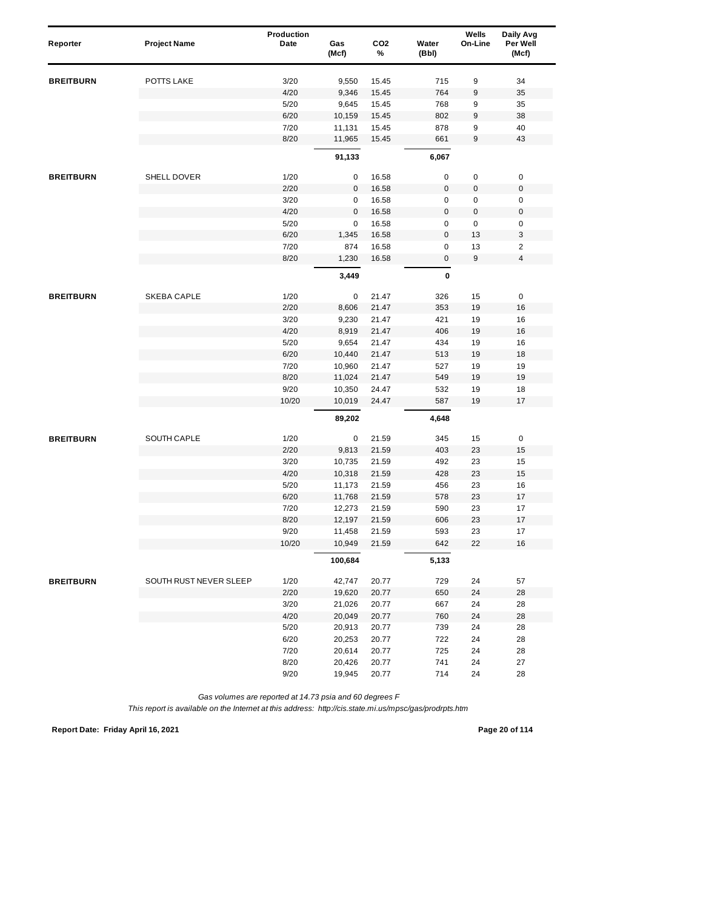| Reporter | Project Name | Production Date | Gas (Mcf) | CO2 % | Water (Bbl) | Wells On-Line | Daily Avg Per Well (Mcf) |
|---|---|---|---|---|---|---|---|
| **BREITBURN** | POTTS LAKE | 3/20 | 9,550 | 15.45 | 715 | 9 | 34 |
| | | 4/20 | 9,346 | 15.45 | 764 | 9 | 35 |
| | | 5/20 | 9,645 | 15.45 | 768 | 9 | 35 |
| | | 6/20 | 10,159 | 15.45 | 802 | 9 | 38 |
| | | 7/20 | 11,131 | 15.45 | 878 | 9 | 40 |
| | | 8/20 | 11,965 | 15.45 | 661 | 9 | 43 |
| | | | **91,133** | | **6,067** | | |
| **BREITBURN** | SHELL DOVER | 1/20 | 0 | 16.58 | 0 | 0 | 0 |
| | | 2/20 | 0 | 16.58 | 0 | 0 | 0 |
| | | 3/20 | 0 | 16.58 | 0 | 0 | 0 |
| | | 4/20 | 0 | 16.58 | 0 | 0 | 0 |
| | | 5/20 | 0 | 16.58 | 0 | 0 | 0 |
| | | 6/20 | 1,345 | 16.58 | 0 | 13 | 3 |
| | | 7/20 | 874 | 16.58 | 0 | 13 | 2 |
| | | 8/20 | 1,230 | 16.58 | 0 | 9 | 4 |
| | | | **3,449** | | **0** | | |
| **BREITBURN** | SKEBA CAPLE | 1/20 | 0 | 21.47 | 326 | 15 | 0 |
| | | 2/20 | 8,606 | 21.47 | 353 | 19 | 16 |
| | | 3/20 | 9,230 | 21.47 | 421 | 19 | 16 |
| | | 4/20 | 8,919 | 21.47 | 406 | 19 | 16 |
| | | 5/20 | 9,654 | 21.47 | 434 | 19 | 16 |
| | | 6/20 | 10,440 | 21.47 | 513 | 19 | 18 |
| | | 7/20 | 10,960 | 21.47 | 527 | 19 | 19 |
| | | 8/20 | 11,024 | 21.47 | 549 | 19 | 19 |
| | | 9/20 | 10,350 | 24.47 | 532 | 19 | 18 |
| | | 10/20 | 10,019 | 24.47 | 587 | 19 | 17 |
| | | | **89,202** | | **4,648** | | |
| **BREITBURN** | SOUTH CAPLE | 1/20 | 0 | 21.59 | 345 | 15 | 0 |
| | | 2/20 | 9,813 | 21.59 | 403 | 23 | 15 |
| | | 3/20 | 10,735 | 21.59 | 492 | 23 | 15 |
| | | 4/20 | 10,318 | 21.59 | 428 | 23 | 15 |
| | | 5/20 | 11,173 | 21.59 | 456 | 23 | 16 |
| | | 6/20 | 11,768 | 21.59 | 578 | 23 | 17 |
| | | 7/20 | 12,273 | 21.59 | 590 | 23 | 17 |
| | | 8/20 | 12,197 | 21.59 | 606 | 23 | 17 |
| | | 9/20 | 11,458 | 21.59 | 593 | 23 | 17 |
| | | 10/20 | 10,949 | 21.59 | 642 | 22 | 16 |
| | | | **100,684** | | **5,133** | | |
| **BREITBURN** | SOUTH RUST NEVER SLEEP | 1/20 | 42,747 | 20.77 | 729 | 24 | 57 |
| | | 2/20 | 19,620 | 20.77 | 650 | 24 | 28 |
| | | 3/20 | 21,026 | 20.77 | 667 | 24 | 28 |
| | | 4/20 | 20,049 | 20.77 | 760 | 24 | 28 |
| | | 5/20 | 20,913 | 20.77 | 739 | 24 | 28 |
| | | 6/20 | 20,253 | 20.77 | 722 | 24 | 28 |
| | | 7/20 | 20,614 | 20.77 | 725 | 24 | 28 |
| | | 8/20 | 20,426 | 20.77 | 741 | 24 | 27 |
| | | 9/20 | 19,945 | 20.77 | 714 | 24 | 28 |

*Gas volumes are reported at 14.73 psia and 60 degrees F*

*This report is available on the Internet at this address: http://cis.state.mi.us/mpsc/gas/prodrpts.htm*

**Report Date: Friday April 16, 2021**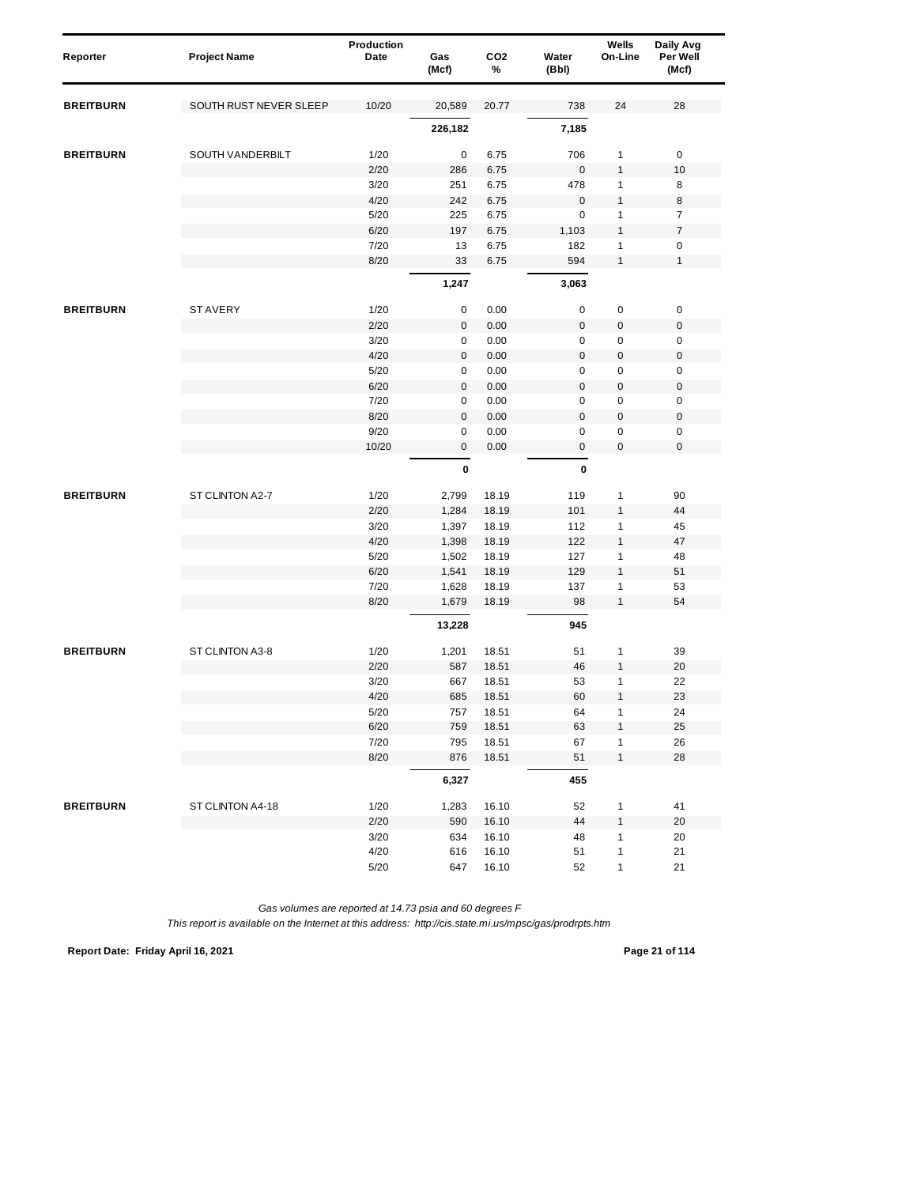| Reporter | Project Name | Production Date | Gas (Mcf) | CO2 % | Water (Bbl) | Wells On-Line | Daily Avg Per Well (Mcf) |
|---|---|---|---|---|---|---|---|
| **BREITBURN** | SOUTH RUST NEVER SLEEP | 10/20 | 20,589 | 20.77 | 738 | 24 | 28 |
| | | | **226,182** | | **7,185** | | |
| **BREITBURN** | SOUTH VANDERBILT | 1/20 | 0 | 6.75 | 706 | 1 | 0 |
| | | 2/20 | 286 | 6.75 | 0 | 1 | 10 |
| | | 3/20 | 251 | 6.75 | 478 | 1 | 8 |
| | | 4/20 | 242 | 6.75 | 0 | 1 | 8 |
| | | 5/20 | 225 | 6.75 | 0 | 1 | 7 |
| | | 6/20 | 197 | 6.75 | 1,103 | 1 | 7 |
| | | 7/20 | 13 | 6.75 | 182 | 1 | 0 |
| | | 8/20 | 33 | 6.75 | 594 | 1 | 1 |
| | | | **1,247** | | **3,063** | | |
| **BREITBURN** | ST AVERY | 1/20 | 0 | 0.00 | 0 | 0 | 0 |
| | | 2/20 | 0 | 0.00 | 0 | 0 | 0 |
| | | 3/20 | 0 | 0.00 | 0 | 0 | 0 |
| | | 4/20 | 0 | 0.00 | 0 | 0 | 0 |
| | | 5/20 | 0 | 0.00 | 0 | 0 | 0 |
| | | 6/20 | 0 | 0.00 | 0 | 0 | 0 |
| | | 7/20 | 0 | 0.00 | 0 | 0 | 0 |
| | | 8/20 | 0 | 0.00 | 0 | 0 | 0 |
| | | 9/20 | 0 | 0.00 | 0 | 0 | 0 |
| | | 10/20 | 0 | 0.00 | 0 | 0 | 0 |
| | | | **0** | | **0** | | |
| **BREITBURN** | ST CLINTON A2-7 | 1/20 | 2,799 | 18.19 | 119 | 1 | 90 |
| | | 2/20 | 1,284 | 18.19 | 101 | 1 | 44 |
| | | 3/20 | 1,397 | 18.19 | 112 | 1 | 45 |
| | | 4/20 | 1,398 | 18.19 | 122 | 1 | 47 |
| | | 5/20 | 1,502 | 18.19 | 127 | 1 | 48 |
| | | 6/20 | 1,541 | 18.19 | 129 | 1 | 51 |
| | | 7/20 | 1,628 | 18.19 | 137 | 1 | 53 |
| | | 8/20 | 1,679 | 18.19 | 98 | 1 | 54 |
| | | | **13,228** | | **945** | | |
| **BREITBURN** | ST CLINTON A3-8 | 1/20 | 1,201 | 18.51 | 51 | 1 | 39 |
| | | 2/20 | 587 | 18.51 | 46 | 1 | 20 |
| | | 3/20 | 667 | 18.51 | 53 | 1 | 22 |
| | | 4/20 | 685 | 18.51 | 60 | 1 | 23 |
| | | 5/20 | 757 | 18.51 | 64 | 1 | 24 |
| | | 6/20 | 759 | 18.51 | 63 | 1 | 25 |
| | | 7/20 | 795 | 18.51 | 67 | 1 | 26 |
| | | 8/20 | 876 | 18.51 | 51 | 1 | 28 |
| | | | **6,327** | | **455** | | |
| **BREITBURN** | ST CLINTON A4-18 | 1/20 | 1,283 | 16.10 | 52 | 1 | 41 |
| | | 2/20 | 590 | 16.10 | 44 | 1 | 20 |
| | | 3/20 | 634 | 16.10 | 48 | 1 | 20 |
| | | 4/20 | 616 | 16.10 | 51 | 1 | 21 |
| | | 5/20 | 647 | 16.10 | 52 | 1 | 21 |

*Gas volumes are reported at 14.73 psia and 60 degrees F*

*This report is available on the Internet at this address: http://cis.state.mi.us/mpsc/gas/prodrpts.htm*

**Report Date: Friday April 16, 2021**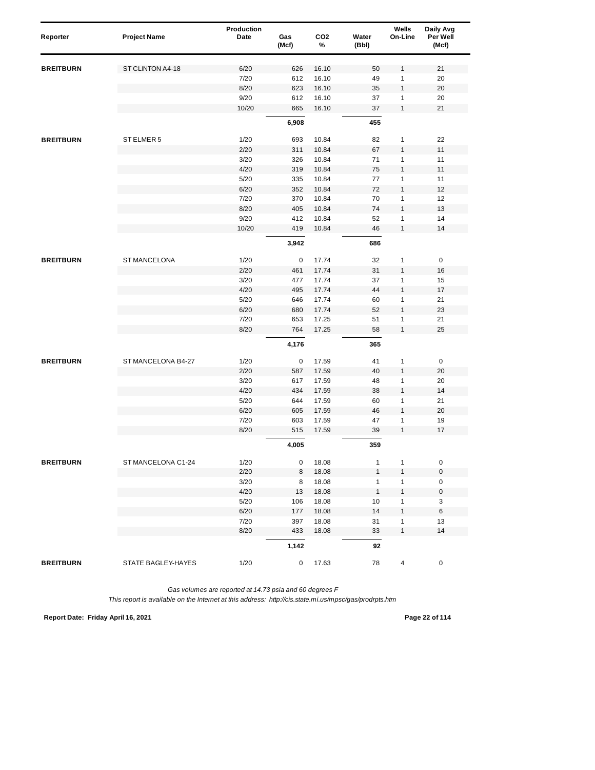| Reporter | Project Name | Production Date | Gas (Mcf) | CO2 % | Water (Bbl) | Wells On-Line | Daily Avg Per Well (Mcf) |
|---|---|---|---|---|---|---|---|
| **BREITBURN** | ST CLINTON A4-18 | 6/20 | 626 | 16.10 | 50 | 1 | 21 |
| | | 7/20 | 612 | 16.10 | 49 | 1 | 20 |
| | | 8/20 | 623 | 16.10 | 35 | 1 | 20 |
| | | 9/20 | 612 | 16.10 | 37 | 1 | 20 |
| | | 10/20 | 665 | 16.10 | 37 | 1 | 21 |
| | | | **6,908** | | **455** | | |
| **BREITBURN** | ST ELMER 5 | 1/20 | 693 | 10.84 | 82 | 1 | 22 |
| | | 2/20 | 311 | 10.84 | 67 | 1 | 11 |
| | | 3/20 | 326 | 10.84 | 71 | 1 | 11 |
| | | 4/20 | 319 | 10.84 | 75 | 1 | 11 |
| | | 5/20 | 335 | 10.84 | 77 | 1 | 11 |
| | | 6/20 | 352 | 10.84 | 72 | 1 | 12 |
| | | 7/20 | 370 | 10.84 | 70 | 1 | 12 |
| | | 8/20 | 405 | 10.84 | 74 | 1 | 13 |
| | | 9/20 | 412 | 10.84 | 52 | 1 | 14 |
| | | 10/20 | 419 | 10.84 | 46 | 1 | 14 |
| | | | **3,942** | | **686** | | |
| **BREITBURN** | ST MANCELONA | 1/20 | 0 | 17.74 | 32 | 1 | 0 |
| | | 2/20 | 461 | 17.74 | 31 | 1 | 16 |
| | | 3/20 | 477 | 17.74 | 37 | 1 | 15 |
| | | 4/20 | 495 | 17.74 | 44 | 1 | 17 |
| | | 5/20 | 646 | 17.74 | 60 | 1 | 21 |
| | | 6/20 | 680 | 17.74 | 52 | 1 | 23 |
| | | 7/20 | 653 | 17.25 | 51 | 1 | 21 |
| | | 8/20 | 764 | 17.25 | 58 | 1 | 25 |
| | | | **4,176** | | **365** | | |
| **BREITBURN** | ST MANCELONA B4-27 | 1/20 | 0 | 17.59 | 41 | 1 | 0 |
| | | 2/20 | 587 | 17.59 | 40 | 1 | 20 |
| | | 3/20 | 617 | 17.59 | 48 | 1 | 20 |
| | | 4/20 | 434 | 17.59 | 38 | 1 | 14 |
| | | 5/20 | 644 | 17.59 | 60 | 1 | 21 |
| | | 6/20 | 605 | 17.59 | 46 | 1 | 20 |
| | | 7/20 | 603 | 17.59 | 47 | 1 | 19 |
| | | 8/20 | 515 | 17.59 | 39 | 1 | 17 |
| | | | **4,005** | | **359** | | |
| **BREITBURN** | ST MANCELONA C1-24 | 1/20 | 0 | 18.08 | 1 | 1 | 0 |
| | | 2/20 | 8 | 18.08 | 1 | 1 | 0 |
| | | 3/20 | 8 | 18.08 | 1 | 1 | 0 |
| | | 4/20 | 13 | 18.08 | 1 | 1 | 0 |
| | | 5/20 | 106 | 18.08 | 10 | 1 | 3 |
| | | 6/20 | 177 | 18.08 | 14 | 1 | 6 |
| | | 7/20 | 397 | 18.08 | 31 | 1 | 13 |
| | | 8/20 | 433 | 18.08 | 33 | 1 | 14 |
| | | | **1,142** | | **92** | | |
| **BREITBURN** | STATE BAGLEY-HAYES | 1/20 | 0 | 17.63 | 78 | 4 | 0 |

*Gas volumes are reported at 14.73 psia and 60 degrees F*

*This report is available on the Internet at this address: http://cis.state.mi.us/mpsc/gas/prodrpts.htm*

**Report Date: Friday April 16, 2021**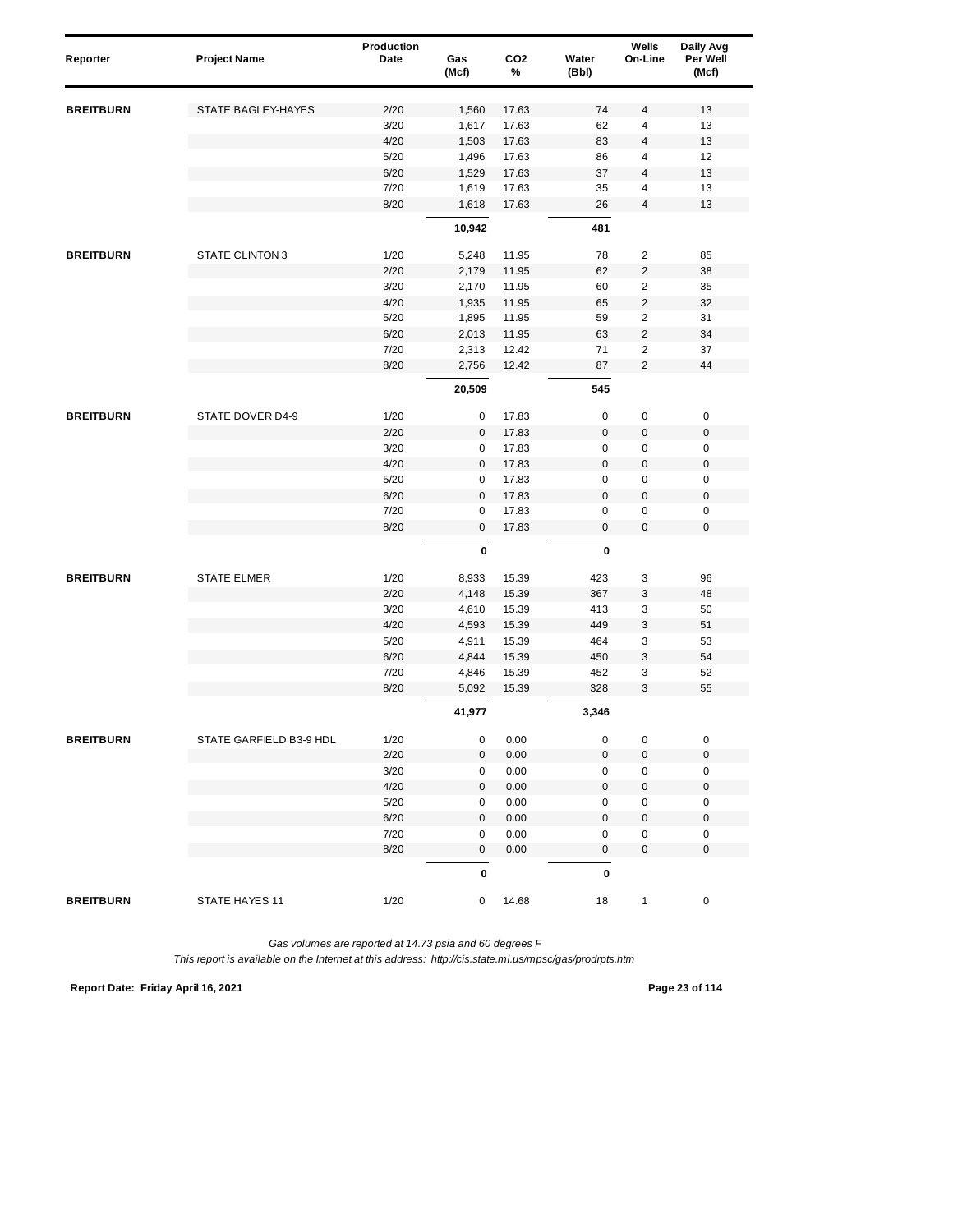| Reporter | Project Name | Production Date | Gas (Mcf) | $CO_2$ % | Water (Bbl) | Wells On-Line | Daily Avg Per Well (Mcf) |
|---|---|---|---|---|---|---|---|
| **BREITBURN** | STATE BAGLEY-HAYES | 2/20 | 1,560 | 17.63 | 74 | 4 | 13 |
| | | 3/20 | 1,617 | 17.63 | 62 | 4 | 13 |
| | | 4/20 | 1,503 | 17.63 | 83 | 4 | 13 |
| | | 5/20 | 1,496 | 17.63 | 86 | 4 | 12 |
| | | 6/20 | 1,529 | 17.63 | 37 | 4 | 13 |
| | | 7/20 | 1,619 | 17.63 | 35 | 4 | 13 |
| | | 8/20 | 1,618 | 17.63 | 26 | 4 | 13 |
| | | | **10,942** | | **481** | | |
| **BREITBURN** | STATE CLINTON 3 | 1/20 | 5,248 | 11.95 | 78 | 2 | 85 |
| | | 2/20 | 2,179 | 11.95 | 62 | 2 | 38 |
| | | 3/20 | 2,170 | 11.95 | 60 | 2 | 35 |
| | | 4/20 | 1,935 | 11.95 | 65 | 2 | 32 |
| | | 5/20 | 1,895 | 11.95 | 59 | 2 | 31 |
| | | 6/20 | 2,013 | 11.95 | 63 | 2 | 34 |
| | | 7/20 | 2,313 | 12.42 | 71 | 2 | 37 |
| | | 8/20 | 2,756 | 12.42 | 87 | 2 | 44 |
| | | | **20,509** | | **545** | | |
| **BREITBURN** | STATE DOVER D4-9 | 1/20 | 0 | 17.83 | 0 | 0 | 0 |
| | | 2/20 | 0 | 17.83 | 0 | 0 | 0 |
| | | 3/20 | 0 | 17.83 | 0 | 0 | 0 |
| | | 4/20 | 0 | 17.83 | 0 | 0 | 0 |
| | | 5/20 | 0 | 17.83 | 0 | 0 | 0 |
| | | 6/20 | 0 | 17.83 | 0 | 0 | 0 |
| | | 7/20 | 0 | 17.83 | 0 | 0 | 0 |
| | | 8/20 | 0 | 17.83 | 0 | 0 | 0 |
| | | | **0** | | **0** | | |
| **BREITBURN** | STATE ELMER | 1/20 | 8,933 | 15.39 | 423 | 3 | 96 |
| | | 2/20 | 4,148 | 15.39 | 367 | 3 | 48 |
| | | 3/20 | 4,610 | 15.39 | 413 | 3 | 50 |
| | | 4/20 | 4,593 | 15.39 | 449 | 3 | 51 |
| | | 5/20 | 4,911 | 15.39 | 464 | 3 | 53 |
| | | 6/20 | 4,844 | 15.39 | 450 | 3 | 54 |
| | | 7/20 | 4,846 | 15.39 | 452 | 3 | 52 |
| | | 8/20 | 5,092 | 15.39 | 328 | 3 | 55 |
| | | | **41,977** | | **3,346** | | |
| **BREITBURN** | STATE GARFIELD B3-9 HDL | 1/20 | 0 | 0.00 | 0 | 0 | 0 |
| | | 2/20 | 0 | 0.00 | 0 | 0 | 0 |
| | | 3/20 | 0 | 0.00 | 0 | 0 | 0 |
| | | 4/20 | 0 | 0.00 | 0 | 0 | 0 |
| | | 5/20 | 0 | 0.00 | 0 | 0 | 0 |
| | | 6/20 | 0 | 0.00 | 0 | 0 | 0 |
| | | 7/20 | 0 | 0.00 | 0 | 0 | 0 |
| | | 8/20 | 0 | 0.00 | 0 | 0 | 0 |
| | | | **0** | | **0** | | |
| **BREITBURN** | STATE HAYES 11 | 1/20 | 0 | 14.68 | 18 | 1 | 0 |

*Gas volumes are reported at 14.73 psia and 60 degrees F*

*This report is available on the Internet at this address: http://cis.state.mi.us/mpsc/gas/prodrpts.htm*

**Report Date: Friday April 16, 2021**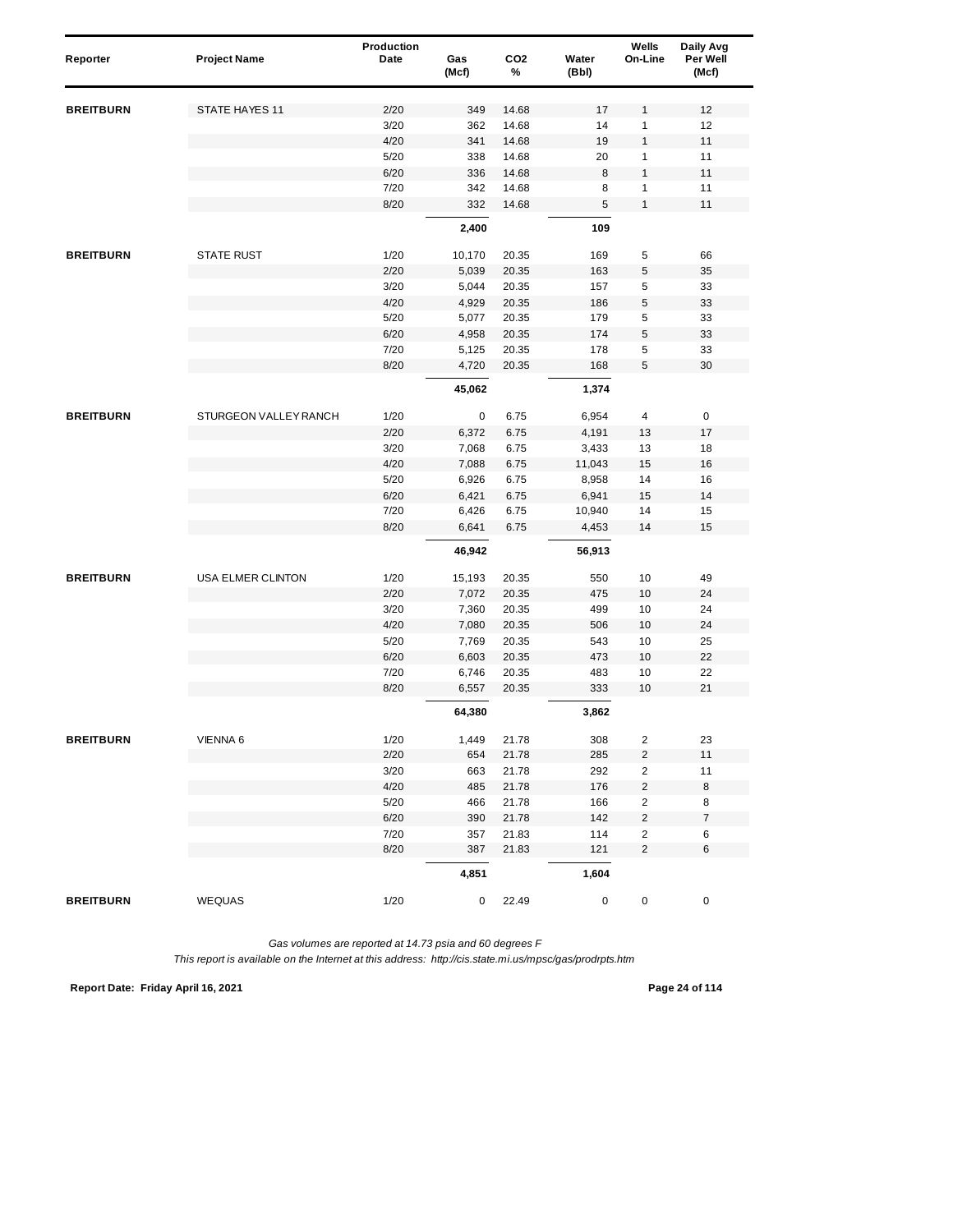| Reporter | Project Name | Production Date | Gas (Mcf) | CO2 % | Water (Bbl) | Wells On-Line | Daily Avg Per Well (Mcf) |
|---|---|---|---|---|---|---|---|
| **BREITBURN** | STATE HAYES 11 | 2/20 | 349 | 14.68 | 17 | 1 | 12 |
| | | 3/20 | 362 | 14.68 | 14 | 1 | 12 |
| | | 4/20 | 341 | 14.68 | 19 | 1 | 11 |
| | | 5/20 | 338 | 14.68 | 20 | 1 | 11 |
| | | 6/20 | 336 | 14.68 | 8 | 1 | 11 |
| | | 7/20 | 342 | 14.68 | 8 | 1 | 11 |
| | | 8/20 | 332 | 14.68 | 5 | 1 | 11 |
| | | | **2,400** | | **109** | | |
| **BREITBURN** | STATE RUST | 1/20 | 10,170 | 20.35 | 169 | 5 | 66 |
| | | 2/20 | 5,039 | 20.35 | 163 | 5 | 35 |
| | | 3/20 | 5,044 | 20.35 | 157 | 5 | 33 |
| | | 4/20 | 4,929 | 20.35 | 186 | 5 | 33 |
| | | 5/20 | 5,077 | 20.35 | 179 | 5 | 33 |
| | | 6/20 | 4,958 | 20.35 | 174 | 5 | 33 |
| | | 7/20 | 5,125 | 20.35 | 178 | 5 | 33 |
| | | 8/20 | 4,720 | 20.35 | 168 | 5 | 30 |
| | | | **45,062** | | **1,374** | | |
| **BREITBURN** | STURGEON VALLEY RANCH | 1/20 | 0 | 6.75 | 6,954 | 4 | 0 |
| | | 2/20 | 6,372 | 6.75 | 4,191 | 13 | 17 |
| | | 3/20 | 7,068 | 6.75 | 3,433 | 13 | 18 |
| | | 4/20 | 7,088 | 6.75 | 11,043 | 15 | 16 |
| | | 5/20 | 6,926 | 6.75 | 8,958 | 14 | 16 |
| | | 6/20 | 6,421 | 6.75 | 6,941 | 15 | 14 |
| | | 7/20 | 6,426 | 6.75 | 10,940 | 14 | 15 |
| | | 8/20 | 6,641 | 6.75 | 4,453 | 14 | 15 |
| | | | **46,942** | | **56,913** | | |
| **BREITBURN** | USA ELMER CLINTON | 1/20 | 15,193 | 20.35 | 550 | 10 | 49 |
| | | 2/20 | 7,072 | 20.35 | 475 | 10 | 24 |
| | | 3/20 | 7,360 | 20.35 | 499 | 10 | 24 |
| | | 4/20 | 7,080 | 20.35 | 506 | 10 | 24 |
| | | 5/20 | 7,769 | 20.35 | 543 | 10 | 25 |
| | | 6/20 | 6,603 | 20.35 | 473 | 10 | 22 |
| | | 7/20 | 6,746 | 20.35 | 483 | 10 | 22 |
| | | 8/20 | 6,557 | 20.35 | 333 | 10 | 21 |
| | | | **64,380** | | **3,862** | | |
| **BREITBURN** | VIENNA 6 | 1/20 | 1,449 | 21.78 | 308 | 2 | 23 |
| | | 2/20 | 654 | 21.78 | 285 | 2 | 11 |
| | | 3/20 | 663 | 21.78 | 292 | 2 | 11 |
| | | 4/20 | 485 | 21.78 | 176 | 2 | 8 |
| | | 5/20 | 466 | 21.78 | 166 | 2 | 8 |
| | | 6/20 | 390 | 21.78 | 142 | 2 | 7 |
| | | 7/20 | 357 | 21.83 | 114 | 2 | 6 |
| | | 8/20 | 387 | 21.83 | 121 | 2 | 6 |
| | | | **4,851** | | **1,604** | | |
| **BREITBURN** | WEQUAS | 1/20 | 0 | 22.49 | 0 | 0 | 0 |

*Gas volumes are reported at 14.73 psia and 60 degrees F*

*This report is available on the Internet at this address: http://cis.state.mi.us/mpsc/gas/prodrpts.htm*

**Report Date: Friday April 16, 2021**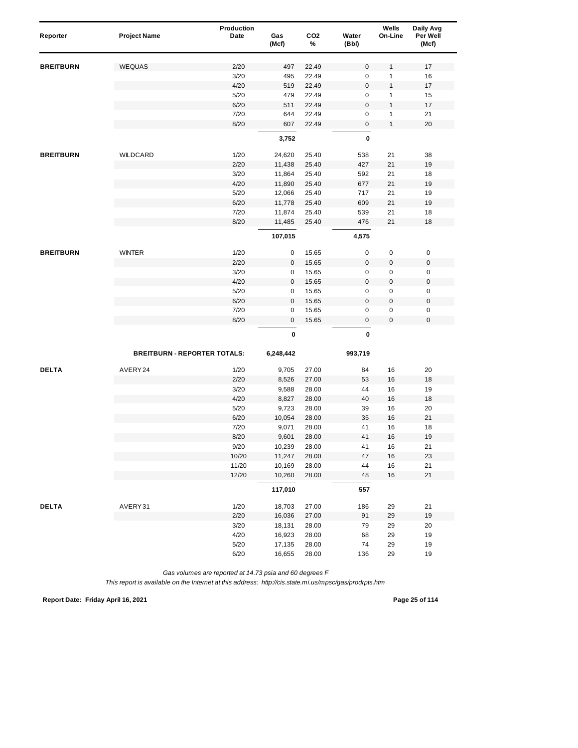| Reporter | Project Name | Production Date | Gas (Mcf) | $CO_2$ % | Water (Bbl) | Wells On-Line | Daily Avg Per Well (Mcf) |
|---|---|---|---|---|---|---|---|
| **BREITBURN** | WEQUAS | 2/20 | 497 | 22.49 | 0 | 1 | 17 |
| | | 3/20 | 495 | 22.49 | 0 | 1 | 16 |
| | | 4/20 | 519 | 22.49 | 0 | 1 | 17 |
| | | 5/20 | 479 | 22.49 | 0 | 1 | 15 |
| | | 6/20 | 511 | 22.49 | 0 | 1 | 17 |
| | | 7/20 | 644 | 22.49 | 0 | 1 | 21 |
| | | 8/20 | 607 | 22.49 | 0 | 1 | 20 |
| | | | **3,752** | | **0** | | |
| **BREITBURN** | WILDCARD | 1/20 | 24,620 | 25.40 | 538 | 21 | 38 |
| | | 2/20 | 11,438 | 25.40 | 427 | 21 | 19 |
| | | 3/20 | 11,864 | 25.40 | 592 | 21 | 18 |
| | | 4/20 | 11,890 | 25.40 | 677 | 21 | 19 |
| | | 5/20 | 12,066 | 25.40 | 717 | 21 | 19 |
| | | 6/20 | 11,778 | 25.40 | 609 | 21 | 19 |
| | | 7/20 | 11,874 | 25.40 | 539 | 21 | 18 |
| | | 8/20 | 11,485 | 25.40 | 476 | 21 | 18 |
| | | | **107,015** | | **4,575** | | |
| **BREITBURN** | WINTER | 1/20 | 0 | 15.65 | 0 | 0 | 0 |
| | | 2/20 | 0 | 15.65 | 0 | 0 | 0 |
| | | 3/20 | 0 | 15.65 | 0 | 0 | 0 |
| | | 4/20 | 0 | 15.65 | 0 | 0 | 0 |
| | | 5/20 | 0 | 15.65 | 0 | 0 | 0 |
| | | 6/20 | 0 | 15.65 | 0 | 0 | 0 |
| | | 7/20 | 0 | 15.65 | 0 | 0 | 0 |
| | | 8/20 | 0 | 15.65 | 0 | 0 | 0 |
| | | | **0** | | **0** | | |
| | **BREITBURN - REPORTER TOTALS:** | | **6,248,442** | | **993,719** | | |
| **DELTA** | AVERY 24 | 1/20 | 9,705 | 27.00 | 84 | 16 | 20 |
| | | 2/20 | 8,526 | 27.00 | 53 | 16 | 18 |
| | | 3/20 | 9,588 | 28.00 | 44 | 16 | 19 |
| | | 4/20 | 8,827 | 28.00 | 40 | 16 | 18 |
| | | 5/20 | 9,723 | 28.00 | 39 | 16 | 20 |
| | | 6/20 | 10,054 | 28.00 | 35 | 16 | 21 |
| | | 7/20 | 9,071 | 28.00 | 41 | 16 | 18 |
| | | 8/20 | 9,601 | 28.00 | 41 | 16 | 19 |
| | | 9/20 | 10,239 | 28.00 | 41 | 16 | 21 |
| | | 10/20 | 11,247 | 28.00 | 47 | 16 | 23 |
| | | 11/20 | 10,169 | 28.00 | 44 | 16 | 21 |
| | | 12/20 | 10,260 | 28.00 | 48 | 16 | 21 |
| | | | **117,010** | | **557** | | |
| **DELTA** | AVERY 31 | 1/20 | 18,703 | 27.00 | 186 | 29 | 21 |
| | | 2/20 | 16,036 | 27.00 | 91 | 29 | 19 |
| | | 3/20 | 18,131 | 28.00 | 79 | 29 | 20 |
| | | 4/20 | 16,923 | 28.00 | 68 | 29 | 19 |
| | | 5/20 | 17,135 | 28.00 | 74 | 29 | 19 |
| | | 6/20 | 16,655 | 28.00 | 136 | 29 | 19 |

*Gas volumes are reported at 14.73 psia and 60 degrees F*

*This report is available on the Internet at this address: http://cis.state.mi.us/mpsc/gas/prodrpts.htm*

**Report Date: Friday April 16, 2021**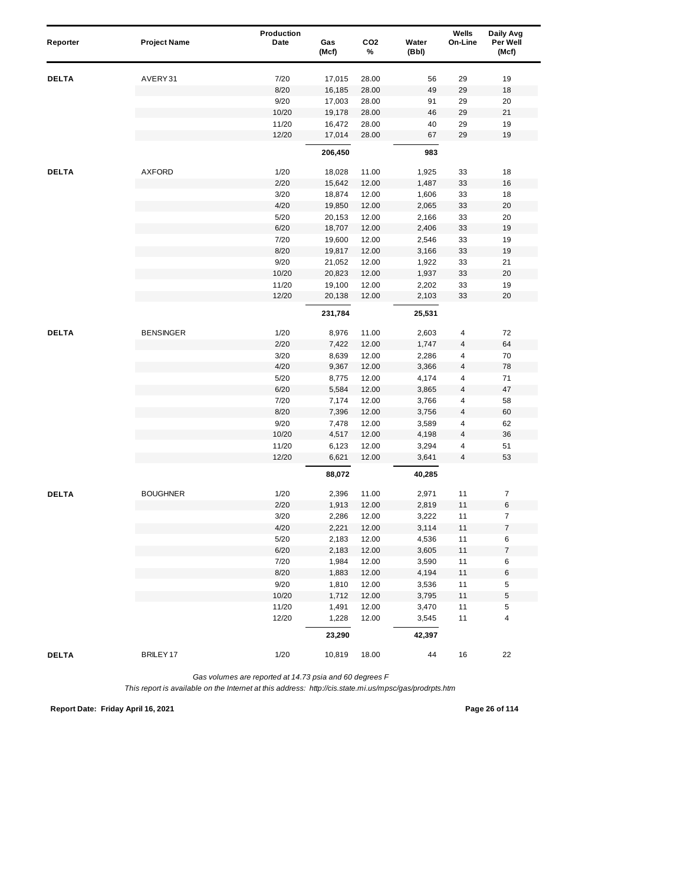| Reporter | Project Name | Production Date | Gas (Mcf) | CO2 % | Water (Bbl) | Wells On-Line | Daily Avg Per Well (Mcf) |
|---|---|---|---|---|---|---|---|
| **DELTA** | AVERY 31 | 7/20 | 17,015 | 28.00 | 56 | 29 | 19 |
| | | 8/20 | 16,185 | 28.00 | 49 | 29 | 18 |
| | | 9/20 | 17,003 | 28.00 | 91 | 29 | 20 |
| | | 10/20 | 19,178 | 28.00 | 46 | 29 | 21 |
| | | 11/20 | 16,472 | 28.00 | 40 | 29 | 19 |
| | | 12/20 | 17,014 | 28.00 | 67 | 29 | 19 |
| | | | **206,450** | | **983** | | |
| **DELTA** | AXFORD | 1/20 | 18,028 | 11.00 | 1,925 | 33 | 18 |
| | | 2/20 | 15,642 | 12.00 | 1,487 | 33 | 16 |
| | | 3/20 | 18,874 | 12.00 | 1,606 | 33 | 18 |
| | | 4/20 | 19,850 | 12.00 | 2,065 | 33 | 20 |
| | | 5/20 | 20,153 | 12.00 | 2,166 | 33 | 20 |
| | | 6/20 | 18,707 | 12.00 | 2,406 | 33 | 19 |
| | | 7/20 | 19,600 | 12.00 | 2,546 | 33 | 19 |
| | | 8/20 | 19,817 | 12.00 | 3,166 | 33 | 19 |
| | | 9/20 | 21,052 | 12.00 | 1,922 | 33 | 21 |
| | | 10/20 | 20,823 | 12.00 | 1,937 | 33 | 20 |
| | | 11/20 | 19,100 | 12.00 | 2,202 | 33 | 19 |
| | | 12/20 | 20,138 | 12.00 | 2,103 | 33 | 20 |
| | | | **231,784** | | **25,531** | | |
| **DELTA** | BENSINGER | 1/20 | 8,976 | 11.00 | 2,603 | 4 | 72 |
| | | 2/20 | 7,422 | 12.00 | 1,747 | 4 | 64 |
| | | 3/20 | 8,639 | 12.00 | 2,286 | 4 | 70 |
| | | 4/20 | 9,367 | 12.00 | 3,366 | 4 | 78 |
| | | 5/20 | 8,775 | 12.00 | 4,174 | 4 | 71 |
| | | 6/20 | 5,584 | 12.00 | 3,865 | 4 | 47 |
| | | 7/20 | 7,174 | 12.00 | 3,766 | 4 | 58 |
| | | 8/20 | 7,396 | 12.00 | 3,756 | 4 | 60 |
| | | 9/20 | 7,478 | 12.00 | 3,589 | 4 | 62 |
| | | 10/20 | 4,517 | 12.00 | 4,198 | 4 | 36 |
| | | 11/20 | 6,123 | 12.00 | 3,294 | 4 | 51 |
| | | 12/20 | 6,621 | 12.00 | 3,641 | 4 | 53 |
| | | | **88,072** | | **40,285** | | |
| **DELTA** | BOUGHNER | 1/20 | 2,396 | 11.00 | 2,971 | 11 | 7 |
| | | 2/20 | 1,913 | 12.00 | 2,819 | 11 | 6 |
| | | 3/20 | 2,286 | 12.00 | 3,222 | 11 | 7 |
| | | 4/20 | 2,221 | 12.00 | 3,114 | 11 | 7 |
| | | 5/20 | 2,183 | 12.00 | 4,536 | 11 | 6 |
| | | 6/20 | 2,183 | 12.00 | 3,605 | 11 | 7 |
| | | 7/20 | 1,984 | 12.00 | 3,590 | 11 | 6 |
| | | 8/20 | 1,883 | 12.00 | 4,194 | 11 | 6 |
| | | 9/20 | 1,810 | 12.00 | 3,536 | 11 | 5 |
| | | 10/20 | 1,712 | 12.00 | 3,795 | 11 | 5 |
| | | 11/20 | 1,491 | 12.00 | 3,470 | 11 | 5 |
| | | 12/20 | 1,228 | 12.00 | 3,545 | 11 | 4 |
| | | | **23,290** | | **42,397** | | |
| **DELTA** | BRILEY 17 | 1/20 | 10,819 | 18.00 | 44 | 16 | 22 |

*Gas volumes are reported at 14.73 psia and 60 degrees F*

*This report is available on the Internet at this address: http://cis.state.mi.us/mpsc/gas/prodrpts.htm*

**Report Date: Friday April 16, 2021**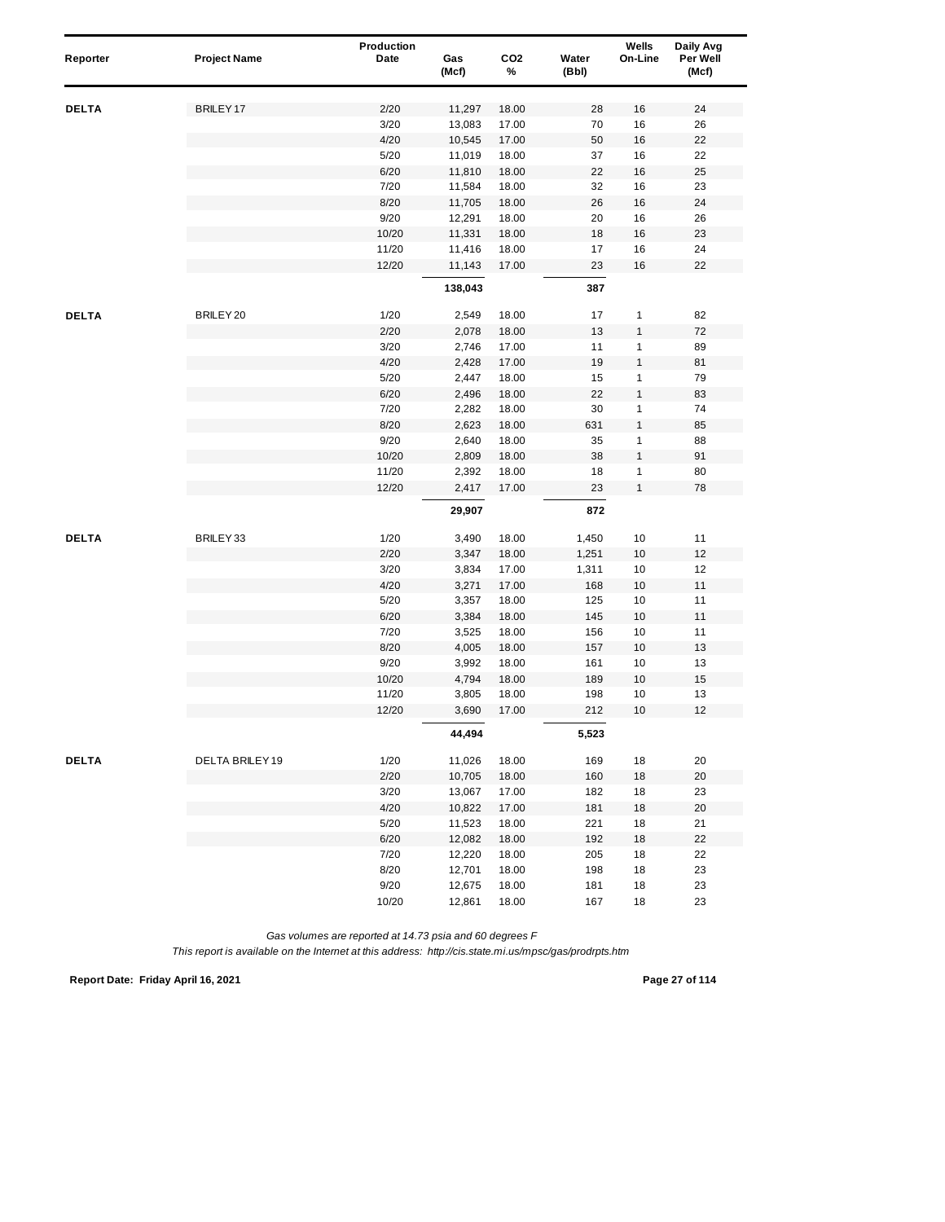| Reporter | Project Name | Production Date | Gas (Mcf) | CO2 % | Water (Bbl) | Wells On-Line | Daily Avg Per Well (Mcf) |
|---|---|---|---|---|---|---|---|
| DELTA | BRILEY 17 | 2/20 | 11,297 | 18.00 | 28 | 16 | 24 |
| | | 3/20 | 13,083 | 17.00 | 70 | 16 | 26 |
| | | 4/20 | 10,545 | 17.00 | 50 | 16 | 22 |
| | | 5/20 | 11,019 | 18.00 | 37 | 16 | 22 |
| | | 6/20 | 11,810 | 18.00 | 22 | 16 | 25 |
| | | 7/20 | 11,584 | 18.00 | 32 | 16 | 23 |
| | | 8/20 | 11,705 | 18.00 | 26 | 16 | 24 |
| | | 9/20 | 12,291 | 18.00 | 20 | 16 | 26 |
| | | 10/20 | 11,331 | 18.00 | 18 | 16 | 23 |
| | | 11/20 | 11,416 | 18.00 | 17 | 16 | 24 |
| | | 12/20 | 11,143 | 17.00 | 23 | 16 | 22 |
| | | | **138,043** | | **387** | | |
| DELTA | BRILEY 20 | 1/20 | 2,549 | 18.00 | 17 | 1 | 82 |
| | | 2/20 | 2,078 | 18.00 | 13 | 1 | 72 |
| | | 3/20 | 2,746 | 17.00 | 11 | 1 | 89 |
| | | 4/20 | 2,428 | 17.00 | 19 | 1 | 81 |
| | | 5/20 | 2,447 | 18.00 | 15 | 1 | 79 |
| | | 6/20 | 2,496 | 18.00 | 22 | 1 | 83 |
| | | 7/20 | 2,282 | 18.00 | 30 | 1 | 74 |
| | | 8/20 | 2,623 | 18.00 | 631 | 1 | 85 |
| | | 9/20 | 2,640 | 18.00 | 35 | 1 | 88 |
| | | 10/20 | 2,809 | 18.00 | 38 | 1 | 91 |
| | | 11/20 | 2,392 | 18.00 | 18 | 1 | 80 |
| | | 12/20 | 2,417 | 17.00 | 23 | 1 | 78 |
| | | | **29,907** | | **872** | | |
| DELTA | BRILEY 33 | 1/20 | 3,490 | 18.00 | 1,450 | 10 | 11 |
| | | 2/20 | 3,347 | 18.00 | 1,251 | 10 | 12 |
| | | 3/20 | 3,834 | 17.00 | 1,311 | 10 | 12 |
| | | 4/20 | 3,271 | 17.00 | 168 | 10 | 11 |
| | | 5/20 | 3,357 | 18.00 | 125 | 10 | 11 |
| | | 6/20 | 3,384 | 18.00 | 145 | 10 | 11 |
| | | 7/20 | 3,525 | 18.00 | 156 | 10 | 11 |
| | | 8/20 | 4,005 | 18.00 | 157 | 10 | 13 |
| | | 9/20 | 3,992 | 18.00 | 161 | 10 | 13 |
| | | 10/20 | 4,794 | 18.00 | 189 | 10 | 15 |
| | | 11/20 | 3,805 | 18.00 | 198 | 10 | 13 |
| | | 12/20 | 3,690 | 17.00 | 212 | 10 | 12 |
| | | | **44,494** | | **5,523** | | |
| DELTA | DELTA BRILEY 19 | 1/20 | 11,026 | 18.00 | 169 | 18 | 20 |
| | | 2/20 | 10,705 | 18.00 | 160 | 18 | 20 |
| | | 3/20 | 13,067 | 17.00 | 182 | 18 | 23 |
| | | 4/20 | 10,822 | 17.00 | 181 | 18 | 20 |
| | | 5/20 | 11,523 | 18.00 | 221 | 18 | 21 |
| | | 6/20 | 12,082 | 18.00 | 192 | 18 | 22 |
| | | 7/20 | 12,220 | 18.00 | 205 | 18 | 22 |
| | | 8/20 | 12,701 | 18.00 | 198 | 18 | 23 |
| | | 9/20 | 12,675 | 18.00 | 181 | 18 | 23 |
| | | 10/20 | 12,861 | 18.00 | 167 | 18 | 23 |

*Gas volumes are reported at 14.73 psia and 60 degrees F*

*This report is available on the Internet at this address: http://cis.state.mi.us/mpsc/gas/prodrpts.htm*

**Report Date: Friday April 16, 2021**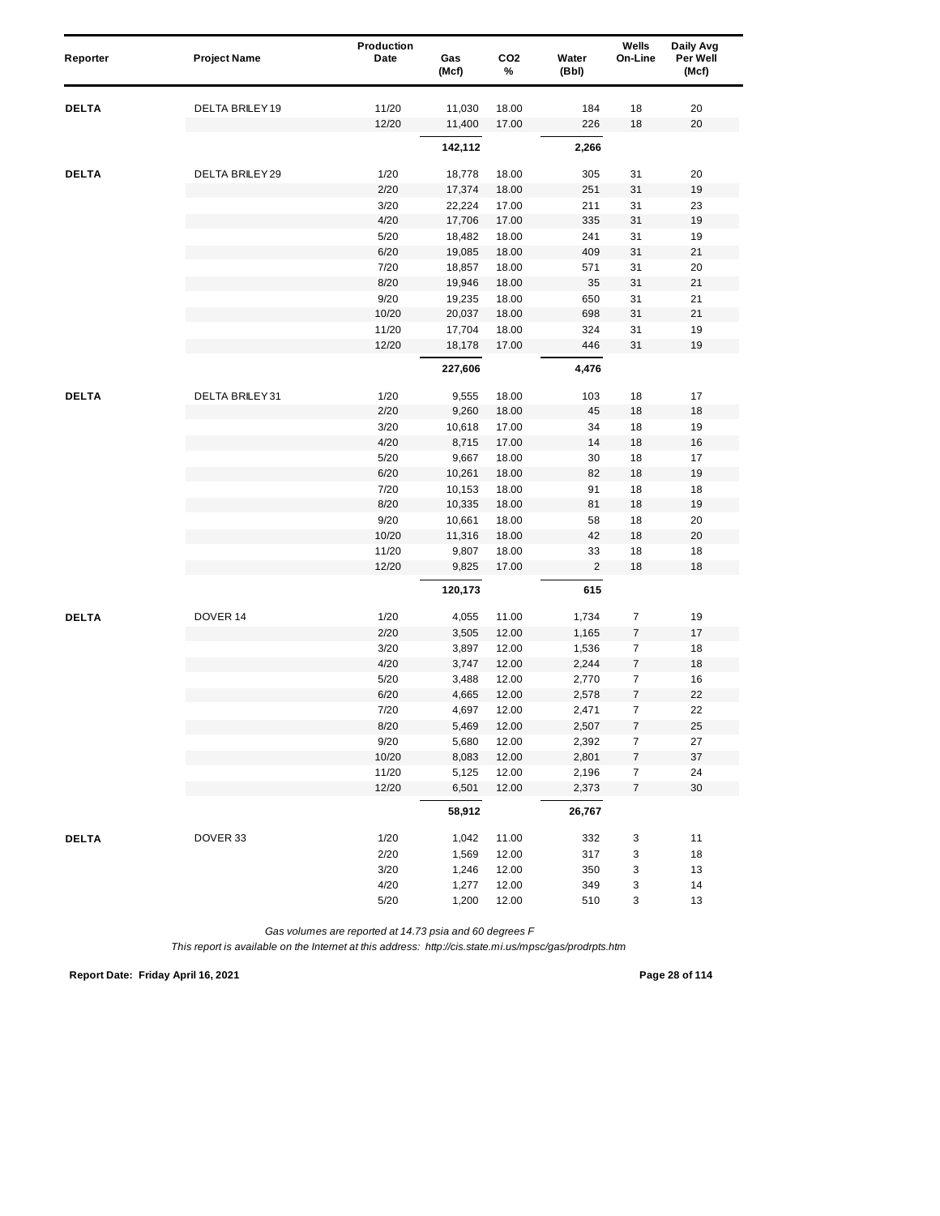| Reporter | Project Name | Production Date | Gas (Mcf) | $CO_2$ % | Water (Bbl) | Wells On-Line | Daily Avg Per Well (Mcf) |
|---|---|---|---|---|---|---|---|
| **DELTA** | DELTA BRILEY 19 | 11/20 | 11,030 | 18.00 | 184 | 18 | 20 |
| | | 12/20 | 11,400 | 17.00 | 226 | 18 | 20 |
| | | | **142,112** | | **2,266** | | |
| **DELTA** | DELTA BRILEY 29 | 1/20 | 18,778 | 18.00 | 305 | 31 | 20 |
| | | 2/20 | 17,374 | 18.00 | 251 | 31 | 19 |
| | | 3/20 | 22,224 | 17.00 | 211 | 31 | 23 |
| | | 4/20 | 17,706 | 17.00 | 335 | 31 | 19 |
| | | 5/20 | 18,482 | 18.00 | 241 | 31 | 19 |
| | | 6/20 | 19,085 | 18.00 | 409 | 31 | 21 |
| | | 7/20 | 18,857 | 18.00 | 571 | 31 | 20 |
| | | 8/20 | 19,946 | 18.00 | 35 | 31 | 21 |
| | | 9/20 | 19,235 | 18.00 | 650 | 31 | 21 |
| | | 10/20 | 20,037 | 18.00 | 698 | 31 | 21 |
| | | 11/20 | 17,704 | 18.00 | 324 | 31 | 19 |
| | | 12/20 | 18,178 | 17.00 | 446 | 31 | 19 |
| | | | **227,606** | | **4,476** | | |
| **DELTA** | DELTA BRILEY 31 | 1/20 | 9,555 | 18.00 | 103 | 18 | 17 |
| | | 2/20 | 9,260 | 18.00 | 45 | 18 | 18 |
| | | 3/20 | 10,618 | 17.00 | 34 | 18 | 19 |
| | | 4/20 | 8,715 | 17.00 | 14 | 18 | 16 |
| | | 5/20 | 9,667 | 18.00 | 30 | 18 | 17 |
| | | 6/20 | 10,261 | 18.00 | 82 | 18 | 19 |
| | | 7/20 | 10,153 | 18.00 | 91 | 18 | 18 |
| | | 8/20 | 10,335 | 18.00 | 81 | 18 | 19 |
| | | 9/20 | 10,661 | 18.00 | 58 | 18 | 20 |
| | | 10/20 | 11,316 | 18.00 | 42 | 18 | 20 |
| | | 11/20 | 9,807 | 18.00 | 33 | 18 | 18 |
| | | 12/20 | 9,825 | 17.00 | 2 | 18 | 18 |
| | | | **120,173** | | **615** | | |
| **DELTA** | DOVER 14 | 1/20 | 4,055 | 11.00 | 1,734 | 7 | 19 |
| | | 2/20 | 3,505 | 12.00 | 1,165 | 7 | 17 |
| | | 3/20 | 3,897 | 12.00 | 1,536 | 7 | 18 |
| | | 4/20 | 3,747 | 12.00 | 2,244 | 7 | 18 |
| | | 5/20 | 3,488 | 12.00 | 2,770 | 7 | 16 |
| | | 6/20 | 4,665 | 12.00 | 2,578 | 7 | 22 |
| | | 7/20 | 4,697 | 12.00 | 2,471 | 7 | 22 |
| | | 8/20 | 5,469 | 12.00 | 2,507 | 7 | 25 |
| | | 9/20 | 5,680 | 12.00 | 2,392 | 7 | 27 |
| | | 10/20 | 8,083 | 12.00 | 2,801 | 7 | 37 |
| | | 11/20 | 5,125 | 12.00 | 2,196 | 7 | 24 |
| | | 12/20 | 6,501 | 12.00 | 2,373 | 7 | 30 |
| | | | **58,912** | | **26,767** | | |
| **DELTA** | DOVER 33 | 1/20 | 1,042 | 11.00 | 332 | 3 | 11 |
| | | 2/20 | 1,569 | 12.00 | 317 | 3 | 18 |
| | | 3/20 | 1,246 | 12.00 | 350 | 3 | 13 |
| | | 4/20 | 1,277 | 12.00 | 349 | 3 | 14 |
| | | 5/20 | 1,200 | 12.00 | 510 | 3 | 13 |

*Gas volumes are reported at 14.73 psia and 60 degrees F*

*This report is available on the Internet at this address: http://cis.state.mi.us/mpsc/gas/prodrpts.htm*

**Report Date: Friday April 16, 2021**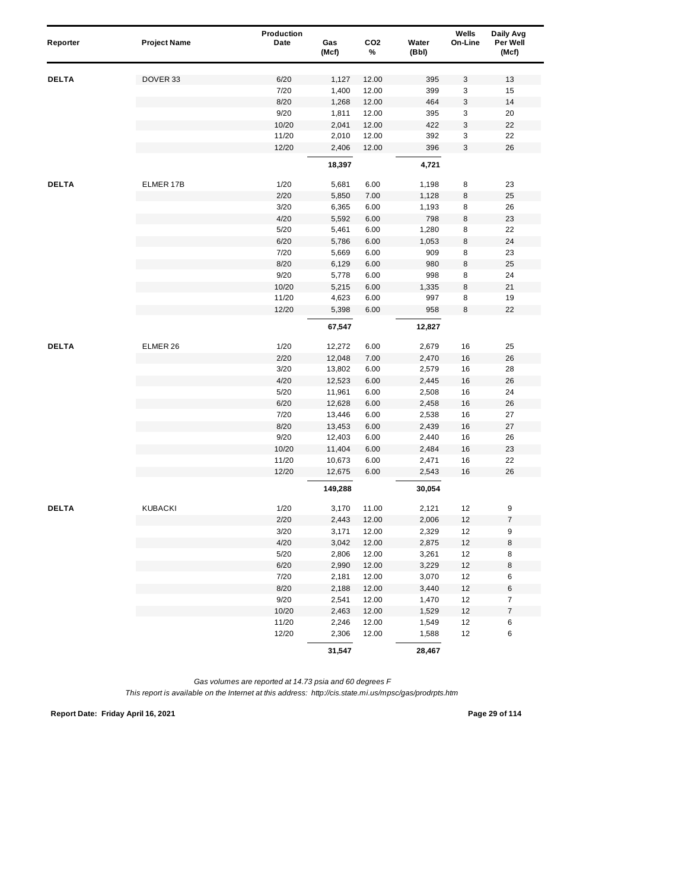| Reporter | Project Name | Production Date | Gas (Mcf) | CO2 % | Water (Bbl) | Wells On-Line | Daily Avg Per Well (Mcf) |
|---|---|---|---|---|---|---|---|
| **DELTA** | DOVER 33 | 6/20 | 1,127 | 12.00 | 395 | 3 | 13 |
| | | 7/20 | 1,400 | 12.00 | 399 | 3 | 15 |
| | | 8/20 | 1,268 | 12.00 | 464 | 3 | 14 |
| | | 9/20 | 1,811 | 12.00 | 395 | 3 | 20 |
| | | 10/20 | 2,041 | 12.00 | 422 | 3 | 22 |
| | | 11/20 | 2,010 | 12.00 | 392 | 3 | 22 |
| | | 12/20 | 2,406 | 12.00 | 396 | 3 | 26 |
| | | | **18,397** | | **4,721** | | |
| **DELTA** | ELMER 17B | 1/20 | 5,681 | 6.00 | 1,198 | 8 | 23 |
| | | 2/20 | 5,850 | 7.00 | 1,128 | 8 | 25 |
| | | 3/20 | 6,365 | 6.00 | 1,193 | 8 | 26 |
| | | 4/20 | 5,592 | 6.00 | 798 | 8 | 23 |
| | | 5/20 | 5,461 | 6.00 | 1,280 | 8 | 22 |
| | | 6/20 | 5,786 | 6.00 | 1,053 | 8 | 24 |
| | | 7/20 | 5,669 | 6.00 | 909 | 8 | 23 |
| | | 8/20 | 6,129 | 6.00 | 980 | 8 | 25 |
| | | 9/20 | 5,778 | 6.00 | 998 | 8 | 24 |
| | | 10/20 | 5,215 | 6.00 | 1,335 | 8 | 21 |
| | | 11/20 | 4,623 | 6.00 | 997 | 8 | 19 |
| | | 12/20 | 5,398 | 6.00 | 958 | 8 | 22 |
| | | | **67,547** | | **12,827** | | |
| **DELTA** | ELMER 26 | 1/20 | 12,272 | 6.00 | 2,679 | 16 | 25 |
| | | 2/20 | 12,048 | 7.00 | 2,470 | 16 | 26 |
| | | 3/20 | 13,802 | 6.00 | 2,579 | 16 | 28 |
| | | 4/20 | 12,523 | 6.00 | 2,445 | 16 | 26 |
| | | 5/20 | 11,961 | 6.00 | 2,508 | 16 | 24 |
| | | 6/20 | 12,628 | 6.00 | 2,458 | 16 | 26 |
| | | 7/20 | 13,446 | 6.00 | 2,538 | 16 | 27 |
| | | 8/20 | 13,453 | 6.00 | 2,439 | 16 | 27 |
| | | 9/20 | 12,403 | 6.00 | 2,440 | 16 | 26 |
| | | 10/20 | 11,404 | 6.00 | 2,484 | 16 | 23 |
| | | 11/20 | 10,673 | 6.00 | 2,471 | 16 | 22 |
| | | 12/20 | 12,675 | 6.00 | 2,543 | 16 | 26 |
| | | | **149,288** | | **30,054** | | |
| **DELTA** | KUBACKI | 1/20 | 3,170 | 11.00 | 2,121 | 12 | 9 |
| | | 2/20 | 2,443 | 12.00 | 2,006 | 12 | 7 |
| | | 3/20 | 3,171 | 12.00 | 2,329 | 12 | 9 |
| | | 4/20 | 3,042 | 12.00 | 2,875 | 12 | 8 |
| | | 5/20 | 2,806 | 12.00 | 3,261 | 12 | 8 |
| | | 6/20 | 2,990 | 12.00 | 3,229 | 12 | 8 |
| | | 7/20 | 2,181 | 12.00 | 3,070 | 12 | 6 |
| | | 8/20 | 2,188 | 12.00 | 3,440 | 12 | 6 |
| | | 9/20 | 2,541 | 12.00 | 1,470 | 12 | 7 |
| | | 10/20 | 2,463 | 12.00 | 1,529 | 12 | 7 |
| | | 11/20 | 2,246 | 12.00 | 1,549 | 12 | 6 |
| | | 12/20 | 2,306 | 12.00 | 1,588 | 12 | 6 |
| | | | **31,547** | | **28,467** | | |

*Gas volumes are reported at 14.73 psia and 60 degrees F*

*This report is available on the Internet at this address: http://cis.state.mi.us/mpsc/gas/prodrpts.htm*

**Report Date: Friday April 16, 2021**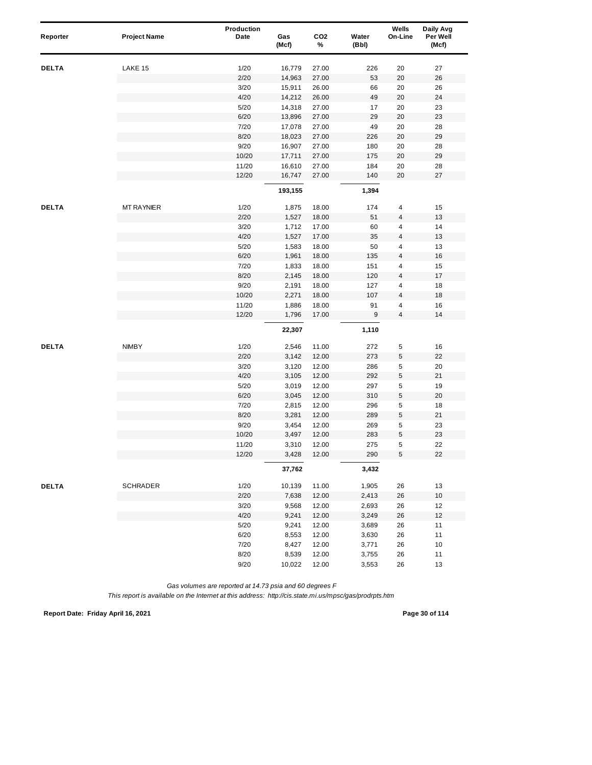| Reporter | Project Name | Production Date | Gas (Mcf) | $CO_2$ % | Water (Bbl) | Wells On-Line | Daily Avg Per Well (Mcf) |
|---|---|---|---|---|---|---|---|
| DELTA | LAKE 15 | 1/20 | 16,779 | 27.00 | 226 | 20 | 27 |
| | | 2/20 | 14,963 | 27.00 | 53 | 20 | 26 |
| | | 3/20 | 15,911 | 26.00 | 66 | 20 | 26 |
| | | 4/20 | 14,212 | 26.00 | 49 | 20 | 24 |
| | | 5/20 | 14,318 | 27.00 | 17 | 20 | 23 |
| | | 6/20 | 13,896 | 27.00 | 29 | 20 | 23 |
| | | 7/20 | 17,078 | 27.00 | 49 | 20 | 28 |
| | | 8/20 | 18,023 | 27.00 | 226 | 20 | 29 |
| | | 9/20 | 16,907 | 27.00 | 180 | 20 | 28 |
| | | 10/20 | 17,711 | 27.00 | 175 | 20 | 29 |
| | | 11/20 | 16,610 | 27.00 | 184 | 20 | 28 |
| | | 12/20 | 16,747 | 27.00 | 140 | 20 | 27 |
| | | | **193,155** | | **1,394** | | |
| DELTA | MT RAYNIER | 1/20 | 1,875 | 18.00 | 174 | 4 | 15 |
| | | 2/20 | 1,527 | 18.00 | 51 | 4 | 13 |
| | | 3/20 | 1,712 | 17.00 | 60 | 4 | 14 |
| | | 4/20 | 1,527 | 17.00 | 35 | 4 | 13 |
| | | 5/20 | 1,583 | 18.00 | 50 | 4 | 13 |
| | | 6/20 | 1,961 | 18.00 | 135 | 4 | 16 |
| | | 7/20 | 1,833 | 18.00 | 151 | 4 | 15 |
| | | 8/20 | 2,145 | 18.00 | 120 | 4 | 17 |
| | | 9/20 | 2,191 | 18.00 | 127 | 4 | 18 |
| | | 10/20 | 2,271 | 18.00 | 107 | 4 | 18 |
| | | 11/20 | 1,886 | 18.00 | 91 | 4 | 16 |
| | | 12/20 | 1,796 | 17.00 | 9 | 4 | 14 |
| | | | **22,307** | | **1,110** | | |
| DELTA | NIMBY | 1/20 | 2,546 | 11.00 | 272 | 5 | 16 |
| | | 2/20 | 3,142 | 12.00 | 273 | 5 | 22 |
| | | 3/20 | 3,120 | 12.00 | 286 | 5 | 20 |
| | | 4/20 | 3,105 | 12.00 | 292 | 5 | 21 |
| | | 5/20 | 3,019 | 12.00 | 297 | 5 | 19 |
| | | 6/20 | 3,045 | 12.00 | 310 | 5 | 20 |
| | | 7/20 | 2,815 | 12.00 | 296 | 5 | 18 |
| | | 8/20 | 3,281 | 12.00 | 289 | 5 | 21 |
| | | 9/20 | 3,454 | 12.00 | 269 | 5 | 23 |
| | | 10/20 | 3,497 | 12.00 | 283 | 5 | 23 |
| | | 11/20 | 3,310 | 12.00 | 275 | 5 | 22 |
| | | 12/20 | 3,428 | 12.00 | 290 | 5 | 22 |
| | | | **37,762** | | **3,432** | | |
| DELTA | SCHRADER | 1/20 | 10,139 | 11.00 | 1,905 | 26 | 13 |
| | | 2/20 | 7,638 | 12.00 | 2,413 | 26 | 10 |
| | | 3/20 | 9,568 | 12.00 | 2,693 | 26 | 12 |
| | | 4/20 | 9,241 | 12.00 | 3,249 | 26 | 12 |
| | | 5/20 | 9,241 | 12.00 | 3,689 | 26 | 11 |
| | | 6/20 | 8,553 | 12.00 | 3,630 | 26 | 11 |
| | | 7/20 | 8,427 | 12.00 | 3,771 | 26 | 10 |
| | | 8/20 | 8,539 | 12.00 | 3,755 | 26 | 11 |
| | | 9/20 | 10,022 | 12.00 | 3,553 | 26 | 13 |

*Gas volumes are reported at 14.73 psia and 60 degrees F*

*This report is available on the Internet at this address: http://cis.state.mi.us/mpsc/gas/prodrpts.htm*

**Report Date: Friday April 16, 2021**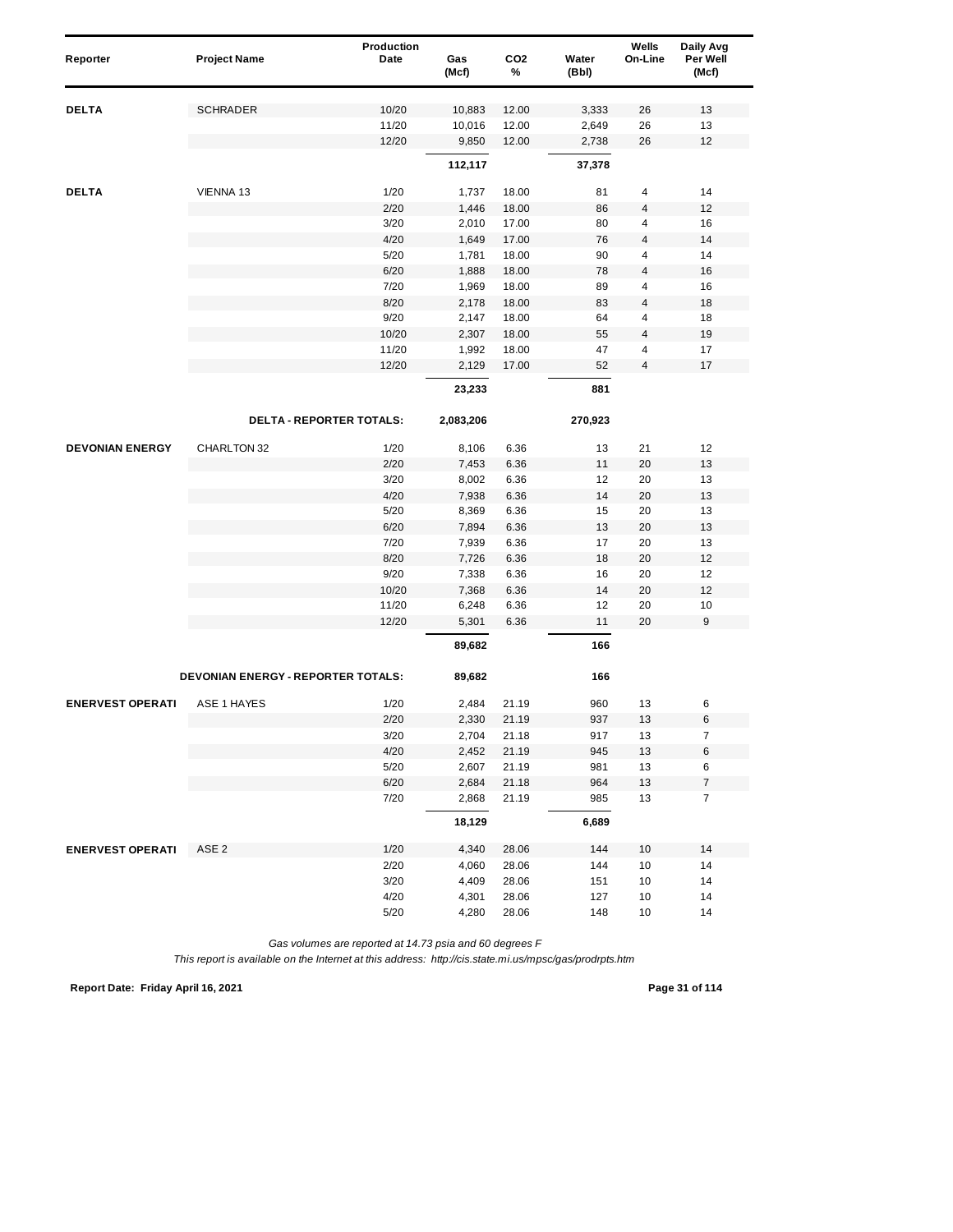| Reporter | Project Name | Production Date | Gas (Mcf) | CO2 % | Water (Bbl) | Wells On-Line | Daily Avg Per Well (Mcf) |
|---|---|---|---|---|---|---|---|
| DELTA | SCHRADER | 10/20 | 10,883 | 12.00 | 3,333 | 26 | 13 |
| | | 11/20 | 10,016 | 12.00 | 2,649 | 26 | 13 |
| | | 12/20 | 9,850 | 12.00 | 2,738 | 26 | 12 |
| | | | **112,117** | | **37,378** | | |
| DELTA | VIENNA 13 | 1/20 | 1,737 | 18.00 | 81 | 4 | 14 |
| | | 2/20 | 1,446 | 18.00 | 86 | 4 | 12 |
| | | 3/20 | 2,010 | 17.00 | 80 | 4 | 16 |
| | | 4/20 | 1,649 | 17.00 | 76 | 4 | 14 |
| | | 5/20 | 1,781 | 18.00 | 90 | 4 | 14 |
| | | 6/20 | 1,888 | 18.00 | 78 | 4 | 16 |
| | | 7/20 | 1,969 | 18.00 | 89 | 4 | 16 |
| | | 8/20 | 2,178 | 18.00 | 83 | 4 | 18 |
| | | 9/20 | 2,147 | 18.00 | 64 | 4 | 18 |
| | | 10/20 | 2,307 | 18.00 | 55 | 4 | 19 |
| | | 11/20 | 1,992 | 18.00 | 47 | 4 | 17 |
| | | 12/20 | 2,129 | 17.00 | 52 | 4 | 17 |
| | | | **23,233** | | **881** | | |
| | **DELTA - REPORTER TOTALS:** | | **2,083,206** | | **270,923** | | |
| DEVONIAN ENERGY | CHARLTON 32 | 1/20 | 8,106 | 6.36 | 13 | 21 | 12 |
| | | 2/20 | 7,453 | 6.36 | 11 | 20 | 13 |
| | | 3/20 | 8,002 | 6.36 | 12 | 20 | 13 |
| | | 4/20 | 7,938 | 6.36 | 14 | 20 | 13 |
| | | 5/20 | 8,369 | 6.36 | 15 | 20 | 13 |
| | | 6/20 | 7,894 | 6.36 | 13 | 20 | 13 |
| | | 7/20 | 7,939 | 6.36 | 17 | 20 | 13 |
| | | 8/20 | 7,726 | 6.36 | 18 | 20 | 12 |
| | | 9/20 | 7,338 | 6.36 | 16 | 20 | 12 |
| | | 10/20 | 7,368 | 6.36 | 14 | 20 | 12 |
| | | 11/20 | 6,248 | 6.36 | 12 | 20 | 10 |
| | | 12/20 | 5,301 | 6.36 | 11 | 20 | 9 |
| | | | **89,682** | | **166** | | |
| | **DEVONIAN ENERGY - REPORTER TOTALS:** | | **89,682** | | **166** | | |
| ENERVEST OPERATI | ASE 1 HAYES | 1/20 | 2,484 | 21.19 | 960 | 13 | 6 |
| | | 2/20 | 2,330 | 21.19 | 937 | 13 | 6 |
| | | 3/20 | 2,704 | 21.18 | 917 | 13 | 7 |
| | | 4/20 | 2,452 | 21.19 | 945 | 13 | 6 |
| | | 5/20 | 2,607 | 21.19 | 981 | 13 | 6 |
| | | 6/20 | 2,684 | 21.18 | 964 | 13 | 7 |
| | | 7/20 | 2,868 | 21.19 | 985 | 13 | 7 |
| | | | **18,129** | | **6,689** | | |
| ENERVEST OPERATI | ASE 2 | 1/20 | 4,340 | 28.06 | 144 | 10 | 14 |
| | | 2/20 | 4,060 | 28.06 | 144 | 10 | 14 |
| | | 3/20 | 4,409 | 28.06 | 151 | 10 | 14 |
| | | 4/20 | 4,301 | 28.06 | 127 | 10 | 14 |
| | | 5/20 | 4,280 | 28.06 | 148 | 10 | 14 |

*Gas volumes are reported at 14.73 psia and 60 degrees F*

*This report is available on the Internet at this address: http://cis.state.mi.us/mpsc/gas/prodrpts.htm*

**Report Date: Friday April 16, 2021**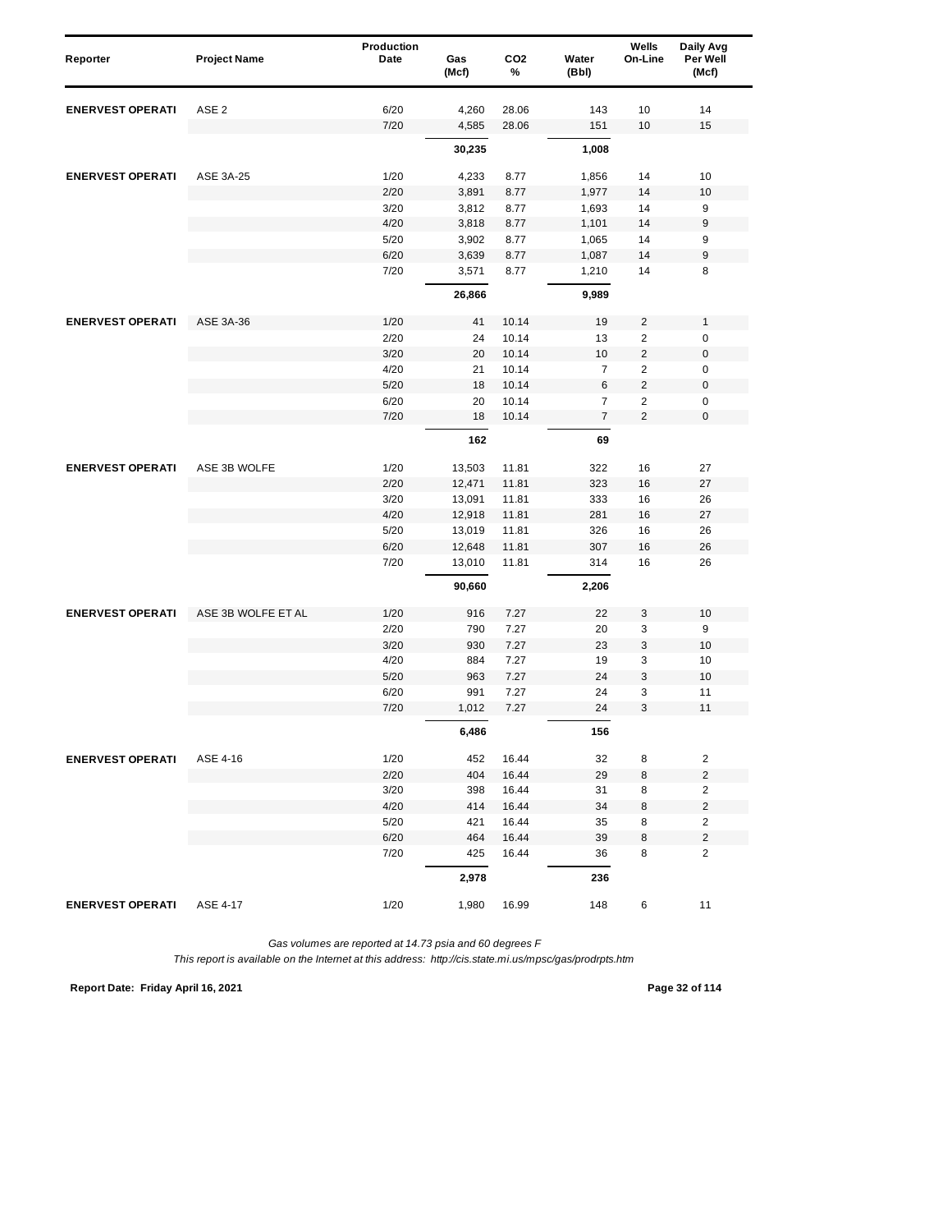| Reporter | Project Name | Production Date | Gas (Mcf) | $CO_2$ % | Water (Bbl) | Wells On-Line | Daily Avg Per Well (Mcf) |
|---|---|---|---|---|---|---|---|
| ENERVEST OPERATI | ASE 2 | 6/20 | 4,260 | 28.06 | 143 | 10 | 14 |
| | | 7/20 | 4,585 | 28.06 | 151 | 10 | 15 |
| | | | **30,235** | | **1,008** | | |
| ENERVEST OPERATI | ASE 3A-25 | 1/20 | 4,233 | 8.77 | 1,856 | 14 | 10 |
| | | 2/20 | 3,891 | 8.77 | 1,977 | 14 | 10 |
| | | 3/20 | 3,812 | 8.77 | 1,693 | 14 | 9 |
| | | 4/20 | 3,818 | 8.77 | 1,101 | 14 | 9 |
| | | 5/20 | 3,902 | 8.77 | 1,065 | 14 | 9 |
| | | 6/20 | 3,639 | 8.77 | 1,087 | 14 | 9 |
| | | 7/20 | 3,571 | 8.77 | 1,210 | 14 | 8 |
| | | | **26,866** | | **9,989** | | |
| ENERVEST OPERATI | ASE 3A-36 | 1/20 | 41 | 10.14 | 19 | 2 | 1 |
| | | 2/20 | 24 | 10.14 | 13 | 2 | 0 |
| | | 3/20 | 20 | 10.14 | 10 | 2 | 0 |
| | | 4/20 | 21 | 10.14 | 7 | 2 | 0 |
| | | 5/20 | 18 | 10.14 | 6 | 2 | 0 |
| | | 6/20 | 20 | 10.14 | 7 | 2 | 0 |
| | | 7/20 | 18 | 10.14 | 7 | 2 | 0 |
| | | | **162** | | **69** | | |
| ENERVEST OPERATI | ASE 3B WOLFE | 1/20 | 13,503 | 11.81 | 322 | 16 | 27 |
| | | 2/20 | 12,471 | 11.81 | 323 | 16 | 27 |
| | | 3/20 | 13,091 | 11.81 | 333 | 16 | 26 |
| | | 4/20 | 12,918 | 11.81 | 281 | 16 | 27 |
| | | 5/20 | 13,019 | 11.81 | 326 | 16 | 26 |
| | | 6/20 | 12,648 | 11.81 | 307 | 16 | 26 |
| | | 7/20 | 13,010 | 11.81 | 314 | 16 | 26 |
| | | | **90,660** | | **2,206** | | |
| ENERVEST OPERATI | ASE 3B WOLFE ET AL | 1/20 | 916 | 7.27 | 22 | 3 | 10 |
| | | 2/20 | 790 | 7.27 | 20 | 3 | 9 |
| | | 3/20 | 930 | 7.27 | 23 | 3 | 10 |
| | | 4/20 | 884 | 7.27 | 19 | 3 | 10 |
| | | 5/20 | 963 | 7.27 | 24 | 3 | 10 |
| | | 6/20 | 991 | 7.27 | 24 | 3 | 11 |
| | | 7/20 | 1,012 | 7.27 | 24 | 3 | 11 |
| | | | **6,486** | | **156** | | |
| ENERVEST OPERATI | ASE 4-16 | 1/20 | 452 | 16.44 | 32 | 8 | 2 |
| | | 2/20 | 404 | 16.44 | 29 | 8 | 2 |
| | | 3/20 | 398 | 16.44 | 31 | 8 | 2 |
| | | 4/20 | 414 | 16.44 | 34 | 8 | 2 |
| | | 5/20 | 421 | 16.44 | 35 | 8 | 2 |
| | | 6/20 | 464 | 16.44 | 39 | 8 | 2 |
| | | 7/20 | 425 | 16.44 | 36 | 8 | 2 |
| | | | **2,978** | | **236** | | |
| ENERVEST OPERATI | ASE 4-17 | 1/20 | 1,980 | 16.99 | 148 | 6 | 11 |

*Gas volumes are reported at 14.73 psia and 60 degrees F*

*This report is available on the Internet at this address: http://cis.state.mi.us/mpsc/gas/prodrpts.htm*

**Report Date: Friday April 16, 2021**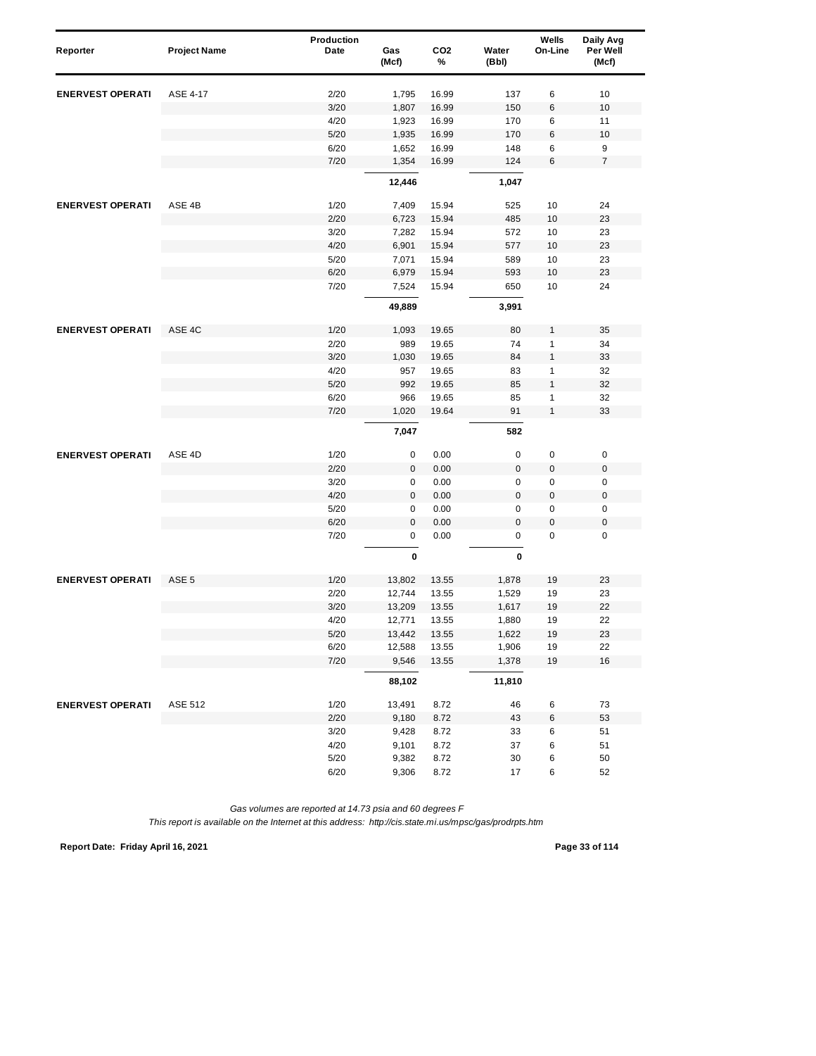| Reporter | Project Name | Production Date | Gas (Mcf) | CO2 % | Water (Bbl) | Wells On-Line | Daily Avg Per Well (Mcf) |
|---|---|---|---|---|---|---|---|
| ENERVEST OPERATI | ASE 4-17 | 2/20 | 1,795 | 16.99 | 137 | 6 | 10 |
| | | 3/20 | 1,807 | 16.99 | 150 | 6 | 10 |
| | | 4/20 | 1,923 | 16.99 | 170 | 6 | 11 |
| | | 5/20 | 1,935 | 16.99 | 170 | 6 | 10 |
| | | 6/20 | 1,652 | 16.99 | 148 | 6 | 9 |
| | | 7/20 | 1,354 | 16.99 | 124 | 6 | 7 |
| | | | **12,446** | | **1,047** | | |
| ENERVEST OPERATI | ASE 4B | 1/20 | 7,409 | 15.94 | 525 | 10 | 24 |
| | | 2/20 | 6,723 | 15.94 | 485 | 10 | 23 |
| | | 3/20 | 7,282 | 15.94 | 572 | 10 | 23 |
| | | 4/20 | 6,901 | 15.94 | 577 | 10 | 23 |
| | | 5/20 | 7,071 | 15.94 | 589 | 10 | 23 |
| | | 6/20 | 6,979 | 15.94 | 593 | 10 | 23 |
| | | 7/20 | 7,524 | 15.94 | 650 | 10 | 24 |
| | | | **49,889** | | **3,991** | | |
| ENERVEST OPERATI | ASE 4C | 1/20 | 1,093 | 19.65 | 80 | 1 | 35 |
| | | 2/20 | 989 | 19.65 | 74 | 1 | 34 |
| | | 3/20 | 1,030 | 19.65 | 84 | 1 | 33 |
| | | 4/20 | 957 | 19.65 | 83 | 1 | 32 |
| | | 5/20 | 992 | 19.65 | 85 | 1 | 32 |
| | | 6/20 | 966 | 19.65 | 85 | 1 | 32 |
| | | 7/20 | 1,020 | 19.64 | 91 | 1 | 33 |
| | | | **7,047** | | **582** | | |
| ENERVEST OPERATI | ASE 4D | 1/20 | 0 | 0.00 | 0 | 0 | 0 |
| | | 2/20 | 0 | 0.00 | 0 | 0 | 0 |
| | | 3/20 | 0 | 0.00 | 0 | 0 | 0 |
| | | 4/20 | 0 | 0.00 | 0 | 0 | 0 |
| | | 5/20 | 0 | 0.00 | 0 | 0 | 0 |
| | | 6/20 | 0 | 0.00 | 0 | 0 | 0 |
| | | 7/20 | 0 | 0.00 | 0 | 0 | 0 |
| | | | **0** | | **0** | | |
| ENERVEST OPERATI | ASE 5 | 1/20 | 13,802 | 13.55 | 1,878 | 19 | 23 |
| | | 2/20 | 12,744 | 13.55 | 1,529 | 19 | 23 |
| | | 3/20 | 13,209 | 13.55 | 1,617 | 19 | 22 |
| | | 4/20 | 12,771 | 13.55 | 1,880 | 19 | 22 |
| | | 5/20 | 13,442 | 13.55 | 1,622 | 19 | 23 |
| | | 6/20 | 12,588 | 13.55 | 1,906 | 19 | 22 |
| | | 7/20 | 9,546 | 13.55 | 1,378 | 19 | 16 |
| | | | **88,102** | | **11,810** | | |
| ENERVEST OPERATI | ASE 512 | 1/20 | 13,491 | 8.72 | 46 | 6 | 73 |
| | | 2/20 | 9,180 | 8.72 | 43 | 6 | 53 |
| | | 3/20 | 9,428 | 8.72 | 33 | 6 | 51 |
| | | 4/20 | 9,101 | 8.72 | 37 | 6 | 51 |
| | | 5/20 | 9,382 | 8.72 | 30 | 6 | 50 |
| | | 6/20 | 9,306 | 8.72 | 17 | 6 | 52 |

*Gas volumes are reported at 14.73 psia and 60 degrees F*

*This report is available on the Internet at this address: http://cis.state.mi.us/mpsc/gas/prodrpts.htm*

**Report Date: Friday April 16, 2021**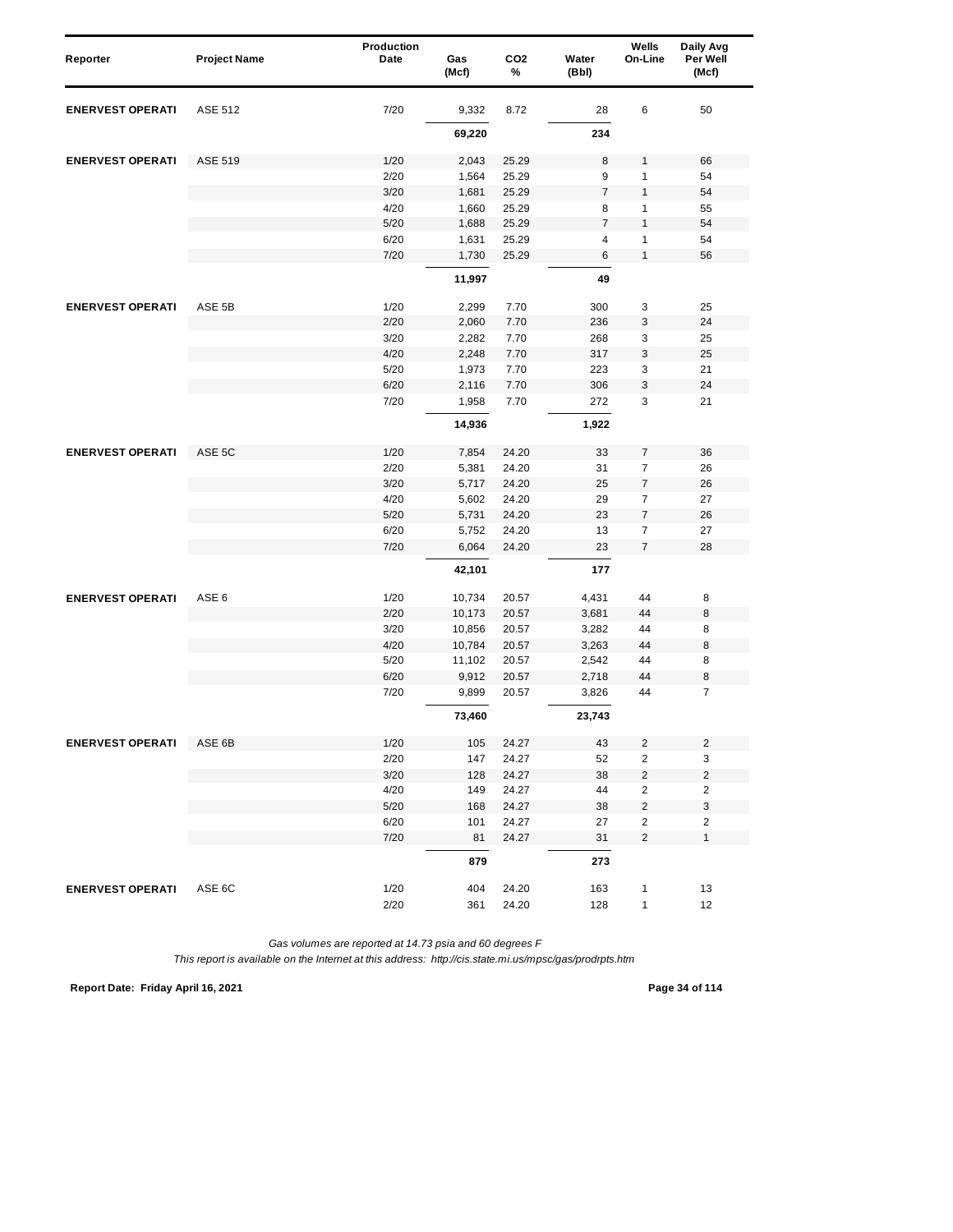| Reporter | Project Name | Production Date | Gas (Mcf) | $CO_2$ % | Water (Bbl) | Wells On-Line | Daily Avg Per Well (Mcf) |
|---|---|---|---|---|---|---|---|
| ENERVEST OPERATI | ASE 512 | 7/20 | 9,332 | 8.72 | 28 | 6 | 50 |
| | | | **69,220** | | **234** | | |
| ENERVEST OPERATI | ASE 519 | 1/20 | 2,043 | 25.29 | 8 | 1 | 66 |
| | | 2/20 | 1,564 | 25.29 | 9 | 1 | 54 |
| | | 3/20 | 1,681 | 25.29 | 7 | 1 | 54 |
| | | 4/20 | 1,660 | 25.29 | 8 | 1 | 55 |
| | | 5/20 | 1,688 | 25.29 | 7 | 1 | 54 |
| | | 6/20 | 1,631 | 25.29 | 4 | 1 | 54 |
| | | 7/20 | 1,730 | 25.29 | 6 | 1 | 56 |
| | | | **11,997** | | **49** | | |
| ENERVEST OPERATI | ASE 5B | 1/20 | 2,299 | 7.70 | 300 | 3 | 25 |
| | | 2/20 | 2,060 | 7.70 | 236 | 3 | 24 |
| | | 3/20 | 2,282 | 7.70 | 268 | 3 | 25 |
| | | 4/20 | 2,248 | 7.70 | 317 | 3 | 25 |
| | | 5/20 | 1,973 | 7.70 | 223 | 3 | 21 |
| | | 6/20 | 2,116 | 7.70 | 306 | 3 | 24 |
| | | 7/20 | 1,958 | 7.70 | 272 | 3 | 21 |
| | | | **14,936** | | **1,922** | | |
| ENERVEST OPERATI | ASE 5C | 1/20 | 7,854 | 24.20 | 33 | 7 | 36 |
| | | 2/20 | 5,381 | 24.20 | 31 | 7 | 26 |
| | | 3/20 | 5,717 | 24.20 | 25 | 7 | 26 |
| | | 4/20 | 5,602 | 24.20 | 29 | 7 | 27 |
| | | 5/20 | 5,731 | 24.20 | 23 | 7 | 26 |
| | | 6/20 | 5,752 | 24.20 | 13 | 7 | 27 |
| | | 7/20 | 6,064 | 24.20 | 23 | 7 | 28 |
| | | | **42,101** | | **177** | | |
| ENERVEST OPERATI | ASE 6 | 1/20 | 10,734 | 20.57 | 4,431 | 44 | 8 |
| | | 2/20 | 10,173 | 20.57 | 3,681 | 44 | 8 |
| | | 3/20 | 10,856 | 20.57 | 3,282 | 44 | 8 |
| | | 4/20 | 10,784 | 20.57 | 3,263 | 44 | 8 |
| | | 5/20 | 11,102 | 20.57 | 2,542 | 44 | 8 |
| | | 6/20 | 9,912 | 20.57 | 2,718 | 44 | 8 |
| | | 7/20 | 9,899 | 20.57 | 3,826 | 44 | 7 |
| | | | **73,460** | | **23,743** | | |
| ENERVEST OPERATI | ASE 6B | 1/20 | 105 | 24.27 | 43 | 2 | 2 |
| | | 2/20 | 147 | 24.27 | 52 | 2 | 3 |
| | | 3/20 | 128 | 24.27 | 38 | 2 | 2 |
| | | 4/20 | 149 | 24.27 | 44 | 2 | 2 |
| | | 5/20 | 168 | 24.27 | 38 | 2 | 3 |
| | | 6/20 | 101 | 24.27 | 27 | 2 | 2 |
| | | 7/20 | 81 | 24.27 | 31 | 2 | 1 |
| | | | **879** | | **273** | | |
| ENERVEST OPERATI | ASE 6C | 1/20 | 404 | 24.20 | 163 | 1 | 13 |
| | | 2/20 | 361 | 24.20 | 128 | 1 | 12 |

*Gas volumes are reported at 14.73 psia and 60 degrees F*

*This report is available on the Internet at this address: http://cis.state.mi.us/mpsc/gas/prodrpts.htm*

**Report Date: Friday April 16, 2021**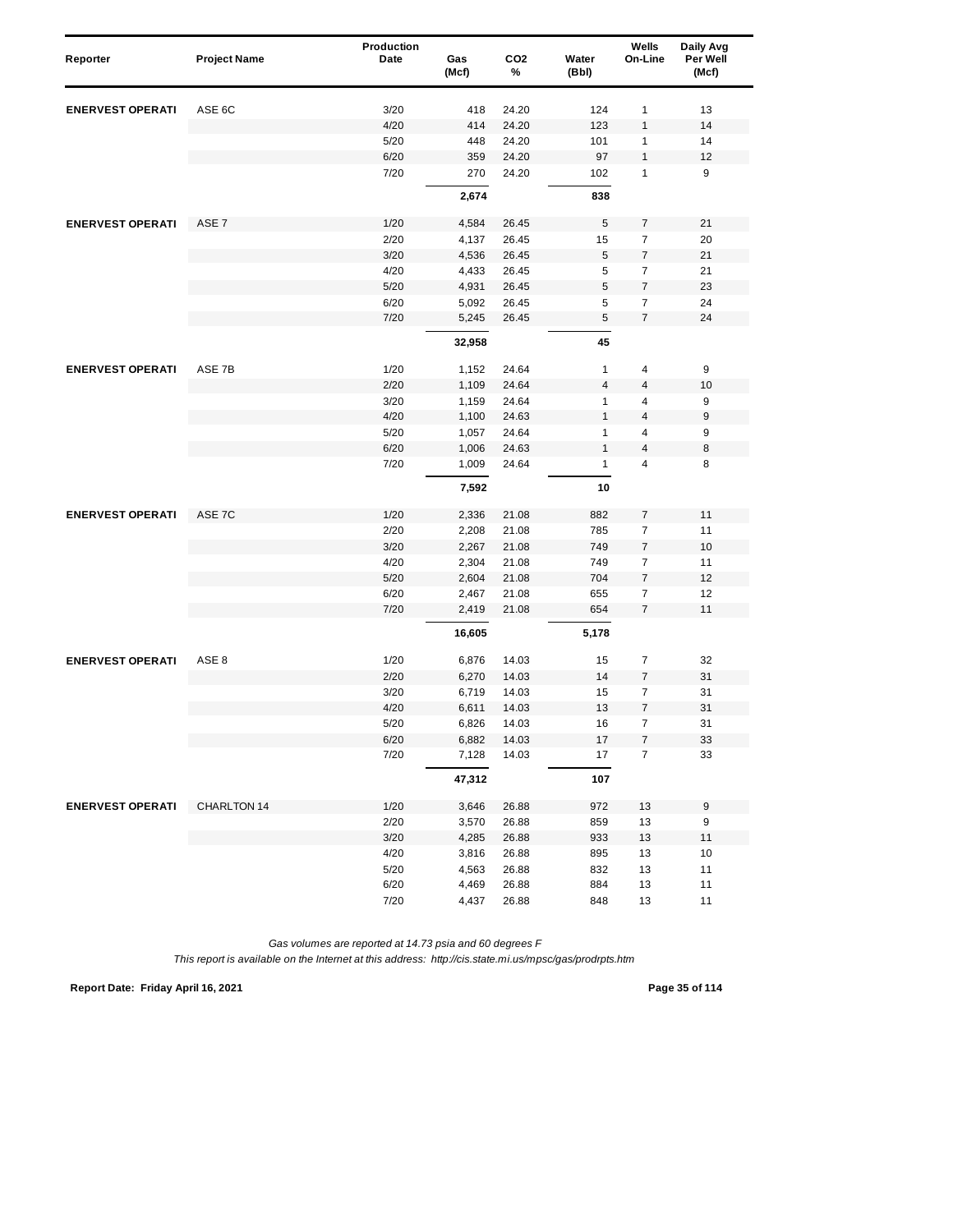| Reporter | Project Name | Production Date | Gas (Mcf) | CO2 % | Water (Bbl) | Wells On-Line | Daily Avg Per Well (Mcf) |
|---|---|---|---|---|---|---|---|
| **ENERVEST OPERATI** | ASE 6C | 3/20 | 418 | 24.20 | 124 | 1 | 13 |
| | | 4/20 | 414 | 24.20 | 123 | 1 | 14 |
| | | 5/20 | 448 | 24.20 | 101 | 1 | 14 |
| | | 6/20 | 359 | 24.20 | 97 | 1 | 12 |
| | | 7/20 | 270 | 24.20 | 102 | 1 | 9 |
| | | | **2,674** | | **838** | | |
| **ENERVEST OPERATI** | ASE 7 | 1/20 | 4,584 | 26.45 | 5 | 7 | 21 |
| | | 2/20 | 4,137 | 26.45 | 15 | 7 | 20 |
| | | 3/20 | 4,536 | 26.45 | 5 | 7 | 21 |
| | | 4/20 | 4,433 | 26.45 | 5 | 7 | 21 |
| | | 5/20 | 4,931 | 26.45 | 5 | 7 | 23 |
| | | 6/20 | 5,092 | 26.45 | 5 | 7 | 24 |
| | | 7/20 | 5,245 | 26.45 | 5 | 7 | 24 |
| | | | **32,958** | | **45** | | |
| **ENERVEST OPERATI** | ASE 7B | 1/20 | 1,152 | 24.64 | 1 | 4 | 9 |
| | | 2/20 | 1,109 | 24.64 | 4 | 4 | 10 |
| | | 3/20 | 1,159 | 24.64 | 1 | 4 | 9 |
| | | 4/20 | 1,100 | 24.63 | 1 | 4 | 9 |
| | | 5/20 | 1,057 | 24.64 | 1 | 4 | 9 |
| | | 6/20 | 1,006 | 24.63 | 1 | 4 | 8 |
| | | 7/20 | 1,009 | 24.64 | 1 | 4 | 8 |
| | | | **7,592** | | **10** | | |
| **ENERVEST OPERATI** | ASE 7C | 1/20 | 2,336 | 21.08 | 882 | 7 | 11 |
| | | 2/20 | 2,208 | 21.08 | 785 | 7 | 11 |
| | | 3/20 | 2,267 | 21.08 | 749 | 7 | 10 |
| | | 4/20 | 2,304 | 21.08 | 749 | 7 | 11 |
| | | 5/20 | 2,604 | 21.08 | 704 | 7 | 12 |
| | | 6/20 | 2,467 | 21.08 | 655 | 7 | 12 |
| | | 7/20 | 2,419 | 21.08 | 654 | 7 | 11 |
| | | | **16,605** | | **5,178** | | |
| **ENERVEST OPERATI** | ASE 8 | 1/20 | 6,876 | 14.03 | 15 | 7 | 32 |
| | | 2/20 | 6,270 | 14.03 | 14 | 7 | 31 |
| | | 3/20 | 6,719 | 14.03 | 15 | 7 | 31 |
| | | 4/20 | 6,611 | 14.03 | 13 | 7 | 31 |
| | | 5/20 | 6,826 | 14.03 | 16 | 7 | 31 |
| | | 6/20 | 6,882 | 14.03 | 17 | 7 | 33 |
| | | 7/20 | 7,128 | 14.03 | 17 | 7 | 33 |
| | | | **47,312** | | **107** | | |
| **ENERVEST OPERATI** | CHARLTON 14 | 1/20 | 3,646 | 26.88 | 972 | 13 | 9 |
| | | 2/20 | 3,570 | 26.88 | 859 | 13 | 9 |
| | | 3/20 | 4,285 | 26.88 | 933 | 13 | 11 |
| | | 4/20 | 3,816 | 26.88 | 895 | 13 | 10 |
| | | 5/20 | 4,563 | 26.88 | 832 | 13 | 11 |
| | | 6/20 | 4,469 | 26.88 | 884 | 13 | 11 |
| | | 7/20 | 4,437 | 26.88 | 848 | 13 | 11 |

*Gas volumes are reported at 14.73 psia and 60 degrees F*

*This report is available on the Internet at this address: http://cis.state.mi.us/mpsc/gas/prodrpts.htm*

**Report Date: Friday April 16, 2021**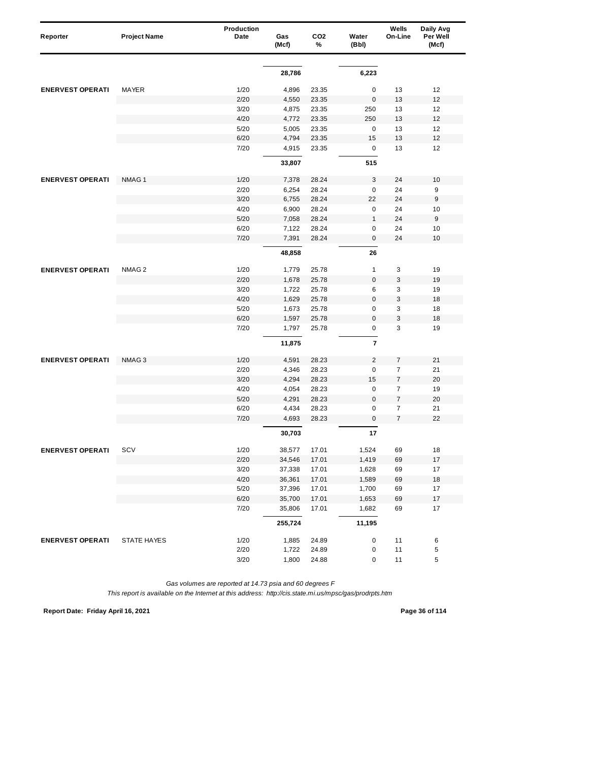| Reporter | Project Name | Production Date | Gas (Mcf) | CO2 % | Water (Bbl) | Wells On-Line | Daily Avg Per Well (Mcf) |
|---|---|---|---|---|---|---|---|
| | | | 28,786 | | 6,223 | | |
| ENERVEST OPERATI | MAYER | 1/20 | 4,896 | 23.35 | 0 | 13 | 12 |
| | | 2/20 | 4,550 | 23.35 | 0 | 13 | 12 |
| | | 3/20 | 4,875 | 23.35 | 250 | 13 | 12 |
| | | 4/20 | 4,772 | 23.35 | 250 | 13 | 12 |
| | | 5/20 | 5,005 | 23.35 | 0 | 13 | 12 |
| | | 6/20 | 4,794 | 23.35 | 15 | 13 | 12 |
| | | 7/20 | 4,915 | 23.35 | 0 | 13 | 12 |
| | | | 33,807 | | 515 | | |
| ENERVEST OPERATI | NMAG 1 | 1/20 | 7,378 | 28.24 | 3 | 24 | 10 |
| | | 2/20 | 6,254 | 28.24 | 0 | 24 | 9 |
| | | 3/20 | 6,755 | 28.24 | 22 | 24 | 9 |
| | | 4/20 | 6,900 | 28.24 | 0 | 24 | 10 |
| | | 5/20 | 7,058 | 28.24 | 1 | 24 | 9 |
| | | 6/20 | 7,122 | 28.24 | 0 | 24 | 10 |
| | | 7/20 | 7,391 | 28.24 | 0 | 24 | 10 |
| | | | 48,858 | | 26 | | |
| ENERVEST OPERATI | NMAG 2 | 1/20 | 1,779 | 25.78 | 1 | 3 | 19 |
| | | 2/20 | 1,678 | 25.78 | 0 | 3 | 19 |
| | | 3/20 | 1,722 | 25.78 | 6 | 3 | 19 |
| | | 4/20 | 1,629 | 25.78 | 0 | 3 | 18 |
| | | 5/20 | 1,673 | 25.78 | 0 | 3 | 18 |
| | | 6/20 | 1,597 | 25.78 | 0 | 3 | 18 |
| | | 7/20 | 1,797 | 25.78 | 0 | 3 | 19 |
| | | | 11,875 | | 7 | | |
| ENERVEST OPERATI | NMAG 3 | 1/20 | 4,591 | 28.23 | 2 | 7 | 21 |
| | | 2/20 | 4,346 | 28.23 | 0 | 7 | 21 |
| | | 3/20 | 4,294 | 28.23 | 15 | 7 | 20 |
| | | 4/20 | 4,054 | 28.23 | 0 | 7 | 19 |
| | | 5/20 | 4,291 | 28.23 | 0 | 7 | 20 |
| | | 6/20 | 4,434 | 28.23 | 0 | 7 | 21 |
| | | 7/20 | 4,693 | 28.23 | 0 | 7 | 22 |
| | | | 30,703 | | 17 | | |
| ENERVEST OPERATI | SCV | 1/20 | 38,577 | 17.01 | 1,524 | 69 | 18 |
| | | 2/20 | 34,546 | 17.01 | 1,419 | 69 | 17 |
| | | 3/20 | 37,338 | 17.01 | 1,628 | 69 | 17 |
| | | 4/20 | 36,361 | 17.01 | 1,589 | 69 | 18 |
| | | 5/20 | 37,396 | 17.01 | 1,700 | 69 | 17 |
| | | 6/20 | 35,700 | 17.01 | 1,653 | 69 | 17 |
| | | 7/20 | 35,806 | 17.01 | 1,682 | 69 | 17 |
| | | | 255,724 | | 11,195 | | |
| ENERVEST OPERATI | STATE HAYES | 1/20 | 1,885 | 24.89 | 0 | 11 | 6 |
| | | 2/20 | 1,722 | 24.89 | 0 | 11 | 5 |
| | | 3/20 | 1,800 | 24.88 | 0 | 11 | 5 |

*Gas volumes are reported at 14.73 psia and 60 degrees F*

*This report is available on the Internet at this address: http://cis.state.mi.us/mpsc/gas/prodrpts.htm*

**Report Date: Friday April 16, 2021**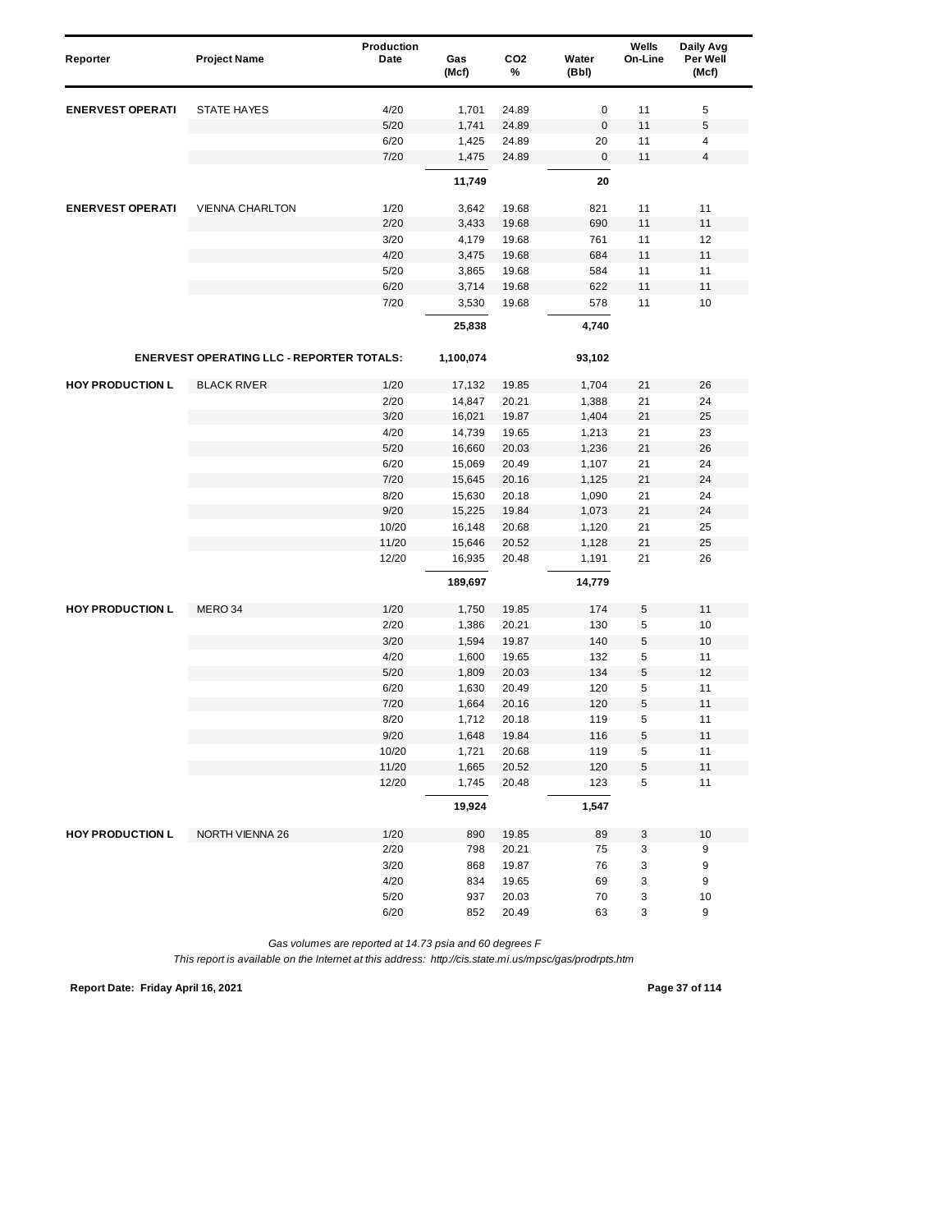| Reporter | Project Name | Production Date | Gas (Mcf) | CO2 % | Water (Bbl) | Wells On-Line | Daily Avg Per Well (Mcf) |
|---|---|---|---|---|---|---|---|
| ENERVEST OPERATI | STATE HAYES | 4/20 | 1,701 | 24.89 | 0 | 11 | 5 |
| | | 5/20 | 1,741 | 24.89 | 0 | 11 | 5 |
| | | 6/20 | 1,425 | 24.89 | 20 | 11 | 4 |
| | | 7/20 | 1,475 | 24.89 | 0 | 11 | 4 |
| | | | **11,749** | | **20** | | |
| ENERVEST OPERATI | VIENNA CHARLTON | 1/20 | 3,642 | 19.68 | 821 | 11 | 11 |
| | | 2/20 | 3,433 | 19.68 | 690 | 11 | 11 |
| | | 3/20 | 4,179 | 19.68 | 761 | 11 | 12 |
| | | 4/20 | 3,475 | 19.68 | 684 | 11 | 11 |
| | | 5/20 | 3,865 | 19.68 | 584 | 11 | 11 |
| | | 6/20 | 3,714 | 19.68 | 622 | 11 | 11 |
| | | 7/20 | 3,530 | 19.68 | 578 | 11 | 10 |
| | | | **25,838** | | **4,740** | | |
| | **ENERVEST OPERATING LLC - REPORTER TOTALS:** | | **1,100,074** | | **93,102** | | |
| HOY PRODUCTION L | BLACK RIVER | 1/20 | 17,132 | 19.85 | 1,704 | 21 | 26 |
| | | 2/20 | 14,847 | 20.21 | 1,388 | 21 | 24 |
| | | 3/20 | 16,021 | 19.87 | 1,404 | 21 | 25 |
| | | 4/20 | 14,739 | 19.65 | 1,213 | 21 | 23 |
| | | 5/20 | 16,660 | 20.03 | 1,236 | 21 | 26 |
| | | 6/20 | 15,069 | 20.49 | 1,107 | 21 | 24 |
| | | 7/20 | 15,645 | 20.16 | 1,125 | 21 | 24 |
| | | 8/20 | 15,630 | 20.18 | 1,090 | 21 | 24 |
| | | 9/20 | 15,225 | 19.84 | 1,073 | 21 | 24 |
| | | 10/20 | 16,148 | 20.68 | 1,120 | 21 | 25 |
| | | 11/20 | 15,646 | 20.52 | 1,128 | 21 | 25 |
| | | 12/20 | 16,935 | 20.48 | 1,191 | 21 | 26 |
| | | | **189,697** | | **14,779** | | |
| HOY PRODUCTION L | MERO 34 | 1/20 | 1,750 | 19.85 | 174 | 5 | 11 |
| | | 2/20 | 1,386 | 20.21 | 130 | 5 | 10 |
| | | 3/20 | 1,594 | 19.87 | 140 | 5 | 10 |
| | | 4/20 | 1,600 | 19.65 | 132 | 5 | 11 |
| | | 5/20 | 1,809 | 20.03 | 134 | 5 | 12 |
| | | 6/20 | 1,630 | 20.49 | 120 | 5 | 11 |
| | | 7/20 | 1,664 | 20.16 | 120 | 5 | 11 |
| | | 8/20 | 1,712 | 20.18 | 119 | 5 | 11 |
| | | 9/20 | 1,648 | 19.84 | 116 | 5 | 11 |
| | | 10/20 | 1,721 | 20.68 | 119 | 5 | 11 |
| | | 11/20 | 1,665 | 20.52 | 120 | 5 | 11 |
| | | 12/20 | 1,745 | 20.48 | 123 | 5 | 11 |
| | | | **19,924** | | **1,547** | | |
| HOY PRODUCTION L | NORTH VIENNA 26 | 1/20 | 890 | 19.85 | 89 | 3 | 10 |
| | | 2/20 | 798 | 20.21 | 75 | 3 | 9 |
| | | 3/20 | 868 | 19.87 | 76 | 3 | 9 |
| | | 4/20 | 834 | 19.65 | 69 | 3 | 9 |
| | | 5/20 | 937 | 20.03 | 70 | 3 | 10 |
| | | 6/20 | 852 | 20.49 | 63 | 3 | 9 |

*Gas volumes are reported at 14.73 psia and 60 degrees F*

*This report is available on the Internet at this address: http://cis.state.mi.us/mpsc/gas/prodrpts.htm*

**Report Date: Friday April 16, 2021**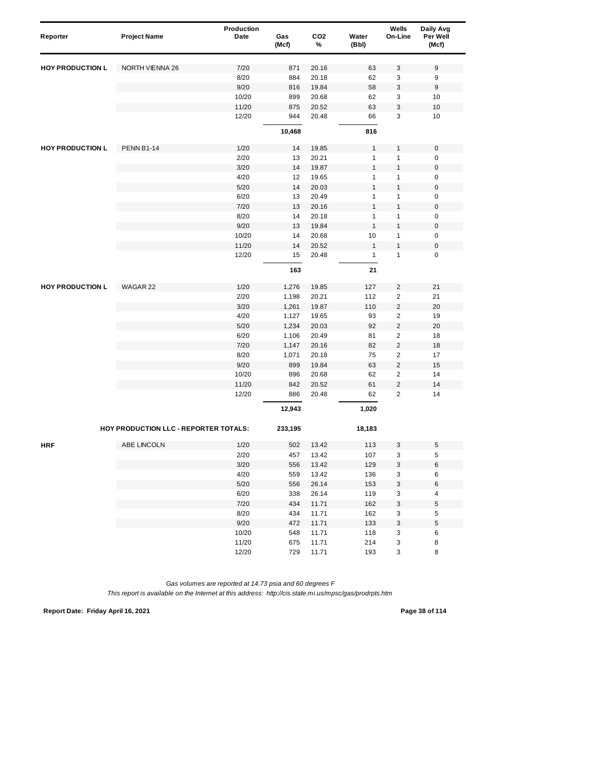| Reporter | Project Name | Production Date | Gas (Mcf) | $CO_2$ % | Water (Bbl) | Wells On-Line | Daily Avg Per Well (Mcf) |
|---|---|---|---|---|---|---|---|
| HOY PRODUCTION L | NORTH VIENNA 26 | 7/20 | 871 | 20.16 | 63 | 3 | 9 |
| | | 8/20 | 884 | 20.18 | 62 | 3 | 9 |
| | | 9/20 | 816 | 19.84 | 58 | 3 | 9 |
| | | 10/20 | 899 | 20.68 | 62 | 3 | 10 |
| | | 11/20 | 875 | 20.52 | 63 | 3 | 10 |
| | | 12/20 | 944 | 20.48 | 66 | 3 | 10 |
| | | | **10,468** | | **816** | | |
| HOY PRODUCTION L | PENN B1-14 | 1/20 | 14 | 19.85 | 1 | 1 | 0 |
| | | 2/20 | 13 | 20.21 | 1 | 1 | 0 |
| | | 3/20 | 14 | 19.87 | 1 | 1 | 0 |
| | | 4/20 | 12 | 19.65 | 1 | 1 | 0 |
| | | 5/20 | 14 | 20.03 | 1 | 1 | 0 |
| | | 6/20 | 13 | 20.49 | 1 | 1 | 0 |
| | | 7/20 | 13 | 20.16 | 1 | 1 | 0 |
| | | 8/20 | 14 | 20.18 | 1 | 1 | 0 |
| | | 9/20 | 13 | 19.84 | 1 | 1 | 0 |
| | | 10/20 | 14 | 20.68 | 10 | 1 | 0 |
| | | 11/20 | 14 | 20.52 | 1 | 1 | 0 |
| | | 12/20 | 15 | 20.48 | 1 | 1 | 0 |
| | | | **163** | | **21** | | |
| HOY PRODUCTION L | WAGAR 22 | 1/20 | 1,276 | 19.85 | 127 | 2 | 21 |
| | | 2/20 | 1,198 | 20.21 | 112 | 2 | 21 |
| | | 3/20 | 1,261 | 19.87 | 110 | 2 | 20 |
| | | 4/20 | 1,127 | 19.65 | 93 | 2 | 19 |
| | | 5/20 | 1,234 | 20.03 | 92 | 2 | 20 |
| | | 6/20 | 1,106 | 20.49 | 81 | 2 | 18 |
| | | 7/20 | 1,147 | 20.16 | 82 | 2 | 18 |
| | | 8/20 | 1,071 | 20.18 | 75 | 2 | 17 |
| | | 9/20 | 899 | 19.84 | 63 | 2 | 15 |
| | | 10/20 | 896 | 20.68 | 62 | 2 | 14 |
| | | 11/20 | 842 | 20.52 | 61 | 2 | 14 |
| | | 12/20 | 886 | 20.48 | 62 | 2 | 14 |
| | | | **12,943** | | **1,020** | | |
| | **HOY PRODUCTION LLC - REPORTER TOTALS:** | | **233,195** | | **18,183** | | |
| HRF | ABE LINCOLN | 1/20 | 502 | 13.42 | 113 | 3 | 5 |
| | | 2/20 | 457 | 13.42 | 107 | 3 | 5 |
| | | 3/20 | 556 | 13.42 | 129 | 3 | 6 |
| | | 4/20 | 559 | 13.42 | 136 | 3 | 6 |
| | | 5/20 | 556 | 26.14 | 153 | 3 | 6 |
| | | 6/20 | 338 | 26.14 | 119 | 3 | 4 |
| | | 7/20 | 434 | 11.71 | 162 | 3 | 5 |
| | | 8/20 | 434 | 11.71 | 162 | 3 | 5 |
| | | 9/20 | 472 | 11.71 | 133 | 3 | 5 |
| | | 10/20 | 548 | 11.71 | 118 | 3 | 6 |
| | | 11/20 | 675 | 11.71 | 214 | 3 | 8 |
| | | 12/20 | 729 | 11.71 | 193 | 3 | 8 |

*Gas volumes are reported at 14.73 psia and 60 degrees F*

*This report is available on the Internet at this address: http://cis.state.mi.us/mpsc/gas/prodrpts.htm*

**Report Date: Friday April 16, 2021**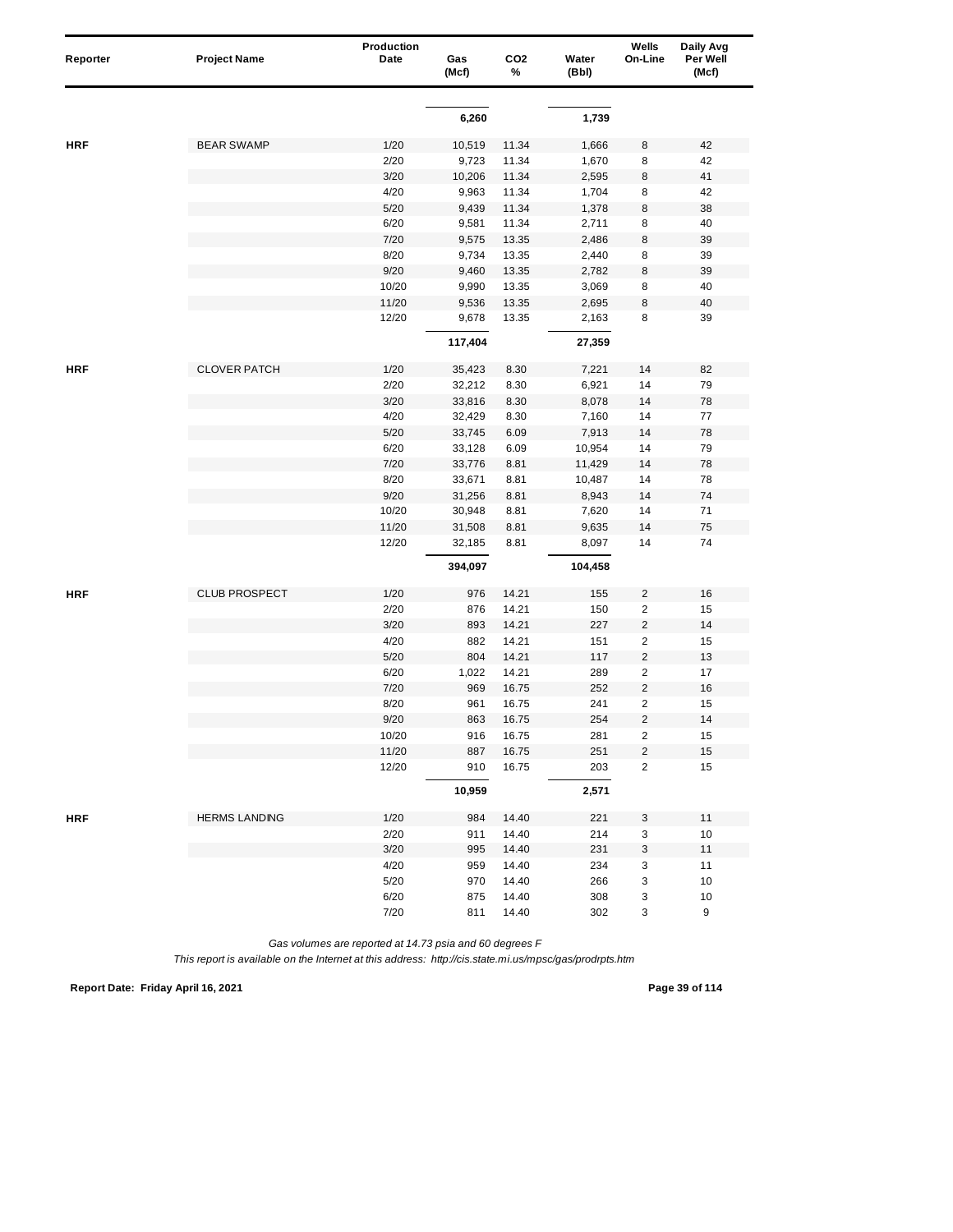| Reporter | Project Name | Production Date | Gas (Mcf) | CO2 % | Water (Bbl) | Wells On-Line | Daily Avg Per Well (Mcf) |
|---|---|---|---|---|---|---|---|
| | | | 6,260 | | 1,739 | | |
| HRF | BEAR SWAMP | 1/20 | 10,519 | 11.34 | 1,666 | 8 | 42 |
| | | 2/20 | 9,723 | 11.34 | 1,670 | 8 | 42 |
| | | 3/20 | 10,206 | 11.34 | 2,595 | 8 | 41 |
| | | 4/20 | 9,963 | 11.34 | 1,704 | 8 | 42 |
| | | 5/20 | 9,439 | 11.34 | 1,378 | 8 | 38 |
| | | 6/20 | 9,581 | 11.34 | 2,711 | 8 | 40 |
| | | 7/20 | 9,575 | 13.35 | 2,486 | 8 | 39 |
| | | 8/20 | 9,734 | 13.35 | 2,440 | 8 | 39 |
| | | 9/20 | 9,460 | 13.35 | 2,782 | 8 | 39 |
| | | 10/20 | 9,990 | 13.35 | 3,069 | 8 | 40 |
| | | 11/20 | 9,536 | 13.35 | 2,695 | 8 | 40 |
| | | 12/20 | 9,678 | 13.35 | 2,163 | 8 | 39 |
| | | | 117,404 | | 27,359 | | |
| HRF | CLOVER PATCH | 1/20 | 35,423 | 8.30 | 7,221 | 14 | 82 |
| | | 2/20 | 32,212 | 8.30 | 6,921 | 14 | 79 |
| | | 3/20 | 33,816 | 8.30 | 8,078 | 14 | 78 |
| | | 4/20 | 32,429 | 8.30 | 7,160 | 14 | 77 |
| | | 5/20 | 33,745 | 6.09 | 7,913 | 14 | 78 |
| | | 6/20 | 33,128 | 6.09 | 10,954 | 14 | 79 |
| | | 7/20 | 33,776 | 8.81 | 11,429 | 14 | 78 |
| | | 8/20 | 33,671 | 8.81 | 10,487 | 14 | 78 |
| | | 9/20 | 31,256 | 8.81 | 8,943 | 14 | 74 |
| | | 10/20 | 30,948 | 8.81 | 7,620 | 14 | 71 |
| | | 11/20 | 31,508 | 8.81 | 9,635 | 14 | 75 |
| | | 12/20 | 32,185 | 8.81 | 8,097 | 14 | 74 |
| | | | 394,097 | | 104,458 | | |
| HRF | CLUB PROSPECT | 1/20 | 976 | 14.21 | 155 | 2 | 16 |
| | | 2/20 | 876 | 14.21 | 150 | 2 | 15 |
| | | 3/20 | 893 | 14.21 | 227 | 2 | 14 |
| | | 4/20 | 882 | 14.21 | 151 | 2 | 15 |
| | | 5/20 | 804 | 14.21 | 117 | 2 | 13 |
| | | 6/20 | 1,022 | 14.21 | 289 | 2 | 17 |
| | | 7/20 | 969 | 16.75 | 252 | 2 | 16 |
| | | 8/20 | 961 | 16.75 | 241 | 2 | 15 |
| | | 9/20 | 863 | 16.75 | 254 | 2 | 14 |
| | | 10/20 | 916 | 16.75 | 281 | 2 | 15 |
| | | 11/20 | 887 | 16.75 | 251 | 2 | 15 |
| | | 12/20 | 910 | 16.75 | 203 | 2 | 15 |
| | | | 10,959 | | 2,571 | | |
| HRF | HERMS LANDING | 1/20 | 984 | 14.40 | 221 | 3 | 11 |
| | | 2/20 | 911 | 14.40 | 214 | 3 | 10 |
| | | 3/20 | 995 | 14.40 | 231 | 3 | 11 |
| | | 4/20 | 959 | 14.40 | 234 | 3 | 11 |
| | | 5/20 | 970 | 14.40 | 266 | 3 | 10 |
| | | 6/20 | 875 | 14.40 | 308 | 3 | 10 |
| | | 7/20 | 811 | 14.40 | 302 | 3 | 9 |

*Gas volumes are reported at 14.73 psia and 60 degrees F*

*This report is available on the Internet at this address: http://cis.state.mi.us/mpsc/gas/prodrpts.htm*

**Report Date: Friday April 16, 2021**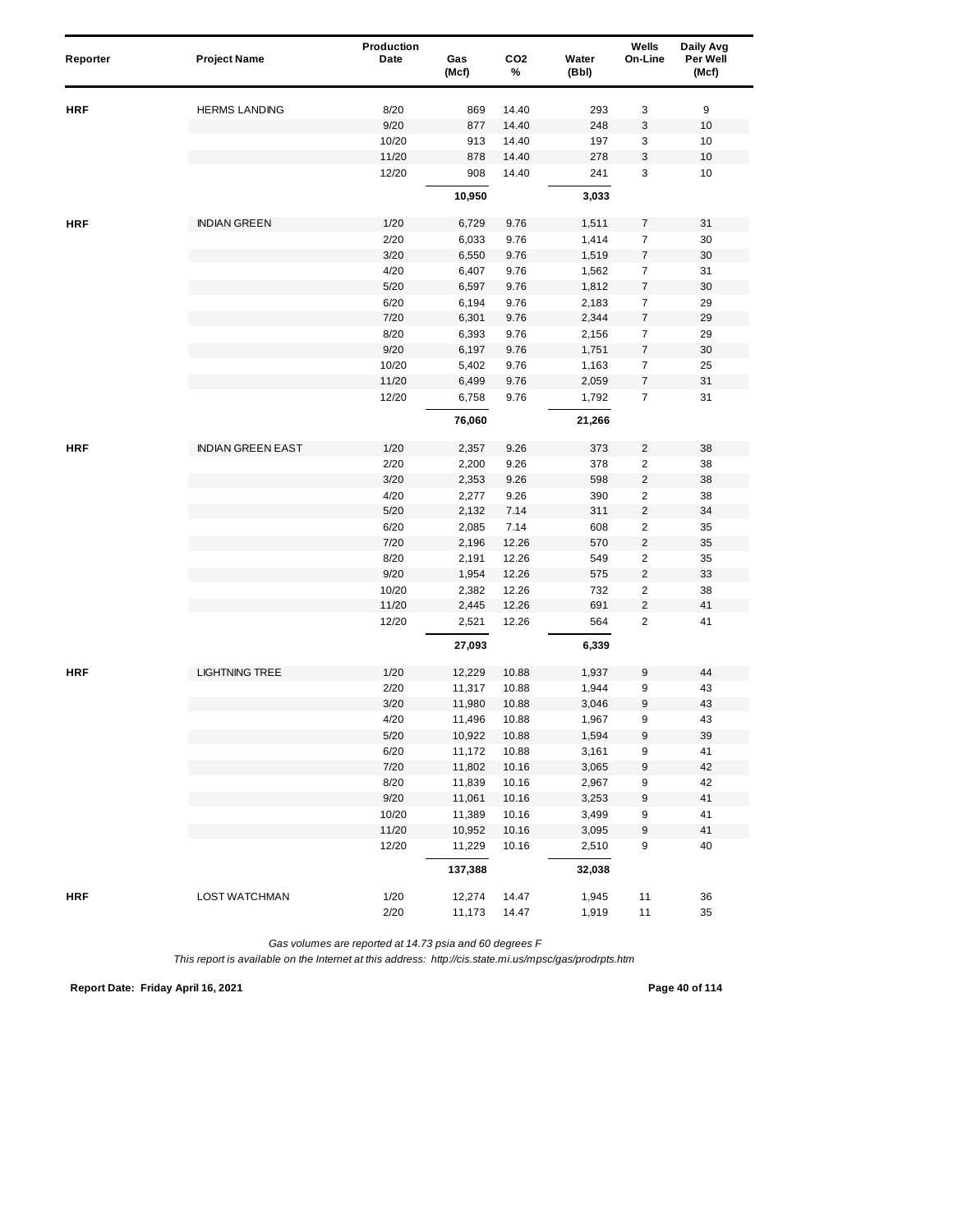| Reporter | Project Name | Production Date | Gas (Mcf) | $CO_2$ % | Water (Bbl) | Wells On-Line | Daily Avg Per Well (Mcf) |
|---|---|---|---|---|---|---|---|
| HRF | HERMS LANDING | 8/20 | 869 | 14.40 | 293 | 3 | 9 |
| | | 9/20 | 877 | 14.40 | 248 | 3 | 10 |
| | | 10/20 | 913 | 14.40 | 197 | 3 | 10 |
| | | 11/20 | 878 | 14.40 | 278 | 3 | 10 |
| | | 12/20 | 908 | 14.40 | 241 | 3 | 10 |
| | | | **10,950** | | **3,033** | | |
| HRF | INDIAN GREEN | 1/20 | 6,729 | 9.76 | 1,511 | 7 | 31 |
| | | 2/20 | 6,033 | 9.76 | 1,414 | 7 | 30 |
| | | 3/20 | 6,550 | 9.76 | 1,519 | 7 | 30 |
| | | 4/20 | 6,407 | 9.76 | 1,562 | 7 | 31 |
| | | 5/20 | 6,597 | 9.76 | 1,812 | 7 | 30 |
| | | 6/20 | 6,194 | 9.76 | 2,183 | 7 | 29 |
| | | 7/20 | 6,301 | 9.76 | 2,344 | 7 | 29 |
| | | 8/20 | 6,393 | 9.76 | 2,156 | 7 | 29 |
| | | 9/20 | 6,197 | 9.76 | 1,751 | 7 | 30 |
| | | 10/20 | 5,402 | 9.76 | 1,163 | 7 | 25 |
| | | 11/20 | 6,499 | 9.76 | 2,059 | 7 | 31 |
| | | 12/20 | 6,758 | 9.76 | 1,792 | 7 | 31 |
| | | | **76,060** | | **21,266** | | |
| HRF | INDIAN GREEN EAST | 1/20 | 2,357 | 9.26 | 373 | 2 | 38 |
| | | 2/20 | 2,200 | 9.26 | 378 | 2 | 38 |
| | | 3/20 | 2,353 | 9.26 | 598 | 2 | 38 |
| | | 4/20 | 2,277 | 9.26 | 390 | 2 | 38 |
| | | 5/20 | 2,132 | 7.14 | 311 | 2 | 34 |
| | | 6/20 | 2,085 | 7.14 | 608 | 2 | 35 |
| | | 7/20 | 2,196 | 12.26 | 570 | 2 | 35 |
| | | 8/20 | 2,191 | 12.26 | 549 | 2 | 35 |
| | | 9/20 | 1,954 | 12.26 | 575 | 2 | 33 |
| | | 10/20 | 2,382 | 12.26 | 732 | 2 | 38 |
| | | 11/20 | 2,445 | 12.26 | 691 | 2 | 41 |
| | | 12/20 | 2,521 | 12.26 | 564 | 2 | 41 |
| | | | **27,093** | | **6,339** | | |
| HRF | LIGHTNING TREE | 1/20 | 12,229 | 10.88 | 1,937 | 9 | 44 |
| | | 2/20 | 11,317 | 10.88 | 1,944 | 9 | 43 |
| | | 3/20 | 11,980 | 10.88 | 3,046 | 9 | 43 |
| | | 4/20 | 11,496 | 10.88 | 1,967 | 9 | 43 |
| | | 5/20 | 10,922 | 10.88 | 1,594 | 9 | 39 |
| | | 6/20 | 11,172 | 10.88 | 3,161 | 9 | 41 |
| | | 7/20 | 11,802 | 10.16 | 3,065 | 9 | 42 |
| | | 8/20 | 11,839 | 10.16 | 2,967 | 9 | 42 |
| | | 9/20 | 11,061 | 10.16 | 3,253 | 9 | 41 |
| | | 10/20 | 11,389 | 10.16 | 3,499 | 9 | 41 |
| | | 11/20 | 10,952 | 10.16 | 3,095 | 9 | 41 |
| | | 12/20 | 11,229 | 10.16 | 2,510 | 9 | 40 |
| | | | **137,388** | | **32,038** | | |
| HRF | LOST WATCHMAN | 1/20 | 12,274 | 14.47 | 1,945 | 11 | 36 |
| | | 2/20 | 11,173 | 14.47 | 1,919 | 11 | 35 |

*Gas volumes are reported at 14.73 psia and 60 degrees F*

*This report is available on the Internet at this address: http://cis.state.mi.us/mpsc/gas/prodrpts.htm*

**Report Date: Friday April 16, 2021**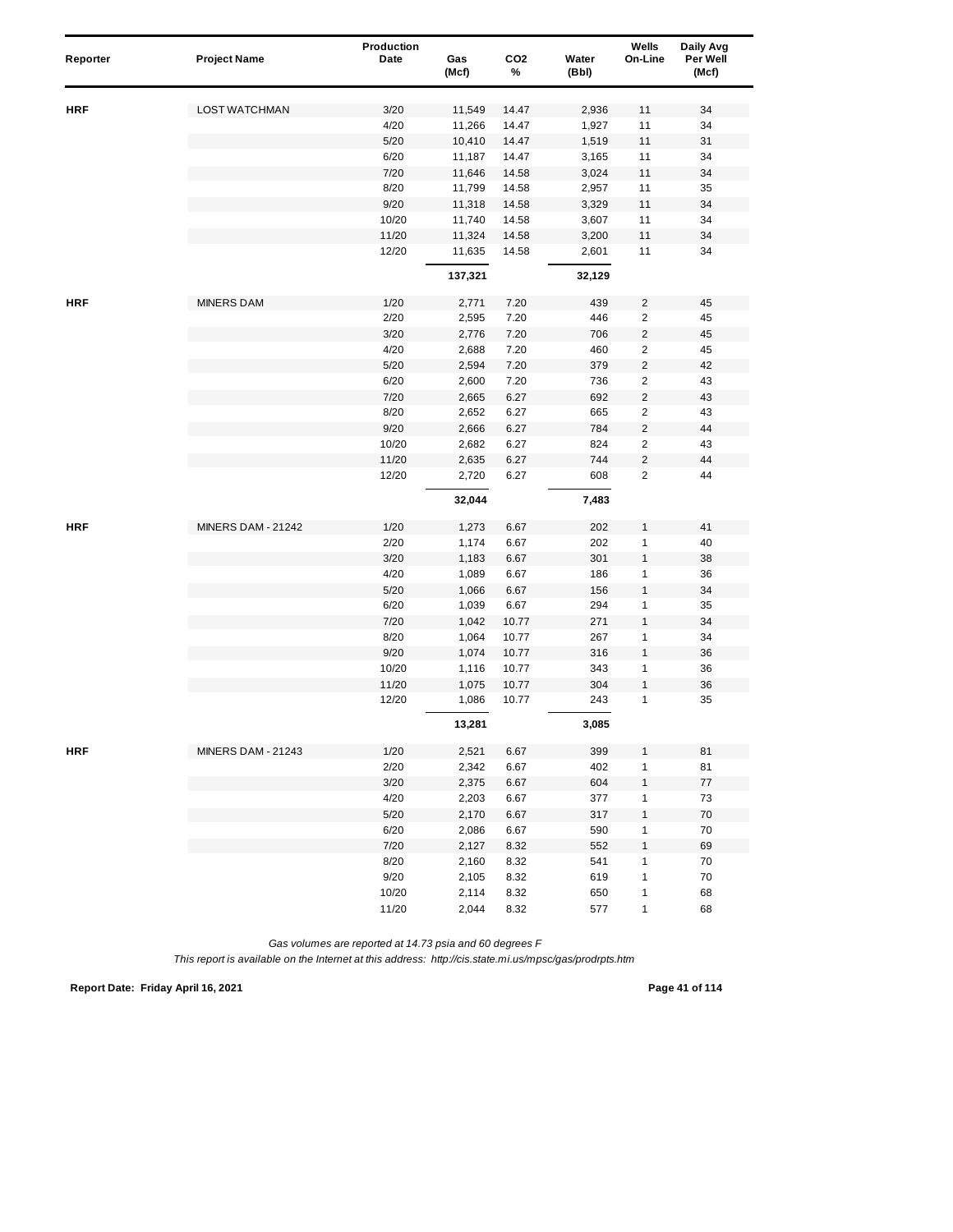| Reporter | Project Name | Production Date | Gas (Mcf) | CO2 % | Water (Bbl) | Wells On-Line | Daily Avg Per Well (Mcf) |
|---|---|---|---|---|---|---|---|
| HRF | LOST WATCHMAN | 3/20 | 11,549 | 14.47 | 2,936 | 11 | 34 |
| | | 4/20 | 11,266 | 14.47 | 1,927 | 11 | 34 |
| | | 5/20 | 10,410 | 14.47 | 1,519 | 11 | 31 |
| | | 6/20 | 11,187 | 14.47 | 3,165 | 11 | 34 |
| | | 7/20 | 11,646 | 14.58 | 3,024 | 11 | 34 |
| | | 8/20 | 11,799 | 14.58 | 2,957 | 11 | 35 |
| | | 9/20 | 11,318 | 14.58 | 3,329 | 11 | 34 |
| | | 10/20 | 11,740 | 14.58 | 3,607 | 11 | 34 |
| | | 11/20 | 11,324 | 14.58 | 3,200 | 11 | 34 |
| | | 12/20 | 11,635 | 14.58 | 2,601 | 11 | 34 |
| | | | **137,321** | | **32,129** | | |
| HRF | MINERS DAM | 1/20 | 2,771 | 7.20 | 439 | 2 | 45 |
| | | 2/20 | 2,595 | 7.20 | 446 | 2 | 45 |
| | | 3/20 | 2,776 | 7.20 | 706 | 2 | 45 |
| | | 4/20 | 2,688 | 7.20 | 460 | 2 | 45 |
| | | 5/20 | 2,594 | 7.20 | 379 | 2 | 42 |
| | | 6/20 | 2,600 | 7.20 | 736 | 2 | 43 |
| | | 7/20 | 2,665 | 6.27 | 692 | 2 | 43 |
| | | 8/20 | 2,652 | 6.27 | 665 | 2 | 43 |
| | | 9/20 | 2,666 | 6.27 | 784 | 2 | 44 |
| | | 10/20 | 2,682 | 6.27 | 824 | 2 | 43 |
| | | 11/20 | 2,635 | 6.27 | 744 | 2 | 44 |
| | | 12/20 | 2,720 | 6.27 | 608 | 2 | 44 |
| | | | **32,044** | | **7,483** | | |
| HRF | MINERS DAM - 21242 | 1/20 | 1,273 | 6.67 | 202 | 1 | 41 |
| | | 2/20 | 1,174 | 6.67 | 202 | 1 | 40 |
| | | 3/20 | 1,183 | 6.67 | 301 | 1 | 38 |
| | | 4/20 | 1,089 | 6.67 | 186 | 1 | 36 |
| | | 5/20 | 1,066 | 6.67 | 156 | 1 | 34 |
| | | 6/20 | 1,039 | 6.67 | 294 | 1 | 35 |
| | | 7/20 | 1,042 | 10.77 | 271 | 1 | 34 |
| | | 8/20 | 1,064 | 10.77 | 267 | 1 | 34 |
| | | 9/20 | 1,074 | 10.77 | 316 | 1 | 36 |
| | | 10/20 | 1,116 | 10.77 | 343 | 1 | 36 |
| | | 11/20 | 1,075 | 10.77 | 304 | 1 | 36 |
| | | 12/20 | 1,086 | 10.77 | 243 | 1 | 35 |
| | | | **13,281** | | **3,085** | | |
| HRF | MINERS DAM - 21243 | 1/20 | 2,521 | 6.67 | 399 | 1 | 81 |
| | | 2/20 | 2,342 | 6.67 | 402 | 1 | 81 |
| | | 3/20 | 2,375 | 6.67 | 604 | 1 | 77 |
| | | 4/20 | 2,203 | 6.67 | 377 | 1 | 73 |
| | | 5/20 | 2,170 | 6.67 | 317 | 1 | 70 |
| | | 6/20 | 2,086 | 6.67 | 590 | 1 | 70 |
| | | 7/20 | 2,127 | 8.32 | 552 | 1 | 69 |
| | | 8/20 | 2,160 | 8.32 | 541 | 1 | 70 |
| | | 9/20 | 2,105 | 8.32 | 619 | 1 | 70 |
| | | 10/20 | 2,114 | 8.32 | 650 | 1 | 68 |
| | | 11/20 | 2,044 | 8.32 | 577 | 1 | 68 |

*Gas volumes are reported at 14.73 psia and 60 degrees F*

*This report is available on the Internet at this address: http://cis.state.mi.us/mpsc/gas/prodrpts.htm*

**Report Date: Friday April 16, 2021**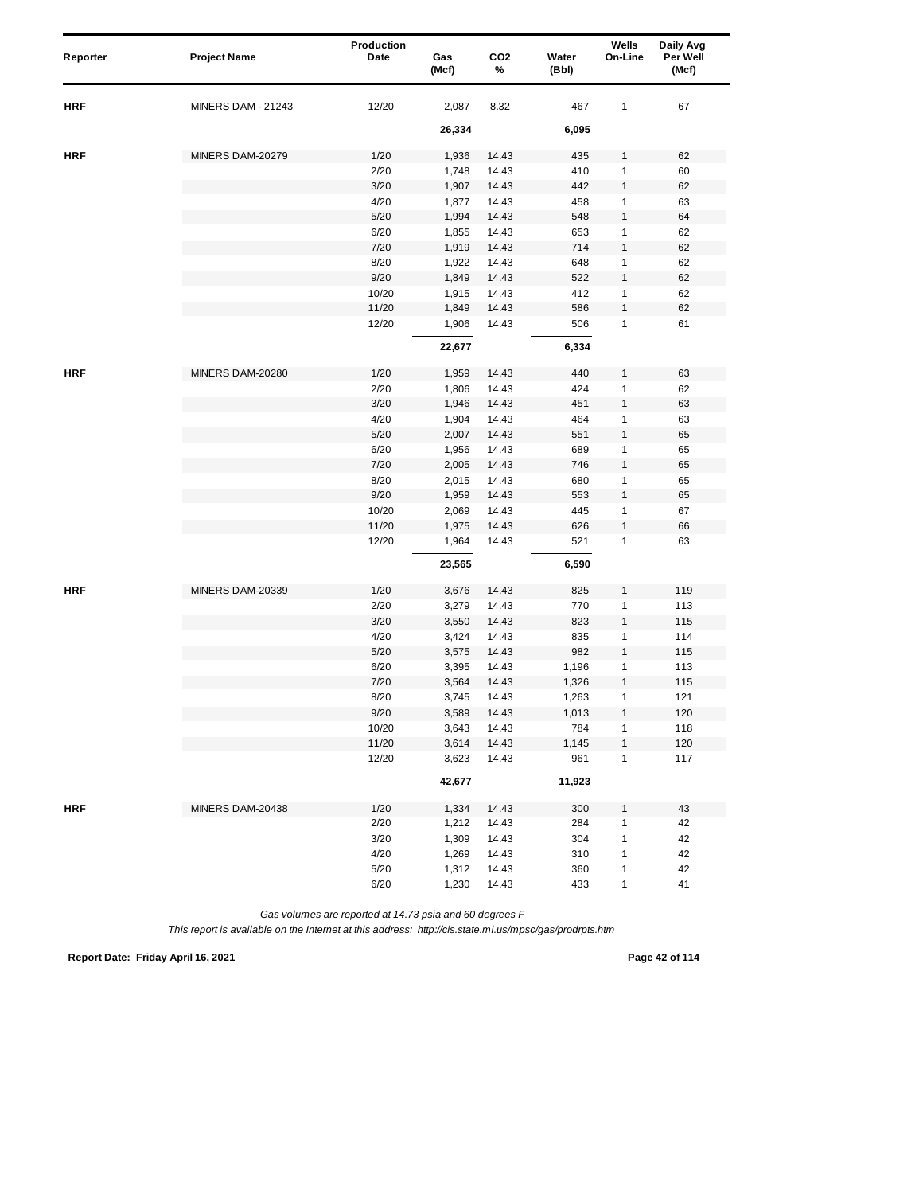| Reporter | Project Name | Production Date | Gas (Mcf) | $CO_2$ % | Water (Bbl) | Wells On-Line | Daily Avg Per Well (Mcf) |
|---|---|---|---|---|---|---|---|
| HRF | MINERS DAM - 21243 | 12/20 | 2,087 | 8.32 | 467 | 1 | 67 |
| | | | **26,334** | | **6,095** | | |
| HRF | MINERS DAM-20279 | 1/20 | 1,936 | 14.43 | 435 | 1 | 62 |
| | | 2/20 | 1,748 | 14.43 | 410 | 1 | 60 |
| | | 3/20 | 1,907 | 14.43 | 442 | 1 | 62 |
| | | 4/20 | 1,877 | 14.43 | 458 | 1 | 63 |
| | | 5/20 | 1,994 | 14.43 | 548 | 1 | 64 |
| | | 6/20 | 1,855 | 14.43 | 653 | 1 | 62 |
| | | 7/20 | 1,919 | 14.43 | 714 | 1 | 62 |
| | | 8/20 | 1,922 | 14.43 | 648 | 1 | 62 |
| | | 9/20 | 1,849 | 14.43 | 522 | 1 | 62 |
| | | 10/20 | 1,915 | 14.43 | 412 | 1 | 62 |
| | | 11/20 | 1,849 | 14.43 | 586 | 1 | 62 |
| | | 12/20 | 1,906 | 14.43 | 506 | 1 | 61 |
| | | | **22,677** | | **6,334** | | |
| HRF | MINERS DAM-20280 | 1/20 | 1,959 | 14.43 | 440 | 1 | 63 |
| | | 2/20 | 1,806 | 14.43 | 424 | 1 | 62 |
| | | 3/20 | 1,946 | 14.43 | 451 | 1 | 63 |
| | | 4/20 | 1,904 | 14.43 | 464 | 1 | 63 |
| | | 5/20 | 2,007 | 14.43 | 551 | 1 | 65 |
| | | 6/20 | 1,956 | 14.43 | 689 | 1 | 65 |
| | | 7/20 | 2,005 | 14.43 | 746 | 1 | 65 |
| | | 8/20 | 2,015 | 14.43 | 680 | 1 | 65 |
| | | 9/20 | 1,959 | 14.43 | 553 | 1 | 65 |
| | | 10/20 | 2,069 | 14.43 | 445 | 1 | 67 |
| | | 11/20 | 1,975 | 14.43 | 626 | 1 | 66 |
| | | 12/20 | 1,964 | 14.43 | 521 | 1 | 63 |
| | | | **23,565** | | **6,590** | | |
| HRF | MINERS DAM-20339 | 1/20 | 3,676 | 14.43 | 825 | 1 | 119 |
| | | 2/20 | 3,279 | 14.43 | 770 | 1 | 113 |
| | | 3/20 | 3,550 | 14.43 | 823 | 1 | 115 |
| | | 4/20 | 3,424 | 14.43 | 835 | 1 | 114 |
| | | 5/20 | 3,575 | 14.43 | 982 | 1 | 115 |
| | | 6/20 | 3,395 | 14.43 | 1,196 | 1 | 113 |
| | | 7/20 | 3,564 | 14.43 | 1,326 | 1 | 115 |
| | | 8/20 | 3,745 | 14.43 | 1,263 | 1 | 121 |
| | | 9/20 | 3,589 | 14.43 | 1,013 | 1 | 120 |
| | | 10/20 | 3,643 | 14.43 | 784 | 1 | 118 |
| | | 11/20 | 3,614 | 14.43 | 1,145 | 1 | 120 |
| | | 12/20 | 3,623 | 14.43 | 961 | 1 | 117 |
| | | | **42,677** | | **11,923** | | |
| HRF | MINERS DAM-20438 | 1/20 | 1,334 | 14.43 | 300 | 1 | 43 |
| | | 2/20 | 1,212 | 14.43 | 284 | 1 | 42 |
| | | 3/20 | 1,309 | 14.43 | 304 | 1 | 42 |
| | | 4/20 | 1,269 | 14.43 | 310 | 1 | 42 |
| | | 5/20 | 1,312 | 14.43 | 360 | 1 | 42 |
| | | 6/20 | 1,230 | 14.43 | 433 | 1 | 41 |

*Gas volumes are reported at 14.73 psia and 60 degrees F*

*This report is available on the Internet at this address: http://cis.state.mi.us/mpsc/gas/prodrpts.htm*

**Report Date: Friday April 16, 2021**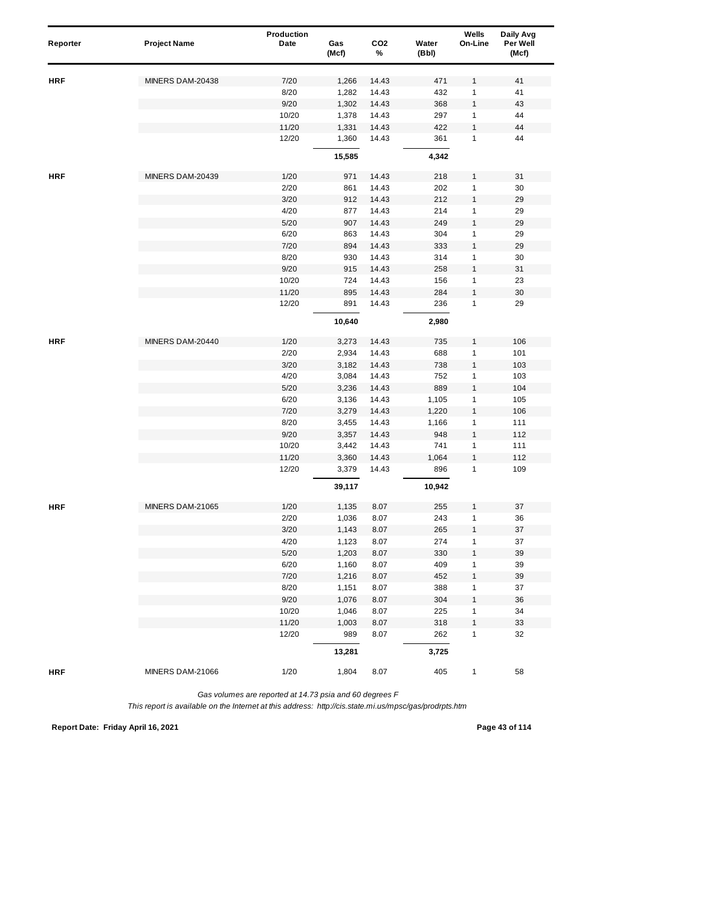| Reporter | Project Name | Production Date | Gas (Mcf) | $CO_2$ % | Water (Bbl) | Wells On-Line | Daily Avg Per Well (Mcf) |
|---|---|---|---|---|---|---|---|
| HRF | MINERS DAM-20438 | 7/20 | 1,266 | 14.43 | 471 | 1 | 41 |
| | | 8/20 | 1,282 | 14.43 | 432 | 1 | 41 |
| | | 9/20 | 1,302 | 14.43 | 368 | 1 | 43 |
| | | 10/20 | 1,378 | 14.43 | 297 | 1 | 44 |
| | | 11/20 | 1,331 | 14.43 | 422 | 1 | 44 |
| | | 12/20 | 1,360 | 14.43 | 361 | 1 | 44 |
| | | | **15,585** | | **4,342** | | |
| HRF | MINERS DAM-20439 | 1/20 | 971 | 14.43 | 218 | 1 | 31 |
| | | 2/20 | 861 | 14.43 | 202 | 1 | 30 |
| | | 3/20 | 912 | 14.43 | 212 | 1 | 29 |
| | | 4/20 | 877 | 14.43 | 214 | 1 | 29 |
| | | 5/20 | 907 | 14.43 | 249 | 1 | 29 |
| | | 6/20 | 863 | 14.43 | 304 | 1 | 29 |
| | | 7/20 | 894 | 14.43 | 333 | 1 | 29 |
| | | 8/20 | 930 | 14.43 | 314 | 1 | 30 |
| | | 9/20 | 915 | 14.43 | 258 | 1 | 31 |
| | | 10/20 | 724 | 14.43 | 156 | 1 | 23 |
| | | 11/20 | 895 | 14.43 | 284 | 1 | 30 |
| | | 12/20 | 891 | 14.43 | 236 | 1 | 29 |
| | | | **10,640** | | **2,980** | | |
| HRF | MINERS DAM-20440 | 1/20 | 3,273 | 14.43 | 735 | 1 | 106 |
| | | 2/20 | 2,934 | 14.43 | 688 | 1 | 101 |
| | | 3/20 | 3,182 | 14.43 | 738 | 1 | 103 |
| | | 4/20 | 3,084 | 14.43 | 752 | 1 | 103 |
| | | 5/20 | 3,236 | 14.43 | 889 | 1 | 104 |
| | | 6/20 | 3,136 | 14.43 | 1,105 | 1 | 105 |
| | | 7/20 | 3,279 | 14.43 | 1,220 | 1 | 106 |
| | | 8/20 | 3,455 | 14.43 | 1,166 | 1 | 111 |
| | | 9/20 | 3,357 | 14.43 | 948 | 1 | 112 |
| | | 10/20 | 3,442 | 14.43 | 741 | 1 | 111 |
| | | 11/20 | 3,360 | 14.43 | 1,064 | 1 | 112 |
| | | 12/20 | 3,379 | 14.43 | 896 | 1 | 109 |
| | | | **39,117** | | **10,942** | | |
| HRF | MINERS DAM-21065 | 1/20 | 1,135 | 8.07 | 255 | 1 | 37 |
| | | 2/20 | 1,036 | 8.07 | 243 | 1 | 36 |
| | | 3/20 | 1,143 | 8.07 | 265 | 1 | 37 |
| | | 4/20 | 1,123 | 8.07 | 274 | 1 | 37 |
| | | 5/20 | 1,203 | 8.07 | 330 | 1 | 39 |
| | | 6/20 | 1,160 | 8.07 | 409 | 1 | 39 |
| | | 7/20 | 1,216 | 8.07 | 452 | 1 | 39 |
| | | 8/20 | 1,151 | 8.07 | 388 | 1 | 37 |
| | | 9/20 | 1,076 | 8.07 | 304 | 1 | 36 |
| | | 10/20 | 1,046 | 8.07 | 225 | 1 | 34 |
| | | 11/20 | 1,003 | 8.07 | 318 | 1 | 33 |
| | | 12/20 | 989 | 8.07 | 262 | 1 | 32 |
| | | | **13,281** | | **3,725** | | |
| HRF | MINERS DAM-21066 | 1/20 | 1,804 | 8.07 | 405 | 1 | 58 |

*Gas volumes are reported at 14.73 psia and 60 degrees F*

*This report is available on the Internet at this address: http://cis.state.mi.us/mpsc/gas/prodrpts.htm*

**Report Date: Friday April 16, 2021**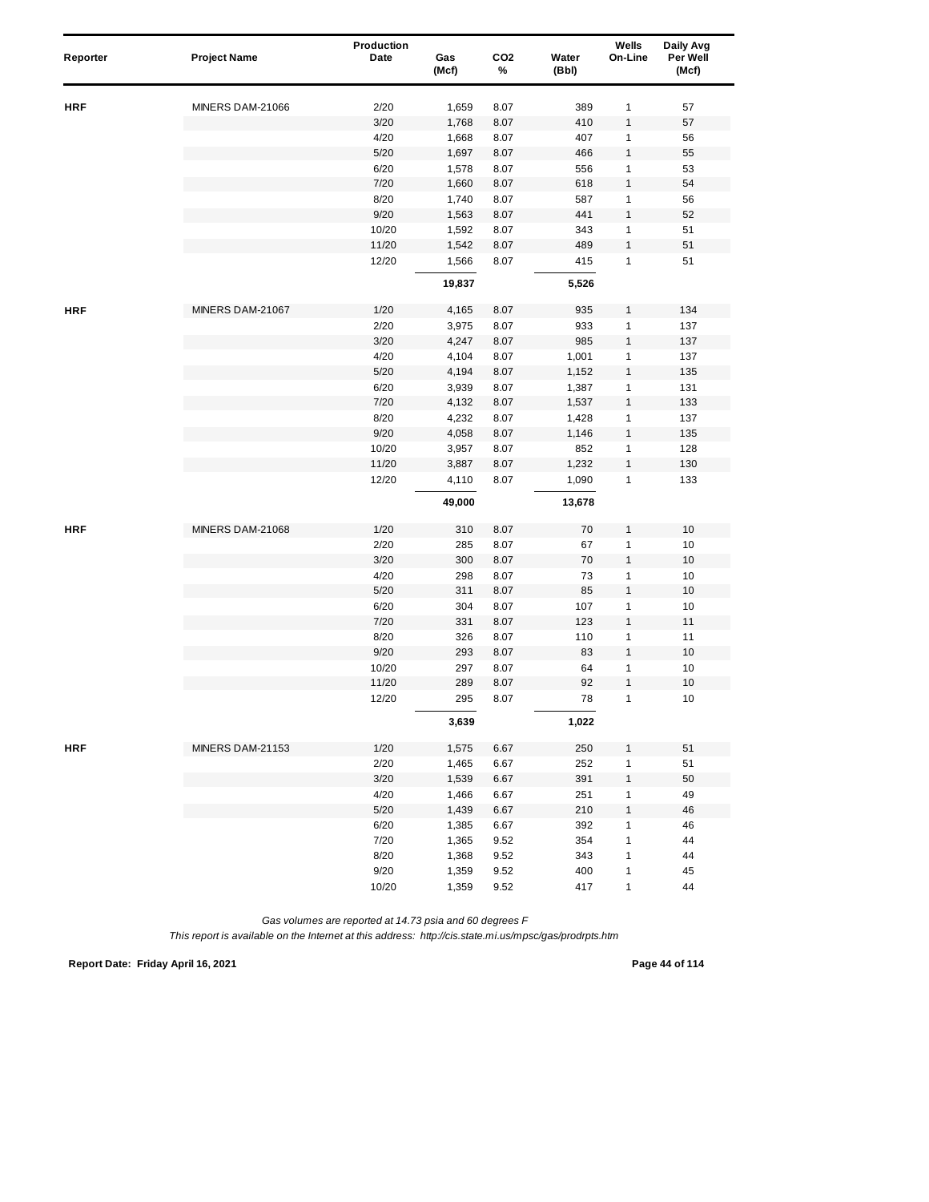| Reporter | Project Name | Production Date | Gas (Mcf) | CO2 % | Water (Bbl) | Wells On-Line | Daily Avg Per Well (Mcf) |
|---|---|---|---|---|---|---|---|
| HRF | MINERS DAM-21066 | 2/20 | 1,659 | 8.07 | 389 | 1 | 57 |
| | | 3/20 | 1,768 | 8.07 | 410 | 1 | 57 |
| | | 4/20 | 1,668 | 8.07 | 407 | 1 | 56 |
| | | 5/20 | 1,697 | 8.07 | 466 | 1 | 55 |
| | | 6/20 | 1,578 | 8.07 | 556 | 1 | 53 |
| | | 7/20 | 1,660 | 8.07 | 618 | 1 | 54 |
| | | 8/20 | 1,740 | 8.07 | 587 | 1 | 56 |
| | | 9/20 | 1,563 | 8.07 | 441 | 1 | 52 |
| | | 10/20 | 1,592 | 8.07 | 343 | 1 | 51 |
| | | 11/20 | 1,542 | 8.07 | 489 | 1 | 51 |
| | | 12/20 | 1,566 | 8.07 | 415 | 1 | 51 |
| | | | **19,837** | | **5,526** | | |
| HRF | MINERS DAM-21067 | 1/20 | 4,165 | 8.07 | 935 | 1 | 134 |
| | | 2/20 | 3,975 | 8.07 | 933 | 1 | 137 |
| | | 3/20 | 4,247 | 8.07 | 985 | 1 | 137 |
| | | 4/20 | 4,104 | 8.07 | 1,001 | 1 | 137 |
| | | 5/20 | 4,194 | 8.07 | 1,152 | 1 | 135 |
| | | 6/20 | 3,939 | 8.07 | 1,387 | 1 | 131 |
| | | 7/20 | 4,132 | 8.07 | 1,537 | 1 | 133 |
| | | 8/20 | 4,232 | 8.07 | 1,428 | 1 | 137 |
| | | 9/20 | 4,058 | 8.07 | 1,146 | 1 | 135 |
| | | 10/20 | 3,957 | 8.07 | 852 | 1 | 128 |
| | | 11/20 | 3,887 | 8.07 | 1,232 | 1 | 130 |
| | | 12/20 | 4,110 | 8.07 | 1,090 | 1 | 133 |
| | | | **49,000** | | **13,678** | | |
| HRF | MINERS DAM-21068 | 1/20 | 310 | 8.07 | 70 | 1 | 10 |
| | | 2/20 | 285 | 8.07 | 67 | 1 | 10 |
| | | 3/20 | 300 | 8.07 | 70 | 1 | 10 |
| | | 4/20 | 298 | 8.07 | 73 | 1 | 10 |
| | | 5/20 | 311 | 8.07 | 85 | 1 | 10 |
| | | 6/20 | 304 | 8.07 | 107 | 1 | 10 |
| | | 7/20 | 331 | 8.07 | 123 | 1 | 11 |
| | | 8/20 | 326 | 8.07 | 110 | 1 | 11 |
| | | 9/20 | 293 | 8.07 | 83 | 1 | 10 |
| | | 10/20 | 297 | 8.07 | 64 | 1 | 10 |
| | | 11/20 | 289 | 8.07 | 92 | 1 | 10 |
| | | 12/20 | 295 | 8.07 | 78 | 1 | 10 |
| | | | **3,639** | | **1,022** | | |
| HRF | MINERS DAM-21153 | 1/20 | 1,575 | 6.67 | 250 | 1 | 51 |
| | | 2/20 | 1,465 | 6.67 | 252 | 1 | 51 |
| | | 3/20 | 1,539 | 6.67 | 391 | 1 | 50 |
| | | 4/20 | 1,466 | 6.67 | 251 | 1 | 49 |
| | | 5/20 | 1,439 | 6.67 | 210 | 1 | 46 |
| | | 6/20 | 1,385 | 6.67 | 392 | 1 | 46 |
| | | 7/20 | 1,365 | 9.52 | 354 | 1 | 44 |
| | | 8/20 | 1,368 | 9.52 | 343 | 1 | 44 |
| | | 9/20 | 1,359 | 9.52 | 400 | 1 | 45 |
| | | 10/20 | 1,359 | 9.52 | 417 | 1 | 44 |

*Gas volumes are reported at 14.73 psia and 60 degrees F*

*This report is available on the Internet at this address: http://cis.state.mi.us/mpsc/gas/prodrpts.htm*

**Report Date: Friday April 16, 2021**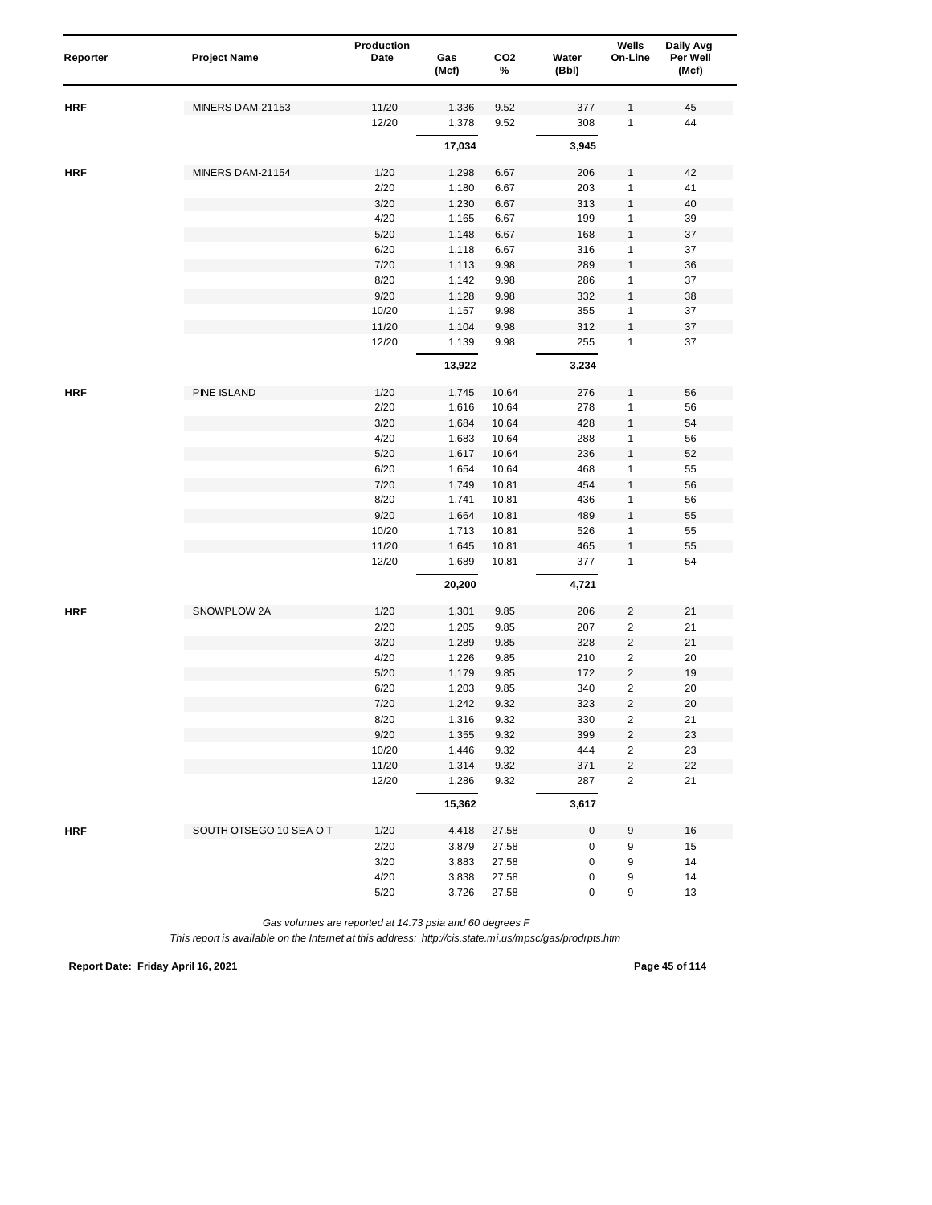| Reporter | Project Name | Production Date | Gas (Mcf) | CO2 % | Water (Bbl) | Wells On-Line | Daily Avg Per Well (Mcf) |
|---|---|---|---|---|---|---|---|
| HRF | MINERS DAM-21153 | 11/20 | 1,336 | 9.52 | 377 | 1 | 45 |
| | | 12/20 | 1,378 | 9.52 | 308 | 1 | 44 |
| | | | **17,034** | | **3,945** | | |
| HRF | MINERS DAM-21154 | 1/20 | 1,298 | 6.67 | 206 | 1 | 42 |
| | | 2/20 | 1,180 | 6.67 | 203 | 1 | 41 |
| | | 3/20 | 1,230 | 6.67 | 313 | 1 | 40 |
| | | 4/20 | 1,165 | 6.67 | 199 | 1 | 39 |
| | | 5/20 | 1,148 | 6.67 | 168 | 1 | 37 |
| | | 6/20 | 1,118 | 6.67 | 316 | 1 | 37 |
| | | 7/20 | 1,113 | 9.98 | 289 | 1 | 36 |
| | | 8/20 | 1,142 | 9.98 | 286 | 1 | 37 |
| | | 9/20 | 1,128 | 9.98 | 332 | 1 | 38 |
| | | 10/20 | 1,157 | 9.98 | 355 | 1 | 37 |
| | | 11/20 | 1,104 | 9.98 | 312 | 1 | 37 |
| | | 12/20 | 1,139 | 9.98 | 255 | 1 | 37 |
| | | | **13,922** | | **3,234** | | |
| HRF | PINE ISLAND | 1/20 | 1,745 | 10.64 | 276 | 1 | 56 |
| | | 2/20 | 1,616 | 10.64 | 278 | 1 | 56 |
| | | 3/20 | 1,684 | 10.64 | 428 | 1 | 54 |
| | | 4/20 | 1,683 | 10.64 | 288 | 1 | 56 |
| | | 5/20 | 1,617 | 10.64 | 236 | 1 | 52 |
| | | 6/20 | 1,654 | 10.64 | 468 | 1 | 55 |
| | | 7/20 | 1,749 | 10.81 | 454 | 1 | 56 |
| | | 8/20 | 1,741 | 10.81 | 436 | 1 | 56 |
| | | 9/20 | 1,664 | 10.81 | 489 | 1 | 55 |
| | | 10/20 | 1,713 | 10.81 | 526 | 1 | 55 |
| | | 11/20 | 1,645 | 10.81 | 465 | 1 | 55 |
| | | 12/20 | 1,689 | 10.81 | 377 | 1 | 54 |
| | | | **20,200** | | **4,721** | | |
| HRF | SNOWPLOW 2A | 1/20 | 1,301 | 9.85 | 206 | 2 | 21 |
| | | 2/20 | 1,205 | 9.85 | 207 | 2 | 21 |
| | | 3/20 | 1,289 | 9.85 | 328 | 2 | 21 |
| | | 4/20 | 1,226 | 9.85 | 210 | 2 | 20 |
| | | 5/20 | 1,179 | 9.85 | 172 | 2 | 19 |
| | | 6/20 | 1,203 | 9.85 | 340 | 2 | 20 |
| | | 7/20 | 1,242 | 9.32 | 323 | 2 | 20 |
| | | 8/20 | 1,316 | 9.32 | 330 | 2 | 21 |
| | | 9/20 | 1,355 | 9.32 | 399 | 2 | 23 |
| | | 10/20 | 1,446 | 9.32 | 444 | 2 | 23 |
| | | 11/20 | 1,314 | 9.32 | 371 | 2 | 22 |
| | | 12/20 | 1,286 | 9.32 | 287 | 2 | 21 |
| | | | **15,362** | | **3,617** | | |
| HRF | SOUTH OTSEGO 10 SEA O T | 1/20 | 4,418 | 27.58 | 0 | 9 | 16 |
| | | 2/20 | 3,879 | 27.58 | 0 | 9 | 15 |
| | | 3/20 | 3,883 | 27.58 | 0 | 9 | 14 |
| | | 4/20 | 3,838 | 27.58 | 0 | 9 | 14 |
| | | 5/20 | 3,726 | 27.58 | 0 | 9 | 13 |

*Gas volumes are reported at 14.73 psia and 60 degrees F*

*This report is available on the Internet at this address: http://cis.state.mi.us/mpsc/gas/prodrpts.htm*

**Report Date: Friday April 16, 2021**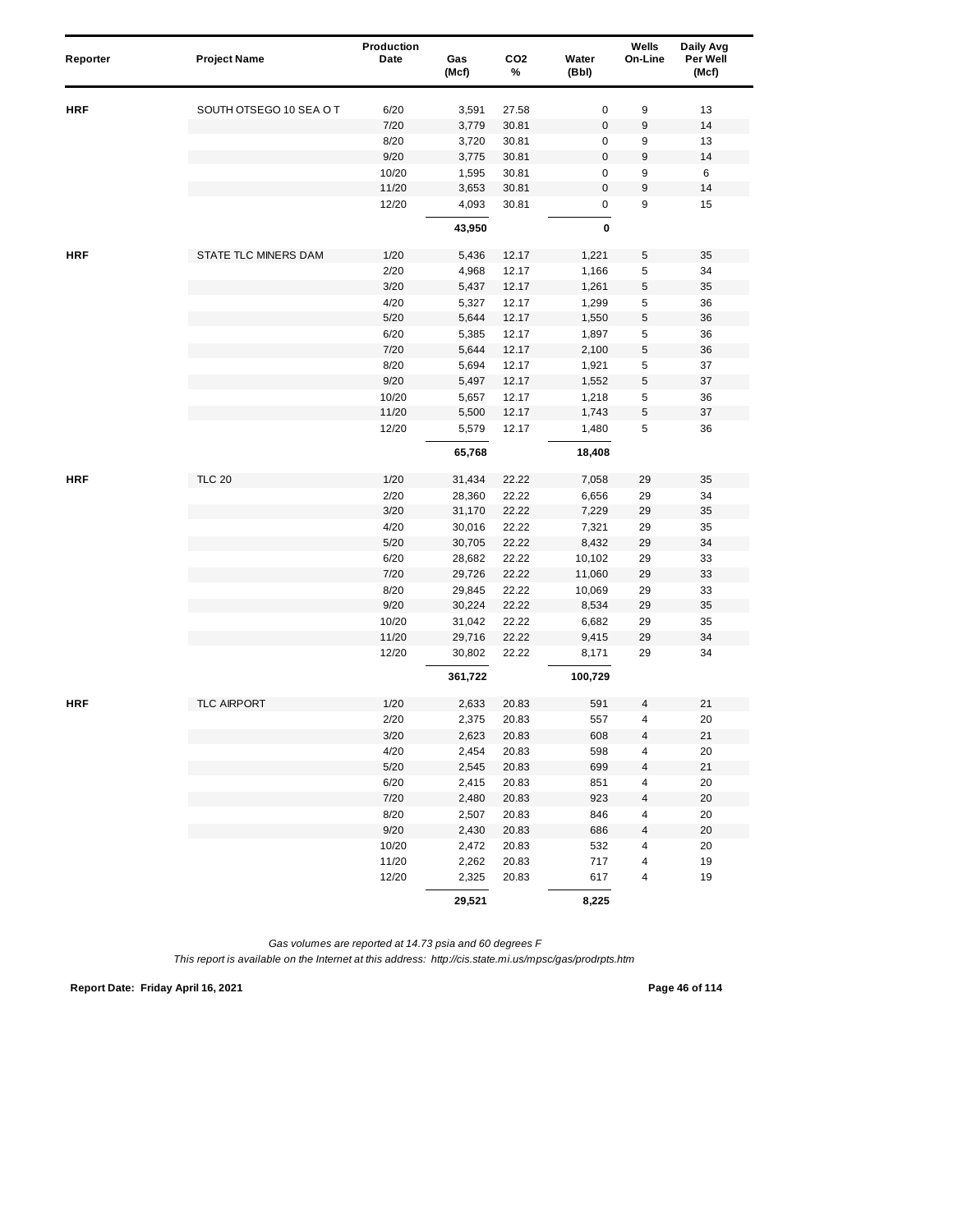| Reporter | Project Name | Production Date | Gas (Mcf) | CO2 % | Water (Bbl) | Wells On-Line | Daily Avg Per Well (Mcf) |
|---|---|---|---|---|---|---|---|
| HRF | SOUTH OTSEGO 10 SEA O T | 6/20 | 3,591 | 27.58 | 0 | 9 | 13 |
| | | 7/20 | 3,779 | 30.81 | 0 | 9 | 14 |
| | | 8/20 | 3,720 | 30.81 | 0 | 9 | 13 |
| | | 9/20 | 3,775 | 30.81 | 0 | 9 | 14 |
| | | 10/20 | 1,595 | 30.81 | 0 | 9 | 6 |
| | | 11/20 | 3,653 | 30.81 | 0 | 9 | 14 |
| | | 12/20 | 4,093 | 30.81 | 0 | 9 | 15 |
| | | | **43,950** | | **0** | | |
| HRF | STATE TLC MINERS DAM | 1/20 | 5,436 | 12.17 | 1,221 | 5 | 35 |
| | | 2/20 | 4,968 | 12.17 | 1,166 | 5 | 34 |
| | | 3/20 | 5,437 | 12.17 | 1,261 | 5 | 35 |
| | | 4/20 | 5,327 | 12.17 | 1,299 | 5 | 36 |
| | | 5/20 | 5,644 | 12.17 | 1,550 | 5 | 36 |
| | | 6/20 | 5,385 | 12.17 | 1,897 | 5 | 36 |
| | | 7/20 | 5,644 | 12.17 | 2,100 | 5 | 36 |
| | | 8/20 | 5,694 | 12.17 | 1,921 | 5 | 37 |
| | | 9/20 | 5,497 | 12.17 | 1,552 | 5 | 37 |
| | | 10/20 | 5,657 | 12.17 | 1,218 | 5 | 36 |
| | | 11/20 | 5,500 | 12.17 | 1,743 | 5 | 37 |
| | | 12/20 | 5,579 | 12.17 | 1,480 | 5 | 36 |
| | | | **65,768** | | **18,408** | | |
| HRF | TLC 20 | 1/20 | 31,434 | 22.22 | 7,058 | 29 | 35 |
| | | 2/20 | 28,360 | 22.22 | 6,656 | 29 | 34 |
| | | 3/20 | 31,170 | 22.22 | 7,229 | 29 | 35 |
| | | 4/20 | 30,016 | 22.22 | 7,321 | 29 | 35 |
| | | 5/20 | 30,705 | 22.22 | 8,432 | 29 | 34 |
| | | 6/20 | 28,682 | 22.22 | 10,102 | 29 | 33 |
| | | 7/20 | 29,726 | 22.22 | 11,060 | 29 | 33 |
| | | 8/20 | 29,845 | 22.22 | 10,069 | 29 | 33 |
| | | 9/20 | 30,224 | 22.22 | 8,534 | 29 | 35 |
| | | 10/20 | 31,042 | 22.22 | 6,682 | 29 | 35 |
| | | 11/20 | 29,716 | 22.22 | 9,415 | 29 | 34 |
| | | 12/20 | 30,802 | 22.22 | 8,171 | 29 | 34 |
| | | | **361,722** | | **100,729** | | |
| HRF | TLC AIRPORT | 1/20 | 2,633 | 20.83 | 591 | 4 | 21 |
| | | 2/20 | 2,375 | 20.83 | 557 | 4 | 20 |
| | | 3/20 | 2,623 | 20.83 | 608 | 4 | 21 |
| | | 4/20 | 2,454 | 20.83 | 598 | 4 | 20 |
| | | 5/20 | 2,545 | 20.83 | 699 | 4 | 21 |
| | | 6/20 | 2,415 | 20.83 | 851 | 4 | 20 |
| | | 7/20 | 2,480 | 20.83 | 923 | 4 | 20 |
| | | 8/20 | 2,507 | 20.83 | 846 | 4 | 20 |
| | | 9/20 | 2,430 | 20.83 | 686 | 4 | 20 |
| | | 10/20 | 2,472 | 20.83 | 532 | 4 | 20 |
| | | 11/20 | 2,262 | 20.83 | 717 | 4 | 19 |
| | | 12/20 | 2,325 | 20.83 | 617 | 4 | 19 |
| | | | **29,521** | | **8,225** | | |

*Gas volumes are reported at 14.73 psia and 60 degrees F*

*This report is available on the Internet at this address: http://cis.state.mi.us/mpsc/gas/prodrpts.htm*

**Report Date: Friday April 16, 2021**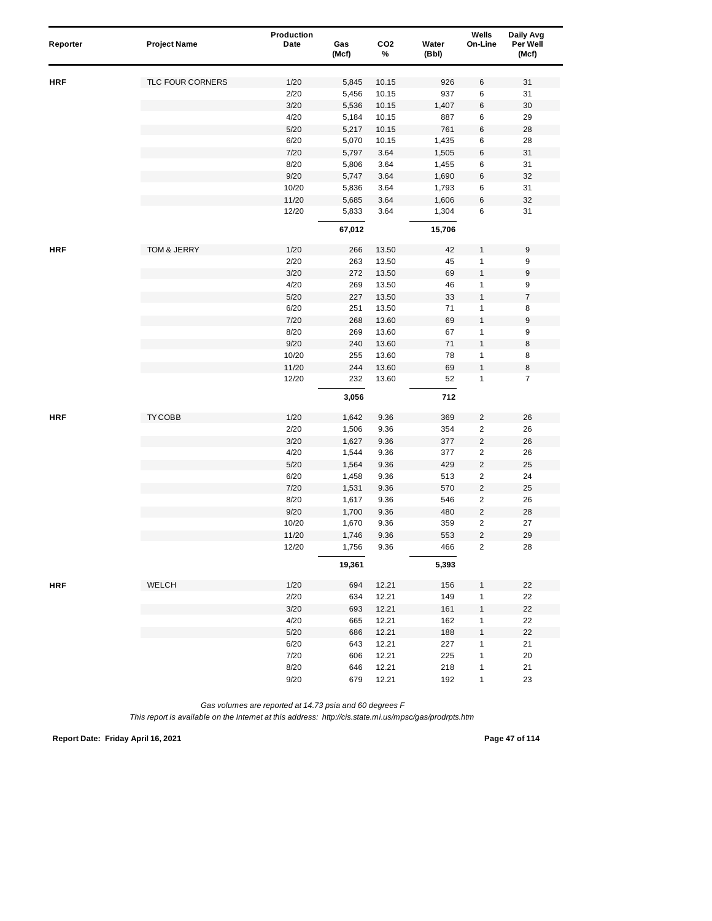| Reporter | Project Name | Production Date | Gas (Mcf) | CO2 % | Water (Bbl) | Wells On-Line | Daily Avg Per Well (Mcf) |
|---|---|---|---|---|---|---|---|
| HRF | TLC FOUR CORNERS | 1/20 | 5,845 | 10.15 | 926 | 6 | 31 |
| | | 2/20 | 5,456 | 10.15 | 937 | 6 | 31 |
| | | 3/20 | 5,536 | 10.15 | 1,407 | 6 | 30 |
| | | 4/20 | 5,184 | 10.15 | 887 | 6 | 29 |
| | | 5/20 | 5,217 | 10.15 | 761 | 6 | 28 |
| | | 6/20 | 5,070 | 10.15 | 1,435 | 6 | 28 |
| | | 7/20 | 5,797 | 3.64 | 1,505 | 6 | 31 |
| | | 8/20 | 5,806 | 3.64 | 1,455 | 6 | 31 |
| | | 9/20 | 5,747 | 3.64 | 1,690 | 6 | 32 |
| | | 10/20 | 5,836 | 3.64 | 1,793 | 6 | 31 |
| | | 11/20 | 5,685 | 3.64 | 1,606 | 6 | 32 |
| | | 12/20 | 5,833 | 3.64 | 1,304 | 6 | 31 |
| | | | **67,012** | | **15,706** | | |
| HRF | TOM & JERRY | 1/20 | 266 | 13.50 | 42 | 1 | 9 |
| | | 2/20 | 263 | 13.50 | 45 | 1 | 9 |
| | | 3/20 | 272 | 13.50 | 69 | 1 | 9 |
| | | 4/20 | 269 | 13.50 | 46 | 1 | 9 |
| | | 5/20 | 227 | 13.50 | 33 | 1 | 7 |
| | | 6/20 | 251 | 13.50 | 71 | 1 | 8 |
| | | 7/20 | 268 | 13.60 | 69 | 1 | 9 |
| | | 8/20 | 269 | 13.60 | 67 | 1 | 9 |
| | | 9/20 | 240 | 13.60 | 71 | 1 | 8 |
| | | 10/20 | 255 | 13.60 | 78 | 1 | 8 |
| | | 11/20 | 244 | 13.60 | 69 | 1 | 8 |
| | | 12/20 | 232 | 13.60 | 52 | 1 | 7 |
| | | | **3,056** | | **712** | | |
| HRF | TY COBB | 1/20 | 1,642 | 9.36 | 369 | 2 | 26 |
| | | 2/20 | 1,506 | 9.36 | 354 | 2 | 26 |
| | | 3/20 | 1,627 | 9.36 | 377 | 2 | 26 |
| | | 4/20 | 1,544 | 9.36 | 377 | 2 | 26 |
| | | 5/20 | 1,564 | 9.36 | 429 | 2 | 25 |
| | | 6/20 | 1,458 | 9.36 | 513 | 2 | 24 |
| | | 7/20 | 1,531 | 9.36 | 570 | 2 | 25 |
| | | 8/20 | 1,617 | 9.36 | 546 | 2 | 26 |
| | | 9/20 | 1,700 | 9.36 | 480 | 2 | 28 |
| | | 10/20 | 1,670 | 9.36 | 359 | 2 | 27 |
| | | 11/20 | 1,746 | 9.36 | 553 | 2 | 29 |
| | | 12/20 | 1,756 | 9.36 | 466 | 2 | 28 |
| | | | **19,361** | | **5,393** | | |
| HRF | WELCH | 1/20 | 694 | 12.21 | 156 | 1 | 22 |
| | | 2/20 | 634 | 12.21 | 149 | 1 | 22 |
| | | 3/20 | 693 | 12.21 | 161 | 1 | 22 |
| | | 4/20 | 665 | 12.21 | 162 | 1 | 22 |
| | | 5/20 | 686 | 12.21 | 188 | 1 | 22 |
| | | 6/20 | 643 | 12.21 | 227 | 1 | 21 |
| | | 7/20 | 606 | 12.21 | 225 | 1 | 20 |
| | | 8/20 | 646 | 12.21 | 218 | 1 | 21 |
| | | 9/20 | 679 | 12.21 | 192 | 1 | 23 |

*Gas volumes are reported at 14.73 psia and 60 degrees F*

*This report is available on the Internet at this address: http://cis.state.mi.us/mpsc/gas/prodrpts.htm*

**Report Date: Friday April 16, 2021**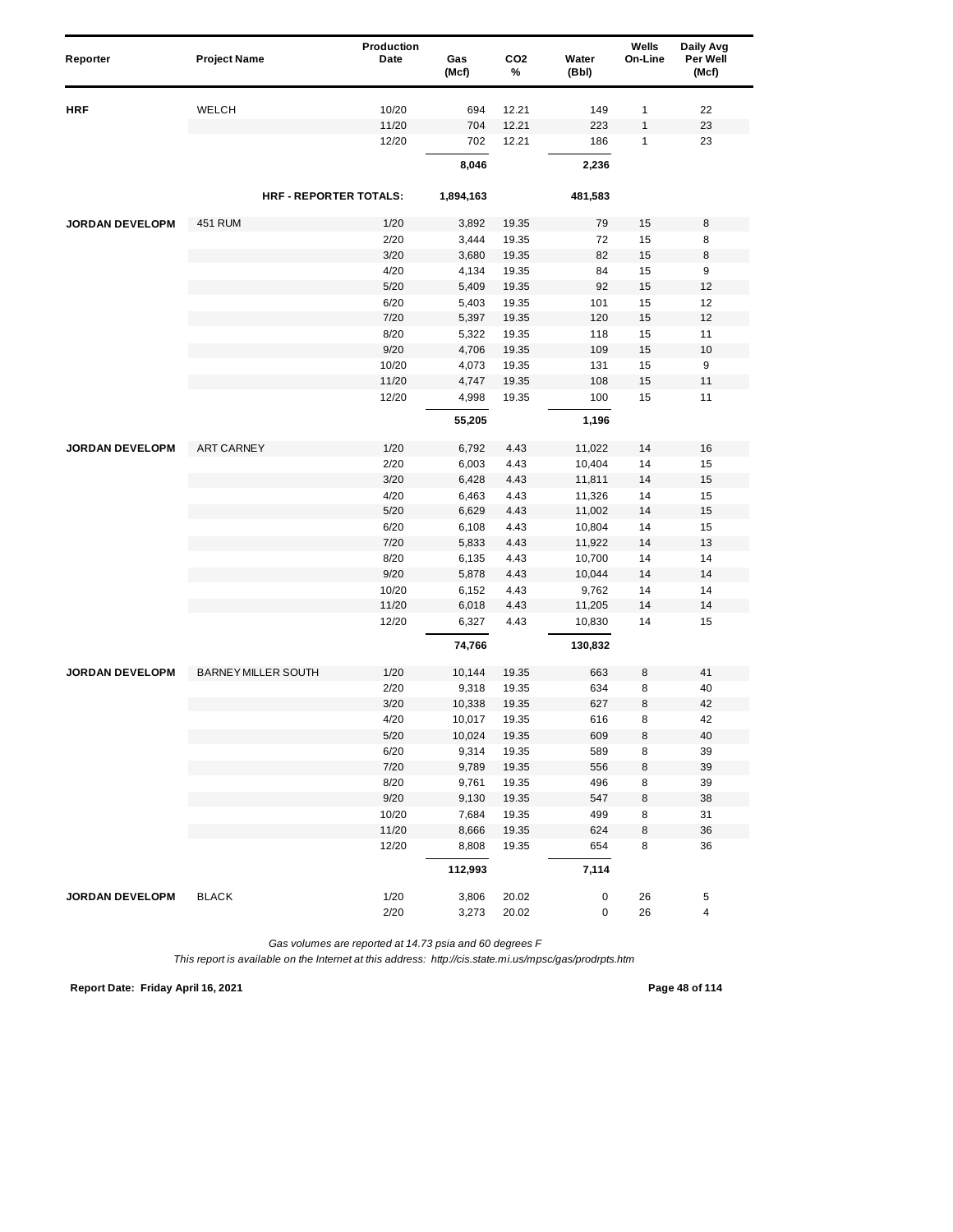| Reporter | Project Name | Production Date | Gas (Mcf) | $CO_2$ % | Water (Bbl) | Wells On-Line | Daily Avg Per Well (Mcf) |
|---|---|---|---|---|---|---|---|
| **HRF** | WELCH | 10/20 | 694 | 12.21 | 149 | 1 | 22 |
| | | 11/20 | 704 | 12.21 | 223 | 1 | 23 |
| | | 12/20 | 702 | 12.21 | 186 | 1 | 23 |
| | | | **8,046** | | **2,236** | | |
| | **HRF - REPORTER TOTALS:** | | **1,894,163** | | **481,583** | | |
| **JORDAN DEVELOPM** | 451 RUM | 1/20 | 3,892 | 19.35 | 79 | 15 | 8 |
| | | 2/20 | 3,444 | 19.35 | 72 | 15 | 8 |
| | | 3/20 | 3,680 | 19.35 | 82 | 15 | 8 |
| | | 4/20 | 4,134 | 19.35 | 84 | 15 | 9 |
| | | 5/20 | 5,409 | 19.35 | 92 | 15 | 12 |
| | | 6/20 | 5,403 | 19.35 | 101 | 15 | 12 |
| | | 7/20 | 5,397 | 19.35 | 120 | 15 | 12 |
| | | 8/20 | 5,322 | 19.35 | 118 | 15 | 11 |
| | | 9/20 | 4,706 | 19.35 | 109 | 15 | 10 |
| | | 10/20 | 4,073 | 19.35 | 131 | 15 | 9 |
| | | 11/20 | 4,747 | 19.35 | 108 | 15 | 11 |
| | | 12/20 | 4,998 | 19.35 | 100 | 15 | 11 |
| | | | **55,205** | | **1,196** | | |
| **JORDAN DEVELOPM** | ART CARNEY | 1/20 | 6,792 | 4.43 | 11,022 | 14 | 16 |
| | | 2/20 | 6,003 | 4.43 | 10,404 | 14 | 15 |
| | | 3/20 | 6,428 | 4.43 | 11,811 | 14 | 15 |
| | | 4/20 | 6,463 | 4.43 | 11,326 | 14 | 15 |
| | | 5/20 | 6,629 | 4.43 | 11,002 | 14 | 15 |
| | | 6/20 | 6,108 | 4.43 | 10,804 | 14 | 15 |
| | | 7/20 | 5,833 | 4.43 | 11,922 | 14 | 13 |
| | | 8/20 | 6,135 | 4.43 | 10,700 | 14 | 14 |
| | | 9/20 | 5,878 | 4.43 | 10,044 | 14 | 14 |
| | | 10/20 | 6,152 | 4.43 | 9,762 | 14 | 14 |
| | | 11/20 | 6,018 | 4.43 | 11,205 | 14 | 14 |
| | | 12/20 | 6,327 | 4.43 | 10,830 | 14 | 15 |
| | | | **74,766** | | **130,832** | | |
| **JORDAN DEVELOPM** | BARNEY MILLER SOUTH | 1/20 | 10,144 | 19.35 | 663 | 8 | 41 |
| | | 2/20 | 9,318 | 19.35 | 634 | 8 | 40 |
| | | 3/20 | 10,338 | 19.35 | 627 | 8 | 42 |
| | | 4/20 | 10,017 | 19.35 | 616 | 8 | 42 |
| | | 5/20 | 10,024 | 19.35 | 609 | 8 | 40 |
| | | 6/20 | 9,314 | 19.35 | 589 | 8 | 39 |
| | | 7/20 | 9,789 | 19.35 | 556 | 8 | 39 |
| | | 8/20 | 9,761 | 19.35 | 496 | 8 | 39 |
| | | 9/20 | 9,130 | 19.35 | 547 | 8 | 38 |
| | | 10/20 | 7,684 | 19.35 | 499 | 8 | 31 |
| | | 11/20 | 8,666 | 19.35 | 624 | 8 | 36 |
| | | 12/20 | 8,808 | 19.35 | 654 | 8 | 36 |
| | | | **112,993** | | **7,114** | | |
| **JORDAN DEVELOPM** | BLACK | 1/20 | 3,806 | 20.02 | 0 | 26 | 5 |
| | | 2/20 | 3,273 | 20.02 | 0 | 26 | 4 |

*Gas volumes are reported at 14.73 psia and 60 degrees F*

*This report is available on the Internet at this address: http://cis.state.mi.us/mpsc/gas/prodrpts.htm*

**Report Date: Friday April 16, 2021**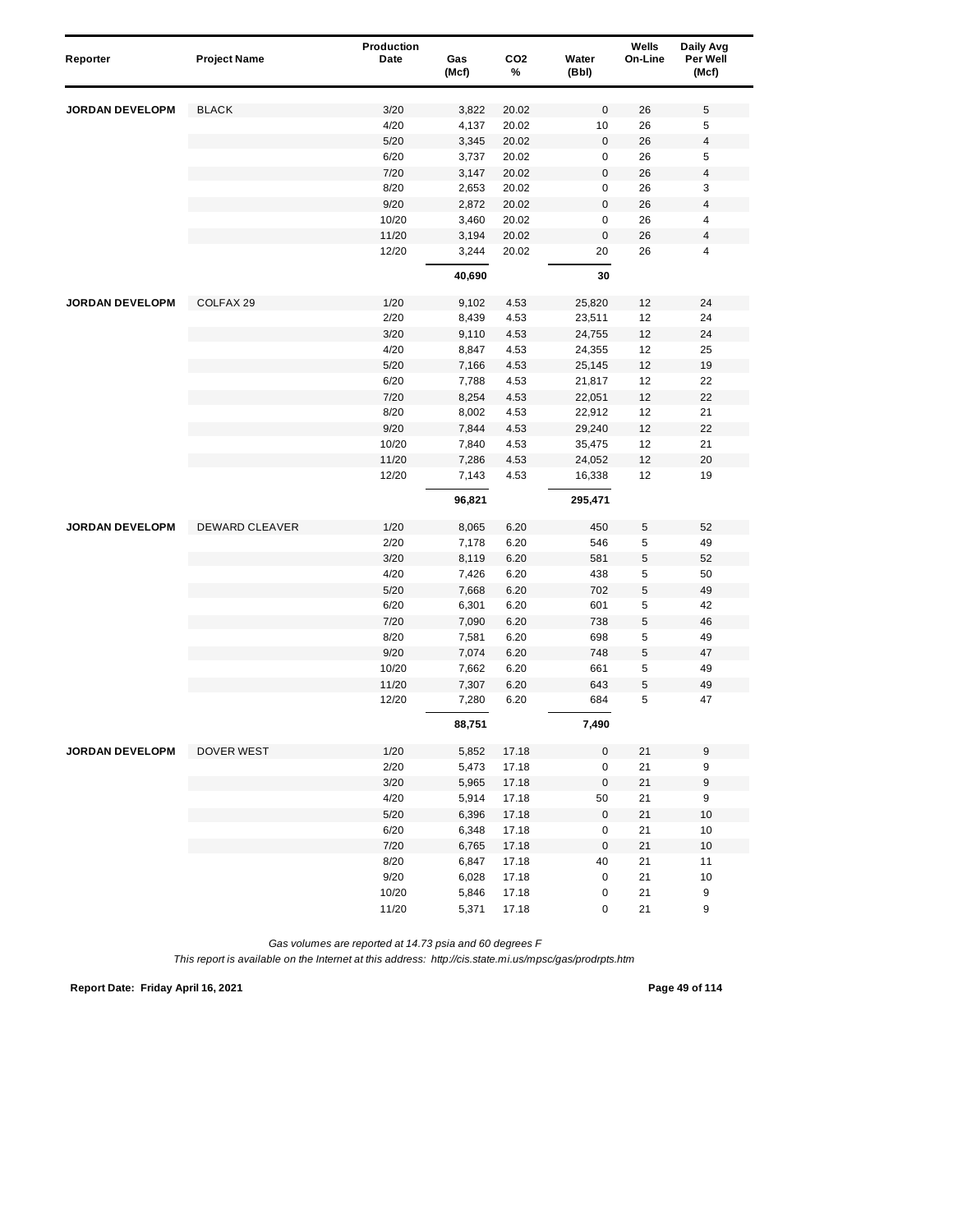| Reporter | Project Name | Production Date | Gas (Mcf) | $CO_2$ % | Water (Bbl) | Wells On-Line | Daily Avg Per Well (Mcf) |
|---|---|---|---|---|---|---|---|
| JORDAN DEVELOPM | BLACK | 3/20 | 3,822 | 20.02 | 0 | 26 | 5 |
| | | 4/20 | 4,137 | 20.02 | 10 | 26 | 5 |
| | | 5/20 | 3,345 | 20.02 | 0 | 26 | 4 |
| | | 6/20 | 3,737 | 20.02 | 0 | 26 | 5 |
| | | 7/20 | 3,147 | 20.02 | 0 | 26 | 4 |
| | | 8/20 | 2,653 | 20.02 | 0 | 26 | 3 |
| | | 9/20 | 2,872 | 20.02 | 0 | 26 | 4 |
| | | 10/20 | 3,460 | 20.02 | 0 | 26 | 4 |
| | | 11/20 | 3,194 | 20.02 | 0 | 26 | 4 |
| | | 12/20 | 3,244 | 20.02 | 20 | 26 | 4 |
| | | | **40,690** | | **30** | | |
| JORDAN DEVELOPM | COLFAX 29 | 1/20 | 9,102 | 4.53 | 25,820 | 12 | 24 |
| | | 2/20 | 8,439 | 4.53 | 23,511 | 12 | 24 |
| | | 3/20 | 9,110 | 4.53 | 24,755 | 12 | 24 |
| | | 4/20 | 8,847 | 4.53 | 24,355 | 12 | 25 |
| | | 5/20 | 7,166 | 4.53 | 25,145 | 12 | 19 |
| | | 6/20 | 7,788 | 4.53 | 21,817 | 12 | 22 |
| | | 7/20 | 8,254 | 4.53 | 22,051 | 12 | 22 |
| | | 8/20 | 8,002 | 4.53 | 22,912 | 12 | 21 |
| | | 9/20 | 7,844 | 4.53 | 29,240 | 12 | 22 |
| | | 10/20 | 7,840 | 4.53 | 35,475 | 12 | 21 |
| | | 11/20 | 7,286 | 4.53 | 24,052 | 12 | 20 |
| | | 12/20 | 7,143 | 4.53 | 16,338 | 12 | 19 |
| | | | **96,821** | | **295,471** | | |
| JORDAN DEVELOPM | DEWARD CLEAVER | 1/20 | 8,065 | 6.20 | 450 | 5 | 52 |
| | | 2/20 | 7,178 | 6.20 | 546 | 5 | 49 |
| | | 3/20 | 8,119 | 6.20 | 581 | 5 | 52 |
| | | 4/20 | 7,426 | 6.20 | 438 | 5 | 50 |
| | | 5/20 | 7,668 | 6.20 | 702 | 5 | 49 |
| | | 6/20 | 6,301 | 6.20 | 601 | 5 | 42 |
| | | 7/20 | 7,090 | 6.20 | 738 | 5 | 46 |
| | | 8/20 | 7,581 | 6.20 | 698 | 5 | 49 |
| | | 9/20 | 7,074 | 6.20 | 748 | 5 | 47 |
| | | 10/20 | 7,662 | 6.20 | 661 | 5 | 49 |
| | | 11/20 | 7,307 | 6.20 | 643 | 5 | 49 |
| | | 12/20 | 7,280 | 6.20 | 684 | 5 | 47 |
| | | | **88,751** | | **7,490** | | |
| JORDAN DEVELOPM | DOVER WEST | 1/20 | 5,852 | 17.18 | 0 | 21 | 9 |
| | | 2/20 | 5,473 | 17.18 | 0 | 21 | 9 |
| | | 3/20 | 5,965 | 17.18 | 0 | 21 | 9 |
| | | 4/20 | 5,914 | 17.18 | 50 | 21 | 9 |
| | | 5/20 | 6,396 | 17.18 | 0 | 21 | 10 |
| | | 6/20 | 6,348 | 17.18 | 0 | 21 | 10 |
| | | 7/20 | 6,765 | 17.18 | 0 | 21 | 10 |
| | | 8/20 | 6,847 | 17.18 | 40 | 21 | 11 |
| | | 9/20 | 6,028 | 17.18 | 0 | 21 | 10 |
| | | 10/20 | 5,846 | 17.18 | 0 | 21 | 9 |
| | | 11/20 | 5,371 | 17.18 | 0 | 21 | 9 |

*Gas volumes are reported at 14.73 psia and 60 degrees F*

*This report is available on the Internet at this address: http://cis.state.mi.us/mpsc/gas/prodrpts.htm*

**Report Date: Friday April 16, 2021**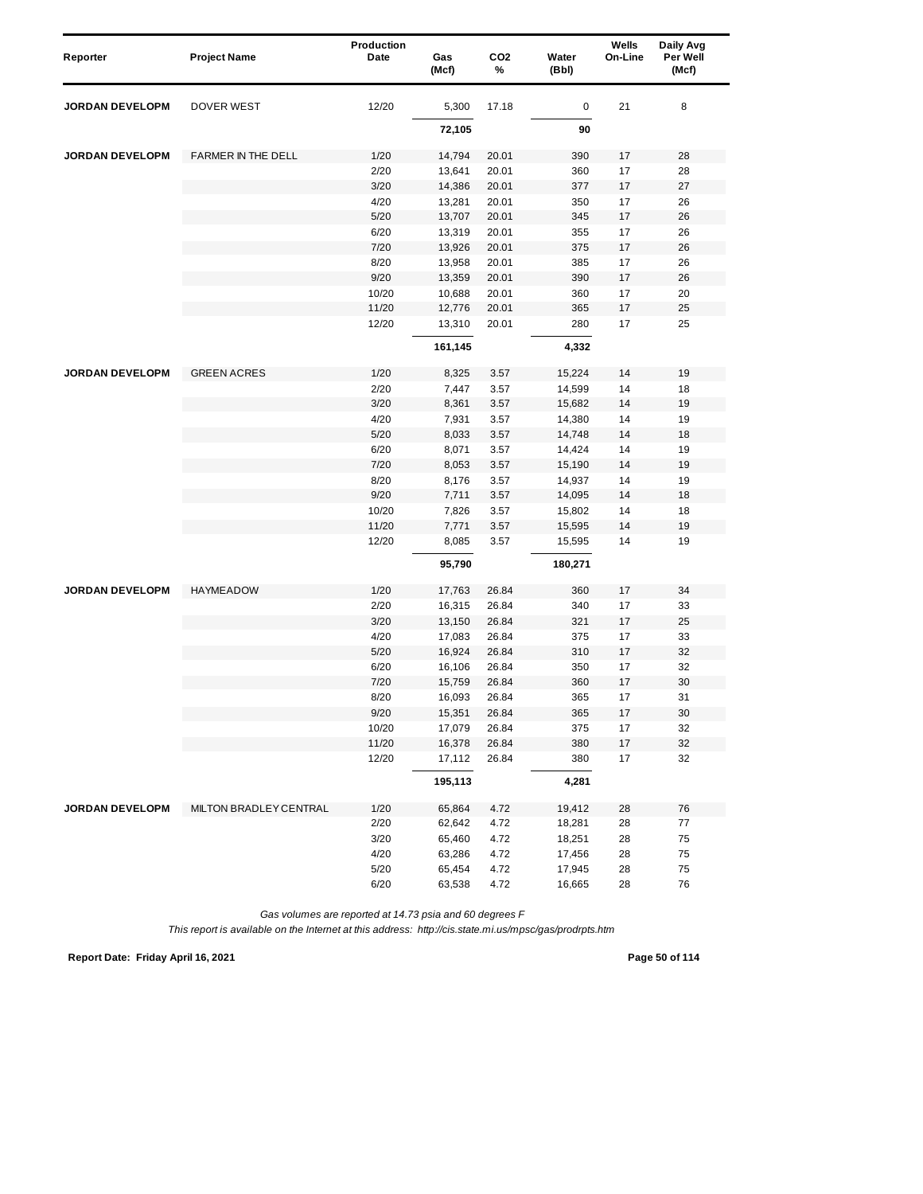| Reporter | Project Name | Production Date | Gas (Mcf) | CO2 % | Water (Bbl) | Wells On-Line | Daily Avg Per Well (Mcf) |
|---|---|---|---|---|---|---|---|
| **JORDAN DEVELOPM** | DOVER WEST | 12/20 | 5,300 | 17.18 | 0 | 21 | 8 |
| | | | **72,105** | | **90** | | |
| **JORDAN DEVELOPM** | FARMER IN THE DELL | 1/20 | 14,794 | 20.01 | 390 | 17 | 28 |
| | | 2/20 | 13,641 | 20.01 | 360 | 17 | 28 |
| | | 3/20 | 14,386 | 20.01 | 377 | 17 | 27 |
| | | 4/20 | 13,281 | 20.01 | 350 | 17 | 26 |
| | | 5/20 | 13,707 | 20.01 | 345 | 17 | 26 |
| | | 6/20 | 13,319 | 20.01 | 355 | 17 | 26 |
| | | 7/20 | 13,926 | 20.01 | 375 | 17 | 26 |
| | | 8/20 | 13,958 | 20.01 | 385 | 17 | 26 |
| | | 9/20 | 13,359 | 20.01 | 390 | 17 | 26 |
| | | 10/20 | 10,688 | 20.01 | 360 | 17 | 20 |
| | | 11/20 | 12,776 | 20.01 | 365 | 17 | 25 |
| | | 12/20 | 13,310 | 20.01 | 280 | 17 | 25 |
| | | | **161,145** | | **4,332** | | |
| **JORDAN DEVELOPM** | GREEN ACRES | 1/20 | 8,325 | 3.57 | 15,224 | 14 | 19 |
| | | 2/20 | 7,447 | 3.57 | 14,599 | 14 | 18 |
| | | 3/20 | 8,361 | 3.57 | 15,682 | 14 | 19 |
| | | 4/20 | 7,931 | 3.57 | 14,380 | 14 | 19 |
| | | 5/20 | 8,033 | 3.57 | 14,748 | 14 | 18 |
| | | 6/20 | 8,071 | 3.57 | 14,424 | 14 | 19 |
| | | 7/20 | 8,053 | 3.57 | 15,190 | 14 | 19 |
| | | 8/20 | 8,176 | 3.57 | 14,937 | 14 | 19 |
| | | 9/20 | 7,711 | 3.57 | 14,095 | 14 | 18 |
| | | 10/20 | 7,826 | 3.57 | 15,802 | 14 | 18 |
| | | 11/20 | 7,771 | 3.57 | 15,595 | 14 | 19 |
| | | 12/20 | 8,085 | 3.57 | 15,595 | 14 | 19 |
| | | | **95,790** | | **180,271** | | |
| **JORDAN DEVELOPM** | HAYMEADOW | 1/20 | 17,763 | 26.84 | 360 | 17 | 34 |
| | | 2/20 | 16,315 | 26.84 | 340 | 17 | 33 |
| | | 3/20 | 13,150 | 26.84 | 321 | 17 | 25 |
| | | 4/20 | 17,083 | 26.84 | 375 | 17 | 33 |
| | | 5/20 | 16,924 | 26.84 | 310 | 17 | 32 |
| | | 6/20 | 16,106 | 26.84 | 350 | 17 | 32 |
| | | 7/20 | 15,759 | 26.84 | 360 | 17 | 30 |
| | | 8/20 | 16,093 | 26.84 | 365 | 17 | 31 |
| | | 9/20 | 15,351 | 26.84 | 365 | 17 | 30 |
| | | 10/20 | 17,079 | 26.84 | 375 | 17 | 32 |
| | | 11/20 | 16,378 | 26.84 | 380 | 17 | 32 |
| | | 12/20 | 17,112 | 26.84 | 380 | 17 | 32 |
| | | | **195,113** | | **4,281** | | |
| **JORDAN DEVELOPM** | MILTON BRADLEY CENTRAL | 1/20 | 65,864 | 4.72 | 19,412 | 28 | 76 |
| | | 2/20 | 62,642 | 4.72 | 18,281 | 28 | 77 |
| | | 3/20 | 65,460 | 4.72 | 18,251 | 28 | 75 |
| | | 4/20 | 63,286 | 4.72 | 17,456 | 28 | 75 |
| | | 5/20 | 65,454 | 4.72 | 17,945 | 28 | 75 |
| | | 6/20 | 63,538 | 4.72 | 16,665 | 28 | 76 |

*Gas volumes are reported at 14.73 psia and 60 degrees F*

*This report is available on the Internet at this address: http://cis.state.mi.us/mpsc/gas/prodrpts.htm*

**Report Date: Friday April 16, 2021**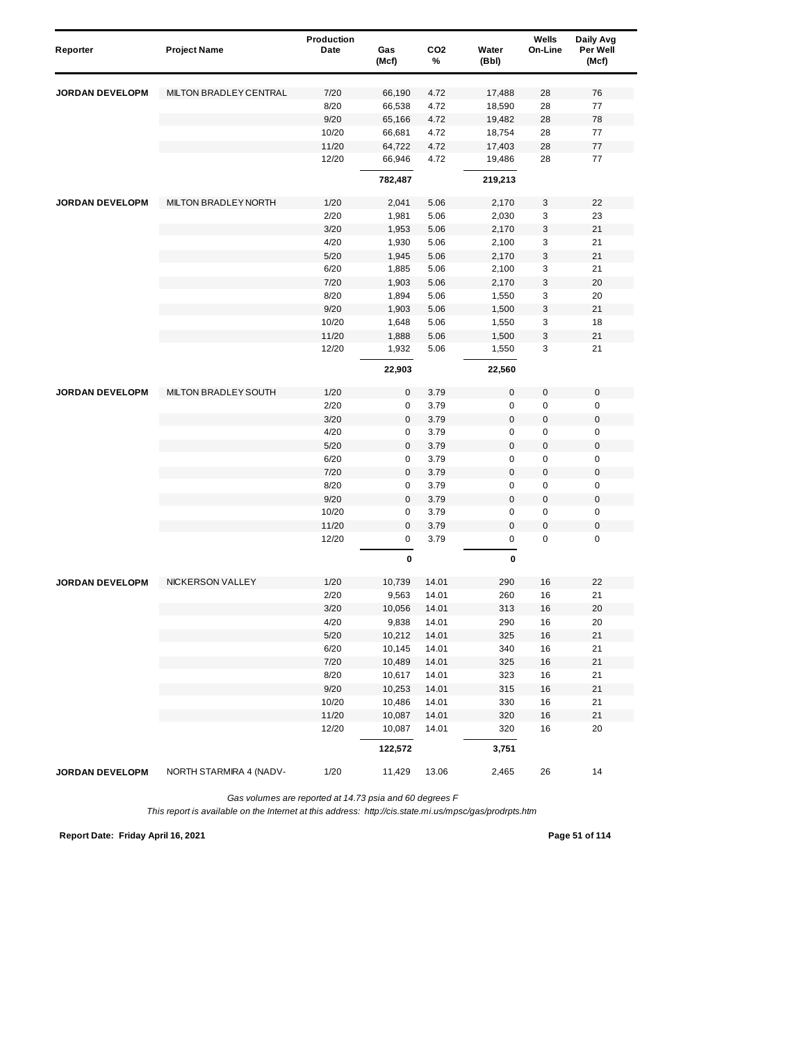| Reporter | Project Name | Production Date | Gas (Mcf) | CO2 % | Water (Bbl) | Wells On-Line | Daily Avg Per Well (Mcf) |
|---|---|---|---|---|---|---|---|
| **JORDAN DEVELOPM** | MILTON BRADLEY CENTRAL | 7/20 | 66,190 | 4.72 | 17,488 | 28 | 76 |
| | | 8/20 | 66,538 | 4.72 | 18,590 | 28 | 77 |
| | | 9/20 | 65,166 | 4.72 | 19,482 | 28 | 78 |
| | | 10/20 | 66,681 | 4.72 | 18,754 | 28 | 77 |
| | | 11/20 | 64,722 | 4.72 | 17,403 | 28 | 77 |
| | | 12/20 | 66,946 | 4.72 | 19,486 | 28 | 77 |
| | | | **782,487** | | **219,213** | | |
| **JORDAN DEVELOPM** | MILTON BRADLEY NORTH | 1/20 | 2,041 | 5.06 | 2,170 | 3 | 22 |
| | | 2/20 | 1,981 | 5.06 | 2,030 | 3 | 23 |
| | | 3/20 | 1,953 | 5.06 | 2,170 | 3 | 21 |
| | | 4/20 | 1,930 | 5.06 | 2,100 | 3 | 21 |
| | | 5/20 | 1,945 | 5.06 | 2,170 | 3 | 21 |
| | | 6/20 | 1,885 | 5.06 | 2,100 | 3 | 21 |
| | | 7/20 | 1,903 | 5.06 | 2,170 | 3 | 20 |
| | | 8/20 | 1,894 | 5.06 | 1,550 | 3 | 20 |
| | | 9/20 | 1,903 | 5.06 | 1,500 | 3 | 21 |
| | | 10/20 | 1,648 | 5.06 | 1,550 | 3 | 18 |
| | | 11/20 | 1,888 | 5.06 | 1,500 | 3 | 21 |
| | | 12/20 | 1,932 | 5.06 | 1,550 | 3 | 21 |
| | | | **22,903** | | **22,560** | | |
| **JORDAN DEVELOPM** | MILTON BRADLEY SOUTH | 1/20 | 0 | 3.79 | 0 | 0 | 0 |
| | | 2/20 | 0 | 3.79 | 0 | 0 | 0 |
| | | 3/20 | 0 | 3.79 | 0 | 0 | 0 |
| | | 4/20 | 0 | 3.79 | 0 | 0 | 0 |
| | | 5/20 | 0 | 3.79 | 0 | 0 | 0 |
| | | 6/20 | 0 | 3.79 | 0 | 0 | 0 |
| | | 7/20 | 0 | 3.79 | 0 | 0 | 0 |
| | | 8/20 | 0 | 3.79 | 0 | 0 | 0 |
| | | 9/20 | 0 | 3.79 | 0 | 0 | 0 |
| | | 10/20 | 0 | 3.79 | 0 | 0 | 0 |
| | | 11/20 | 0 | 3.79 | 0 | 0 | 0 |
| | | 12/20 | 0 | 3.79 | 0 | 0 | 0 |
| | | | **0** | | **0** | | |
| **JORDAN DEVELOPM** | NICKERSON VALLEY | 1/20 | 10,739 | 14.01 | 290 | 16 | 22 |
| | | 2/20 | 9,563 | 14.01 | 260 | 16 | 21 |
| | | 3/20 | 10,056 | 14.01 | 313 | 16 | 20 |
| | | 4/20 | 9,838 | 14.01 | 290 | 16 | 20 |
| | | 5/20 | 10,212 | 14.01 | 325 | 16 | 21 |
| | | 6/20 | 10,145 | 14.01 | 340 | 16 | 21 |
| | | 7/20 | 10,489 | 14.01 | 325 | 16 | 21 |
| | | 8/20 | 10,617 | 14.01 | 323 | 16 | 21 |
| | | 9/20 | 10,253 | 14.01 | 315 | 16 | 21 |
| | | 10/20 | 10,486 | 14.01 | 330 | 16 | 21 |
| | | 11/20 | 10,087 | 14.01 | 320 | 16 | 21 |
| | | 12/20 | 10,087 | 14.01 | 320 | 16 | 20 |
| | | | **122,572** | | **3,751** | | |
| **JORDAN DEVELOPM** | NORTH STARMIRA 4 (NADV- | 1/20 | 11,429 | 13.06 | 2,465 | 26 | 14 |

*Gas volumes are reported at 14.73 psia and 60 degrees F*

*This report is available on the Internet at this address: http://cis.state.mi.us/mpsc/gas/prodrpts.htm*

**Report Date: Friday April 16, 2021**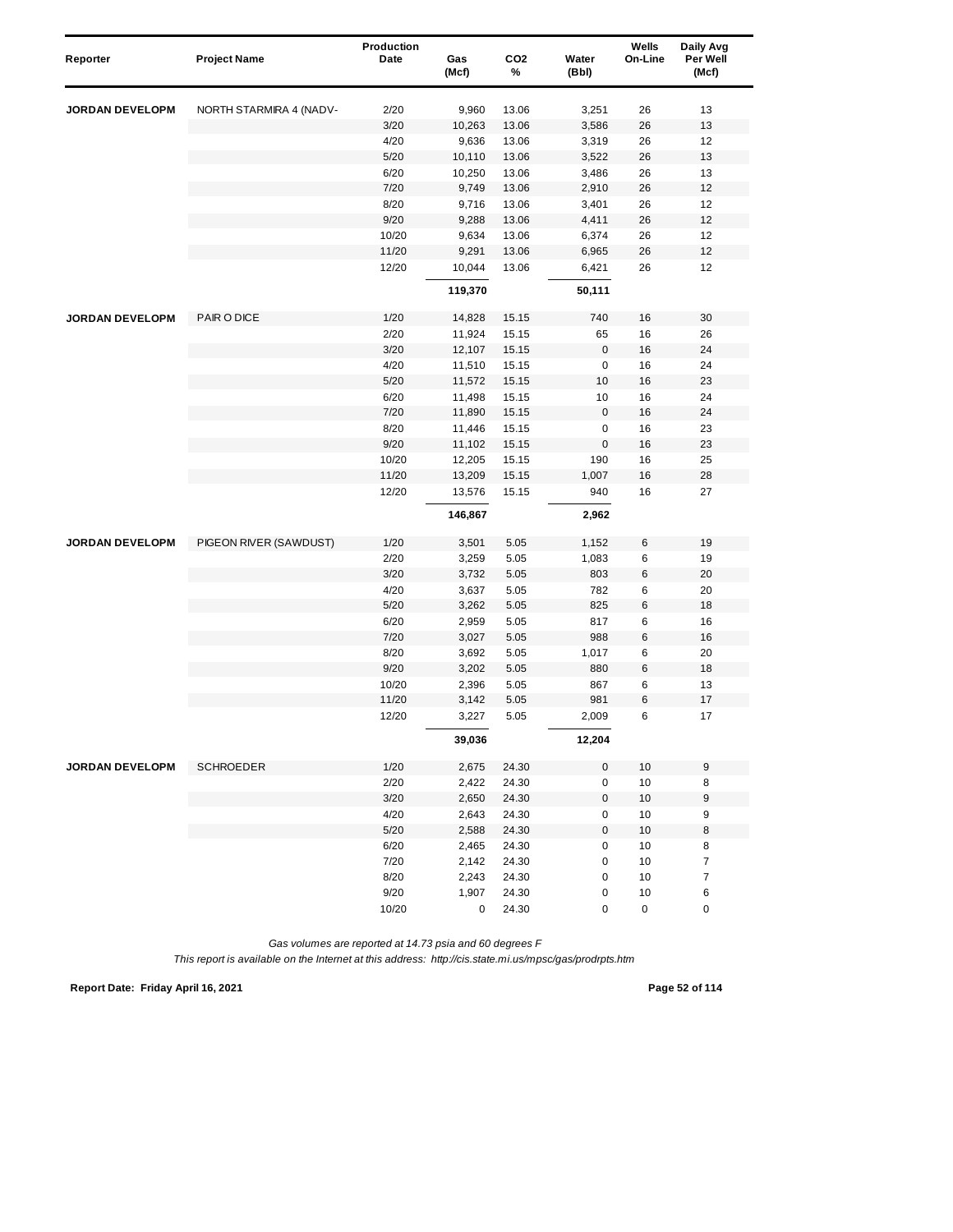| Reporter | Project Name | Production Date | Gas (Mcf) | $CO_2$ % | Water (Bbl) | Wells On-Line | Daily Avg Per Well (Mcf) |
|---|---|---|---|---|---|---|---|
| **JORDAN DEVELOPM** | NORTH STARMIRA 4 (NADV- | 2/20 | 9,960 | 13.06 | 3,251 | 26 | 13 |
| | | 3/20 | 10,263 | 13.06 | 3,586 | 26 | 13 |
| | | 4/20 | 9,636 | 13.06 | 3,319 | 26 | 12 |
| | | 5/20 | 10,110 | 13.06 | 3,522 | 26 | 13 |
| | | 6/20 | 10,250 | 13.06 | 3,486 | 26 | 13 |
| | | 7/20 | 9,749 | 13.06 | 2,910 | 26 | 12 |
| | | 8/20 | 9,716 | 13.06 | 3,401 | 26 | 12 |
| | | 9/20 | 9,288 | 13.06 | 4,411 | 26 | 12 |
| | | 10/20 | 9,634 | 13.06 | 6,374 | 26 | 12 |
| | | 11/20 | 9,291 | 13.06 | 6,965 | 26 | 12 |
| | | 12/20 | 10,044 | 13.06 | 6,421 | 26 | 12 |
| | | | **119,370** | | **50,111** | | |
| **JORDAN DEVELOPM** | PAIR O DICE | 1/20 | 14,828 | 15.15 | 740 | 16 | 30 |
| | | 2/20 | 11,924 | 15.15 | 65 | 16 | 26 |
| | | 3/20 | 12,107 | 15.15 | 0 | 16 | 24 |
| | | 4/20 | 11,510 | 15.15 | 0 | 16 | 24 |
| | | 5/20 | 11,572 | 15.15 | 10 | 16 | 23 |
| | | 6/20 | 11,498 | 15.15 | 10 | 16 | 24 |
| | | 7/20 | 11,890 | 15.15 | 0 | 16 | 24 |
| | | 8/20 | 11,446 | 15.15 | 0 | 16 | 23 |
| | | 9/20 | 11,102 | 15.15 | 0 | 16 | 23 |
| | | 10/20 | 12,205 | 15.15 | 190 | 16 | 25 |
| | | 11/20 | 13,209 | 15.15 | 1,007 | 16 | 28 |
| | | 12/20 | 13,576 | 15.15 | 940 | 16 | 27 |
| | | | **146,867** | | **2,962** | | |
| **JORDAN DEVELOPM** | PIGEON RIVER (SAWDUST) | 1/20 | 3,501 | 5.05 | 1,152 | 6 | 19 |
| | | 2/20 | 3,259 | 5.05 | 1,083 | 6 | 19 |
| | | 3/20 | 3,732 | 5.05 | 803 | 6 | 20 |
| | | 4/20 | 3,637 | 5.05 | 782 | 6 | 20 |
| | | 5/20 | 3,262 | 5.05 | 825 | 6 | 18 |
| | | 6/20 | 2,959 | 5.05 | 817 | 6 | 16 |
| | | 7/20 | 3,027 | 5.05 | 988 | 6 | 16 |
| | | 8/20 | 3,692 | 5.05 | 1,017 | 6 | 20 |
| | | 9/20 | 3,202 | 5.05 | 880 | 6 | 18 |
| | | 10/20 | 2,396 | 5.05 | 867 | 6 | 13 |
| | | 11/20 | 3,142 | 5.05 | 981 | 6 | 17 |
| | | 12/20 | 3,227 | 5.05 | 2,009 | 6 | 17 |
| | | | **39,036** | | **12,204** | | |
| **JORDAN DEVELOPM** | SCHROEDER | 1/20 | 2,675 | 24.30 | 0 | 10 | 9 |
| | | 2/20 | 2,422 | 24.30 | 0 | 10 | 8 |
| | | 3/20 | 2,650 | 24.30 | 0 | 10 | 9 |
| | | 4/20 | 2,643 | 24.30 | 0 | 10 | 9 |
| | | 5/20 | 2,588 | 24.30 | 0 | 10 | 8 |
| | | 6/20 | 2,465 | 24.30 | 0 | 10 | 8 |
| | | 7/20 | 2,142 | 24.30 | 0 | 10 | 7 |
| | | 8/20 | 2,243 | 24.30 | 0 | 10 | 7 |
| | | 9/20 | 1,907 | 24.30 | 0 | 10 | 6 |
| | | 10/20 | 0 | 24.30 | 0 | 0 | 0 |

*Gas volumes are reported at 14.73 psia and 60 degrees F*

*This report is available on the Internet at this address: http://cis.state.mi.us/mpsc/gas/prodrpts.htm*

**Report Date: Friday April 16, 2021**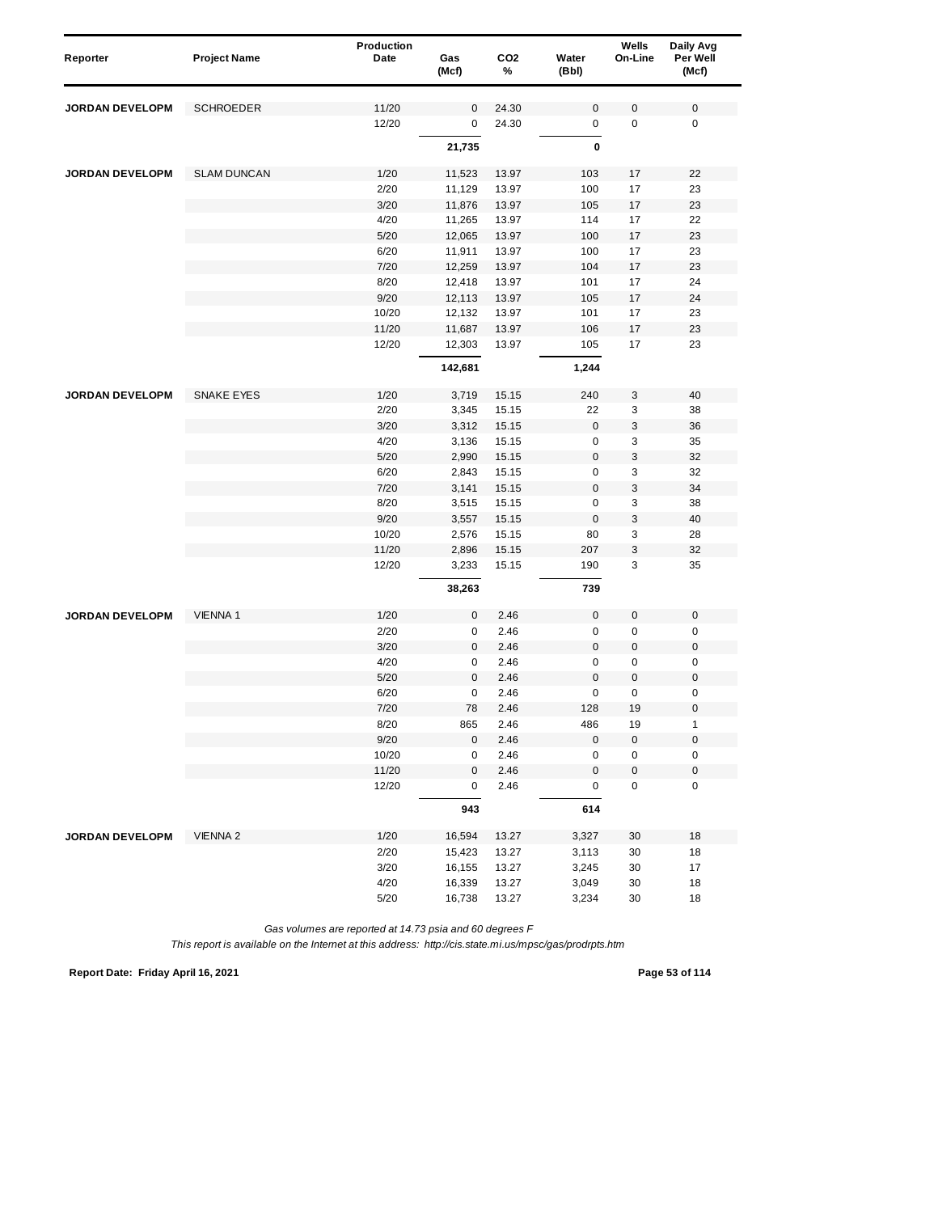| Reporter | Project Name | Production Date | Gas (Mcf) | CO2 % | Water (Bbl) | Wells On-Line | Daily Avg Per Well (Mcf) |
|---|---|---|---|---|---|---|---|
| JORDAN DEVELOPM | SCHROEDER | 11/20 | 0 | 24.30 | 0 | 0 | 0 |
| | | 12/20 | 0 | 24.30 | 0 | 0 | 0 |
| | | | **21,735** | | **0** | | |
| JORDAN DEVELOPM | SLAM DUNCAN | 1/20 | 11,523 | 13.97 | 103 | 17 | 22 |
| | | 2/20 | 11,129 | 13.97 | 100 | 17 | 23 |
| | | 3/20 | 11,876 | 13.97 | 105 | 17 | 23 |
| | | 4/20 | 11,265 | 13.97 | 114 | 17 | 22 |
| | | 5/20 | 12,065 | 13.97 | 100 | 17 | 23 |
| | | 6/20 | 11,911 | 13.97 | 100 | 17 | 23 |
| | | 7/20 | 12,259 | 13.97 | 104 | 17 | 23 |
| | | 8/20 | 12,418 | 13.97 | 101 | 17 | 24 |
| | | 9/20 | 12,113 | 13.97 | 105 | 17 | 24 |
| | | 10/20 | 12,132 | 13.97 | 101 | 17 | 23 |
| | | 11/20 | 11,687 | 13.97 | 106 | 17 | 23 |
| | | 12/20 | 12,303 | 13.97 | 105 | 17 | 23 |
| | | | **142,681** | | **1,244** | | |
| JORDAN DEVELOPM | SNAKE EYES | 1/20 | 3,719 | 15.15 | 240 | 3 | 40 |
| | | 2/20 | 3,345 | 15.15 | 22 | 3 | 38 |
| | | 3/20 | 3,312 | 15.15 | 0 | 3 | 36 |
| | | 4/20 | 3,136 | 15.15 | 0 | 3 | 35 |
| | | 5/20 | 2,990 | 15.15 | 0 | 3 | 32 |
| | | 6/20 | 2,843 | 15.15 | 0 | 3 | 32 |
| | | 7/20 | 3,141 | 15.15 | 0 | 3 | 34 |
| | | 8/20 | 3,515 | 15.15 | 0 | 3 | 38 |
| | | 9/20 | 3,557 | 15.15 | 0 | 3 | 40 |
| | | 10/20 | 2,576 | 15.15 | 80 | 3 | 28 |
| | | 11/20 | 2,896 | 15.15 | 207 | 3 | 32 |
| | | 12/20 | 3,233 | 15.15 | 190 | 3 | 35 |
| | | | **38,263** | | **739** | | |
| JORDAN DEVELOPM | VIENNA 1 | 1/20 | 0 | 2.46 | 0 | 0 | 0 |
| | | 2/20 | 0 | 2.46 | 0 | 0 | 0 |
| | | 3/20 | 0 | 2.46 | 0 | 0 | 0 |
| | | 4/20 | 0 | 2.46 | 0 | 0 | 0 |
| | | 5/20 | 0 | 2.46 | 0 | 0 | 0 |
| | | 6/20 | 0 | 2.46 | 0 | 0 | 0 |
| | | 7/20 | 78 | 2.46 | 128 | 19 | 0 |
| | | 8/20 | 865 | 2.46 | 486 | 19 | 1 |
| | | 9/20 | 0 | 2.46 | 0 | 0 | 0 |
| | | 10/20 | 0 | 2.46 | 0 | 0 | 0 |
| | | 11/20 | 0 | 2.46 | 0 | 0 | 0 |
| | | 12/20 | 0 | 2.46 | 0 | 0 | 0 |
| | | | **943** | | **614** | | |
| JORDAN DEVELOPM | VIENNA 2 | 1/20 | 16,594 | 13.27 | 3,327 | 30 | 18 |
| | | 2/20 | 15,423 | 13.27 | 3,113 | 30 | 18 |
| | | 3/20 | 16,155 | 13.27 | 3,245 | 30 | 17 |
| | | 4/20 | 16,339 | 13.27 | 3,049 | 30 | 18 |
| | | 5/20 | 16,738 | 13.27 | 3,234 | 30 | 18 |

*Gas volumes are reported at 14.73 psia and 60 degrees F*

*This report is available on the Internet at this address: http://cis.state.mi.us/mpsc/gas/prodrpts.htm*

**Report Date: Friday April 16, 2021**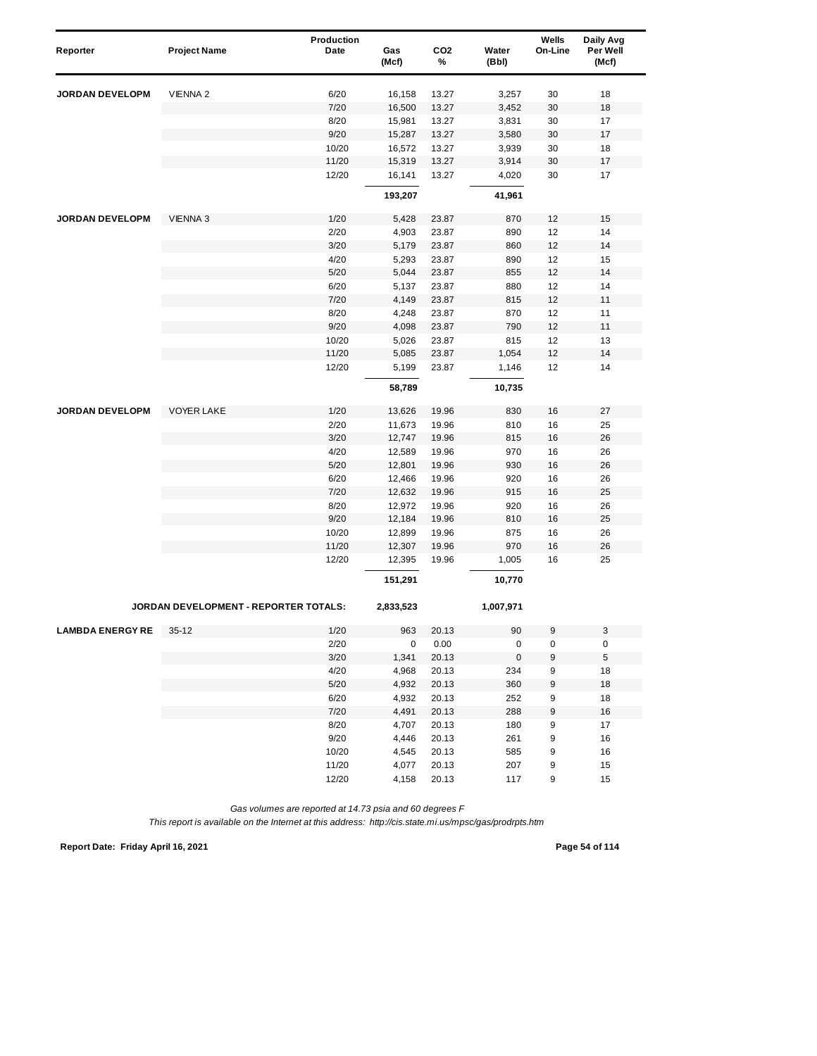| Reporter | Project Name | Production Date | Gas (Mcf) | $CO_2$ % | Water (Bbl) | Wells On-Line | Daily Avg Per Well (Mcf) |
|---|---|---|---|---|---|---|---|
| **JORDAN DEVELOPM** | VIENNA 2 | 6/20 | 16,158 | 13.27 | 3,257 | 30 | 18 |
| | | 7/20 | 16,500 | 13.27 | 3,452 | 30 | 18 |
| | | 8/20 | 15,981 | 13.27 | 3,831 | 30 | 17 |
| | | 9/20 | 15,287 | 13.27 | 3,580 | 30 | 17 |
| | | 10/20 | 16,572 | 13.27 | 3,939 | 30 | 18 |
| | | 11/20 | 15,319 | 13.27 | 3,914 | 30 | 17 |
| | | 12/20 | 16,141 | 13.27 | 4,020 | 30 | 17 |
| | | | **193,207** | | **41,961** | | |
| **JORDAN DEVELOPM** | VIENNA 3 | 1/20 | 5,428 | 23.87 | 870 | 12 | 15 |
| | | 2/20 | 4,903 | 23.87 | 890 | 12 | 14 |
| | | 3/20 | 5,179 | 23.87 | 860 | 12 | 14 |
| | | 4/20 | 5,293 | 23.87 | 890 | 12 | 15 |
| | | 5/20 | 5,044 | 23.87 | 855 | 12 | 14 |
| | | 6/20 | 5,137 | 23.87 | 880 | 12 | 14 |
| | | 7/20 | 4,149 | 23.87 | 815 | 12 | 11 |
| | | 8/20 | 4,248 | 23.87 | 870 | 12 | 11 |
| | | 9/20 | 4,098 | 23.87 | 790 | 12 | 11 |
| | | 10/20 | 5,026 | 23.87 | 815 | 12 | 13 |
| | | 11/20 | 5,085 | 23.87 | 1,054 | 12 | 14 |
| | | 12/20 | 5,199 | 23.87 | 1,146 | 12 | 14 |
| | | | **58,789** | | **10,735** | | |
| **JORDAN DEVELOPM** | VOYER LAKE | 1/20 | 13,626 | 19.96 | 830 | 16 | 27 |
| | | 2/20 | 11,673 | 19.96 | 810 | 16 | 25 |
| | | 3/20 | 12,747 | 19.96 | 815 | 16 | 26 |
| | | 4/20 | 12,589 | 19.96 | 970 | 16 | 26 |
| | | 5/20 | 12,801 | 19.96 | 930 | 16 | 26 |
| | | 6/20 | 12,466 | 19.96 | 920 | 16 | 26 |
| | | 7/20 | 12,632 | 19.96 | 915 | 16 | 25 |
| | | 8/20 | 12,972 | 19.96 | 920 | 16 | 26 |
| | | 9/20 | 12,184 | 19.96 | 810 | 16 | 25 |
| | | 10/20 | 12,899 | 19.96 | 875 | 16 | 26 |
| | | 11/20 | 12,307 | 19.96 | 970 | 16 | 26 |
| | | 12/20 | 12,395 | 19.96 | 1,005 | 16 | 25 |
| | | | **151,291** | | **10,770** | | |
| | **JORDAN DEVELOPMENT - REPORTER TOTALS:** | | **2,833,523** | | **1,007,971** | | |
| **LAMBDA ENERGY RE** | 35-12 | 1/20 | 963 | 20.13 | 90 | 9 | 3 |
| | | 2/20 | 0 | 0.00 | 0 | 0 | 0 |
| | | 3/20 | 1,341 | 20.13 | 0 | 9 | 5 |
| | | 4/20 | 4,968 | 20.13 | 234 | 9 | 18 |
| | | 5/20 | 4,932 | 20.13 | 360 | 9 | 18 |
| | | 6/20 | 4,932 | 20.13 | 252 | 9 | 18 |
| | | 7/20 | 4,491 | 20.13 | 288 | 9 | 16 |
| | | 8/20 | 4,707 | 20.13 | 180 | 9 | 17 |
| | | 9/20 | 4,446 | 20.13 | 261 | 9 | 16 |
| | | 10/20 | 4,545 | 20.13 | 585 | 9 | 16 |
| | | 11/20 | 4,077 | 20.13 | 207 | 9 | 15 |
| | | 12/20 | 4,158 | 20.13 | 117 | 9 | 15 |

*Gas volumes are reported at 14.73 psia and 60 degrees F*

*This report is available on the Internet at this address: http://cis.state.mi.us/mpsc/gas/prodrpts.htm*

**Report Date: Friday April 16, 2021**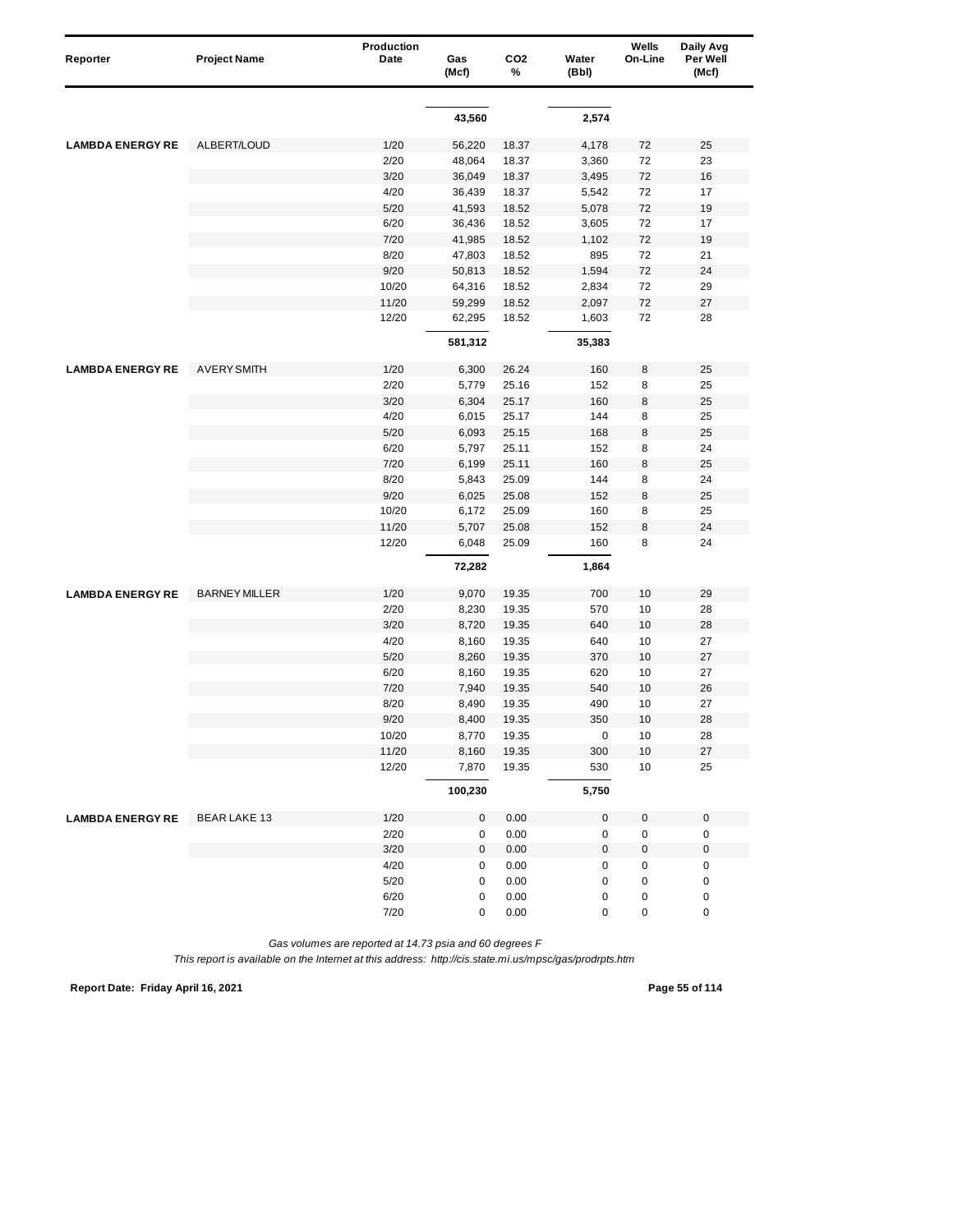| Reporter | Project Name | Production Date | Gas (Mcf) | CO2 % | Water (Bbl) | Wells On-Line | Daily Avg Per Well (Mcf) |
|---|---|---|---|---|---|---|---|
| | | | **43,560** | | **2,574** | | |
| **LAMBDA ENERGY RE** | ALBERT/LOUD | 1/20 | 56,220 | 18.37 | 4,178 | 72 | 25 |
| | | 2/20 | 48,064 | 18.37 | 3,360 | 72 | 23 |
| | | 3/20 | 36,049 | 18.37 | 3,495 | 72 | 16 |
| | | 4/20 | 36,439 | 18.37 | 5,542 | 72 | 17 |
| | | 5/20 | 41,593 | 18.52 | 5,078 | 72 | 19 |
| | | 6/20 | 36,436 | 18.52 | 3,605 | 72 | 17 |
| | | 7/20 | 41,985 | 18.52 | 1,102 | 72 | 19 |
| | | 8/20 | 47,803 | 18.52 | 895 | 72 | 21 |
| | | 9/20 | 50,813 | 18.52 | 1,594 | 72 | 24 |
| | | 10/20 | 64,316 | 18.52 | 2,834 | 72 | 29 |
| | | 11/20 | 59,299 | 18.52 | 2,097 | 72 | 27 |
| | | 12/20 | 62,295 | 18.52 | 1,603 | 72 | 28 |
| | | | **581,312** | | **35,383** | | |
| **LAMBDA ENERGY RE** | AVERY SMITH | 1/20 | 6,300 | 26.24 | 160 | 8 | 25 |
| | | 2/20 | 5,779 | 25.16 | 152 | 8 | 25 |
| | | 3/20 | 6,304 | 25.17 | 160 | 8 | 25 |
| | | 4/20 | 6,015 | 25.17 | 144 | 8 | 25 |
| | | 5/20 | 6,093 | 25.15 | 168 | 8 | 25 |
| | | 6/20 | 5,797 | 25.11 | 152 | 8 | 24 |
| | | 7/20 | 6,199 | 25.11 | 160 | 8 | 25 |
| | | 8/20 | 5,843 | 25.09 | 144 | 8 | 24 |
| | | 9/20 | 6,025 | 25.08 | 152 | 8 | 25 |
| | | 10/20 | 6,172 | 25.09 | 160 | 8 | 25 |
| | | 11/20 | 5,707 | 25.08 | 152 | 8 | 24 |
| | | 12/20 | 6,048 | 25.09 | 160 | 8 | 24 |
| | | | **72,282** | | **1,864** | | |
| **LAMBDA ENERGY RE** | BARNEY MILLER | 1/20 | 9,070 | 19.35 | 700 | 10 | 29 |
| | | 2/20 | 8,230 | 19.35 | 570 | 10 | 28 |
| | | 3/20 | 8,720 | 19.35 | 640 | 10 | 28 |
| | | 4/20 | 8,160 | 19.35 | 640 | 10 | 27 |
| | | 5/20 | 8,260 | 19.35 | 370 | 10 | 27 |
| | | 6/20 | 8,160 | 19.35 | 620 | 10 | 27 |
| | | 7/20 | 7,940 | 19.35 | 540 | 10 | 26 |
| | | 8/20 | 8,490 | 19.35 | 490 | 10 | 27 |
| | | 9/20 | 8,400 | 19.35 | 350 | 10 | 28 |
| | | 10/20 | 8,770 | 19.35 | 0 | 10 | 28 |
| | | 11/20 | 8,160 | 19.35 | 300 | 10 | 27 |
| | | 12/20 | 7,870 | 19.35 | 530 | 10 | 25 |
| | | | **100,230** | | **5,750** | | |
| **LAMBDA ENERGY RE** | BEAR LAKE 13 | 1/20 | 0 | 0.00 | 0 | 0 | 0 |
| | | 2/20 | 0 | 0.00 | 0 | 0 | 0 |
| | | 3/20 | 0 | 0.00 | 0 | 0 | 0 |
| | | 4/20 | 0 | 0.00 | 0 | 0 | 0 |
| | | 5/20 | 0 | 0.00 | 0 | 0 | 0 |
| | | 6/20 | 0 | 0.00 | 0 | 0 | 0 |
| | | 7/20 | 0 | 0.00 | 0 | 0 | 0 |

*Gas volumes are reported at 14.73 psia and 60 degrees F*

*This report is available on the Internet at this address: http://cis.state.mi.us/mpsc/gas/prodrpts.htm*

**Report Date: Friday April 16, 2021**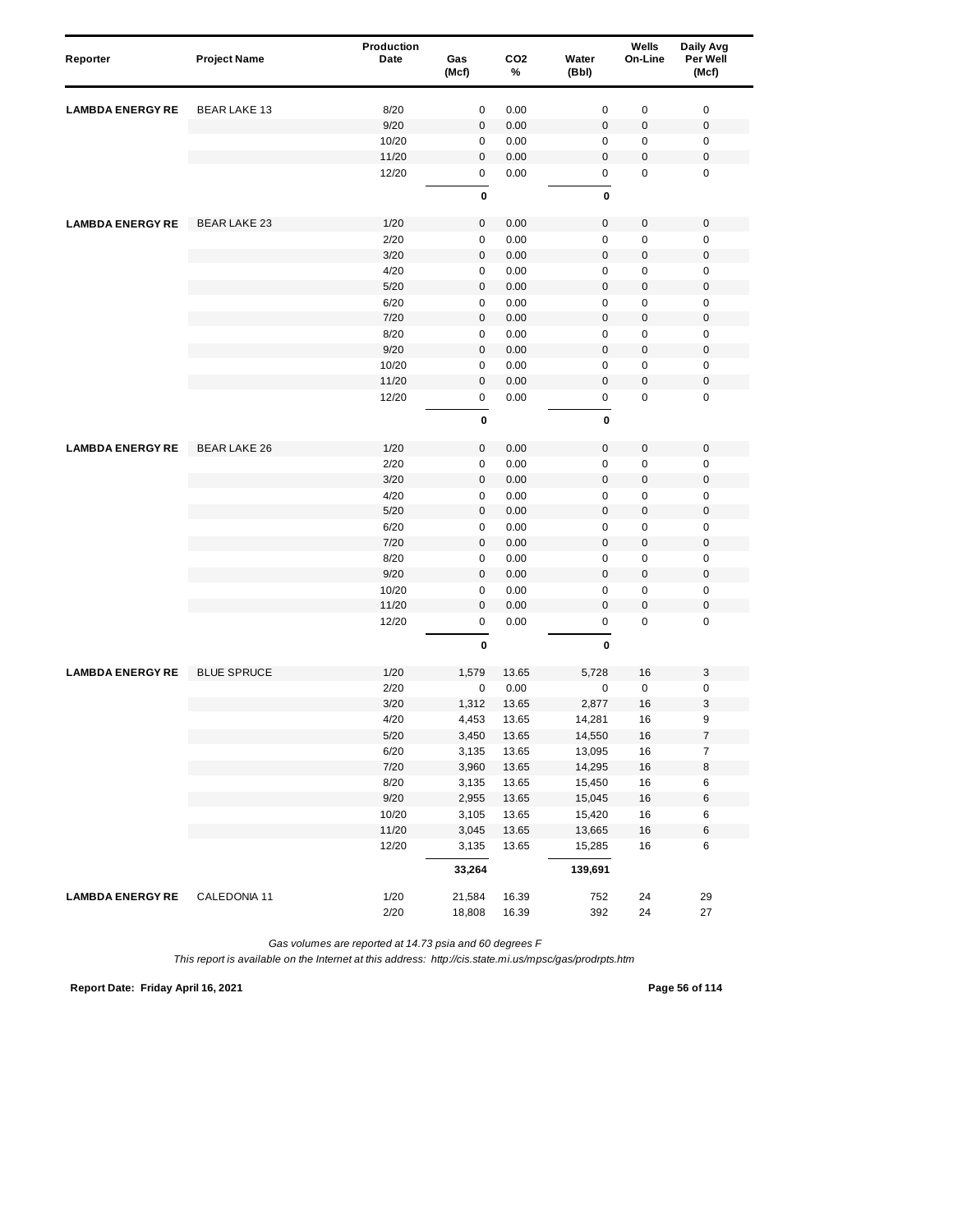| Reporter | Project Name | Production Date | Gas (Mcf) | CO2 % | Water (Bbl) | Wells On-Line | Daily Avg Per Well (Mcf) |
|---|---|---|---|---|---|---|---|
| LAMBDA ENERGY RE | BEAR LAKE 13 | 8/20 | 0 | 0.00 | 0 | 0 | 0 |
| | | 9/20 | 0 | 0.00 | 0 | 0 | 0 |
| | | 10/20 | 0 | 0.00 | 0 | 0 | 0 |
| | | 11/20 | 0 | 0.00 | 0 | 0 | 0 |
| | | 12/20 | 0 | 0.00 | 0 | 0 | 0 |
| | | | **0** | | **0** | | |
| LAMBDA ENERGY RE | BEAR LAKE 23 | 1/20 | 0 | 0.00 | 0 | 0 | 0 |
| | | 2/20 | 0 | 0.00 | 0 | 0 | 0 |
| | | 3/20 | 0 | 0.00 | 0 | 0 | 0 |
| | | 4/20 | 0 | 0.00 | 0 | 0 | 0 |
| | | 5/20 | 0 | 0.00 | 0 | 0 | 0 |
| | | 6/20 | 0 | 0.00 | 0 | 0 | 0 |
| | | 7/20 | 0 | 0.00 | 0 | 0 | 0 |
| | | 8/20 | 0 | 0.00 | 0 | 0 | 0 |
| | | 9/20 | 0 | 0.00 | 0 | 0 | 0 |
| | | 10/20 | 0 | 0.00 | 0 | 0 | 0 |
| | | 11/20 | 0 | 0.00 | 0 | 0 | 0 |
| | | 12/20 | 0 | 0.00 | 0 | 0 | 0 |
| | | | **0** | | **0** | | |
| LAMBDA ENERGY RE | BEAR LAKE 26 | 1/20 | 0 | 0.00 | 0 | 0 | 0 |
| | | 2/20 | 0 | 0.00 | 0 | 0 | 0 |
| | | 3/20 | 0 | 0.00 | 0 | 0 | 0 |
| | | 4/20 | 0 | 0.00 | 0 | 0 | 0 |
| | | 5/20 | 0 | 0.00 | 0 | 0 | 0 |
| | | 6/20 | 0 | 0.00 | 0 | 0 | 0 |
| | | 7/20 | 0 | 0.00 | 0 | 0 | 0 |
| | | 8/20 | 0 | 0.00 | 0 | 0 | 0 |
| | | 9/20 | 0 | 0.00 | 0 | 0 | 0 |
| | | 10/20 | 0 | 0.00 | 0 | 0 | 0 |
| | | 11/20 | 0 | 0.00 | 0 | 0 | 0 |
| | | 12/20 | 0 | 0.00 | 0 | 0 | 0 |
| | | | **0** | | **0** | | |
| LAMBDA ENERGY RE | BLUE SPRUCE | 1/20 | 1,579 | 13.65 | 5,728 | 16 | 3 |
| | | 2/20 | 0 | 0.00 | 0 | 0 | 0 |
| | | 3/20 | 1,312 | 13.65 | 2,877 | 16 | 3 |
| | | 4/20 | 4,453 | 13.65 | 14,281 | 16 | 9 |
| | | 5/20 | 3,450 | 13.65 | 14,550 | 16 | 7 |
| | | 6/20 | 3,135 | 13.65 | 13,095 | 16 | 7 |
| | | 7/20 | 3,960 | 13.65 | 14,295 | 16 | 8 |
| | | 8/20 | 3,135 | 13.65 | 15,450 | 16 | 6 |
| | | 9/20 | 2,955 | 13.65 | 15,045 | 16 | 6 |
| | | 10/20 | 3,105 | 13.65 | 15,420 | 16 | 6 |
| | | 11/20 | 3,045 | 13.65 | 13,665 | 16 | 6 |
| | | 12/20 | 3,135 | 13.65 | 15,285 | 16 | 6 |
| | | | **33,264** | | **139,691** | | |
| LAMBDA ENERGY RE | CALEDONIA 11 | 1/20 | 21,584 | 16.39 | 752 | 24 | 29 |
| | | 2/20 | 18,808 | 16.39 | 392 | 24 | 27 |

*Gas volumes are reported at 14.73 psia and 60 degrees F*

*This report is available on the Internet at this address: http://cis.state.mi.us/mpsc/gas/prodrpts.htm*

**Report Date: Friday April 16, 2021**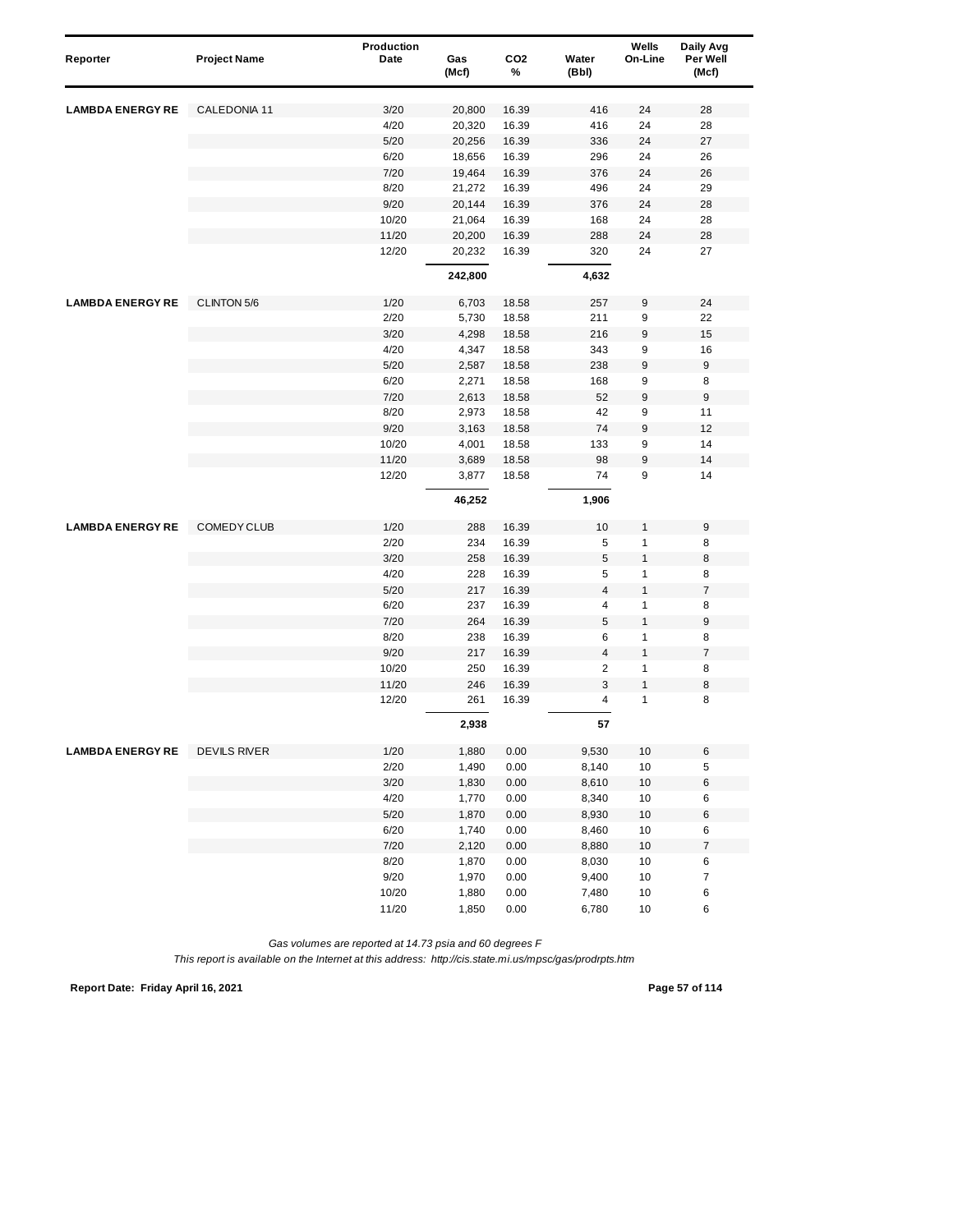| Reporter | Project Name | Production Date | Gas (Mcf) | $CO_2$ % | Water (Bbl) | Wells On-Line | Daily Avg Per Well (Mcf) |
|---|---|---|---|---|---|---|---|
| **LAMBDA ENERGY RE** | CALEDONIA 11 | 3/20 | 20,800 | 16.39 | 416 | 24 | 28 |
| | | 4/20 | 20,320 | 16.39 | 416 | 24 | 28 |
| | | 5/20 | 20,256 | 16.39 | 336 | 24 | 27 |
| | | 6/20 | 18,656 | 16.39 | 296 | 24 | 26 |
| | | 7/20 | 19,464 | 16.39 | 376 | 24 | 26 |
| | | 8/20 | 21,272 | 16.39 | 496 | 24 | 29 |
| | | 9/20 | 20,144 | 16.39 | 376 | 24 | 28 |
| | | 10/20 | 21,064 | 16.39 | 168 | 24 | 28 |
| | | 11/20 | 20,200 | 16.39 | 288 | 24 | 28 |
| | | 12/20 | 20,232 | 16.39 | 320 | 24 | 27 |
| | | | **242,800** | | **4,632** | | |
| **LAMBDA ENERGY RE** | CLINTON 5/6 | 1/20 | 6,703 | 18.58 | 257 | 9 | 24 |
| | | 2/20 | 5,730 | 18.58 | 211 | 9 | 22 |
| | | 3/20 | 4,298 | 18.58 | 216 | 9 | 15 |
| | | 4/20 | 4,347 | 18.58 | 343 | 9 | 16 |
| | | 5/20 | 2,587 | 18.58 | 238 | 9 | 9 |
| | | 6/20 | 2,271 | 18.58 | 168 | 9 | 8 |
| | | 7/20 | 2,613 | 18.58 | 52 | 9 | 9 |
| | | 8/20 | 2,973 | 18.58 | 42 | 9 | 11 |
| | | 9/20 | 3,163 | 18.58 | 74 | 9 | 12 |
| | | 10/20 | 4,001 | 18.58 | 133 | 9 | 14 |
| | | 11/20 | 3,689 | 18.58 | 98 | 9 | 14 |
| | | 12/20 | 3,877 | 18.58 | 74 | 9 | 14 |
| | | | **46,252** | | **1,906** | | |
| **LAMBDA ENERGY RE** | COMEDY CLUB | 1/20 | 288 | 16.39 | 10 | 1 | 9 |
| | | 2/20 | 234 | 16.39 | 5 | 1 | 8 |
| | | 3/20 | 258 | 16.39 | 5 | 1 | 8 |
| | | 4/20 | 228 | 16.39 | 5 | 1 | 8 |
| | | 5/20 | 217 | 16.39 | 4 | 1 | 7 |
| | | 6/20 | 237 | 16.39 | 4 | 1 | 8 |
| | | 7/20 | 264 | 16.39 | 5 | 1 | 9 |
| | | 8/20 | 238 | 16.39 | 6 | 1 | 8 |
| | | 9/20 | 217 | 16.39 | 4 | 1 | 7 |
| | | 10/20 | 250 | 16.39 | 2 | 1 | 8 |
| | | 11/20 | 246 | 16.39 | 3 | 1 | 8 |
| | | 12/20 | 261 | 16.39 | 4 | 1 | 8 |
| | | | **2,938** | | **57** | | |
| **LAMBDA ENERGY RE** | DEVILS RIVER | 1/20 | 1,880 | 0.00 | 9,530 | 10 | 6 |
| | | 2/20 | 1,490 | 0.00 | 8,140 | 10 | 5 |
| | | 3/20 | 1,830 | 0.00 | 8,610 | 10 | 6 |
| | | 4/20 | 1,770 | 0.00 | 8,340 | 10 | 6 |
| | | 5/20 | 1,870 | 0.00 | 8,930 | 10 | 6 |
| | | 6/20 | 1,740 | 0.00 | 8,460 | 10 | 6 |
| | | 7/20 | 2,120 | 0.00 | 8,880 | 10 | 7 |
| | | 8/20 | 1,870 | 0.00 | 8,030 | 10 | 6 |
| | | 9/20 | 1,970 | 0.00 | 9,400 | 10 | 7 |
| | | 10/20 | 1,880 | 0.00 | 7,480 | 10 | 6 |
| | | 11/20 | 1,850 | 0.00 | 6,780 | 10 | 6 |

*Gas volumes are reported at 14.73 psia and 60 degrees F*

*This report is available on the Internet at this address: http://cis.state.mi.us/mpsc/gas/prodrpts.htm*

**Report Date: Friday April 16, 2021**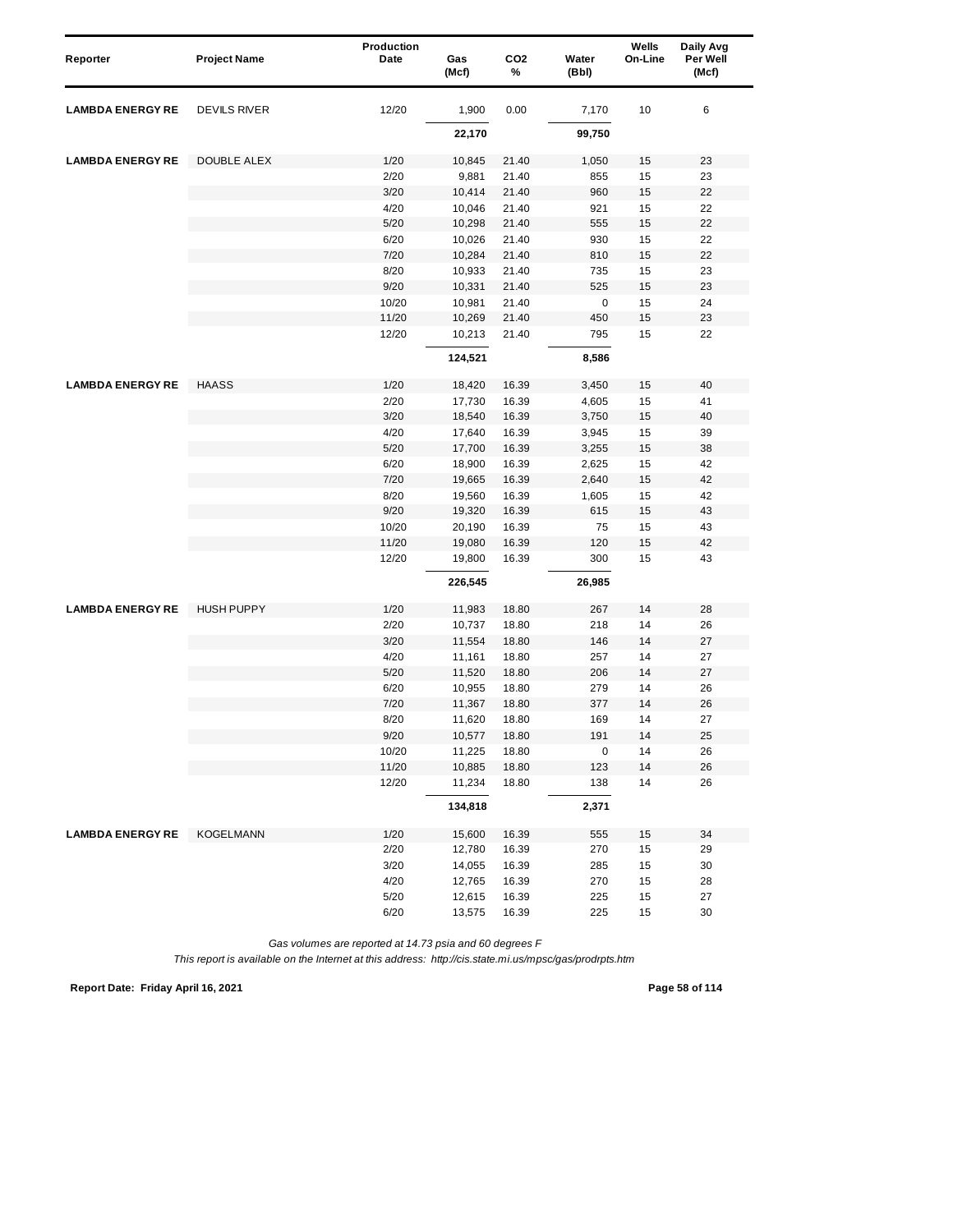| Reporter | Project Name | Production Date | Gas (Mcf) | $CO_2$ % | Water (Bbl) | Wells On-Line | Daily Avg Per Well (Mcf) |
|---|---|---|---|---|---|---|---|
| **LAMBDA ENERGY RE** | DEVILS RIVER | 12/20 | 1,900 | 0.00 | 7,170 | 10 | 6 |
| | | | **22,170** | | **99,750** | | |
| **LAMBDA ENERGY RE** | DOUBLE ALEX | 1/20 | 10,845 | 21.40 | 1,050 | 15 | 23 |
| | | 2/20 | 9,881 | 21.40 | 855 | 15 | 23 |
| | | 3/20 | 10,414 | 21.40 | 960 | 15 | 22 |
| | | 4/20 | 10,046 | 21.40 | 921 | 15 | 22 |
| | | 5/20 | 10,298 | 21.40 | 555 | 15 | 22 |
| | | 6/20 | 10,026 | 21.40 | 930 | 15 | 22 |
| | | 7/20 | 10,284 | 21.40 | 810 | 15 | 22 |
| | | 8/20 | 10,933 | 21.40 | 735 | 15 | 23 |
| | | 9/20 | 10,331 | 21.40 | 525 | 15 | 23 |
| | | 10/20 | 10,981 | 21.40 | 0 | 15 | 24 |
| | | 11/20 | 10,269 | 21.40 | 450 | 15 | 23 |
| | | 12/20 | 10,213 | 21.40 | 795 | 15 | 22 |
| | | | **124,521** | | **8,586** | | |
| **LAMBDA ENERGY RE** | HAASS | 1/20 | 18,420 | 16.39 | 3,450 | 15 | 40 |
| | | 2/20 | 17,730 | 16.39 | 4,605 | 15 | 41 |
| | | 3/20 | 18,540 | 16.39 | 3,750 | 15 | 40 |
| | | 4/20 | 17,640 | 16.39 | 3,945 | 15 | 39 |
| | | 5/20 | 17,700 | 16.39 | 3,255 | 15 | 38 |
| | | 6/20 | 18,900 | 16.39 | 2,625 | 15 | 42 |
| | | 7/20 | 19,665 | 16.39 | 2,640 | 15 | 42 |
| | | 8/20 | 19,560 | 16.39 | 1,605 | 15 | 42 |
| | | 9/20 | 19,320 | 16.39 | 615 | 15 | 43 |
| | | 10/20 | 20,190 | 16.39 | 75 | 15 | 43 |
| | | 11/20 | 19,080 | 16.39 | 120 | 15 | 42 |
| | | 12/20 | 19,800 | 16.39 | 300 | 15 | 43 |
| | | | **226,545** | | **26,985** | | |
| **LAMBDA ENERGY RE** | HUSH PUPPY | 1/20 | 11,983 | 18.80 | 267 | 14 | 28 |
| | | 2/20 | 10,737 | 18.80 | 218 | 14 | 26 |
| | | 3/20 | 11,554 | 18.80 | 146 | 14 | 27 |
| | | 4/20 | 11,161 | 18.80 | 257 | 14 | 27 |
| | | 5/20 | 11,520 | 18.80 | 206 | 14 | 27 |
| | | 6/20 | 10,955 | 18.80 | 279 | 14 | 26 |
| | | 7/20 | 11,367 | 18.80 | 377 | 14 | 26 |
| | | 8/20 | 11,620 | 18.80 | 169 | 14 | 27 |
| | | 9/20 | 10,577 | 18.80 | 191 | 14 | 25 |
| | | 10/20 | 11,225 | 18.80 | 0 | 14 | 26 |
| | | 11/20 | 10,885 | 18.80 | 123 | 14 | 26 |
| | | 12/20 | 11,234 | 18.80 | 138 | 14 | 26 |
| | | | **134,818** | | **2,371** | | |
| **LAMBDA ENERGY RE** | KOGELMANN | 1/20 | 15,600 | 16.39 | 555 | 15 | 34 |
| | | 2/20 | 12,780 | 16.39 | 270 | 15 | 29 |
| | | 3/20 | 14,055 | 16.39 | 285 | 15 | 30 |
| | | 4/20 | 12,765 | 16.39 | 270 | 15 | 28 |
| | | 5/20 | 12,615 | 16.39 | 225 | 15 | 27 |
| | | 6/20 | 13,575 | 16.39 | 225 | 15 | 30 |

*Gas volumes are reported at 14.73 psia and 60 degrees F*

*This report is available on the Internet at this address: http://cis.state.mi.us/mpsc/gas/prodrpts.htm*

**Report Date: Friday April 16, 2021**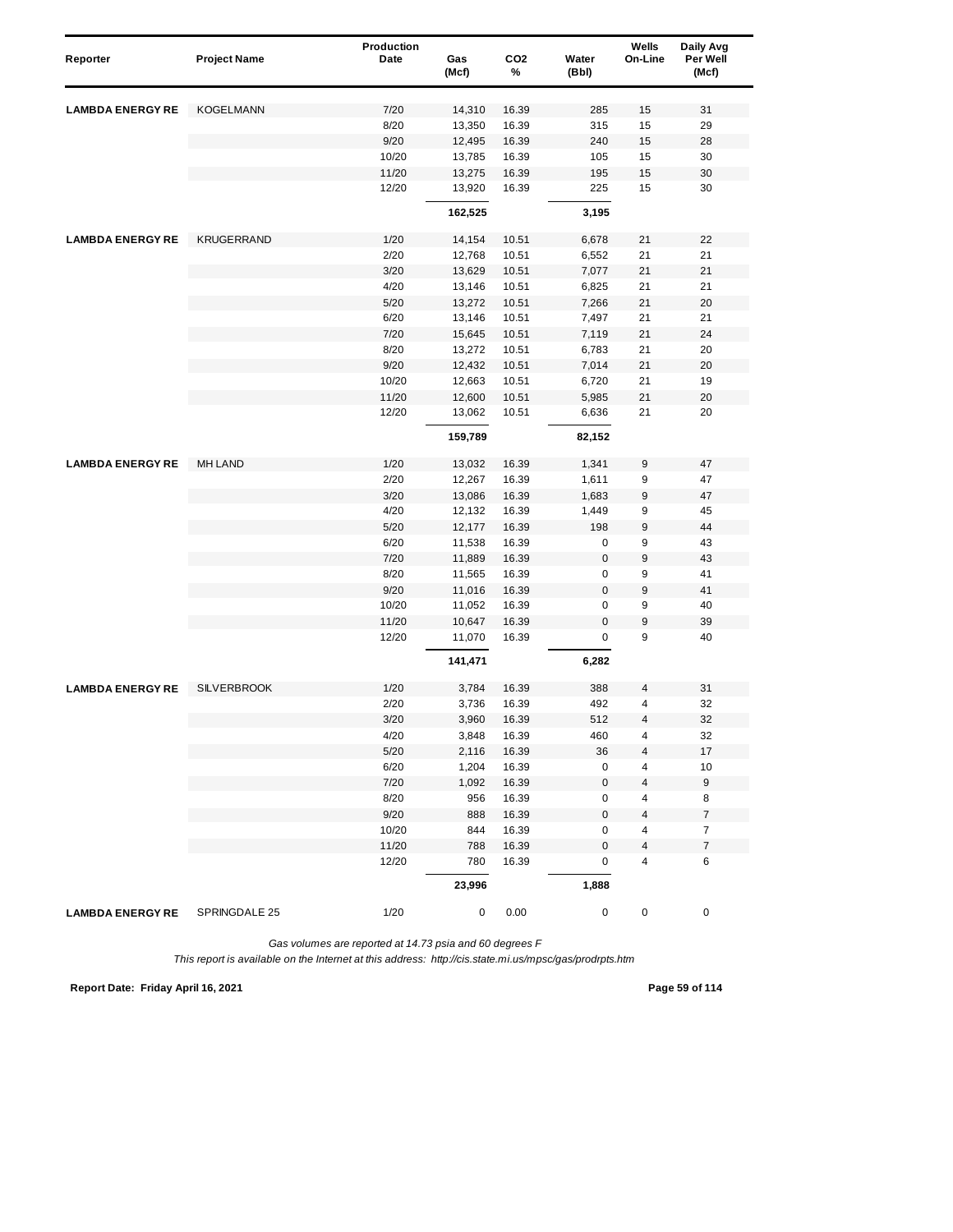| Reporter | Project Name | Production Date | Gas (Mcf) | $CO_2$ % | Water (Bbl) | Wells On-Line | Daily Avg Per Well (Mcf) |
|---|---|---|---|---|---|---|---|
| **LAMBDA ENERGY RE** | KOGELMANN | 7/20 | 14,310 | 16.39 | 285 | 15 | 31 |
| | | 8/20 | 13,350 | 16.39 | 315 | 15 | 29 |
| | | 9/20 | 12,495 | 16.39 | 240 | 15 | 28 |
| | | 10/20 | 13,785 | 16.39 | 105 | 15 | 30 |
| | | 11/20 | 13,275 | 16.39 | 195 | 15 | 30 |
| | | 12/20 | 13,920 | 16.39 | 225 | 15 | 30 |
| | | | **162,525** | | **3,195** | | |
| **LAMBDA ENERGY RE** | KRUGERRAND | 1/20 | 14,154 | 10.51 | 6,678 | 21 | 22 |
| | | 2/20 | 12,768 | 10.51 | 6,552 | 21 | 21 |
| | | 3/20 | 13,629 | 10.51 | 7,077 | 21 | 21 |
| | | 4/20 | 13,146 | 10.51 | 6,825 | 21 | 21 |
| | | 5/20 | 13,272 | 10.51 | 7,266 | 21 | 20 |
| | | 6/20 | 13,146 | 10.51 | 7,497 | 21 | 21 |
| | | 7/20 | 15,645 | 10.51 | 7,119 | 21 | 24 |
| | | 8/20 | 13,272 | 10.51 | 6,783 | 21 | 20 |
| | | 9/20 | 12,432 | 10.51 | 7,014 | 21 | 20 |
| | | 10/20 | 12,663 | 10.51 | 6,720 | 21 | 19 |
| | | 11/20 | 12,600 | 10.51 | 5,985 | 21 | 20 |
| | | 12/20 | 13,062 | 10.51 | 6,636 | 21 | 20 |
| | | | **159,789** | | **82,152** | | |
| **LAMBDA ENERGY RE** | MH LAND | 1/20 | 13,032 | 16.39 | 1,341 | 9 | 47 |
| | | 2/20 | 12,267 | 16.39 | 1,611 | 9 | 47 |
| | | 3/20 | 13,086 | 16.39 | 1,683 | 9 | 47 |
| | | 4/20 | 12,132 | 16.39 | 1,449 | 9 | 45 |
| | | 5/20 | 12,177 | 16.39 | 198 | 9 | 44 |
| | | 6/20 | 11,538 | 16.39 | 0 | 9 | 43 |
| | | 7/20 | 11,889 | 16.39 | 0 | 9 | 43 |
| | | 8/20 | 11,565 | 16.39 | 0 | 9 | 41 |
| | | 9/20 | 11,016 | 16.39 | 0 | 9 | 41 |
| | | 10/20 | 11,052 | 16.39 | 0 | 9 | 40 |
| | | 11/20 | 10,647 | 16.39 | 0 | 9 | 39 |
| | | 12/20 | 11,070 | 16.39 | 0 | 9 | 40 |
| | | | **141,471** | | **6,282** | | |
| **LAMBDA ENERGY RE** | SILVERBROOK | 1/20 | 3,784 | 16.39 | 388 | 4 | 31 |
| | | 2/20 | 3,736 | 16.39 | 492 | 4 | 32 |
| | | 3/20 | 3,960 | 16.39 | 512 | 4 | 32 |
| | | 4/20 | 3,848 | 16.39 | 460 | 4 | 32 |
| | | 5/20 | 2,116 | 16.39 | 36 | 4 | 17 |
| | | 6/20 | 1,204 | 16.39 | 0 | 4 | 10 |
| | | 7/20 | 1,092 | 16.39 | 0 | 4 | 9 |
| | | 8/20 | 956 | 16.39 | 0 | 4 | 8 |
| | | 9/20 | 888 | 16.39 | 0 | 4 | 7 |
| | | 10/20 | 844 | 16.39 | 0 | 4 | 7 |
| | | 11/20 | 788 | 16.39 | 0 | 4 | 7 |
| | | 12/20 | 780 | 16.39 | 0 | 4 | 6 |
| | | | **23,996** | | **1,888** | | |
| **LAMBDA ENERGY RE** | SPRINGDALE 25 | 1/20 | 0 | 0.00 | 0 | 0 | 0 |

*Gas volumes are reported at 14.73 psia and 60 degrees F*

*This report is available on the Internet at this address: http://cis.state.mi.us/mpsc/gas/prodrpts.htm*

**Report Date: Friday April 16, 2021**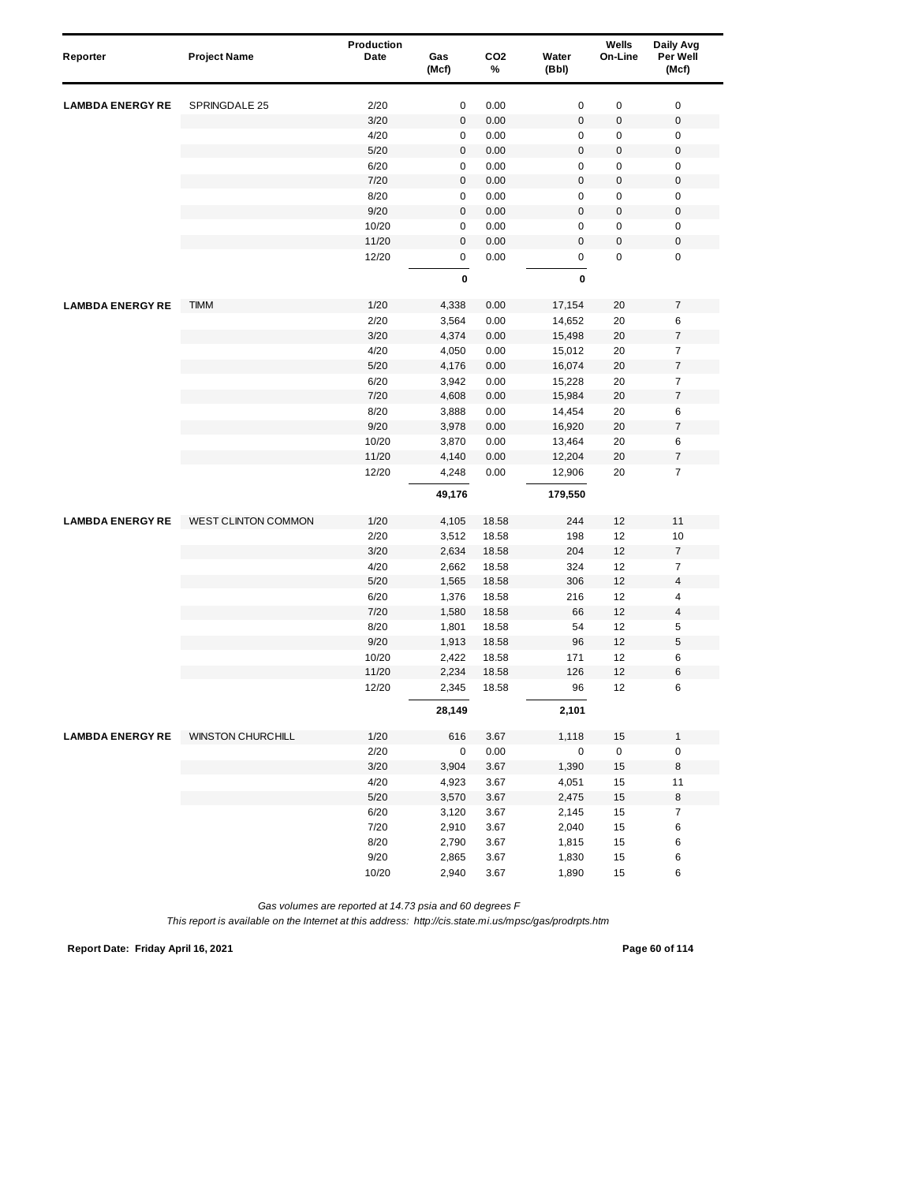| Reporter | Project Name | Production Date | Gas (Mcf) | CO2 % | Water (Bbl) | Wells On-Line | Daily Avg Per Well (Mcf) |
|---|---|---|---|---|---|---|---|
| **LAMBDA ENERGY RE** | SPRINGDALE 25 | 2/20 | 0 | 0.00 | 0 | 0 | 0 |
| | | 3/20 | 0 | 0.00 | 0 | 0 | 0 |
| | | 4/20 | 0 | 0.00 | 0 | 0 | 0 |
| | | 5/20 | 0 | 0.00 | 0 | 0 | 0 |
| | | 6/20 | 0 | 0.00 | 0 | 0 | 0 |
| | | 7/20 | 0 | 0.00 | 0 | 0 | 0 |
| | | 8/20 | 0 | 0.00 | 0 | 0 | 0 |
| | | 9/20 | 0 | 0.00 | 0 | 0 | 0 |
| | | 10/20 | 0 | 0.00 | 0 | 0 | 0 |
| | | 11/20 | 0 | 0.00 | 0 | 0 | 0 |
| | | 12/20 | 0 | 0.00 | 0 | 0 | 0 |
| | | | **0** | | **0** | | |
| **LAMBDA ENERGY RE** | TIMM | 1/20 | 4,338 | 0.00 | 17,154 | 20 | 7 |
| | | 2/20 | 3,564 | 0.00 | 14,652 | 20 | 6 |
| | | 3/20 | 4,374 | 0.00 | 15,498 | 20 | 7 |
| | | 4/20 | 4,050 | 0.00 | 15,012 | 20 | 7 |
| | | 5/20 | 4,176 | 0.00 | 16,074 | 20 | 7 |
| | | 6/20 | 3,942 | 0.00 | 15,228 | 20 | 7 |
| | | 7/20 | 4,608 | 0.00 | 15,984 | 20 | 7 |
| | | 8/20 | 3,888 | 0.00 | 14,454 | 20 | 6 |
| | | 9/20 | 3,978 | 0.00 | 16,920 | 20 | 7 |
| | | 10/20 | 3,870 | 0.00 | 13,464 | 20 | 6 |
| | | 11/20 | 4,140 | 0.00 | 12,204 | 20 | 7 |
| | | 12/20 | 4,248 | 0.00 | 12,906 | 20 | 7 |
| | | | **49,176** | | **179,550** | | |
| **LAMBDA ENERGY RE** | WEST CLINTON COMMON | 1/20 | 4,105 | 18.58 | 244 | 12 | 11 |
| | | 2/20 | 3,512 | 18.58 | 198 | 12 | 10 |
| | | 3/20 | 2,634 | 18.58 | 204 | 12 | 7 |
| | | 4/20 | 2,662 | 18.58 | 324 | 12 | 7 |
| | | 5/20 | 1,565 | 18.58 | 306 | 12 | 4 |
| | | 6/20 | 1,376 | 18.58 | 216 | 12 | 4 |
| | | 7/20 | 1,580 | 18.58 | 66 | 12 | 4 |
| | | 8/20 | 1,801 | 18.58 | 54 | 12 | 5 |
| | | 9/20 | 1,913 | 18.58 | 96 | 12 | 5 |
| | | 10/20 | 2,422 | 18.58 | 171 | 12 | 6 |
| | | 11/20 | 2,234 | 18.58 | 126 | 12 | 6 |
| | | 12/20 | 2,345 | 18.58 | 96 | 12 | 6 |
| | | | **28,149** | | **2,101** | | |
| **LAMBDA ENERGY RE** | WINSTON CHURCHILL | 1/20 | 616 | 3.67 | 1,118 | 15 | 1 |
| | | 2/20 | 0 | 0.00 | 0 | 0 | 0 |
| | | 3/20 | 3,904 | 3.67 | 1,390 | 15 | 8 |
| | | 4/20 | 4,923 | 3.67 | 4,051 | 15 | 11 |
| | | 5/20 | 3,570 | 3.67 | 2,475 | 15 | 8 |
| | | 6/20 | 3,120 | 3.67 | 2,145 | 15 | 7 |
| | | 7/20 | 2,910 | 3.67 | 2,040 | 15 | 6 |
| | | 8/20 | 2,790 | 3.67 | 1,815 | 15 | 6 |
| | | 9/20 | 2,865 | 3.67 | 1,830 | 15 | 6 |
| | | 10/20 | 2,940 | 3.67 | 1,890 | 15 | 6 |

*Gas volumes are reported at 14.73 psia and 60 degrees F*

*This report is available on the Internet at this address: http://cis.state.mi.us/mpsc/gas/prodrpts.htm*

**Report Date: Friday April 16, 2021**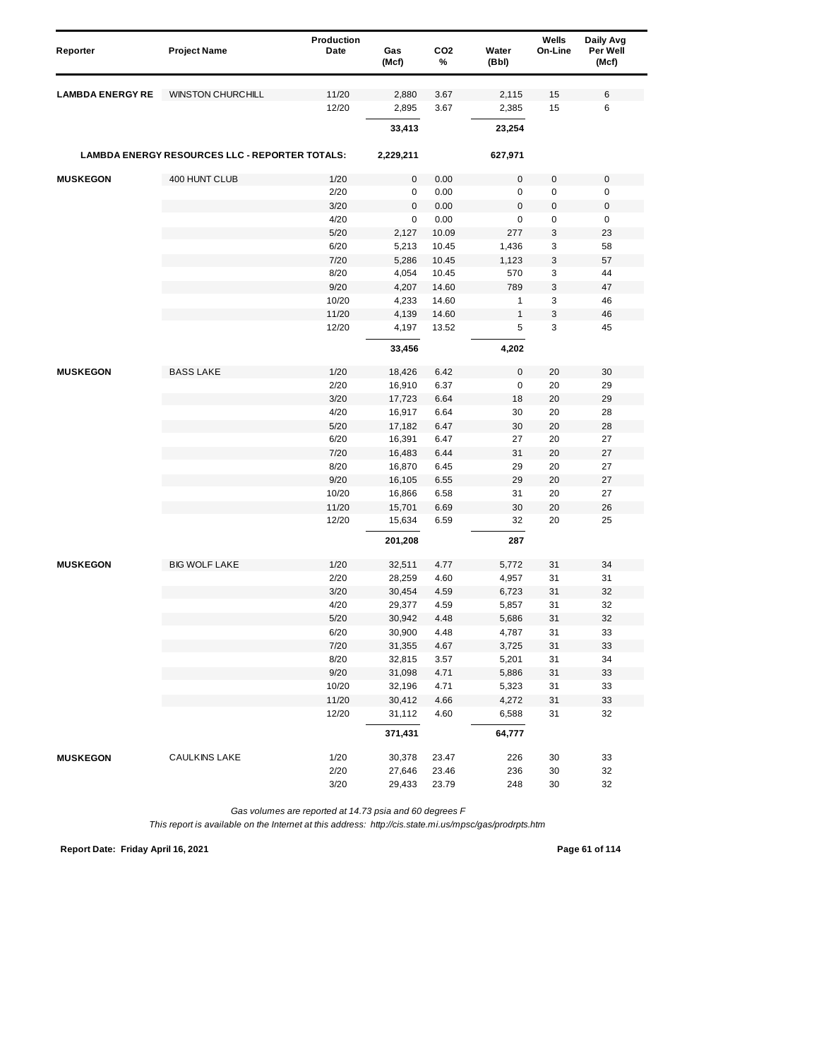| Reporter | Project Name | Production Date | Gas (Mcf) | CO2 % | Water (Bbl) | Wells On-Line | Daily Avg Per Well (Mcf) |
|---|---|---|---|---|---|---|---|
| **LAMBDA ENERGY RE** | WINSTON CHURCHILL | 11/20 | 2,880 | 3.67 | 2,115 | 15 | 6 |
| | | 12/20 | 2,895 | 3.67 | 2,385 | 15 | 6 |
| | | | **33,413** | | **23,254** | | |
| **LAMBDA ENERGY RESOURCES LLC - REPORTER TOTALS:** | | | **2,229,211** | | **627,971** | | |
| **MUSKEGON** | 400 HUNT CLUB | 1/20 | 0 | 0.00 | 0 | 0 | 0 |
| | | 2/20 | 0 | 0.00 | 0 | 0 | 0 |
| | | 3/20 | 0 | 0.00 | 0 | 0 | 0 |
| | | 4/20 | 0 | 0.00 | 0 | 0 | 0 |
| | | 5/20 | 2,127 | 10.09 | 277 | 3 | 23 |
| | | 6/20 | 5,213 | 10.45 | 1,436 | 3 | 58 |
| | | 7/20 | 5,286 | 10.45 | 1,123 | 3 | 57 |
| | | 8/20 | 4,054 | 10.45 | 570 | 3 | 44 |
| | | 9/20 | 4,207 | 14.60 | 789 | 3 | 47 |
| | | 10/20 | 4,233 | 14.60 | 1 | 3 | 46 |
| | | 11/20 | 4,139 | 14.60 | 1 | 3 | 46 |
| | | 12/20 | 4,197 | 13.52 | 5 | 3 | 45 |
| | | | **33,456** | | **4,202** | | |
| **MUSKEGON** | BASS LAKE | 1/20 | 18,426 | 6.42 | 0 | 20 | 30 |
| | | 2/20 | 16,910 | 6.37 | 0 | 20 | 29 |
| | | 3/20 | 17,723 | 6.64 | 18 | 20 | 29 |
| | | 4/20 | 16,917 | 6.64 | 30 | 20 | 28 |
| | | 5/20 | 17,182 | 6.47 | 30 | 20 | 28 |
| | | 6/20 | 16,391 | 6.47 | 27 | 20 | 27 |
| | | 7/20 | 16,483 | 6.44 | 31 | 20 | 27 |
| | | 8/20 | 16,870 | 6.45 | 29 | 20 | 27 |
| | | 9/20 | 16,105 | 6.55 | 29 | 20 | 27 |
| | | 10/20 | 16,866 | 6.58 | 31 | 20 | 27 |
| | | 11/20 | 15,701 | 6.69 | 30 | 20 | 26 |
| | | 12/20 | 15,634 | 6.59 | 32 | 20 | 25 |
| | | | **201,208** | | **287** | | |
| **MUSKEGON** | BIG WOLF LAKE | 1/20 | 32,511 | 4.77 | 5,772 | 31 | 34 |
| | | 2/20 | 28,259 | 4.60 | 4,957 | 31 | 31 |
| | | 3/20 | 30,454 | 4.59 | 6,723 | 31 | 32 |
| | | 4/20 | 29,377 | 4.59 | 5,857 | 31 | 32 |
| | | 5/20 | 30,942 | 4.48 | 5,686 | 31 | 32 |
| | | 6/20 | 30,900 | 4.48 | 4,787 | 31 | 33 |
| | | 7/20 | 31,355 | 4.67 | 3,725 | 31 | 33 |
| | | 8/20 | 32,815 | 3.57 | 5,201 | 31 | 34 |
| | | 9/20 | 31,098 | 4.71 | 5,886 | 31 | 33 |
| | | 10/20 | 32,196 | 4.71 | 5,323 | 31 | 33 |
| | | 11/20 | 30,412 | 4.66 | 4,272 | 31 | 33 |
| | | 12/20 | 31,112 | 4.60 | 6,588 | 31 | 32 |
| | | | **371,431** | | **64,777** | | |
| **MUSKEGON** | CAULKINS LAKE | 1/20 | 30,378 | 23.47 | 226 | 30 | 33 |
| | | 2/20 | 27,646 | 23.46 | 236 | 30 | 32 |
| | | 3/20 | 29,433 | 23.79 | 248 | 30 | 32 |

*Gas volumes are reported at 14.73 psia and 60 degrees F*

*This report is available on the Internet at this address: http://cis.state.mi.us/mpsc/gas/prodrpts.htm*

**Report Date: Friday April 16, 2021**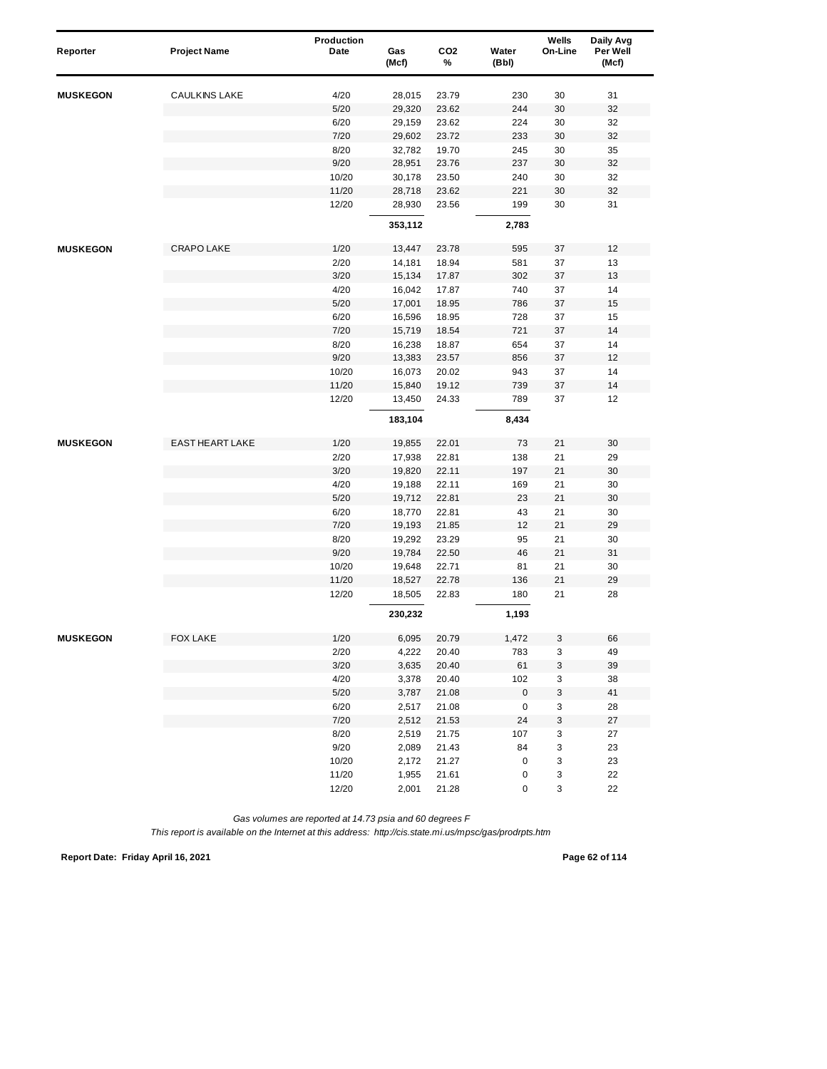| Reporter | Project Name | Production Date | Gas (Mcf) | $CO_2$ % | Water (Bbl) | Wells On-Line | Daily Avg Per Well (Mcf) |
|---|---|---|---|---|---|---|---|
| **MUSKEGON** | CAULKINS LAKE | 4/20 | 28,015 | 23.79 | 230 | 30 | 31 |
| | | 5/20 | 29,320 | 23.62 | 244 | 30 | 32 |
| | | 6/20 | 29,159 | 23.62 | 224 | 30 | 32 |
| | | 7/20 | 29,602 | 23.72 | 233 | 30 | 32 |
| | | 8/20 | 32,782 | 19.70 | 245 | 30 | 35 |
| | | 9/20 | 28,951 | 23.76 | 237 | 30 | 32 |
| | | 10/20 | 30,178 | 23.50 | 240 | 30 | 32 |
| | | 11/20 | 28,718 | 23.62 | 221 | 30 | 32 |
| | | 12/20 | 28,930 | 23.56 | 199 | 30 | 31 |
| | | | **353,112** | | **2,783** | | |
| **MUSKEGON** | CRAPO LAKE | 1/20 | 13,447 | 23.78 | 595 | 37 | 12 |
| | | 2/20 | 14,181 | 18.94 | 581 | 37 | 13 |
| | | 3/20 | 15,134 | 17.87 | 302 | 37 | 13 |
| | | 4/20 | 16,042 | 17.87 | 740 | 37 | 14 |
| | | 5/20 | 17,001 | 18.95 | 786 | 37 | 15 |
| | | 6/20 | 16,596 | 18.95 | 728 | 37 | 15 |
| | | 7/20 | 15,719 | 18.54 | 721 | 37 | 14 |
| | | 8/20 | 16,238 | 18.87 | 654 | 37 | 14 |
| | | 9/20 | 13,383 | 23.57 | 856 | 37 | 12 |
| | | 10/20 | 16,073 | 20.02 | 943 | 37 | 14 |
| | | 11/20 | 15,840 | 19.12 | 739 | 37 | 14 |
| | | 12/20 | 13,450 | 24.33 | 789 | 37 | 12 |
| | | | **183,104** | | **8,434** | | |
| **MUSKEGON** | EAST HEART LAKE | 1/20 | 19,855 | 22.01 | 73 | 21 | 30 |
| | | 2/20 | 17,938 | 22.81 | 138 | 21 | 29 |
| | | 3/20 | 19,820 | 22.11 | 197 | 21 | 30 |
| | | 4/20 | 19,188 | 22.11 | 169 | 21 | 30 |
| | | 5/20 | 19,712 | 22.81 | 23 | 21 | 30 |
| | | 6/20 | 18,770 | 22.81 | 43 | 21 | 30 |
| | | 7/20 | 19,193 | 21.85 | 12 | 21 | 29 |
| | | 8/20 | 19,292 | 23.29 | 95 | 21 | 30 |
| | | 9/20 | 19,784 | 22.50 | 46 | 21 | 31 |
| | | 10/20 | 19,648 | 22.71 | 81 | 21 | 30 |
| | | 11/20 | 18,527 | 22.78 | 136 | 21 | 29 |
| | | 12/20 | 18,505 | 22.83 | 180 | 21 | 28 |
| | | | **230,232** | | **1,193** | | |
| **MUSKEGON** | FOX LAKE | 1/20 | 6,095 | 20.79 | 1,472 | 3 | 66 |
| | | 2/20 | 4,222 | 20.40 | 783 | 3 | 49 |
| | | 3/20 | 3,635 | 20.40 | 61 | 3 | 39 |
| | | 4/20 | 3,378 | 20.40 | 102 | 3 | 38 |
| | | 5/20 | 3,787 | 21.08 | 0 | 3 | 41 |
| | | 6/20 | 2,517 | 21.08 | 0 | 3 | 28 |
| | | 7/20 | 2,512 | 21.53 | 24 | 3 | 27 |
| | | 8/20 | 2,519 | 21.75 | 107 | 3 | 27 |
| | | 9/20 | 2,089 | 21.43 | 84 | 3 | 23 |
| | | 10/20 | 2,172 | 21.27 | 0 | 3 | 23 |
| | | 11/20 | 1,955 | 21.61 | 0 | 3 | 22 |
| | | 12/20 | 2,001 | 21.28 | 0 | 3 | 22 |

*Gas volumes are reported at 14.73 psia and 60 degrees F*

*This report is available on the Internet at this address: http://cis.state.mi.us/mpsc/gas/prodrpts.htm*

**Report Date: Friday April 16, 2021**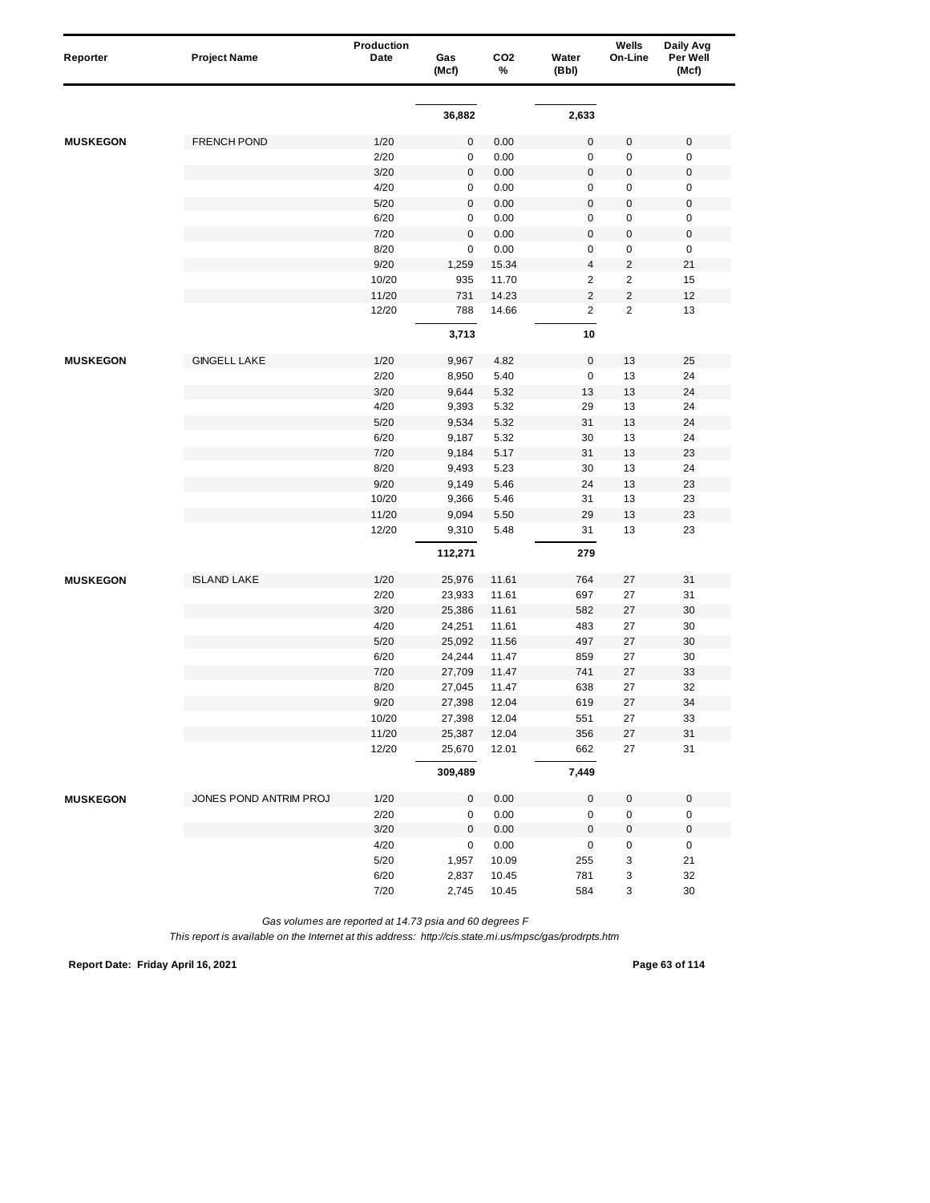| Reporter | Project Name | Production Date | Gas (Mcf) | CO2 % | Water (Bbl) | Wells On-Line | Daily Avg Per Well (Mcf) |
|---|---|---|---|---|---|---|---|
| | | | **36,882** | | **2,633** | | |
| **MUSKEGON** | FRENCH POND | 1/20 | 0 | 0.00 | 0 | 0 | 0 |
| | | 2/20 | 0 | 0.00 | 0 | 0 | 0 |
| | | 3/20 | 0 | 0.00 | 0 | 0 | 0 |
| | | 4/20 | 0 | 0.00 | 0 | 0 | 0 |
| | | 5/20 | 0 | 0.00 | 0 | 0 | 0 |
| | | 6/20 | 0 | 0.00 | 0 | 0 | 0 |
| | | 7/20 | 0 | 0.00 | 0 | 0 | 0 |
| | | 8/20 | 0 | 0.00 | 0 | 0 | 0 |
| | | 9/20 | 1,259 | 15.34 | 4 | 2 | 21 |
| | | 10/20 | 935 | 11.70 | 2 | 2 | 15 |
| | | 11/20 | 731 | 14.23 | 2 | 2 | 12 |
| | | 12/20 | 788 | 14.66 | 2 | 2 | 13 |
| | | | **3,713** | | **10** | | |
| **MUSKEGON** | GINGELL LAKE | 1/20 | 9,967 | 4.82 | 0 | 13 | 25 |
| | | 2/20 | 8,950 | 5.40 | 0 | 13 | 24 |
| | | 3/20 | 9,644 | 5.32 | 13 | 13 | 24 |
| | | 4/20 | 9,393 | 5.32 | 29 | 13 | 24 |
| | | 5/20 | 9,534 | 5.32 | 31 | 13 | 24 |
| | | 6/20 | 9,187 | 5.32 | 30 | 13 | 24 |
| | | 7/20 | 9,184 | 5.17 | 31 | 13 | 23 |
| | | 8/20 | 9,493 | 5.23 | 30 | 13 | 24 |
| | | 9/20 | 9,149 | 5.46 | 24 | 13 | 23 |
| | | 10/20 | 9,366 | 5.46 | 31 | 13 | 23 |
| | | 11/20 | 9,094 | 5.50 | 29 | 13 | 23 |
| | | 12/20 | 9,310 | 5.48 | 31 | 13 | 23 |
| | | | **112,271** | | **279** | | |
| **MUSKEGON** | ISLAND LAKE | 1/20 | 25,976 | 11.61 | 764 | 27 | 31 |
| | | 2/20 | 23,933 | 11.61 | 697 | 27 | 31 |
| | | 3/20 | 25,386 | 11.61 | 582 | 27 | 30 |
| | | 4/20 | 24,251 | 11.61 | 483 | 27 | 30 |
| | | 5/20 | 25,092 | 11.56 | 497 | 27 | 30 |
| | | 6/20 | 24,244 | 11.47 | 859 | 27 | 30 |
| | | 7/20 | 27,709 | 11.47 | 741 | 27 | 33 |
| | | 8/20 | 27,045 | 11.47 | 638 | 27 | 32 |
| | | 9/20 | 27,398 | 12.04 | 619 | 27 | 34 |
| | | 10/20 | 27,398 | 12.04 | 551 | 27 | 33 |
| | | 11/20 | 25,387 | 12.04 | 356 | 27 | 31 |
| | | 12/20 | 25,670 | 12.01 | 662 | 27 | 31 |
| | | | **309,489** | | **7,449** | | |
| **MUSKEGON** | JONES POND ANTRIM PROJ | 1/20 | 0 | 0.00 | 0 | 0 | 0 |
| | | 2/20 | 0 | 0.00 | 0 | 0 | 0 |
| | | 3/20 | 0 | 0.00 | 0 | 0 | 0 |
| | | 4/20 | 0 | 0.00 | 0 | 0 | 0 |
| | | 5/20 | 1,957 | 10.09 | 255 | 3 | 21 |
| | | 6/20 | 2,837 | 10.45 | 781 | 3 | 32 |
| | | 7/20 | 2,745 | 10.45 | 584 | 3 | 30 |

*Gas volumes are reported at 14.73 psia and 60 degrees F*

*This report is available on the Internet at this address: http://cis.state.mi.us/mpsc/gas/prodrpts.htm*

**Report Date: Friday April 16, 2021**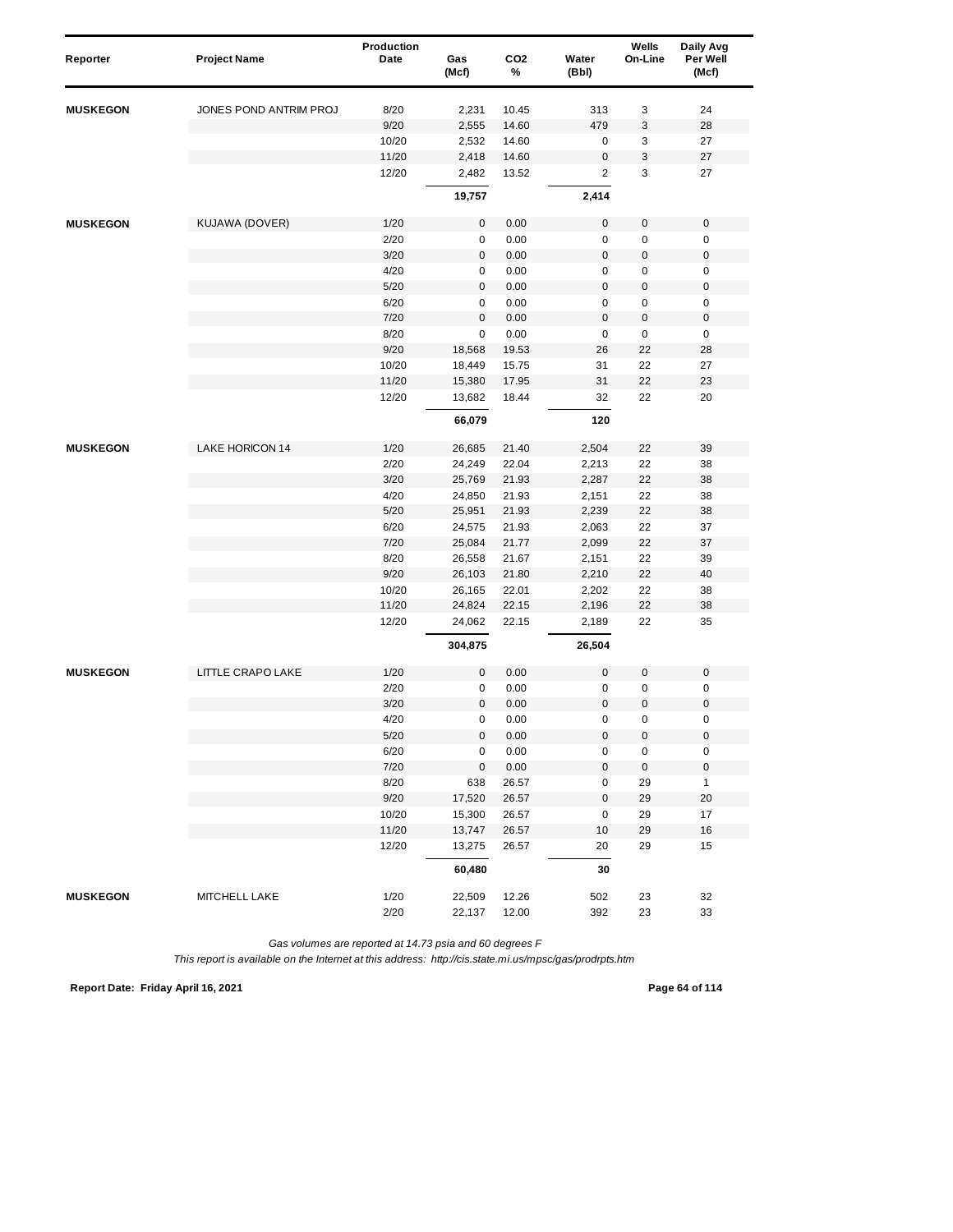| Reporter | Project Name | Production Date | Gas (Mcf) | CO2 % | Water (Bbl) | Wells On-Line | Daily Avg Per Well (Mcf) |
|---|---|---|---|---|---|---|---|
| **MUSKEGON** | JONES POND ANTRIM PROJ | 8/20 | 2,231 | 10.45 | 313 | 3 | 24 |
| | | 9/20 | 2,555 | 14.60 | 479 | 3 | 28 |
| | | 10/20 | 2,532 | 14.60 | 0 | 3 | 27 |
| | | 11/20 | 2,418 | 14.60 | 0 | 3 | 27 |
| | | 12/20 | 2,482 | 13.52 | 2 | 3 | 27 |
| | | | **19,757** | | **2,414** | | |
| **MUSKEGON** | KUJAWA (DOVER) | 1/20 | 0 | 0.00 | 0 | 0 | 0 |
| | | 2/20 | 0 | 0.00 | 0 | 0 | 0 |
| | | 3/20 | 0 | 0.00 | 0 | 0 | 0 |
| | | 4/20 | 0 | 0.00 | 0 | 0 | 0 |
| | | 5/20 | 0 | 0.00 | 0 | 0 | 0 |
| | | 6/20 | 0 | 0.00 | 0 | 0 | 0 |
| | | 7/20 | 0 | 0.00 | 0 | 0 | 0 |
| | | 8/20 | 0 | 0.00 | 0 | 0 | 0 |
| | | 9/20 | 18,568 | 19.53 | 26 | 22 | 28 |
| | | 10/20 | 18,449 | 15.75 | 31 | 22 | 27 |
| | | 11/20 | 15,380 | 17.95 | 31 | 22 | 23 |
| | | 12/20 | 13,682 | 18.44 | 32 | 22 | 20 |
| | | | **66,079** | | **120** | | |
| **MUSKEGON** | LAKE HORICON 14 | 1/20 | 26,685 | 21.40 | 2,504 | 22 | 39 |
| | | 2/20 | 24,249 | 22.04 | 2,213 | 22 | 38 |
| | | 3/20 | 25,769 | 21.93 | 2,287 | 22 | 38 |
| | | 4/20 | 24,850 | 21.93 | 2,151 | 22 | 38 |
| | | 5/20 | 25,951 | 21.93 | 2,239 | 22 | 38 |
| | | 6/20 | 24,575 | 21.93 | 2,063 | 22 | 37 |
| | | 7/20 | 25,084 | 21.77 | 2,099 | 22 | 37 |
| | | 8/20 | 26,558 | 21.67 | 2,151 | 22 | 39 |
| | | 9/20 | 26,103 | 21.80 | 2,210 | 22 | 40 |
| | | 10/20 | 26,165 | 22.01 | 2,202 | 22 | 38 |
| | | 11/20 | 24,824 | 22.15 | 2,196 | 22 | 38 |
| | | 12/20 | 24,062 | 22.15 | 2,189 | 22 | 35 |
| | | | **304,875** | | **26,504** | | |
| **MUSKEGON** | LITTLE CRAPO LAKE | 1/20 | 0 | 0.00 | 0 | 0 | 0 |
| | | 2/20 | 0 | 0.00 | 0 | 0 | 0 |
| | | 3/20 | 0 | 0.00 | 0 | 0 | 0 |
| | | 4/20 | 0 | 0.00 | 0 | 0 | 0 |
| | | 5/20 | 0 | 0.00 | 0 | 0 | 0 |
| | | 6/20 | 0 | 0.00 | 0 | 0 | 0 |
| | | 7/20 | 0 | 0.00 | 0 | 0 | 0 |
| | | 8/20 | 638 | 26.57 | 0 | 29 | 1 |
| | | 9/20 | 17,520 | 26.57 | 0 | 29 | 20 |
| | | 10/20 | 15,300 | 26.57 | 0 | 29 | 17 |
| | | 11/20 | 13,747 | 26.57 | 10 | 29 | 16 |
| | | 12/20 | 13,275 | 26.57 | 20 | 29 | 15 |
| | | | **60,480** | | **30** | | |
| **MUSKEGON** | MITCHELL LAKE | 1/20 | 22,509 | 12.26 | 502 | 23 | 32 |
| | | 2/20 | 22,137 | 12.00 | 392 | 23 | 33 |

*Gas volumes are reported at 14.73 psia and 60 degrees F*

*This report is available on the Internet at this address: http://cis.state.mi.us/mpsc/gas/prodrpts.htm*

**Report Date: Friday April 16, 2021**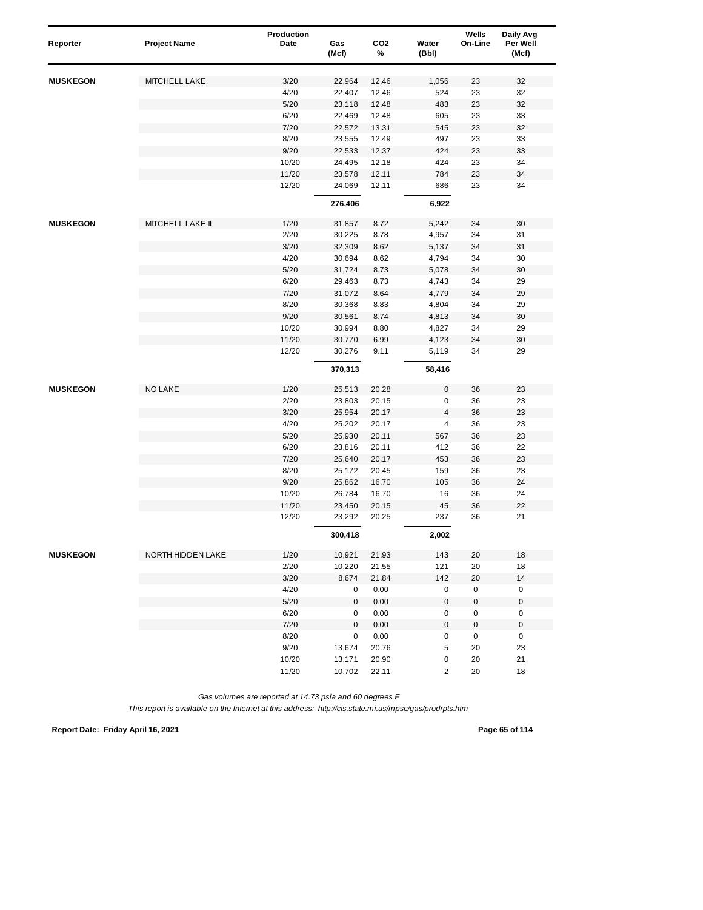| Reporter | Project Name | Production Date | Gas (Mcf) | CO2 % | Water (Bbl) | Wells On-Line | Daily Avg Per Well (Mcf) |
|---|---|---|---|---|---|---|---|
| **MUSKEGON** | MITCHELL LAKE | 3/20 | 22,964 | 12.46 | 1,056 | 23 | 32 |
| | | 4/20 | 22,407 | 12.46 | 524 | 23 | 32 |
| | | 5/20 | 23,118 | 12.48 | 483 | 23 | 32 |
| | | 6/20 | 22,469 | 12.48 | 605 | 23 | 33 |
| | | 7/20 | 22,572 | 13.31 | 545 | 23 | 32 |
| | | 8/20 | 23,555 | 12.49 | 497 | 23 | 33 |
| | | 9/20 | 22,533 | 12.37 | 424 | 23 | 33 |
| | | 10/20 | 24,495 | 12.18 | 424 | 23 | 34 |
| | | 11/20 | 23,578 | 12.11 | 784 | 23 | 34 |
| | | 12/20 | 24,069 | 12.11 | 686 | 23 | 34 |
| | | | **276,406** | | **6,922** | | |
| **MUSKEGON** | MITCHELL LAKE II | 1/20 | 31,857 | 8.72 | 5,242 | 34 | 30 |
| | | 2/20 | 30,225 | 8.78 | 4,957 | 34 | 31 |
| | | 3/20 | 32,309 | 8.62 | 5,137 | 34 | 31 |
| | | 4/20 | 30,694 | 8.62 | 4,794 | 34 | 30 |
| | | 5/20 | 31,724 | 8.73 | 5,078 | 34 | 30 |
| | | 6/20 | 29,463 | 8.73 | 4,743 | 34 | 29 |
| | | 7/20 | 31,072 | 8.64 | 4,779 | 34 | 29 |
| | | 8/20 | 30,368 | 8.83 | 4,804 | 34 | 29 |
| | | 9/20 | 30,561 | 8.74 | 4,813 | 34 | 30 |
| | | 10/20 | 30,994 | 8.80 | 4,827 | 34 | 29 |
| | | 11/20 | 30,770 | 6.99 | 4,123 | 34 | 30 |
| | | 12/20 | 30,276 | 9.11 | 5,119 | 34 | 29 |
| | | | **370,313** | | **58,416** | | |
| **MUSKEGON** | NO LAKE | 1/20 | 25,513 | 20.28 | 0 | 36 | 23 |
| | | 2/20 | 23,803 | 20.15 | 0 | 36 | 23 |
| | | 3/20 | 25,954 | 20.17 | 4 | 36 | 23 |
| | | 4/20 | 25,202 | 20.17 | 4 | 36 | 23 |
| | | 5/20 | 25,930 | 20.11 | 567 | 36 | 23 |
| | | 6/20 | 23,816 | 20.11 | 412 | 36 | 22 |
| | | 7/20 | 25,640 | 20.17 | 453 | 36 | 23 |
| | | 8/20 | 25,172 | 20.45 | 159 | 36 | 23 |
| | | 9/20 | 25,862 | 16.70 | 105 | 36 | 24 |
| | | 10/20 | 26,784 | 16.70 | 16 | 36 | 24 |
| | | 11/20 | 23,450 | 20.15 | 45 | 36 | 22 |
| | | 12/20 | 23,292 | 20.25 | 237 | 36 | 21 |
| | | | **300,418** | | **2,002** | | |
| **MUSKEGON** | NORTH HIDDEN LAKE | 1/20 | 10,921 | 21.93 | 143 | 20 | 18 |
| | | 2/20 | 10,220 | 21.55 | 121 | 20 | 18 |
| | | 3/20 | 8,674 | 21.84 | 142 | 20 | 14 |
| | | 4/20 | 0 | 0.00 | 0 | 0 | 0 |
| | | 5/20 | 0 | 0.00 | 0 | 0 | 0 |
| | | 6/20 | 0 | 0.00 | 0 | 0 | 0 |
| | | 7/20 | 0 | 0.00 | 0 | 0 | 0 |
| | | 8/20 | 0 | 0.00 | 0 | 0 | 0 |
| | | 9/20 | 13,674 | 20.76 | 5 | 20 | 23 |
| | | 10/20 | 13,171 | 20.90 | 0 | 20 | 21 |
| | | 11/20 | 10,702 | 22.11 | 2 | 20 | 18 |

*Gas volumes are reported at 14.73 psia and 60 degrees F*

*This report is available on the Internet at this address: http://cis.state.mi.us/mpsc/gas/prodrpts.htm*

**Report Date: Friday April 16, 2021**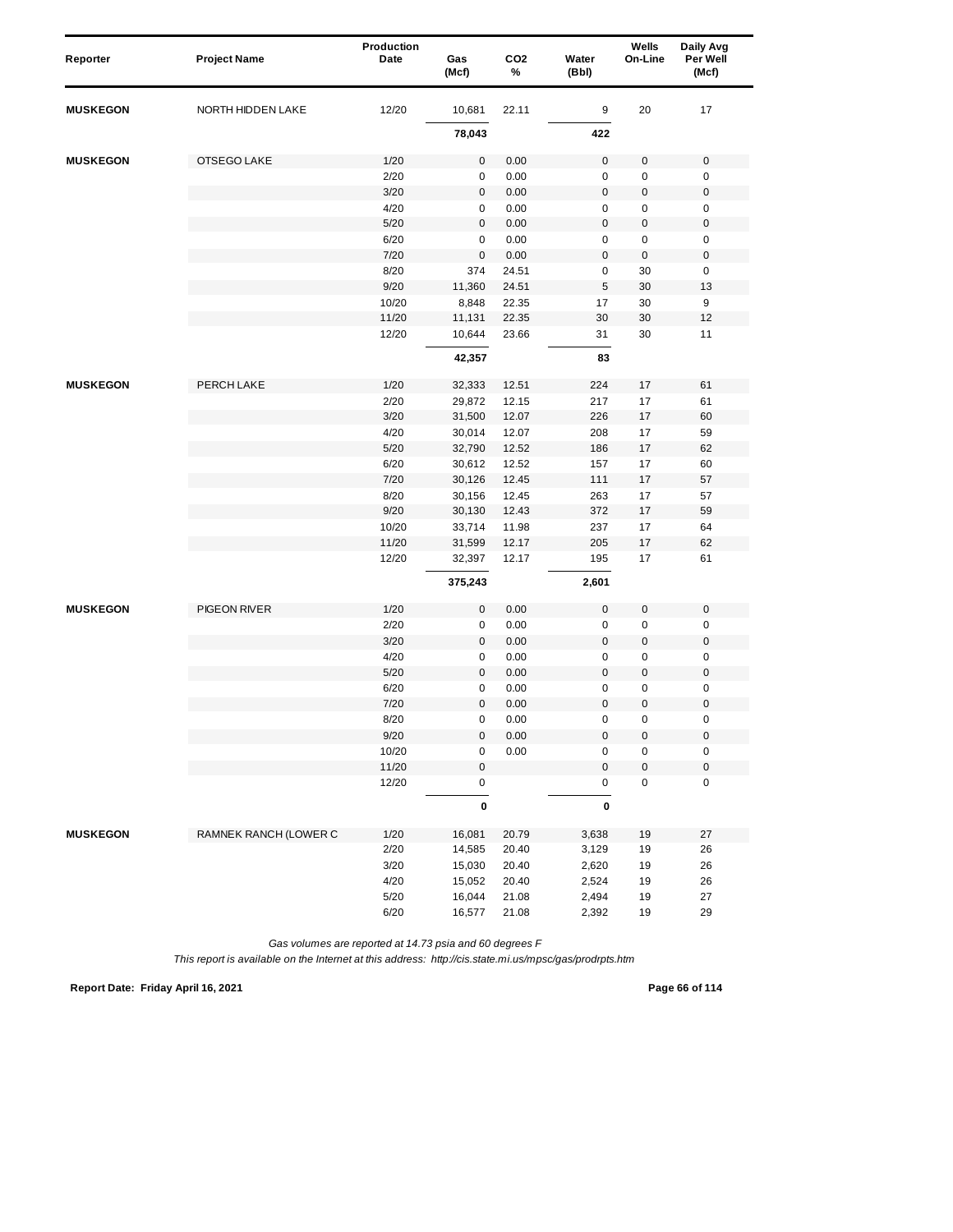| Reporter | Project Name | Production Date | Gas (Mcf) | CO2 % | Water (Bbl) | Wells On-Line | Daily Avg Per Well (Mcf) |
|---|---|---|---|---|---|---|---|
| **MUSKEGON** | NORTH HIDDEN LAKE | 12/20 | 10,681 | 22.11 | 9 | 20 | 17 |
| | | | **78,043** | | **422** | | |
| **MUSKEGON** | OTSEGO LAKE | 1/20 | 0 | 0.00 | 0 | 0 | 0 |
| | | 2/20 | 0 | 0.00 | 0 | 0 | 0 |
| | | 3/20 | 0 | 0.00 | 0 | 0 | 0 |
| | | 4/20 | 0 | 0.00 | 0 | 0 | 0 |
| | | 5/20 | 0 | 0.00 | 0 | 0 | 0 |
| | | 6/20 | 0 | 0.00 | 0 | 0 | 0 |
| | | 7/20 | 0 | 0.00 | 0 | 0 | 0 |
| | | 8/20 | 374 | 24.51 | 0 | 30 | 0 |
| | | 9/20 | 11,360 | 24.51 | 5 | 30 | 13 |
| | | 10/20 | 8,848 | 22.35 | 17 | 30 | 9 |
| | | 11/20 | 11,131 | 22.35 | 30 | 30 | 12 |
| | | 12/20 | 10,644 | 23.66 | 31 | 30 | 11 |
| | | | **42,357** | | **83** | | |
| **MUSKEGON** | PERCH LAKE | 1/20 | 32,333 | 12.51 | 224 | 17 | 61 |
| | | 2/20 | 29,872 | 12.15 | 217 | 17 | 61 |
| | | 3/20 | 31,500 | 12.07 | 226 | 17 | 60 |
| | | 4/20 | 30,014 | 12.07 | 208 | 17 | 59 |
| | | 5/20 | 32,790 | 12.52 | 186 | 17 | 62 |
| | | 6/20 | 30,612 | 12.52 | 157 | 17 | 60 |
| | | 7/20 | 30,126 | 12.45 | 111 | 17 | 57 |
| | | 8/20 | 30,156 | 12.45 | 263 | 17 | 57 |
| | | 9/20 | 30,130 | 12.43 | 372 | 17 | 59 |
| | | 10/20 | 33,714 | 11.98 | 237 | 17 | 64 |
| | | 11/20 | 31,599 | 12.17 | 205 | 17 | 62 |
| | | 12/20 | 32,397 | 12.17 | 195 | 17 | 61 |
| | | | **375,243** | | **2,601** | | |
| **MUSKEGON** | PIGEON RIVER | 1/20 | 0 | 0.00 | 0 | 0 | 0 |
| | | 2/20 | 0 | 0.00 | 0 | 0 | 0 |
| | | 3/20 | 0 | 0.00 | 0 | 0 | 0 |
| | | 4/20 | 0 | 0.00 | 0 | 0 | 0 |
| | | 5/20 | 0 | 0.00 | 0 | 0 | 0 |
| | | 6/20 | 0 | 0.00 | 0 | 0 | 0 |
| | | 7/20 | 0 | 0.00 | 0 | 0 | 0 |
| | | 8/20 | 0 | 0.00 | 0 | 0 | 0 |
| | | 9/20 | 0 | 0.00 | 0 | 0 | 0 |
| | | 10/20 | 0 | 0.00 | 0 | 0 | 0 |
| | | 11/20 | 0 | | 0 | 0 | 0 |
| | | 12/20 | 0 | | 0 | 0 | 0 |
| | | | **0** | | **0** | | |
| **MUSKEGON** | RAMNEK RANCH (LOWER C | 1/20 | 16,081 | 20.79 | 3,638 | 19 | 27 |
| | | 2/20 | 14,585 | 20.40 | 3,129 | 19 | 26 |
| | | 3/20 | 15,030 | 20.40 | 2,620 | 19 | 26 |
| | | 4/20 | 15,052 | 20.40 | 2,524 | 19 | 26 |
| | | 5/20 | 16,044 | 21.08 | 2,494 | 19 | 27 |
| | | 6/20 | 16,577 | 21.08 | 2,392 | 19 | 29 |

*Gas volumes are reported at 14.73 psia and 60 degrees F*

*This report is available on the Internet at this address: http://cis.state.mi.us/mpsc/gas/prodrpts.htm*

**Report Date: Friday April 16, 2021**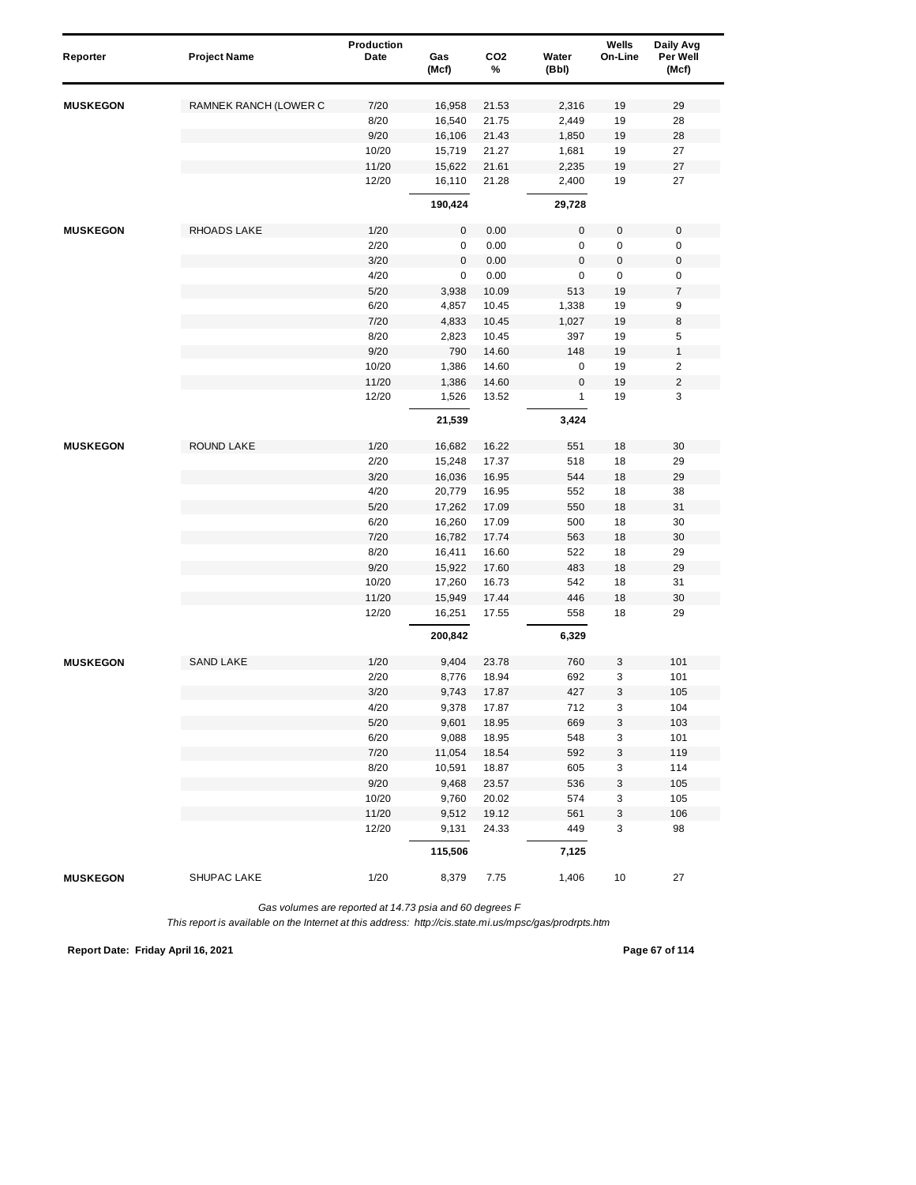| Reporter | Project Name | Production Date | Gas (Mcf) | CO2 % | Water (Bbl) | Wells On-Line | Daily Avg Per Well (Mcf) |
|---|---|---|---|---|---|---|---|
| **MUSKEGON** | RAMNEK RANCH (LOWER C | 7/20 | 16,958 | 21.53 | 2,316 | 19 | 29 |
| | | 8/20 | 16,540 | 21.75 | 2,449 | 19 | 28 |
| | | 9/20 | 16,106 | 21.43 | 1,850 | 19 | 28 |
| | | 10/20 | 15,719 | 21.27 | 1,681 | 19 | 27 |
| | | 11/20 | 15,622 | 21.61 | 2,235 | 19 | 27 |
| | | 12/20 | 16,110 | 21.28 | 2,400 | 19 | 27 |
| | | | **190,424** | | **29,728** | | |
| **MUSKEGON** | RHOADS LAKE | 1/20 | 0 | 0.00 | 0 | 0 | 0 |
| | | 2/20 | 0 | 0.00 | 0 | 0 | 0 |
| | | 3/20 | 0 | 0.00 | 0 | 0 | 0 |
| | | 4/20 | 0 | 0.00 | 0 | 0 | 0 |
| | | 5/20 | 3,938 | 10.09 | 513 | 19 | 7 |
| | | 6/20 | 4,857 | 10.45 | 1,338 | 19 | 9 |
| | | 7/20 | 4,833 | 10.45 | 1,027 | 19 | 8 |
| | | 8/20 | 2,823 | 10.45 | 397 | 19 | 5 |
| | | 9/20 | 790 | 14.60 | 148 | 19 | 1 |
| | | 10/20 | 1,386 | 14.60 | 0 | 19 | 2 |
| | | 11/20 | 1,386 | 14.60 | 0 | 19 | 2 |
| | | 12/20 | 1,526 | 13.52 | 1 | 19 | 3 |
| | | | **21,539** | | **3,424** | | |
| **MUSKEGON** | ROUND LAKE | 1/20 | 16,682 | 16.22 | 551 | 18 | 30 |
| | | 2/20 | 15,248 | 17.37 | 518 | 18 | 29 |
| | | 3/20 | 16,036 | 16.95 | 544 | 18 | 29 |
| | | 4/20 | 20,779 | 16.95 | 552 | 18 | 38 |
| | | 5/20 | 17,262 | 17.09 | 550 | 18 | 31 |
| | | 6/20 | 16,260 | 17.09 | 500 | 18 | 30 |
| | | 7/20 | 16,782 | 17.74 | 563 | 18 | 30 |
| | | 8/20 | 16,411 | 16.60 | 522 | 18 | 29 |
| | | 9/20 | 15,922 | 17.60 | 483 | 18 | 29 |
| | | 10/20 | 17,260 | 16.73 | 542 | 18 | 31 |
| | | 11/20 | 15,949 | 17.44 | 446 | 18 | 30 |
| | | 12/20 | 16,251 | 17.55 | 558 | 18 | 29 |
| | | | **200,842** | | **6,329** | | |
| **MUSKEGON** | SAND LAKE | 1/20 | 9,404 | 23.78 | 760 | 3 | 101 |
| | | 2/20 | 8,776 | 18.94 | 692 | 3 | 101 |
| | | 3/20 | 9,743 | 17.87 | 427 | 3 | 105 |
| | | 4/20 | 9,378 | 17.87 | 712 | 3 | 104 |
| | | 5/20 | 9,601 | 18.95 | 669 | 3 | 103 |
| | | 6/20 | 9,088 | 18.95 | 548 | 3 | 101 |
| | | 7/20 | 11,054 | 18.54 | 592 | 3 | 119 |
| | | 8/20 | 10,591 | 18.87 | 605 | 3 | 114 |
| | | 9/20 | 9,468 | 23.57 | 536 | 3 | 105 |
| | | 10/20 | 9,760 | 20.02 | 574 | 3 | 105 |
| | | 11/20 | 9,512 | 19.12 | 561 | 3 | 106 |
| | | 12/20 | 9,131 | 24.33 | 449 | 3 | 98 |
| | | | **115,506** | | **7,125** | | |
| **MUSKEGON** | SHUPAC LAKE | 1/20 | 8,379 | 7.75 | 1,406 | 10 | 27 |

*Gas volumes are reported at 14.73 psia and 60 degrees F*

*This report is available on the Internet at this address: http://cis.state.mi.us/mpsc/gas/prodrpts.htm*

**Report Date: Friday April 16, 2021**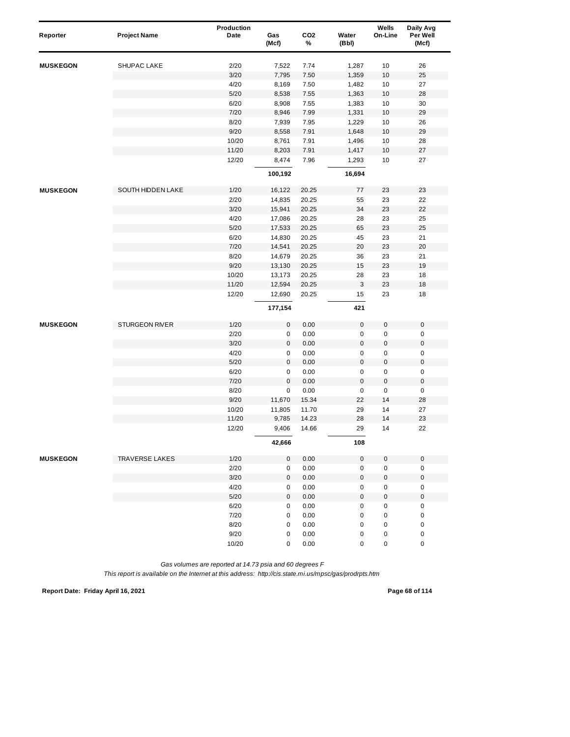| Reporter | Project Name | Production Date | Gas (Mcf) | $CO_2$ % | Water (Bbl) | Wells On-Line | Daily Avg Per Well (Mcf) |
|---|---|---|---|---|---|---|---|
| **MUSKEGON** | SHUPAC LAKE | 2/20 | 7,522 | 7.74 | 1,287 | 10 | 26 |
| | | 3/20 | 7,795 | 7.50 | 1,359 | 10 | 25 |
| | | 4/20 | 8,169 | 7.50 | 1,482 | 10 | 27 |
| | | 5/20 | 8,538 | 7.55 | 1,363 | 10 | 28 |
| | | 6/20 | 8,908 | 7.55 | 1,383 | 10 | 30 |
| | | 7/20 | 8,946 | 7.99 | 1,331 | 10 | 29 |
| | | 8/20 | 7,939 | 7.95 | 1,229 | 10 | 26 |
| | | 9/20 | 8,558 | 7.91 | 1,648 | 10 | 29 |
| | | 10/20 | 8,761 | 7.91 | 1,496 | 10 | 28 |
| | | 11/20 | 8,203 | 7.91 | 1,417 | 10 | 27 |
| | | 12/20 | 8,474 | 7.96 | 1,293 | 10 | 27 |
| | | | **100,192** | | **16,694** | | |
| **MUSKEGON** | SOUTH HIDDEN LAKE | 1/20 | 16,122 | 20.25 | 77 | 23 | 23 |
| | | 2/20 | 14,835 | 20.25 | 55 | 23 | 22 |
| | | 3/20 | 15,941 | 20.25 | 34 | 23 | 22 |
| | | 4/20 | 17,086 | 20.25 | 28 | 23 | 25 |
| | | 5/20 | 17,533 | 20.25 | 65 | 23 | 25 |
| | | 6/20 | 14,830 | 20.25 | 45 | 23 | 21 |
| | | 7/20 | 14,541 | 20.25 | 20 | 23 | 20 |
| | | 8/20 | 14,679 | 20.25 | 36 | 23 | 21 |
| | | 9/20 | 13,130 | 20.25 | 15 | 23 | 19 |
| | | 10/20 | 13,173 | 20.25 | 28 | 23 | 18 |
| | | 11/20 | 12,594 | 20.25 | 3 | 23 | 18 |
| | | 12/20 | 12,690 | 20.25 | 15 | 23 | 18 |
| | | | **177,154** | | **421** | | |
| **MUSKEGON** | STURGEON RIVER | 1/20 | 0 | 0.00 | 0 | 0 | 0 |
| | | 2/20 | 0 | 0.00 | 0 | 0 | 0 |
| | | 3/20 | 0 | 0.00 | 0 | 0 | 0 |
| | | 4/20 | 0 | 0.00 | 0 | 0 | 0 |
| | | 5/20 | 0 | 0.00 | 0 | 0 | 0 |
| | | 6/20 | 0 | 0.00 | 0 | 0 | 0 |
| | | 7/20 | 0 | 0.00 | 0 | 0 | 0 |
| | | 8/20 | 0 | 0.00 | 0 | 0 | 0 |
| | | 9/20 | 11,670 | 15.34 | 22 | 14 | 28 |
| | | 10/20 | 11,805 | 11.70 | 29 | 14 | 27 |
| | | 11/20 | 9,785 | 14.23 | 28 | 14 | 23 |
| | | 12/20 | 9,406 | 14.66 | 29 | 14 | 22 |
| | | | **42,666** | | **108** | | |
| **MUSKEGON** | TRAVERSE LAKES | 1/20 | 0 | 0.00 | 0 | 0 | 0 |
| | | 2/20 | 0 | 0.00 | 0 | 0 | 0 |
| | | 3/20 | 0 | 0.00 | 0 | 0 | 0 |
| | | 4/20 | 0 | 0.00 | 0 | 0 | 0 |
| | | 5/20 | 0 | 0.00 | 0 | 0 | 0 |
| | | 6/20 | 0 | 0.00 | 0 | 0 | 0 |
| | | 7/20 | 0 | 0.00 | 0 | 0 | 0 |
| | | 8/20 | 0 | 0.00 | 0 | 0 | 0 |
| | | 9/20 | 0 | 0.00 | 0 | 0 | 0 |
| | | 10/20 | 0 | 0.00 | 0 | 0 | 0 |

*Gas volumes are reported at 14.73 psia and 60 degrees F*

*This report is available on the Internet at this address: http://cis.state.mi.us/mpsc/gas/prodrpts.htm*

**Report Date: Friday April 16, 2021**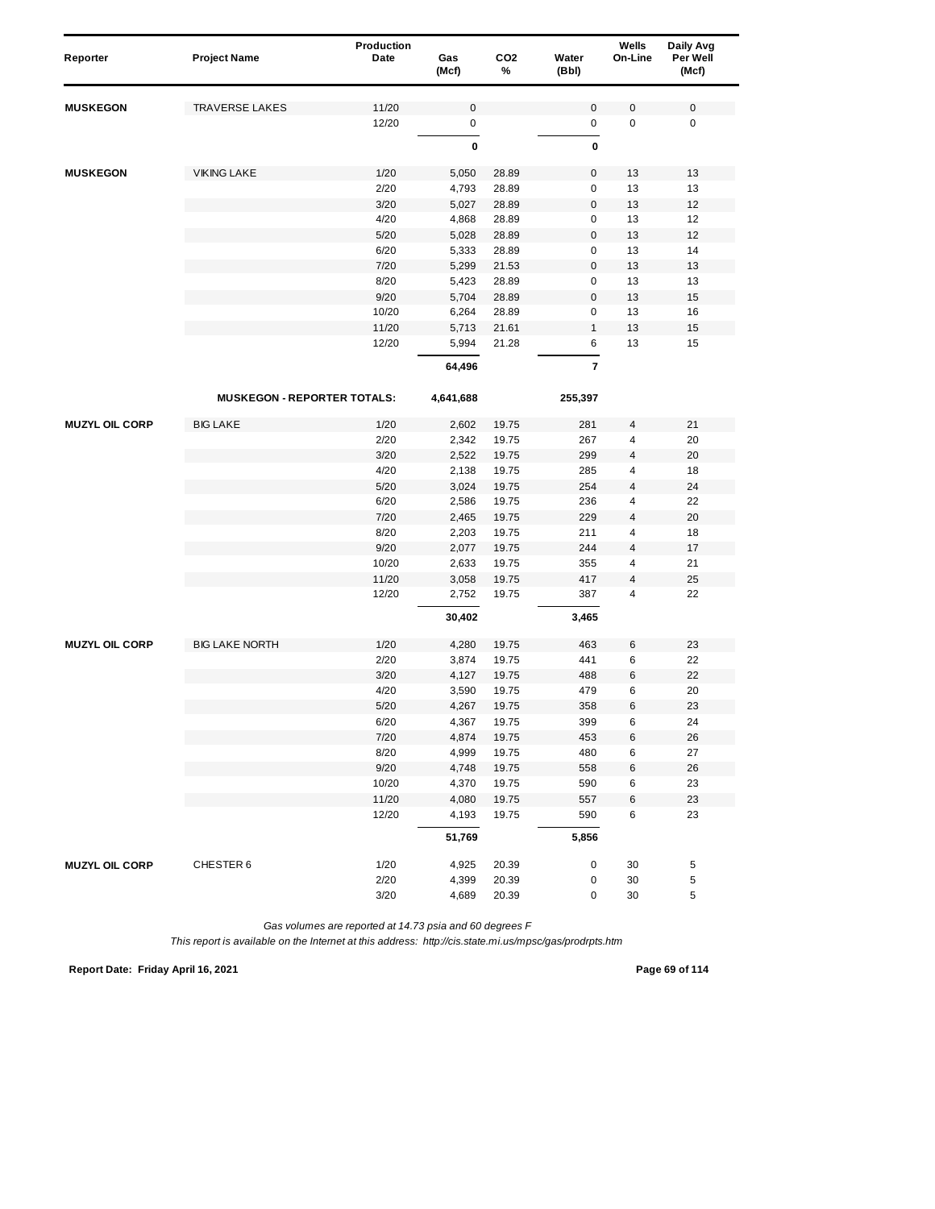| Reporter | Project Name | Production Date | Gas (Mcf) | CO2 % | Water (Bbl) | Wells On-Line | Daily Avg Per Well (Mcf) |
|---|---|---|---|---|---|---|---|
| **MUSKEGON** | TRAVERSE LAKES | 11/20 | 0 | | 0 | 0 | 0 |
| | | 12/20 | 0 | | 0 | 0 | 0 |
| | | | **0** | | **0** | | |
| **MUSKEGON** | VIKING LAKE | 1/20 | 5,050 | 28.89 | 0 | 13 | 13 |
| | | 2/20 | 4,793 | 28.89 | 0 | 13 | 13 |
| | | 3/20 | 5,027 | 28.89 | 0 | 13 | 12 |
| | | 4/20 | 4,868 | 28.89 | 0 | 13 | 12 |
| | | 5/20 | 5,028 | 28.89 | 0 | 13 | 12 |
| | | 6/20 | 5,333 | 28.89 | 0 | 13 | 14 |
| | | 7/20 | 5,299 | 21.53 | 0 | 13 | 13 |
| | | 8/20 | 5,423 | 28.89 | 0 | 13 | 13 |
| | | 9/20 | 5,704 | 28.89 | 0 | 13 | 15 |
| | | 10/20 | 6,264 | 28.89 | 0 | 13 | 16 |
| | | 11/20 | 5,713 | 21.61 | 1 | 13 | 15 |
| | | 12/20 | 5,994 | 21.28 | 6 | 13 | 15 |
| | | | **64,496** | | **7** | | |
| | **MUSKEGON - REPORTER TOTALS:** | | **4,641,688** | | **255,397** | | |
| **MUZYL OIL CORP** | BIG LAKE | 1/20 | 2,602 | 19.75 | 281 | 4 | 21 |
| | | 2/20 | 2,342 | 19.75 | 267 | 4 | 20 |
| | | 3/20 | 2,522 | 19.75 | 299 | 4 | 20 |
| | | 4/20 | 2,138 | 19.75 | 285 | 4 | 18 |
| | | 5/20 | 3,024 | 19.75 | 254 | 4 | 24 |
| | | 6/20 | 2,586 | 19.75 | 236 | 4 | 22 |
| | | 7/20 | 2,465 | 19.75 | 229 | 4 | 20 |
| | | 8/20 | 2,203 | 19.75 | 211 | 4 | 18 |
| | | 9/20 | 2,077 | 19.75 | 244 | 4 | 17 |
| | | 10/20 | 2,633 | 19.75 | 355 | 4 | 21 |
| | | 11/20 | 3,058 | 19.75 | 417 | 4 | 25 |
| | | 12/20 | 2,752 | 19.75 | 387 | 4 | 22 |
| | | | **30,402** | | **3,465** | | |
| **MUZYL OIL CORP** | BIG LAKE NORTH | 1/20 | 4,280 | 19.75 | 463 | 6 | 23 |
| | | 2/20 | 3,874 | 19.75 | 441 | 6 | 22 |
| | | 3/20 | 4,127 | 19.75 | 488 | 6 | 22 |
| | | 4/20 | 3,590 | 19.75 | 479 | 6 | 20 |
| | | 5/20 | 4,267 | 19.75 | 358 | 6 | 23 |
| | | 6/20 | 4,367 | 19.75 | 399 | 6 | 24 |
| | | 7/20 | 4,874 | 19.75 | 453 | 6 | 26 |
| | | 8/20 | 4,999 | 19.75 | 480 | 6 | 27 |
| | | 9/20 | 4,748 | 19.75 | 558 | 6 | 26 |
| | | 10/20 | 4,370 | 19.75 | 590 | 6 | 23 |
| | | 11/20 | 4,080 | 19.75 | 557 | 6 | 23 |
| | | 12/20 | 4,193 | 19.75 | 590 | 6 | 23 |
| | | | **51,769** | | **5,856** | | |
| **MUZYL OIL CORP** | CHESTER 6 | 1/20 | 4,925 | 20.39 | 0 | 30 | 5 |
| | | 2/20 | 4,399 | 20.39 | 0 | 30 | 5 |
| | | 3/20 | 4,689 | 20.39 | 0 | 30 | 5 |

*Gas volumes are reported at 14.73 psia and 60 degrees F*

*This report is available on the Internet at this address: http://cis.state.mi.us/mpsc/gas/prodrpts.htm*

**Report Date: Friday April 16, 2021**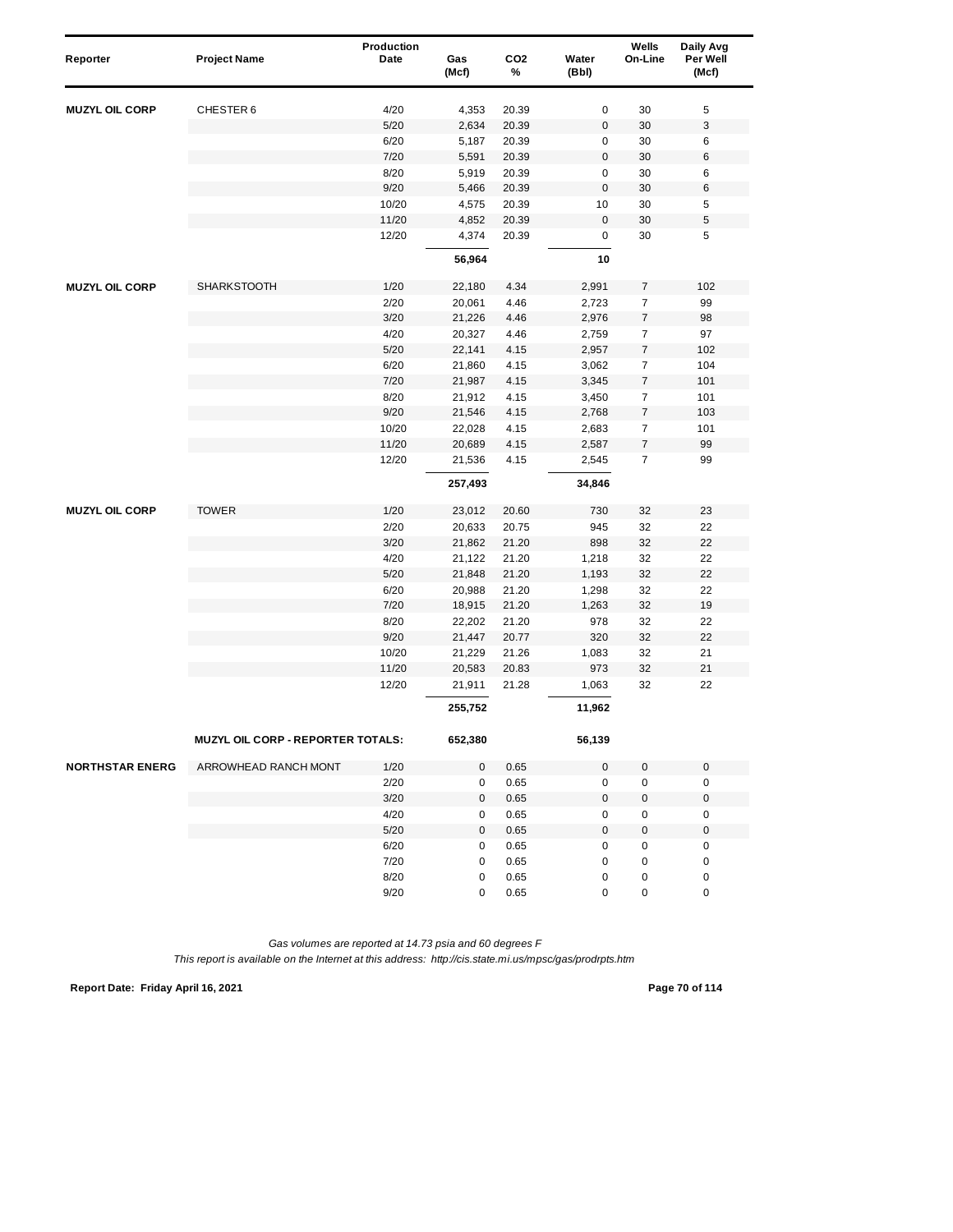| Reporter | Project Name | Production Date | Gas (Mcf) | $CO_2$ % | Water (Bbl) | Wells On-Line | Daily Avg Per Well (Mcf) |
|---|---|---|---|---|---|---|---|
| MUZYL OIL CORP | CHESTER 6 | 4/20 | 4,353 | 20.39 | 0 | 30 | 5 |
| | | 5/20 | 2,634 | 20.39 | 0 | 30 | 3 |
| | | 6/20 | 5,187 | 20.39 | 0 | 30 | 6 |
| | | 7/20 | 5,591 | 20.39 | 0 | 30 | 6 |
| | | 8/20 | 5,919 | 20.39 | 0 | 30 | 6 |
| | | 9/20 | 5,466 | 20.39 | 0 | 30 | 6 |
| | | 10/20 | 4,575 | 20.39 | 10 | 30 | 5 |
| | | 11/20 | 4,852 | 20.39 | 0 | 30 | 5 |
| | | 12/20 | 4,374 | 20.39 | 0 | 30 | 5 |
| | | | **56,964** | | **10** | | |
| MUZYL OIL CORP | SHARKSTOOTH | 1/20 | 22,180 | 4.34 | 2,991 | 7 | 102 |
| | | 2/20 | 20,061 | 4.46 | 2,723 | 7 | 99 |
| | | 3/20 | 21,226 | 4.46 | 2,976 | 7 | 98 |
| | | 4/20 | 20,327 | 4.46 | 2,759 | 7 | 97 |
| | | 5/20 | 22,141 | 4.15 | 2,957 | 7 | 102 |
| | | 6/20 | 21,860 | 4.15 | 3,062 | 7 | 104 |
| | | 7/20 | 21,987 | 4.15 | 3,345 | 7 | 101 |
| | | 8/20 | 21,912 | 4.15 | 3,450 | 7 | 101 |
| | | 9/20 | 21,546 | 4.15 | 2,768 | 7 | 103 |
| | | 10/20 | 22,028 | 4.15 | 2,683 | 7 | 101 |
| | | 11/20 | 20,689 | 4.15 | 2,587 | 7 | 99 |
| | | 12/20 | 21,536 | 4.15 | 2,545 | 7 | 99 |
| | | | **257,493** | | **34,846** | | |
| MUZYL OIL CORP | TOWER | 1/20 | 23,012 | 20.60 | 730 | 32 | 23 |
| | | 2/20 | 20,633 | 20.75 | 945 | 32 | 22 |
| | | 3/20 | 21,862 | 21.20 | 898 | 32 | 22 |
| | | 4/20 | 21,122 | 21.20 | 1,218 | 32 | 22 |
| | | 5/20 | 21,848 | 21.20 | 1,193 | 32 | 22 |
| | | 6/20 | 20,988 | 21.20 | 1,298 | 32 | 22 |
| | | 7/20 | 18,915 | 21.20 | 1,263 | 32 | 19 |
| | | 8/20 | 22,202 | 21.20 | 978 | 32 | 22 |
| | | 9/20 | 21,447 | 20.77 | 320 | 32 | 22 |
| | | 10/20 | 21,229 | 21.26 | 1,083 | 32 | 21 |
| | | 11/20 | 20,583 | 20.83 | 973 | 32 | 21 |
| | | 12/20 | 21,911 | 21.28 | 1,063 | 32 | 22 |
| | | | **255,752** | | **11,962** | | |
| | **MUZYL OIL CORP - REPORTER TOTALS:** | | **652,380** | | **56,139** | | |
| NORTHSTAR ENERG | ARROWHEAD RANCH MONT | 1/20 | 0 | 0.65 | 0 | 0 | 0 |
| | | 2/20 | 0 | 0.65 | 0 | 0 | 0 |
| | | 3/20 | 0 | 0.65 | 0 | 0 | 0 |
| | | 4/20 | 0 | 0.65 | 0 | 0 | 0 |
| | | 5/20 | 0 | 0.65 | 0 | 0 | 0 |
| | | 6/20 | 0 | 0.65 | 0 | 0 | 0 |
| | | 7/20 | 0 | 0.65 | 0 | 0 | 0 |
| | | 8/20 | 0 | 0.65 | 0 | 0 | 0 |
| | | 9/20 | 0 | 0.65 | 0 | 0 | 0 |

*Gas volumes are reported at 14.73 psia and 60 degrees F*

*This report is available on the Internet at this address: http://cis.state.mi.us/mpsc/gas/prodrpts.htm*

**Report Date: Friday April 16, 2021**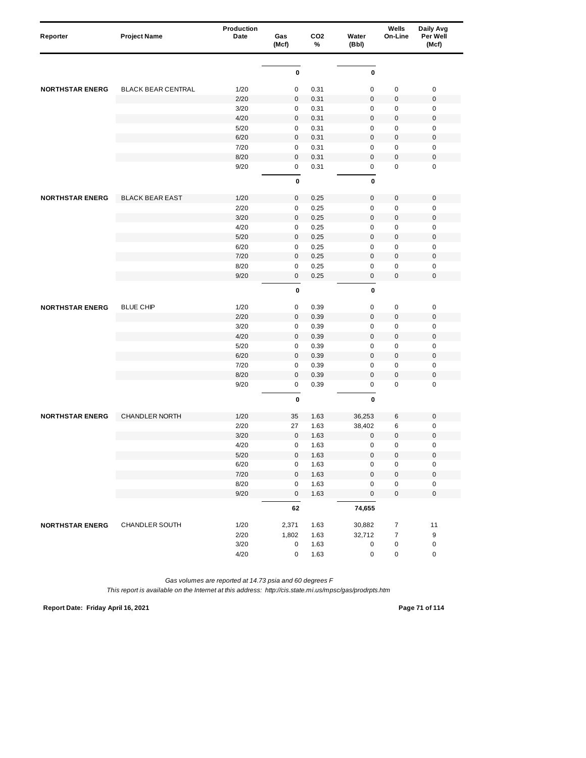| Reporter | Project Name | Production Date | Gas (Mcf) | CO2 % | Water (Bbl) | Wells On-Line | Daily Avg Per Well (Mcf) |
|---|---|---|---|---|---|---|---|
| | | | **0** | | **0** | | |
| **NORTHSTAR ENERG** | BLACK BEAR CENTRAL | 1/20 | 0 | 0.31 | 0 | 0 | 0 |
| | | 2/20 | 0 | 0.31 | 0 | 0 | 0 |
| | | 3/20 | 0 | 0.31 | 0 | 0 | 0 |
| | | 4/20 | 0 | 0.31 | 0 | 0 | 0 |
| | | 5/20 | 0 | 0.31 | 0 | 0 | 0 |
| | | 6/20 | 0 | 0.31 | 0 | 0 | 0 |
| | | 7/20 | 0 | 0.31 | 0 | 0 | 0 |
| | | 8/20 | 0 | 0.31 | 0 | 0 | 0 |
| | | 9/20 | 0 | 0.31 | 0 | 0 | 0 |
| | | | **0** | | **0** | | |
| **NORTHSTAR ENERG** | BLACK BEAR EAST | 1/20 | 0 | 0.25 | 0 | 0 | 0 |
| | | 2/20 | 0 | 0.25 | 0 | 0 | 0 |
| | | 3/20 | 0 | 0.25 | 0 | 0 | 0 |
| | | 4/20 | 0 | 0.25 | 0 | 0 | 0 |
| | | 5/20 | 0 | 0.25 | 0 | 0 | 0 |
| | | 6/20 | 0 | 0.25 | 0 | 0 | 0 |
| | | 7/20 | 0 | 0.25 | 0 | 0 | 0 |
| | | 8/20 | 0 | 0.25 | 0 | 0 | 0 |
| | | 9/20 | 0 | 0.25 | 0 | 0 | 0 |
| | | | **0** | | **0** | | |
| **NORTHSTAR ENERG** | BLUE CHIP | 1/20 | 0 | 0.39 | 0 | 0 | 0 |
| | | 2/20 | 0 | 0.39 | 0 | 0 | 0 |
| | | 3/20 | 0 | 0.39 | 0 | 0 | 0 |
| | | 4/20 | 0 | 0.39 | 0 | 0 | 0 |
| | | 5/20 | 0 | 0.39 | 0 | 0 | 0 |
| | | 6/20 | 0 | 0.39 | 0 | 0 | 0 |
| | | 7/20 | 0 | 0.39 | 0 | 0 | 0 |
| | | 8/20 | 0 | 0.39 | 0 | 0 | 0 |
| | | 9/20 | 0 | 0.39 | 0 | 0 | 0 |
| | | | **0** | | **0** | | |
| **NORTHSTAR ENERG** | CHANDLER NORTH | 1/20 | 35 | 1.63 | 36,253 | 6 | 0 |
| | | 2/20 | 27 | 1.63 | 38,402 | 6 | 0 |
| | | 3/20 | 0 | 1.63 | 0 | 0 | 0 |
| | | 4/20 | 0 | 1.63 | 0 | 0 | 0 |
| | | 5/20 | 0 | 1.63 | 0 | 0 | 0 |
| | | 6/20 | 0 | 1.63 | 0 | 0 | 0 |
| | | 7/20 | 0 | 1.63 | 0 | 0 | 0 |
| | | 8/20 | 0 | 1.63 | 0 | 0 | 0 |
| | | 9/20 | 0 | 1.63 | 0 | 0 | 0 |
| | | | **62** | | **74,655** | | |
| **NORTHSTAR ENERG** | CHANDLER SOUTH | 1/20 | 2,371 | 1.63 | 30,882 | 7 | 11 |
| | | 2/20 | 1,802 | 1.63 | 32,712 | 7 | 9 |
| | | 3/20 | 0 | 1.63 | 0 | 0 | 0 |
| | | 4/20 | 0 | 1.63 | 0 | 0 | 0 |

*Gas volumes are reported at 14.73 psia and 60 degrees F*

*This report is available on the Internet at this address: http://cis.state.mi.us/mpsc/gas/prodrpts.htm*

**Report Date: Friday April 16, 2021**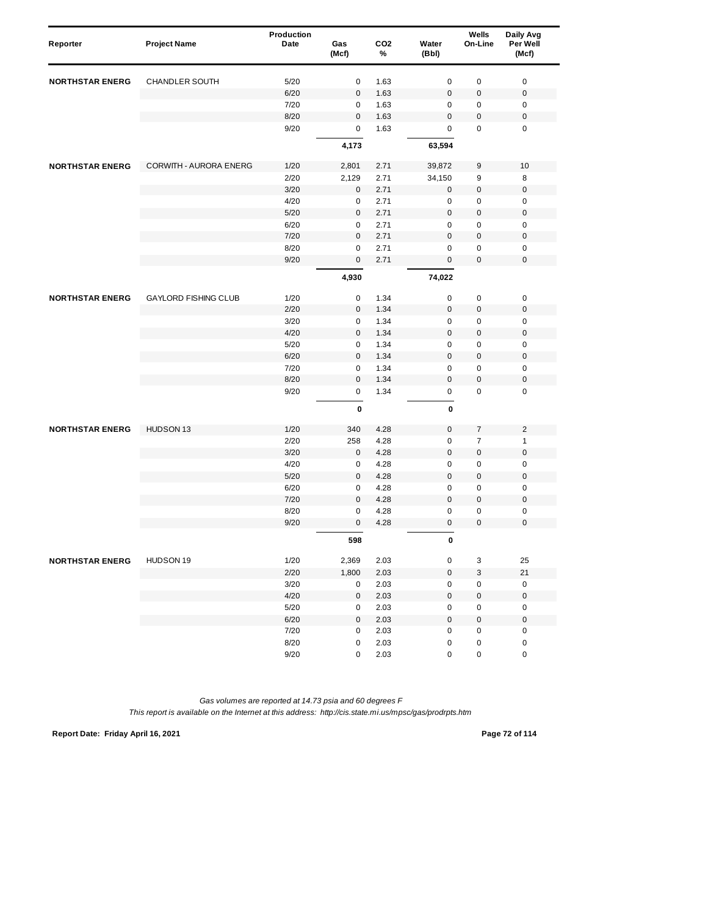| Reporter | Project Name | Production Date | Gas (Mcf) | $CO_2$ % | Water (Bbl) | Wells On-Line | Daily Avg Per Well (Mcf) |
|---|---|---|---|---|---|---|---|
| NORTHSTAR ENERG | CHANDLER SOUTH | 5/20 | 0 | 1.63 | 0 | 0 | 0 |
| | | 6/20 | 0 | 1.63 | 0 | 0 | 0 |
| | | 7/20 | 0 | 1.63 | 0 | 0 | 0 |
| | | 8/20 | 0 | 1.63 | 0 | 0 | 0 |
| | | 9/20 | 0 | 1.63 | 0 | 0 | 0 |
| | | | **4,173** | | **63,594** | | |
| NORTHSTAR ENERG | CORWITH - AURORA ENERG | 1/20 | 2,801 | 2.71 | 39,872 | 9 | 10 |
| | | 2/20 | 2,129 | 2.71 | 34,150 | 9 | 8 |
| | | 3/20 | 0 | 2.71 | 0 | 0 | 0 |
| | | 4/20 | 0 | 2.71 | 0 | 0 | 0 |
| | | 5/20 | 0 | 2.71 | 0 | 0 | 0 |
| | | 6/20 | 0 | 2.71 | 0 | 0 | 0 |
| | | 7/20 | 0 | 2.71 | 0 | 0 | 0 |
| | | 8/20 | 0 | 2.71 | 0 | 0 | 0 |
| | | 9/20 | 0 | 2.71 | 0 | 0 | 0 |
| | | | **4,930** | | **74,022** | | |
| NORTHSTAR ENERG | GAYLORD FISHING CLUB | 1/20 | 0 | 1.34 | 0 | 0 | 0 |
| | | 2/20 | 0 | 1.34 | 0 | 0 | 0 |
| | | 3/20 | 0 | 1.34 | 0 | 0 | 0 |
| | | 4/20 | 0 | 1.34 | 0 | 0 | 0 |
| | | 5/20 | 0 | 1.34 | 0 | 0 | 0 |
| | | 6/20 | 0 | 1.34 | 0 | 0 | 0 |
| | | 7/20 | 0 | 1.34 | 0 | 0 | 0 |
| | | 8/20 | 0 | 1.34 | 0 | 0 | 0 |
| | | 9/20 | 0 | 1.34 | 0 | 0 | 0 |
| | | | **0** | | **0** | | |
| NORTHSTAR ENERG | HUDSON 13 | 1/20 | 340 | 4.28 | 0 | 7 | 2 |
| | | 2/20 | 258 | 4.28 | 0 | 7 | 1 |
| | | 3/20 | 0 | 4.28 | 0 | 0 | 0 |
| | | 4/20 | 0 | 4.28 | 0 | 0 | 0 |
| | | 5/20 | 0 | 4.28 | 0 | 0 | 0 |
| | | 6/20 | 0 | 4.28 | 0 | 0 | 0 |
| | | 7/20 | 0 | 4.28 | 0 | 0 | 0 |
| | | 8/20 | 0 | 4.28 | 0 | 0 | 0 |
| | | 9/20 | 0 | 4.28 | 0 | 0 | 0 |
| | | | **598** | | **0** | | |
| NORTHSTAR ENERG | HUDSON 19 | 1/20 | 2,369 | 2.03 | 0 | 3 | 25 |
| | | 2/20 | 1,800 | 2.03 | 0 | 3 | 21 |
| | | 3/20 | 0 | 2.03 | 0 | 0 | 0 |
| | | 4/20 | 0 | 2.03 | 0 | 0 | 0 |
| | | 5/20 | 0 | 2.03 | 0 | 0 | 0 |
| | | 6/20 | 0 | 2.03 | 0 | 0 | 0 |
| | | 7/20 | 0 | 2.03 | 0 | 0 | 0 |
| | | 8/20 | 0 | 2.03 | 0 | 0 | 0 |
| | | 9/20 | 0 | 2.03 | 0 | 0 | 0 |

*Gas volumes are reported at 14.73 psia and 60 degrees F*

*This report is available on the Internet at this address: http://cis.state.mi.us/mpsc/gas/prodrpts.htm*

**Report Date: Friday April 16, 2021**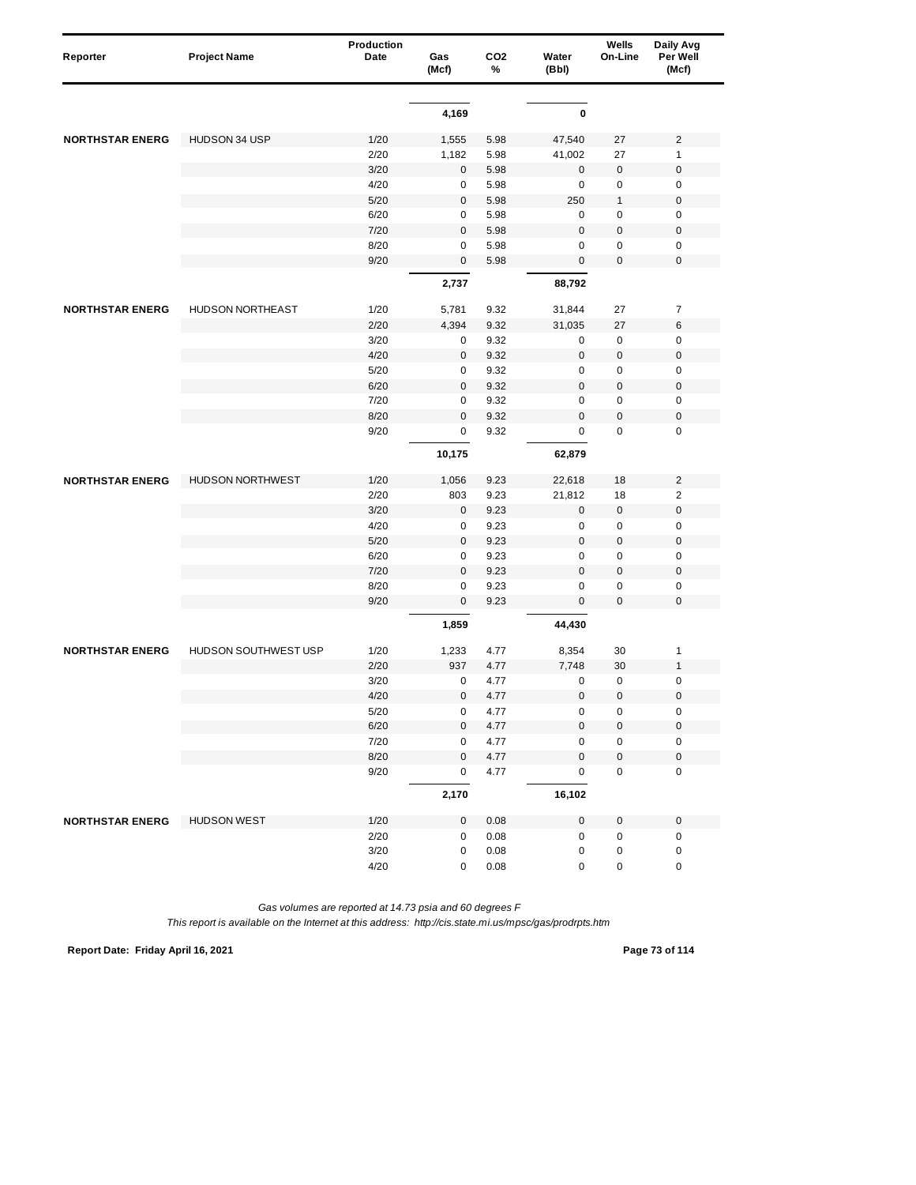| Reporter | Project Name | Production Date | Gas (Mcf) | CO2 % | Water (Bbl) | Wells On-Line | Daily Avg Per Well (Mcf) |
|---|---|---|---|---|---|---|---|
| | | | **4,169** | | **0** | | |
| **NORTHSTAR ENERG** | HUDSON 34 USP | 1/20 | 1,555 | 5.98 | 47,540 | 27 | 2 |
| | | 2/20 | 1,182 | 5.98 | 41,002 | 27 | 1 |
| | | 3/20 | 0 | 5.98 | 0 | 0 | 0 |
| | | 4/20 | 0 | 5.98 | 0 | 0 | 0 |
| | | 5/20 | 0 | 5.98 | 250 | 1 | 0 |
| | | 6/20 | 0 | 5.98 | 0 | 0 | 0 |
| | | 7/20 | 0 | 5.98 | 0 | 0 | 0 |
| | | 8/20 | 0 | 5.98 | 0 | 0 | 0 |
| | | 9/20 | 0 | 5.98 | 0 | 0 | 0 |
| | | | **2,737** | | **88,792** | | |
| **NORTHSTAR ENERG** | HUDSON NORTHEAST | 1/20 | 5,781 | 9.32 | 31,844 | 27 | 7 |
| | | 2/20 | 4,394 | 9.32 | 31,035 | 27 | 6 |
| | | 3/20 | 0 | 9.32 | 0 | 0 | 0 |
| | | 4/20 | 0 | 9.32 | 0 | 0 | 0 |
| | | 5/20 | 0 | 9.32 | 0 | 0 | 0 |
| | | 6/20 | 0 | 9.32 | 0 | 0 | 0 |
| | | 7/20 | 0 | 9.32 | 0 | 0 | 0 |
| | | 8/20 | 0 | 9.32 | 0 | 0 | 0 |
| | | 9/20 | 0 | 9.32 | 0 | 0 | 0 |
| | | | **10,175** | | **62,879** | | |
| **NORTHSTAR ENERG** | HUDSON NORTHWEST | 1/20 | 1,056 | 9.23 | 22,618 | 18 | 2 |
| | | 2/20 | 803 | 9.23 | 21,812 | 18 | 2 |
| | | 3/20 | 0 | 9.23 | 0 | 0 | 0 |
| | | 4/20 | 0 | 9.23 | 0 | 0 | 0 |
| | | 5/20 | 0 | 9.23 | 0 | 0 | 0 |
| | | 6/20 | 0 | 9.23 | 0 | 0 | 0 |
| | | 7/20 | 0 | 9.23 | 0 | 0 | 0 |
| | | 8/20 | 0 | 9.23 | 0 | 0 | 0 |
| | | 9/20 | 0 | 9.23 | 0 | 0 | 0 |
| | | | **1,859** | | **44,430** | | |
| **NORTHSTAR ENERG** | HUDSON SOUTHWEST USP | 1/20 | 1,233 | 4.77 | 8,354 | 30 | 1 |
| | | 2/20 | 937 | 4.77 | 7,748 | 30 | 1 |
| | | 3/20 | 0 | 4.77 | 0 | 0 | 0 |
| | | 4/20 | 0 | 4.77 | 0 | 0 | 0 |
| | | 5/20 | 0 | 4.77 | 0 | 0 | 0 |
| | | 6/20 | 0 | 4.77 | 0 | 0 | 0 |
| | | 7/20 | 0 | 4.77 | 0 | 0 | 0 |
| | | 8/20 | 0 | 4.77 | 0 | 0 | 0 |
| | | 9/20 | 0 | 4.77 | 0 | 0 | 0 |
| | | | **2,170** | | **16,102** | | |
| **NORTHSTAR ENERG** | HUDSON WEST | 1/20 | 0 | 0.08 | 0 | 0 | 0 |
| | | 2/20 | 0 | 0.08 | 0 | 0 | 0 |
| | | 3/20 | 0 | 0.08 | 0 | 0 | 0 |
| | | 4/20 | 0 | 0.08 | 0 | 0 | 0 |

*Gas volumes are reported at 14.73 psia and 60 degrees F*

*This report is available on the Internet at this address: http://cis.state.mi.us/mpsc/gas/prodrpts.htm*

**Report Date: Friday April 16, 2021**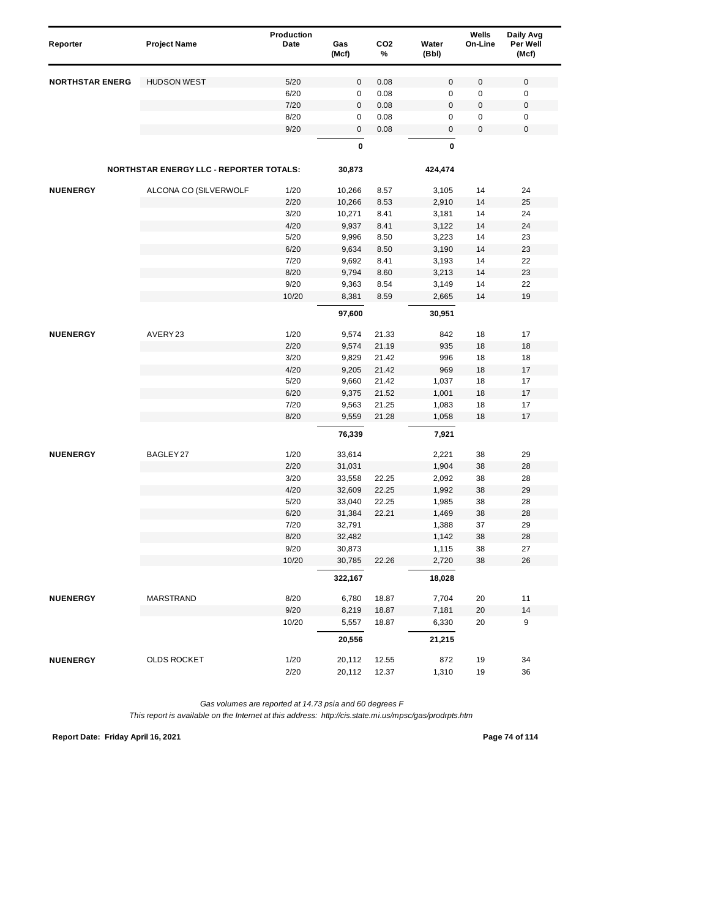| Reporter | Project Name | Production Date | Gas (Mcf) | $CO_2$ % | Water (Bbl) | Wells On-Line | Daily Avg Per Well (Mcf) |
|---|---|---|---|---|---|---|---|
| NORTHSTAR ENERG | HUDSON WEST | 5/20 | 0 | 0.08 | 0 | 0 | 0 |
| | | 6/20 | 0 | 0.08 | 0 | 0 | 0 |
| | | 7/20 | 0 | 0.08 | 0 | 0 | 0 |
| | | 8/20 | 0 | 0.08 | 0 | 0 | 0 |
| | | 9/20 | 0 | 0.08 | 0 | 0 | 0 |
| | | | **0** | | **0** | | |
| | **NORTHSTAR ENERGY LLC - REPORTER TOTALS:** | | **30,873** | | **424,474** | | |
| NUENERGY | ALCONA CO (SILVERWOLF | 1/20 | 10,266 | 8.57 | 3,105 | 14 | 24 |
| | | 2/20 | 10,266 | 8.53 | 2,910 | 14 | 25 |
| | | 3/20 | 10,271 | 8.41 | 3,181 | 14 | 24 |
| | | 4/20 | 9,937 | 8.41 | 3,122 | 14 | 24 |
| | | 5/20 | 9,996 | 8.50 | 3,223 | 14 | 23 |
| | | 6/20 | 9,634 | 8.50 | 3,190 | 14 | 23 |
| | | 7/20 | 9,692 | 8.41 | 3,193 | 14 | 22 |
| | | 8/20 | 9,794 | 8.60 | 3,213 | 14 | 23 |
| | | 9/20 | 9,363 | 8.54 | 3,149 | 14 | 22 |
| | | 10/20 | 8,381 | 8.59 | 2,665 | 14 | 19 |
| | | | **97,600** | | **30,951** | | |
| NUENERGY | AVERY 23 | 1/20 | 9,574 | 21.33 | 842 | 18 | 17 |
| | | 2/20 | 9,574 | 21.19 | 935 | 18 | 18 |
| | | 3/20 | 9,829 | 21.42 | 996 | 18 | 18 |
| | | 4/20 | 9,205 | 21.42 | 969 | 18 | 17 |
| | | 5/20 | 9,660 | 21.42 | 1,037 | 18 | 17 |
| | | 6/20 | 9,375 | 21.52 | 1,001 | 18 | 17 |
| | | 7/20 | 9,563 | 21.25 | 1,083 | 18 | 17 |
| | | 8/20 | 9,559 | 21.28 | 1,058 | 18 | 17 |
| | | | **76,339** | | **7,921** | | |
| NUENERGY | BAGLEY 27 | 1/20 | 33,614 | | 2,221 | 38 | 29 |
| | | 2/20 | 31,031 | | 1,904 | 38 | 28 |
| | | 3/20 | 33,558 | 22.25 | 2,092 | 38 | 28 |
| | | 4/20 | 32,609 | 22.25 | 1,992 | 38 | 29 |
| | | 5/20 | 33,040 | 22.25 | 1,985 | 38 | 28 |
| | | 6/20 | 31,384 | 22.21 | 1,469 | 38 | 28 |
| | | 7/20 | 32,791 | | 1,388 | 37 | 29 |
| | | 8/20 | 32,482 | | 1,142 | 38 | 28 |
| | | 9/20 | 30,873 | | 1,115 | 38 | 27 |
| | | 10/20 | 30,785 | 22.26 | 2,720 | 38 | 26 |
| | | | **322,167** | | **18,028** | | |
| NUENERGY | MARSTRAND | 8/20 | 6,780 | 18.87 | 7,704 | 20 | 11 |
| | | 9/20 | 8,219 | 18.87 | 7,181 | 20 | 14 |
| | | 10/20 | 5,557 | 18.87 | 6,330 | 20 | 9 |
| | | | **20,556** | | **21,215** | | |
| NUENERGY | OLDS ROCKET | 1/20 | 20,112 | 12.55 | 872 | 19 | 34 |
| | | 2/20 | 20,112 | 12.37 | 1,310 | 19 | 36 |

*Gas volumes are reported at 14.73 psia and 60 degrees F*

*This report is available on the Internet at this address: http://cis.state.mi.us/mpsc/gas/prodrpts.htm*

**Report Date: Friday April 16, 2021**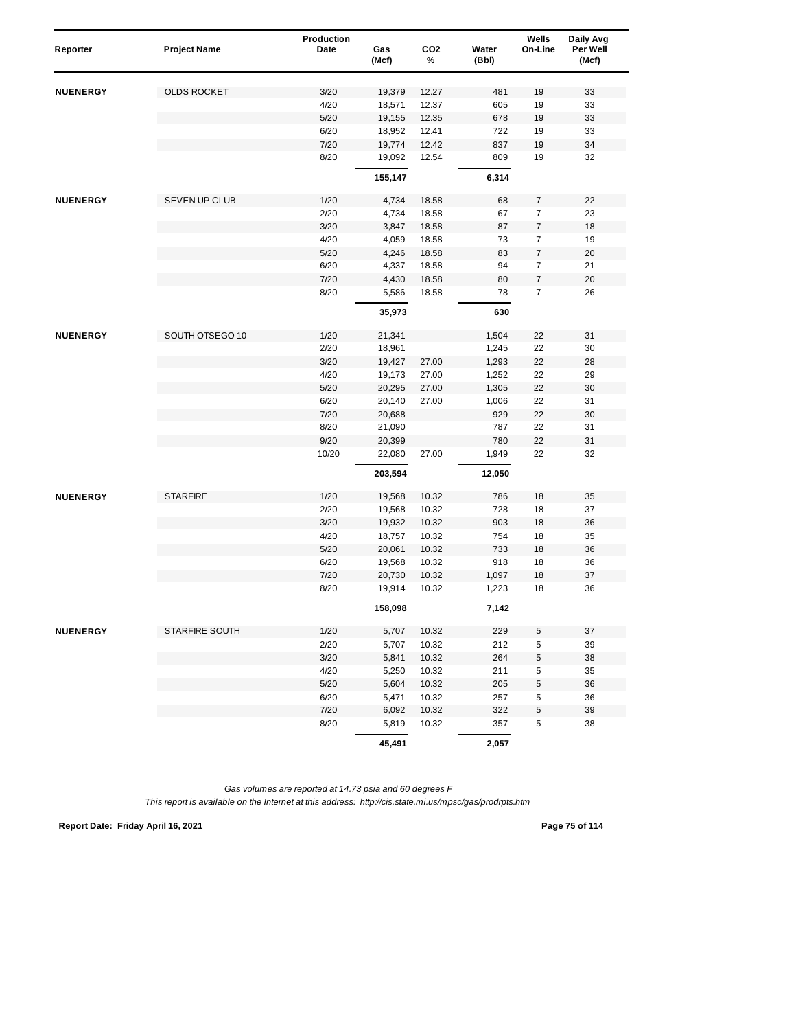| Reporter | Project Name | Production Date | Gas (Mcf) | $CO_2$ % | Water (Bbl) | Wells On-Line | Daily Avg Per Well (Mcf) |
|---|---|---|---|---|---|---|---|
| NUENERGY | OLDS ROCKET | 3/20 | 19,379 | 12.27 | 481 | 19 | 33 |
| | | 4/20 | 18,571 | 12.37 | 605 | 19 | 33 |
| | | 5/20 | 19,155 | 12.35 | 678 | 19 | 33 |
| | | 6/20 | 18,952 | 12.41 | 722 | 19 | 33 |
| | | 7/20 | 19,774 | 12.42 | 837 | 19 | 34 |
| | | 8/20 | 19,092 | 12.54 | 809 | 19 | 32 |
| | | | **155,147** | | **6,314** | | |
| NUENERGY | SEVEN UP CLUB | 1/20 | 4,734 | 18.58 | 68 | 7 | 22 |
| | | 2/20 | 4,734 | 18.58 | 67 | 7 | 23 |
| | | 3/20 | 3,847 | 18.58 | 87 | 7 | 18 |
| | | 4/20 | 4,059 | 18.58 | 73 | 7 | 19 |
| | | 5/20 | 4,246 | 18.58 | 83 | 7 | 20 |
| | | 6/20 | 4,337 | 18.58 | 94 | 7 | 21 |
| | | 7/20 | 4,430 | 18.58 | 80 | 7 | 20 |
| | | 8/20 | 5,586 | 18.58 | 78 | 7 | 26 |
| | | | **35,973** | | **630** | | |
| NUENERGY | SOUTH OTSEGO 10 | 1/20 | 21,341 | | 1,504 | 22 | 31 |
| | | 2/20 | 18,961 | | 1,245 | 22 | 30 |
| | | 3/20 | 19,427 | 27.00 | 1,293 | 22 | 28 |
| | | 4/20 | 19,173 | 27.00 | 1,252 | 22 | 29 |
| | | 5/20 | 20,295 | 27.00 | 1,305 | 22 | 30 |
| | | 6/20 | 20,140 | 27.00 | 1,006 | 22 | 31 |
| | | 7/20 | 20,688 | | 929 | 22 | 30 |
| | | 8/20 | 21,090 | | 787 | 22 | 31 |
| | | 9/20 | 20,399 | | 780 | 22 | 31 |
| | | 10/20 | 22,080 | 27.00 | 1,949 | 22 | 32 |
| | | | **203,594** | | **12,050** | | |
| NUENERGY | STARFIRE | 1/20 | 19,568 | 10.32 | 786 | 18 | 35 |
| | | 2/20 | 19,568 | 10.32 | 728 | 18 | 37 |
| | | 3/20 | 19,932 | 10.32 | 903 | 18 | 36 |
| | | 4/20 | 18,757 | 10.32 | 754 | 18 | 35 |
| | | 5/20 | 20,061 | 10.32 | 733 | 18 | 36 |
| | | 6/20 | 19,568 | 10.32 | 918 | 18 | 36 |
| | | 7/20 | 20,730 | 10.32 | 1,097 | 18 | 37 |
| | | 8/20 | 19,914 | 10.32 | 1,223 | 18 | 36 |
| | | | **158,098** | | **7,142** | | |
| NUENERGY | STARFIRE SOUTH | 1/20 | 5,707 | 10.32 | 229 | 5 | 37 |
| | | 2/20 | 5,707 | 10.32 | 212 | 5 | 39 |
| | | 3/20 | 5,841 | 10.32 | 264 | 5 | 38 |
| | | 4/20 | 5,250 | 10.32 | 211 | 5 | 35 |
| | | 5/20 | 5,604 | 10.32 | 205 | 5 | 36 |
| | | 6/20 | 5,471 | 10.32 | 257 | 5 | 36 |
| | | 7/20 | 6,092 | 10.32 | 322 | 5 | 39 |
| | | 8/20 | 5,819 | 10.32 | 357 | 5 | 38 |
| | | | **45,491** | | **2,057** | | |

*Gas volumes are reported at 14.73 psia and 60 degrees F*

*This report is available on the Internet at this address: http://cis.state.mi.us/mpsc/gas/prodrpts.htm*

**Report Date: Friday April 16, 2021**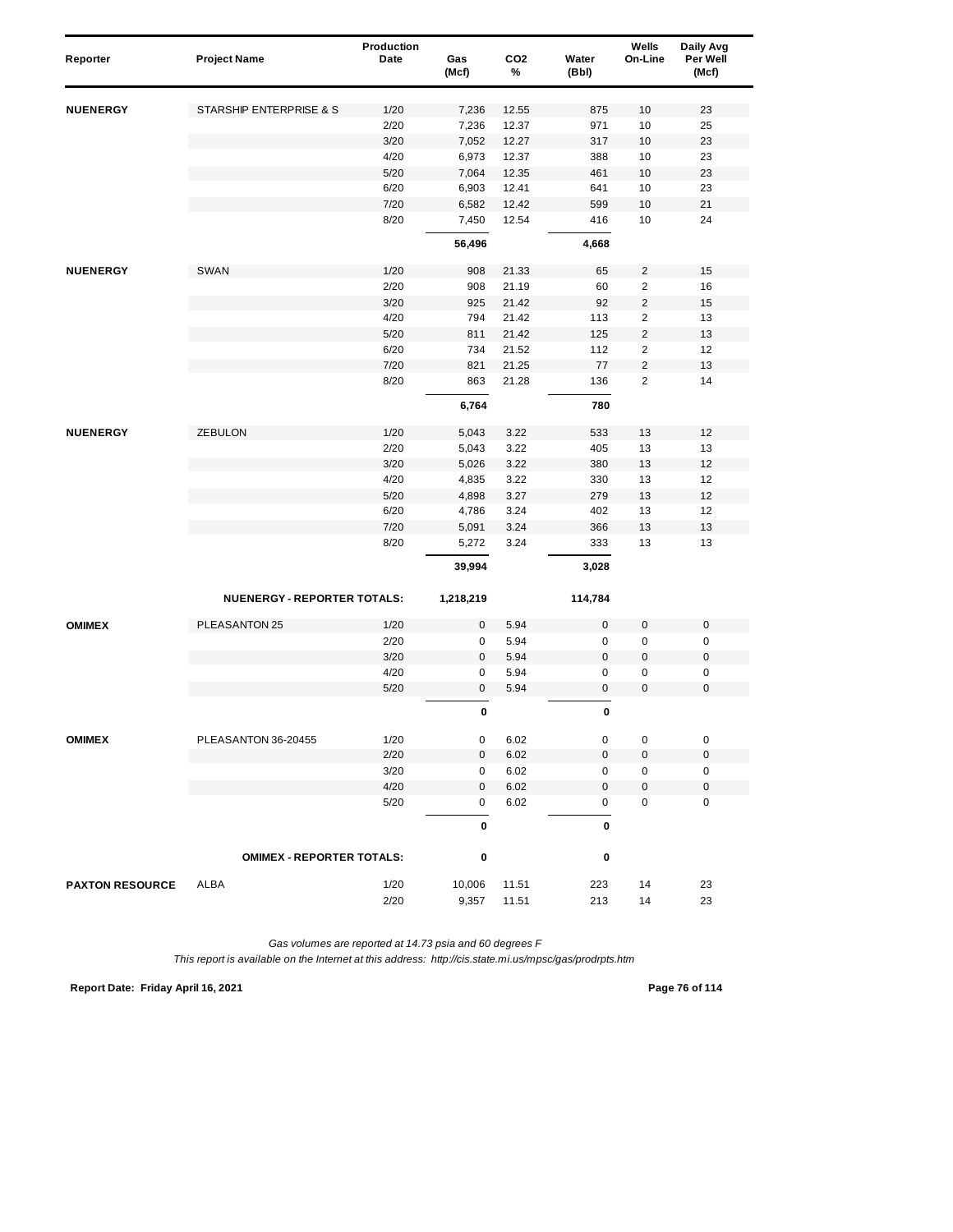| Reporter | Project Name | Production Date | Gas (Mcf) | CO2 % | Water (Bbl) | Wells On-Line | Daily Avg Per Well (Mcf) |
|---|---|---|---|---|---|---|---|
| **NUENERGY** | STARSHIP ENTERPRISE & S | 1/20 | 7,236 | 12.55 | 875 | 10 | 23 |
| | | 2/20 | 7,236 | 12.37 | 971 | 10 | 25 |
| | | 3/20 | 7,052 | 12.27 | 317 | 10 | 23 |
| | | 4/20 | 6,973 | 12.37 | 388 | 10 | 23 |
| | | 5/20 | 7,064 | 12.35 | 461 | 10 | 23 |
| | | 6/20 | 6,903 | 12.41 | 641 | 10 | 23 |
| | | 7/20 | 6,582 | 12.42 | 599 | 10 | 21 |
| | | 8/20 | 7,450 | 12.54 | 416 | 10 | 24 |
| | | | **56,496** | | **4,668** | | |
| **NUENERGY** | SWAN | 1/20 | 908 | 21.33 | 65 | 2 | 15 |
| | | 2/20 | 908 | 21.19 | 60 | 2 | 16 |
| | | 3/20 | 925 | 21.42 | 92 | 2 | 15 |
| | | 4/20 | 794 | 21.42 | 113 | 2 | 13 |
| | | 5/20 | 811 | 21.42 | 125 | 2 | 13 |
| | | 6/20 | 734 | 21.52 | 112 | 2 | 12 |
| | | 7/20 | 821 | 21.25 | 77 | 2 | 13 |
| | | 8/20 | 863 | 21.28 | 136 | 2 | 14 |
| | | | **6,764** | | **780** | | |
| **NUENERGY** | ZEBULON | 1/20 | 5,043 | 3.22 | 533 | 13 | 12 |
| | | 2/20 | 5,043 | 3.22 | 405 | 13 | 13 |
| | | 3/20 | 5,026 | 3.22 | 380 | 13 | 12 |
| | | 4/20 | 4,835 | 3.22 | 330 | 13 | 12 |
| | | 5/20 | 4,898 | 3.27 | 279 | 13 | 12 |
| | | 6/20 | 4,786 | 3.24 | 402 | 13 | 12 |
| | | 7/20 | 5,091 | 3.24 | 366 | 13 | 13 |
| | | 8/20 | 5,272 | 3.24 | 333 | 13 | 13 |
| | | | **39,994** | | **3,028** | | |
| | **NUENERGY - REPORTER TOTALS:** | | **1,218,219** | | **114,784** | | |
| **OMIMEX** | PLEASANTON 25 | 1/20 | 0 | 5.94 | 0 | 0 | 0 |
| | | 2/20 | 0 | 5.94 | 0 | 0 | 0 |
| | | 3/20 | 0 | 5.94 | 0 | 0 | 0 |
| | | 4/20 | 0 | 5.94 | 0 | 0 | 0 |
| | | 5/20 | 0 | 5.94 | 0 | 0 | 0 |
| | | | **0** | | **0** | | |
| **OMIMEX** | PLEASANTON 36-20455 | 1/20 | 0 | 6.02 | 0 | 0 | 0 |
| | | 2/20 | 0 | 6.02 | 0 | 0 | 0 |
| | | 3/20 | 0 | 6.02 | 0 | 0 | 0 |
| | | 4/20 | 0 | 6.02 | 0 | 0 | 0 |
| | | 5/20 | 0 | 6.02 | 0 | 0 | 0 |
| | | | **0** | | **0** | | |
| | **OMIMEX - REPORTER TOTALS:** | | **0** | | **0** | | |
| **PAXTON RESOURCE** | ALBA | 1/20 | 10,006 | 11.51 | 223 | 14 | 23 |
| | | 2/20 | 9,357 | 11.51 | 213 | 14 | 23 |

*Gas volumes are reported at 14.73 psia and 60 degrees F*

*This report is available on the Internet at this address: http://cis.state.mi.us/mpsc/gas/prodrpts.htm*

**Report Date: Friday April 16, 2021**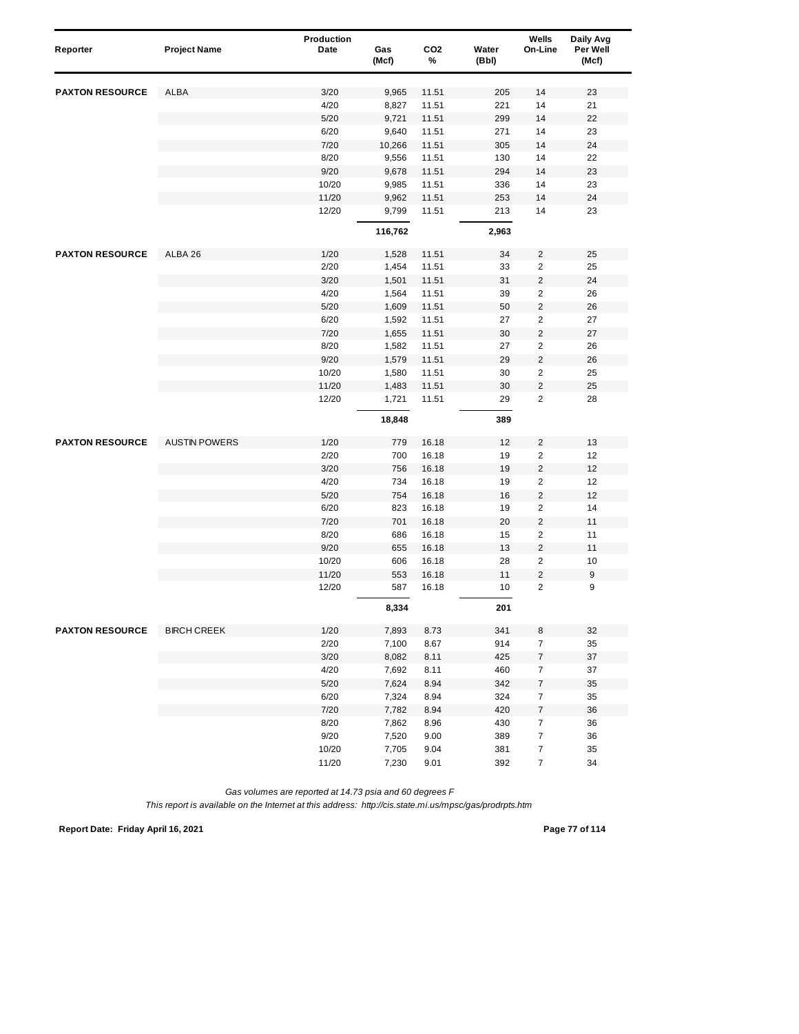| Reporter | Project Name | Production Date | Gas (Mcf) | $CO_2$ % | Water (Bbl) | Wells On-Line | Daily Avg Per Well (Mcf) |
|---|---|---|---|---|---|---|---|
| PAXTON RESOURCE | ALBA | 3/20 | 9,965 | 11.51 | 205 | 14 | 23 |
| | | 4/20 | 8,827 | 11.51 | 221 | 14 | 21 |
| | | 5/20 | 9,721 | 11.51 | 299 | 14 | 22 |
| | | 6/20 | 9,640 | 11.51 | 271 | 14 | 23 |
| | | 7/20 | 10,266 | 11.51 | 305 | 14 | 24 |
| | | 8/20 | 9,556 | 11.51 | 130 | 14 | 22 |
| | | 9/20 | 9,678 | 11.51 | 294 | 14 | 23 |
| | | 10/20 | 9,985 | 11.51 | 336 | 14 | 23 |
| | | 11/20 | 9,962 | 11.51 | 253 | 14 | 24 |
| | | 12/20 | 9,799 | 11.51 | 213 | 14 | 23 |
| | | | **116,762** | | **2,963** | | |
| PAXTON RESOURCE | ALBA 26 | 1/20 | 1,528 | 11.51 | 34 | 2 | 25 |
| | | 2/20 | 1,454 | 11.51 | 33 | 2 | 25 |
| | | 3/20 | 1,501 | 11.51 | 31 | 2 | 24 |
| | | 4/20 | 1,564 | 11.51 | 39 | 2 | 26 |
| | | 5/20 | 1,609 | 11.51 | 50 | 2 | 26 |
| | | 6/20 | 1,592 | 11.51 | 27 | 2 | 27 |
| | | 7/20 | 1,655 | 11.51 | 30 | 2 | 27 |
| | | 8/20 | 1,582 | 11.51 | 27 | 2 | 26 |
| | | 9/20 | 1,579 | 11.51 | 29 | 2 | 26 |
| | | 10/20 | 1,580 | 11.51 | 30 | 2 | 25 |
| | | 11/20 | 1,483 | 11.51 | 30 | 2 | 25 |
| | | 12/20 | 1,721 | 11.51 | 29 | 2 | 28 |
| | | | **18,848** | | **389** | | |
| PAXTON RESOURCE | AUSTIN POWERS | 1/20 | 779 | 16.18 | 12 | 2 | 13 |
| | | 2/20 | 700 | 16.18 | 19 | 2 | 12 |
| | | 3/20 | 756 | 16.18 | 19 | 2 | 12 |
| | | 4/20 | 734 | 16.18 | 19 | 2 | 12 |
| | | 5/20 | 754 | 16.18 | 16 | 2 | 12 |
| | | 6/20 | 823 | 16.18 | 19 | 2 | 14 |
| | | 7/20 | 701 | 16.18 | 20 | 2 | 11 |
| | | 8/20 | 686 | 16.18 | 15 | 2 | 11 |
| | | 9/20 | 655 | 16.18 | 13 | 2 | 11 |
| | | 10/20 | 606 | 16.18 | 28 | 2 | 10 |
| | | 11/20 | 553 | 16.18 | 11 | 2 | 9 |
| | | 12/20 | 587 | 16.18 | 10 | 2 | 9 |
| | | | **8,334** | | **201** | | |
| PAXTON RESOURCE | BIRCH CREEK | 1/20 | 7,893 | 8.73 | 341 | 8 | 32 |
| | | 2/20 | 7,100 | 8.67 | 914 | 7 | 35 |
| | | 3/20 | 8,082 | 8.11 | 425 | 7 | 37 |
| | | 4/20 | 7,692 | 8.11 | 460 | 7 | 37 |
| | | 5/20 | 7,624 | 8.94 | 342 | 7 | 35 |
| | | 6/20 | 7,324 | 8.94 | 324 | 7 | 35 |
| | | 7/20 | 7,782 | 8.94 | 420 | 7 | 36 |
| | | 8/20 | 7,862 | 8.96 | 430 | 7 | 36 |
| | | 9/20 | 7,520 | 9.00 | 389 | 7 | 36 |
| | | 10/20 | 7,705 | 9.04 | 381 | 7 | 35 |
| | | 11/20 | 7,230 | 9.01 | 392 | 7 | 34 |

*Gas volumes are reported at 14.73 psia and 60 degrees F*

*This report is available on the Internet at this address: http://cis.state.mi.us/mpsc/gas/prodrpts.htm*

**Report Date: Friday April 16, 2021**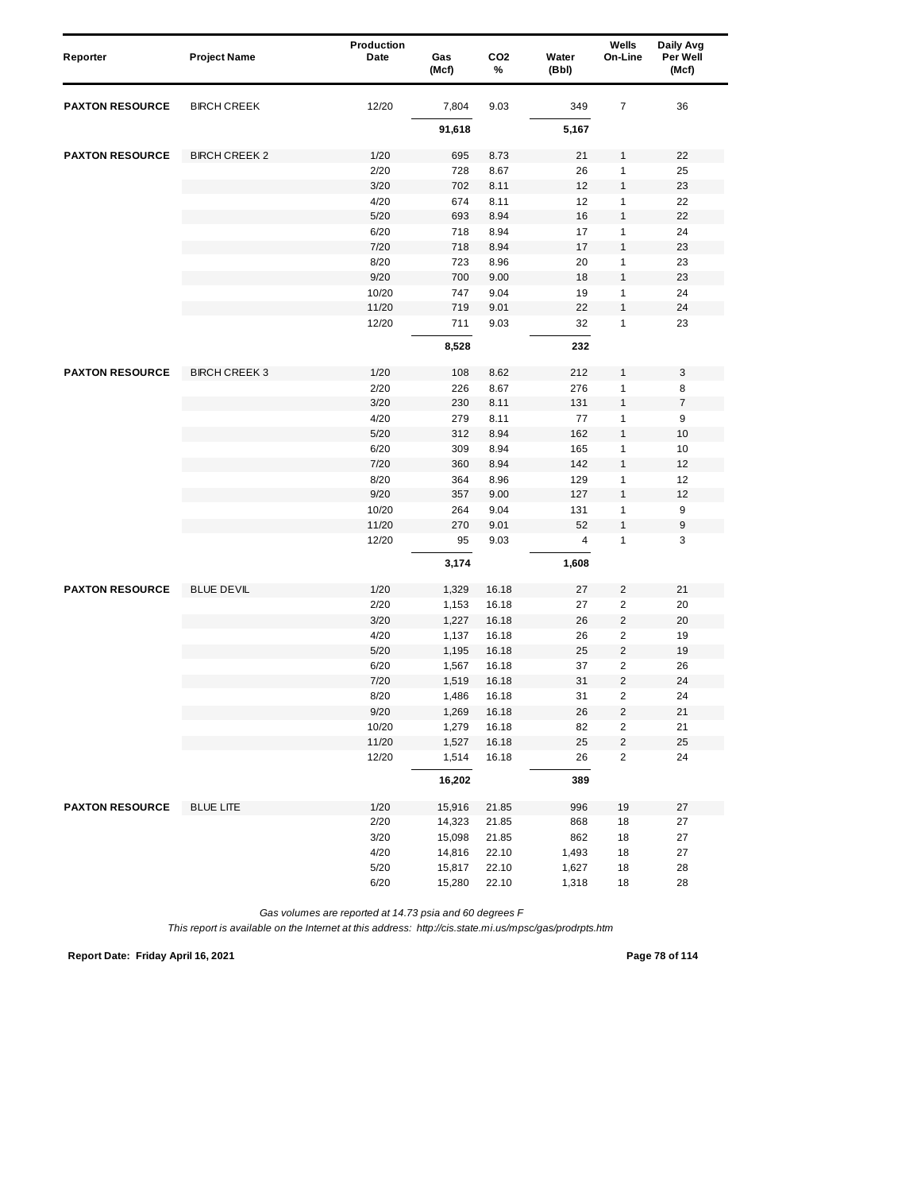| Reporter | Project Name | Production Date | Gas (Mcf) | $CO_2$ % | Water (Bbl) | Wells On-Line | Daily Avg Per Well (Mcf) |
|---|---|---|---|---|---|---|---|
| **PAXTON RESOURCE** | BIRCH CREEK | 12/20 | 7,804 | 9.03 | 349 | 7 | 36 |
| | | | **91,618** | | **5,167** | | |
| **PAXTON RESOURCE** | BIRCH CREEK 2 | 1/20 | 695 | 8.73 | 21 | 1 | 22 |
| | | 2/20 | 728 | 8.67 | 26 | 1 | 25 |
| | | 3/20 | 702 | 8.11 | 12 | 1 | 23 |
| | | 4/20 | 674 | 8.11 | 12 | 1 | 22 |
| | | 5/20 | 693 | 8.94 | 16 | 1 | 22 |
| | | 6/20 | 718 | 8.94 | 17 | 1 | 24 |
| | | 7/20 | 718 | 8.94 | 17 | 1 | 23 |
| | | 8/20 | 723 | 8.96 | 20 | 1 | 23 |
| | | 9/20 | 700 | 9.00 | 18 | 1 | 23 |
| | | 10/20 | 747 | 9.04 | 19 | 1 | 24 |
| | | 11/20 | 719 | 9.01 | 22 | 1 | 24 |
| | | 12/20 | 711 | 9.03 | 32 | 1 | 23 |
| | | | **8,528** | | **232** | | |
| **PAXTON RESOURCE** | BIRCH CREEK 3 | 1/20 | 108 | 8.62 | 212 | 1 | 3 |
| | | 2/20 | 226 | 8.67 | 276 | 1 | 8 |
| | | 3/20 | 230 | 8.11 | 131 | 1 | 7 |
| | | 4/20 | 279 | 8.11 | 77 | 1 | 9 |
| | | 5/20 | 312 | 8.94 | 162 | 1 | 10 |
| | | 6/20 | 309 | 8.94 | 165 | 1 | 10 |
| | | 7/20 | 360 | 8.94 | 142 | 1 | 12 |
| | | 8/20 | 364 | 8.96 | 129 | 1 | 12 |
| | | 9/20 | 357 | 9.00 | 127 | 1 | 12 |
| | | 10/20 | 264 | 9.04 | 131 | 1 | 9 |
| | | 11/20 | 270 | 9.01 | 52 | 1 | 9 |
| | | 12/20 | 95 | 9.03 | 4 | 1 | 3 |
| | | | **3,174** | | **1,608** | | |
| **PAXTON RESOURCE** | BLUE DEVIL | 1/20 | 1,329 | 16.18 | 27 | 2 | 21 |
| | | 2/20 | 1,153 | 16.18 | 27 | 2 | 20 |
| | | 3/20 | 1,227 | 16.18 | 26 | 2 | 20 |
| | | 4/20 | 1,137 | 16.18 | 26 | 2 | 19 |
| | | 5/20 | 1,195 | 16.18 | 25 | 2 | 19 |
| | | 6/20 | 1,567 | 16.18 | 37 | 2 | 26 |
| | | 7/20 | 1,519 | 16.18 | 31 | 2 | 24 |
| | | 8/20 | 1,486 | 16.18 | 31 | 2 | 24 |
| | | 9/20 | 1,269 | 16.18 | 26 | 2 | 21 |
| | | 10/20 | 1,279 | 16.18 | 82 | 2 | 21 |
| | | 11/20 | 1,527 | 16.18 | 25 | 2 | 25 |
| | | 12/20 | 1,514 | 16.18 | 26 | 2 | 24 |
| | | | **16,202** | | **389** | | |
| **PAXTON RESOURCE** | BLUE LITE | 1/20 | 15,916 | 21.85 | 996 | 19 | 27 |
| | | 2/20 | 14,323 | 21.85 | 868 | 18 | 27 |
| | | 3/20 | 15,098 | 21.85 | 862 | 18 | 27 |
| | | 4/20 | 14,816 | 22.10 | 1,493 | 18 | 27 |
| | | 5/20 | 15,817 | 22.10 | 1,627 | 18 | 28 |
| | | 6/20 | 15,280 | 22.10 | 1,318 | 18 | 28 |

*Gas volumes are reported at 14.73 psia and 60 degrees F*

*This report is available on the Internet at this address: http://cis.state.mi.us/mpsc/gas/prodrpts.htm*

**Report Date: Friday April 16, 2021**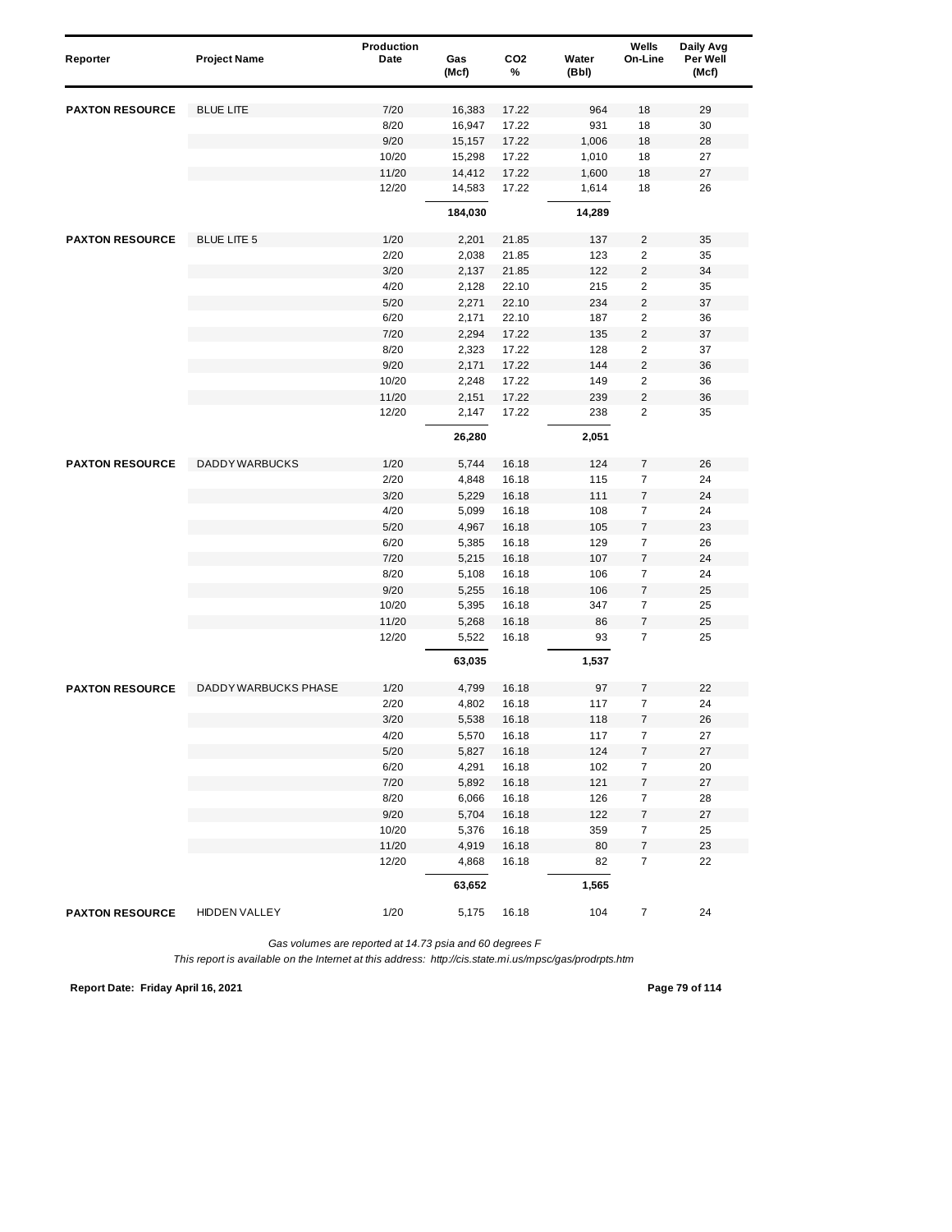| Reporter | Project Name | Production Date | Gas (Mcf) | $CO_2$ % | Water (Bbl) | Wells On-Line | Daily Avg Per Well (Mcf) |
|---|---|---|---|---|---|---|---|
| **PAXTON RESOURCE** | BLUE LITE | 7/20 | 16,383 | 17.22 | 964 | 18 | 29 |
| | | 8/20 | 16,947 | 17.22 | 931 | 18 | 30 |
| | | 9/20 | 15,157 | 17.22 | 1,006 | 18 | 28 |
| | | 10/20 | 15,298 | 17.22 | 1,010 | 18 | 27 |
| | | 11/20 | 14,412 | 17.22 | 1,600 | 18 | 27 |
| | | 12/20 | 14,583 | 17.22 | 1,614 | 18 | 26 |
| | | | **184,030** | | **14,289** | | |
| **PAXTON RESOURCE** | BLUE LITE 5 | 1/20 | 2,201 | 21.85 | 137 | 2 | 35 |
| | | 2/20 | 2,038 | 21.85 | 123 | 2 | 35 |
| | | 3/20 | 2,137 | 21.85 | 122 | 2 | 34 |
| | | 4/20 | 2,128 | 22.10 | 215 | 2 | 35 |
| | | 5/20 | 2,271 | 22.10 | 234 | 2 | 37 |
| | | 6/20 | 2,171 | 22.10 | 187 | 2 | 36 |
| | | 7/20 | 2,294 | 17.22 | 135 | 2 | 37 |
| | | 8/20 | 2,323 | 17.22 | 128 | 2 | 37 |
| | | 9/20 | 2,171 | 17.22 | 144 | 2 | 36 |
| | | 10/20 | 2,248 | 17.22 | 149 | 2 | 36 |
| | | 11/20 | 2,151 | 17.22 | 239 | 2 | 36 |
| | | 12/20 | 2,147 | 17.22 | 238 | 2 | 35 |
| | | | **26,280** | | **2,051** | | |
| **PAXTON RESOURCE** | DADDY WARBUCKS | 1/20 | 5,744 | 16.18 | 124 | 7 | 26 |
| | | 2/20 | 4,848 | 16.18 | 115 | 7 | 24 |
| | | 3/20 | 5,229 | 16.18 | 111 | 7 | 24 |
| | | 4/20 | 5,099 | 16.18 | 108 | 7 | 24 |
| | | 5/20 | 4,967 | 16.18 | 105 | 7 | 23 |
| | | 6/20 | 5,385 | 16.18 | 129 | 7 | 26 |
| | | 7/20 | 5,215 | 16.18 | 107 | 7 | 24 |
| | | 8/20 | 5,108 | 16.18 | 106 | 7 | 24 |
| | | 9/20 | 5,255 | 16.18 | 106 | 7 | 25 |
| | | 10/20 | 5,395 | 16.18 | 347 | 7 | 25 |
| | | 11/20 | 5,268 | 16.18 | 86 | 7 | 25 |
| | | 12/20 | 5,522 | 16.18 | 93 | 7 | 25 |
| | | | **63,035** | | **1,537** | | |
| **PAXTON RESOURCE** | DADDY WARBUCKS PHASE | 1/20 | 4,799 | 16.18 | 97 | 7 | 22 |
| | | 2/20 | 4,802 | 16.18 | 117 | 7 | 24 |
| | | 3/20 | 5,538 | 16.18 | 118 | 7 | 26 |
| | | 4/20 | 5,570 | 16.18 | 117 | 7 | 27 |
| | | 5/20 | 5,827 | 16.18 | 124 | 7 | 27 |
| | | 6/20 | 4,291 | 16.18 | 102 | 7 | 20 |
| | | 7/20 | 5,892 | 16.18 | 121 | 7 | 27 |
| | | 8/20 | 6,066 | 16.18 | 126 | 7 | 28 |
| | | 9/20 | 5,704 | 16.18 | 122 | 7 | 27 |
| | | 10/20 | 5,376 | 16.18 | 359 | 7 | 25 |
| | | 11/20 | 4,919 | 16.18 | 80 | 7 | 23 |
| | | 12/20 | 4,868 | 16.18 | 82 | 7 | 22 |
| | | | **63,652** | | **1,565** | | |
| **PAXTON RESOURCE** | HIDDEN VALLEY | 1/20 | 5,175 | 16.18 | 104 | 7 | 24 |

*Gas volumes are reported at 14.73 psia and 60 degrees F*

*This report is available on the Internet at this address: http://cis.state.mi.us/mpsc/gas/prodrpts.htm*

**Report Date: Friday April 16, 2021**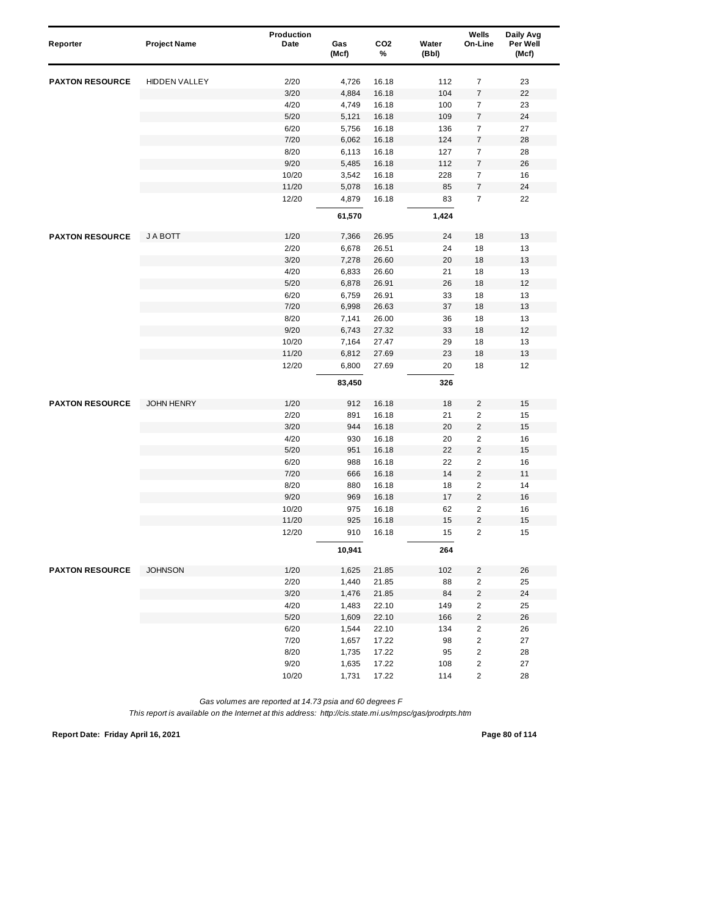| Reporter | Project Name | Production Date | Gas (Mcf) | $CO_2$ % | Water (Bbl) | Wells On-Line | Daily Avg Per Well (Mcf) |
|---|---|---|---|---|---|---|---|
| **PAXTON RESOURCE** | HIDDEN VALLEY | 2/20 | 4,726 | 16.18 | 112 | 7 | 23 |
| | | 3/20 | 4,884 | 16.18 | 104 | 7 | 22 |
| | | 4/20 | 4,749 | 16.18 | 100 | 7 | 23 |
| | | 5/20 | 5,121 | 16.18 | 109 | 7 | 24 |
| | | 6/20 | 5,756 | 16.18 | 136 | 7 | 27 |
| | | 7/20 | 6,062 | 16.18 | 124 | 7 | 28 |
| | | 8/20 | 6,113 | 16.18 | 127 | 7 | 28 |
| | | 9/20 | 5,485 | 16.18 | 112 | 7 | 26 |
| | | 10/20 | 3,542 | 16.18 | 228 | 7 | 16 |
| | | 11/20 | 5,078 | 16.18 | 85 | 7 | 24 |
| | | 12/20 | 4,879 | 16.18 | 83 | 7 | 22 |
| | | | **61,570** | | **1,424** | | |
| **PAXTON RESOURCE** | J A BOTT | 1/20 | 7,366 | 26.95 | 24 | 18 | 13 |
| | | 2/20 | 6,678 | 26.51 | 24 | 18 | 13 |
| | | 3/20 | 7,278 | 26.60 | 20 | 18 | 13 |
| | | 4/20 | 6,833 | 26.60 | 21 | 18 | 13 |
| | | 5/20 | 6,878 | 26.91 | 26 | 18 | 12 |
| | | 6/20 | 6,759 | 26.91 | 33 | 18 | 13 |
| | | 7/20 | 6,998 | 26.63 | 37 | 18 | 13 |
| | | 8/20 | 7,141 | 26.00 | 36 | 18 | 13 |
| | | 9/20 | 6,743 | 27.32 | 33 | 18 | 12 |
| | | 10/20 | 7,164 | 27.47 | 29 | 18 | 13 |
| | | 11/20 | 6,812 | 27.69 | 23 | 18 | 13 |
| | | 12/20 | 6,800 | 27.69 | 20 | 18 | 12 |
| | | | **83,450** | | **326** | | |
| **PAXTON RESOURCE** | JOHN HENRY | 1/20 | 912 | 16.18 | 18 | 2 | 15 |
| | | 2/20 | 891 | 16.18 | 21 | 2 | 15 |
| | | 3/20 | 944 | 16.18 | 20 | 2 | 15 |
| | | 4/20 | 930 | 16.18 | 20 | 2 | 16 |
| | | 5/20 | 951 | 16.18 | 22 | 2 | 15 |
| | | 6/20 | 988 | 16.18 | 22 | 2 | 16 |
| | | 7/20 | 666 | 16.18 | 14 | 2 | 11 |
| | | 8/20 | 880 | 16.18 | 18 | 2 | 14 |
| | | 9/20 | 969 | 16.18 | 17 | 2 | 16 |
| | | 10/20 | 975 | 16.18 | 62 | 2 | 16 |
| | | 11/20 | 925 | 16.18 | 15 | 2 | 15 |
| | | 12/20 | 910 | 16.18 | 15 | 2 | 15 |
| | | | **10,941** | | **264** | | |
| **PAXTON RESOURCE** | JOHNSON | 1/20 | 1,625 | 21.85 | 102 | 2 | 26 |
| | | 2/20 | 1,440 | 21.85 | 88 | 2 | 25 |
| | | 3/20 | 1,476 | 21.85 | 84 | 2 | 24 |
| | | 4/20 | 1,483 | 22.10 | 149 | 2 | 25 |
| | | 5/20 | 1,609 | 22.10 | 166 | 2 | 26 |
| | | 6/20 | 1,544 | 22.10 | 134 | 2 | 26 |
| | | 7/20 | 1,657 | 17.22 | 98 | 2 | 27 |
| | | 8/20 | 1,735 | 17.22 | 95 | 2 | 28 |
| | | 9/20 | 1,635 | 17.22 | 108 | 2 | 27 |
| | | 10/20 | 1,731 | 17.22 | 114 | 2 | 28 |

*Gas volumes are reported at 14.73 psia and 60 degrees F*

*This report is available on the Internet at this address: http://cis.state.mi.us/mpsc/gas/prodrpts.htm*

**Report Date: Friday April 16, 2021**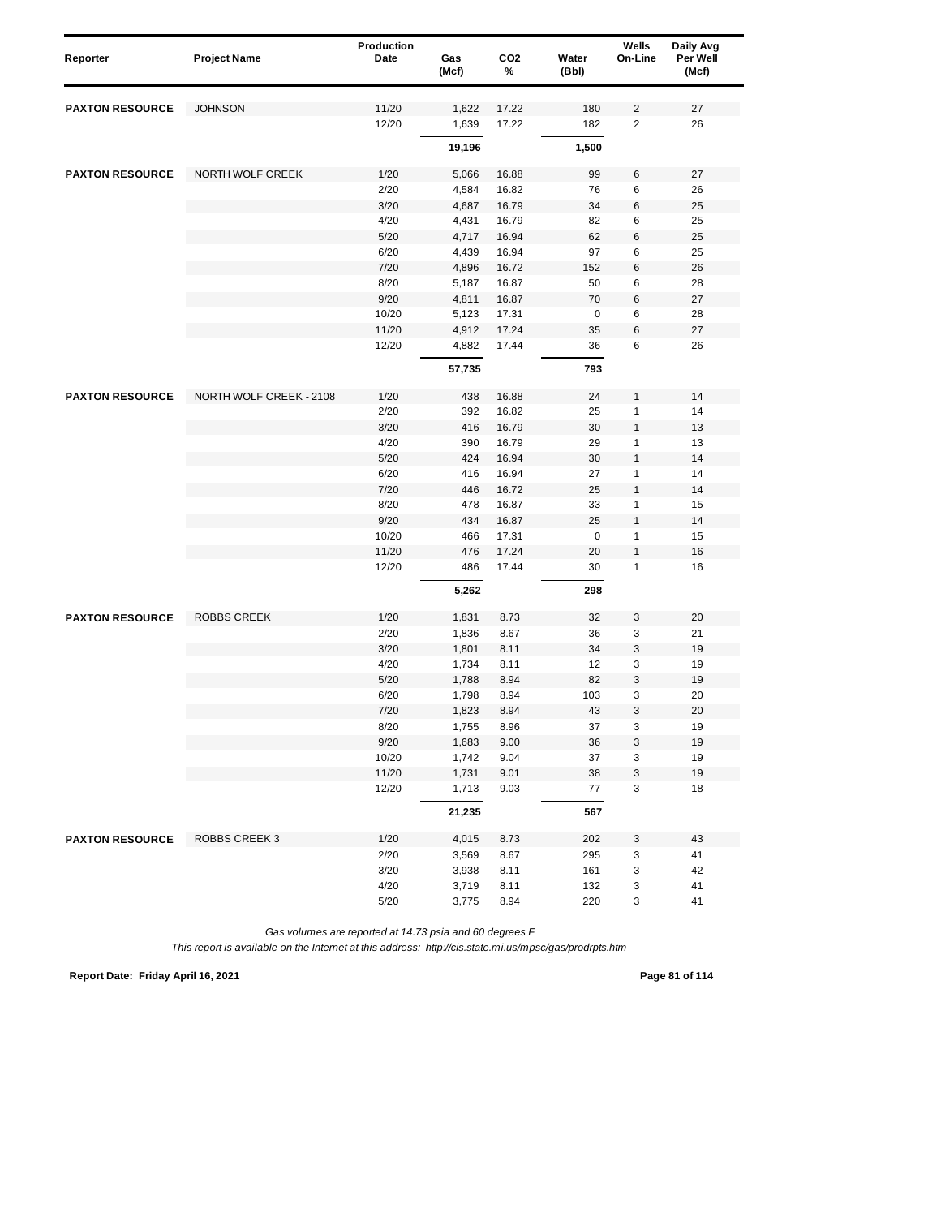| Reporter | Project Name | Production Date | Gas (Mcf) | $CO_2$ % | Water (Bbl) | Wells On-Line | Daily Avg Per Well (Mcf) |
|---|---|---|---|---|---|---|---|
| **PAXTON RESOURCE** | JOHNSON | 11/20 | 1,622 | 17.22 | 180 | 2 | 27 |
| | | 12/20 | 1,639 | 17.22 | 182 | 2 | 26 |
| | | | **19,196** | | **1,500** | | |
| **PAXTON RESOURCE** | NORTH WOLF CREEK | 1/20 | 5,066 | 16.88 | 99 | 6 | 27 |
| | | 2/20 | 4,584 | 16.82 | 76 | 6 | 26 |
| | | 3/20 | 4,687 | 16.79 | 34 | 6 | 25 |
| | | 4/20 | 4,431 | 16.79 | 82 | 6 | 25 |
| | | 5/20 | 4,717 | 16.94 | 62 | 6 | 25 |
| | | 6/20 | 4,439 | 16.94 | 97 | 6 | 25 |
| | | 7/20 | 4,896 | 16.72 | 152 | 6 | 26 |
| | | 8/20 | 5,187 | 16.87 | 50 | 6 | 28 |
| | | 9/20 | 4,811 | 16.87 | 70 | 6 | 27 |
| | | 10/20 | 5,123 | 17.31 | 0 | 6 | 28 |
| | | 11/20 | 4,912 | 17.24 | 35 | 6 | 27 |
| | | 12/20 | 4,882 | 17.44 | 36 | 6 | 26 |
| | | | **57,735** | | **793** | | |
| **PAXTON RESOURCE** | NORTH WOLF CREEK - 2108 | 1/20 | 438 | 16.88 | 24 | 1 | 14 |
| | | 2/20 | 392 | 16.82 | 25 | 1 | 14 |
| | | 3/20 | 416 | 16.79 | 30 | 1 | 13 |
| | | 4/20 | 390 | 16.79 | 29 | 1 | 13 |
| | | 5/20 | 424 | 16.94 | 30 | 1 | 14 |
| | | 6/20 | 416 | 16.94 | 27 | 1 | 14 |
| | | 7/20 | 446 | 16.72 | 25 | 1 | 14 |
| | | 8/20 | 478 | 16.87 | 33 | 1 | 15 |
| | | 9/20 | 434 | 16.87 | 25 | 1 | 14 |
| | | 10/20 | 466 | 17.31 | 0 | 1 | 15 |
| | | 11/20 | 476 | 17.24 | 20 | 1 | 16 |
| | | 12/20 | 486 | 17.44 | 30 | 1 | 16 |
| | | | **5,262** | | **298** | | |
| **PAXTON RESOURCE** | ROBBS CREEK | 1/20 | 1,831 | 8.73 | 32 | 3 | 20 |
| | | 2/20 | 1,836 | 8.67 | 36 | 3 | 21 |
| | | 3/20 | 1,801 | 8.11 | 34 | 3 | 19 |
| | | 4/20 | 1,734 | 8.11 | 12 | 3 | 19 |
| | | 5/20 | 1,788 | 8.94 | 82 | 3 | 19 |
| | | 6/20 | 1,798 | 8.94 | 103 | 3 | 20 |
| | | 7/20 | 1,823 | 8.94 | 43 | 3 | 20 |
| | | 8/20 | 1,755 | 8.96 | 37 | 3 | 19 |
| | | 9/20 | 1,683 | 9.00 | 36 | 3 | 19 |
| | | 10/20 | 1,742 | 9.04 | 37 | 3 | 19 |
| | | 11/20 | 1,731 | 9.01 | 38 | 3 | 19 |
| | | 12/20 | 1,713 | 9.03 | 77 | 3 | 18 |
| | | | **21,235** | | **567** | | |
| **PAXTON RESOURCE** | ROBBS CREEK 3 | 1/20 | 4,015 | 8.73 | 202 | 3 | 43 |
| | | 2/20 | 3,569 | 8.67 | 295 | 3 | 41 |
| | | 3/20 | 3,938 | 8.11 | 161 | 3 | 42 |
| | | 4/20 | 3,719 | 8.11 | 132 | 3 | 41 |
| | | 5/20 | 3,775 | 8.94 | 220 | 3 | 41 |

*Gas volumes are reported at 14.73 psia and 60 degrees F*

*This report is available on the Internet at this address: http://cis.state.mi.us/mpsc/gas/prodrpts.htm*

**Report Date: Friday April 16, 2021**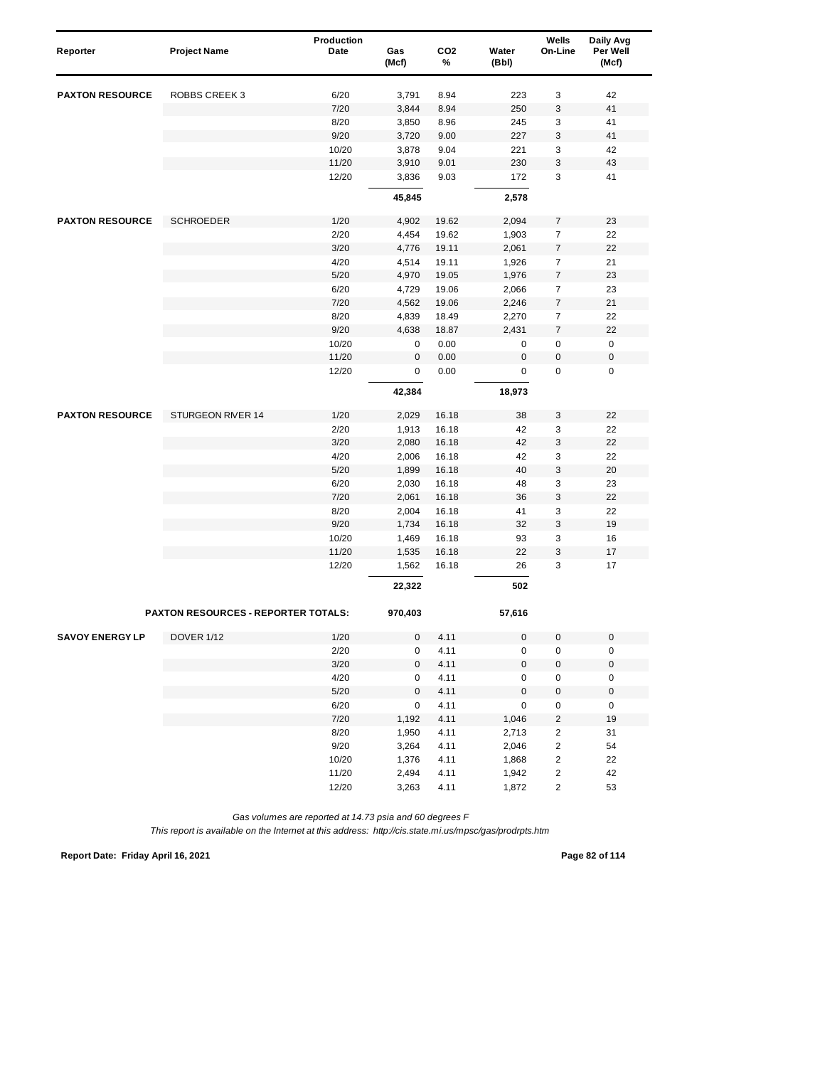| Reporter | Project Name | Production Date | Gas (Mcf) | $CO_2$ % | Water (Bbl) | Wells On-Line | Daily Avg Per Well (Mcf) |
|---|---|---|---|---|---|---|---|
| **PAXTON RESOURCE** | ROBBS CREEK 3 | 6/20 | 3,791 | 8.94 | 223 | 3 | 42 |
| | | 7/20 | 3,844 | 8.94 | 250 | 3 | 41 |
| | | 8/20 | 3,850 | 8.96 | 245 | 3 | 41 |
| | | 9/20 | 3,720 | 9.00 | 227 | 3 | 41 |
| | | 10/20 | 3,878 | 9.04 | 221 | 3 | 42 |
| | | 11/20 | 3,910 | 9.01 | 230 | 3 | 43 |
| | | 12/20 | 3,836 | 9.03 | 172 | 3 | 41 |
| | | | **45,845** | | **2,578** | | |
| **PAXTON RESOURCE** | SCHROEDER | 1/20 | 4,902 | 19.62 | 2,094 | 7 | 23 |
| | | 2/20 | 4,454 | 19.62 | 1,903 | 7 | 22 |
| | | 3/20 | 4,776 | 19.11 | 2,061 | 7 | 22 |
| | | 4/20 | 4,514 | 19.11 | 1,926 | 7 | 21 |
| | | 5/20 | 4,970 | 19.05 | 1,976 | 7 | 23 |
| | | 6/20 | 4,729 | 19.06 | 2,066 | 7 | 23 |
| | | 7/20 | 4,562 | 19.06 | 2,246 | 7 | 21 |
| | | 8/20 | 4,839 | 18.49 | 2,270 | 7 | 22 |
| | | 9/20 | 4,638 | 18.87 | 2,431 | 7 | 22 |
| | | 10/20 | 0 | 0.00 | 0 | 0 | 0 |
| | | 11/20 | 0 | 0.00 | 0 | 0 | 0 |
| | | 12/20 | 0 | 0.00 | 0 | 0 | 0 |
| | | | **42,384** | | **18,973** | | |
| **PAXTON RESOURCE** | STURGEON RIVER 14 | 1/20 | 2,029 | 16.18 | 38 | 3 | 22 |
| | | 2/20 | 1,913 | 16.18 | 42 | 3 | 22 |
| | | 3/20 | 2,080 | 16.18 | 42 | 3 | 22 |
| | | 4/20 | 2,006 | 16.18 | 42 | 3 | 22 |
| | | 5/20 | 1,899 | 16.18 | 40 | 3 | 20 |
| | | 6/20 | 2,030 | 16.18 | 48 | 3 | 23 |
| | | 7/20 | 2,061 | 16.18 | 36 | 3 | 22 |
| | | 8/20 | 2,004 | 16.18 | 41 | 3 | 22 |
| | | 9/20 | 1,734 | 16.18 | 32 | 3 | 19 |
| | | 10/20 | 1,469 | 16.18 | 93 | 3 | 16 |
| | | 11/20 | 1,535 | 16.18 | 22 | 3 | 17 |
| | | 12/20 | 1,562 | 16.18 | 26 | 3 | 17 |
| | | | **22,322** | | **502** | | |
| | **PAXTON RESOURCES - REPORTER TOTALS:** | | **970,403** | | **57,616** | | |
| **SAVOY ENERGY LP** | DOVER 1/12 | 1/20 | 0 | 4.11 | 0 | 0 | 0 |
| | | 2/20 | 0 | 4.11 | 0 | 0 | 0 |
| | | 3/20 | 0 | 4.11 | 0 | 0 | 0 |
| | | 4/20 | 0 | 4.11 | 0 | 0 | 0 |
| | | 5/20 | 0 | 4.11 | 0 | 0 | 0 |
| | | 6/20 | 0 | 4.11 | 0 | 0 | 0 |
| | | 7/20 | 1,192 | 4.11 | 1,046 | 2 | 19 |
| | | 8/20 | 1,950 | 4.11 | 2,713 | 2 | 31 |
| | | 9/20 | 3,264 | 4.11 | 2,046 | 2 | 54 |
| | | 10/20 | 1,376 | 4.11 | 1,868 | 2 | 22 |
| | | 11/20 | 2,494 | 4.11 | 1,942 | 2 | 42 |
| | | 12/20 | 3,263 | 4.11 | 1,872 | 2 | 53 |

*Gas volumes are reported at 14.73 psia and 60 degrees F*

*This report is available on the Internet at this address: http://cis.state.mi.us/mpsc/gas/prodrpts.htm*

**Report Date: Friday April 16, 2021**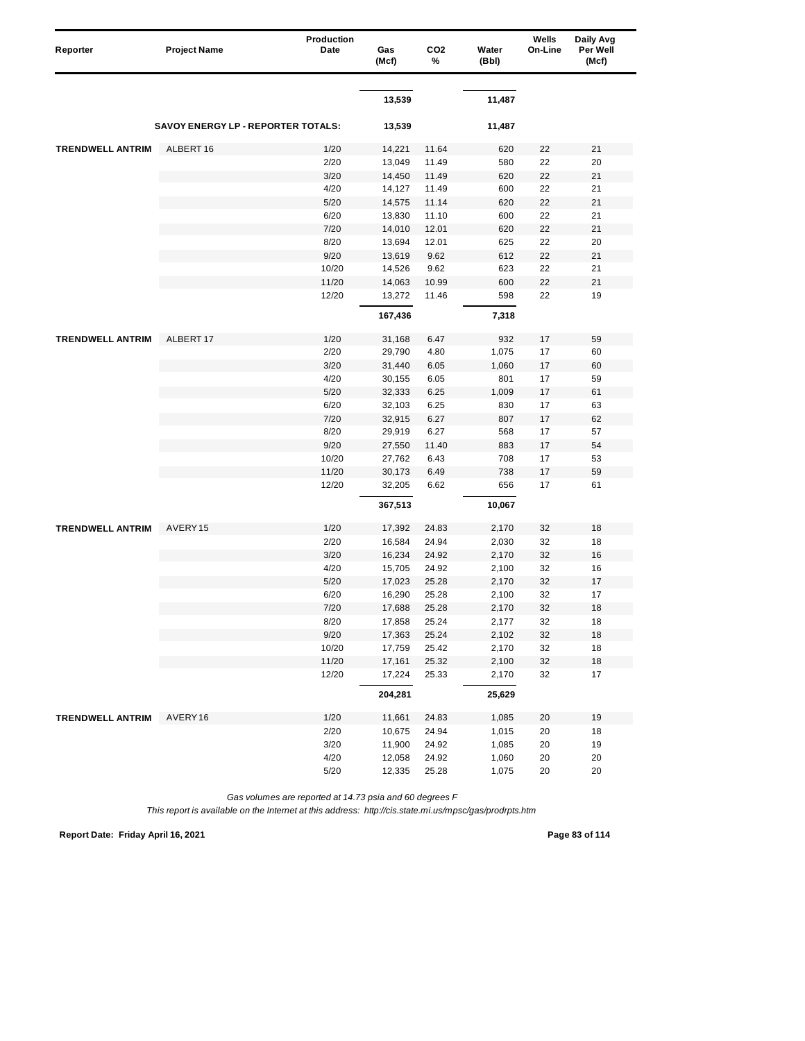| Reporter | Project Name | Production Date | Gas (Mcf) | CO2 % | Water (Bbl) | Wells On-Line | Daily Avg Per Well (Mcf) |
|---|---|---|---|---|---|---|---|
| | | | 13,539 | | 11,487 | | |
| | SAVOY ENERGY LP - REPORTER TOTALS: | | 13,539 | | 11,487 | | |
| TRENDWELL ANTRIM | ALBERT 16 | 1/20 | 14,221 | 11.64 | 620 | 22 | 21 |
| | | 2/20 | 13,049 | 11.49 | 580 | 22 | 20 |
| | | 3/20 | 14,450 | 11.49 | 620 | 22 | 21 |
| | | 4/20 | 14,127 | 11.49 | 600 | 22 | 21 |
| | | 5/20 | 14,575 | 11.14 | 620 | 22 | 21 |
| | | 6/20 | 13,830 | 11.10 | 600 | 22 | 21 |
| | | 7/20 | 14,010 | 12.01 | 620 | 22 | 21 |
| | | 8/20 | 13,694 | 12.01 | 625 | 22 | 20 |
| | | 9/20 | 13,619 | 9.62 | 612 | 22 | 21 |
| | | 10/20 | 14,526 | 9.62 | 623 | 22 | 21 |
| | | 11/20 | 14,063 | 10.99 | 600 | 22 | 21 |
| | | 12/20 | 13,272 | 11.46 | 598 | 22 | 19 |
| | | | 167,436 | | 7,318 | | |
| TRENDWELL ANTRIM | ALBERT 17 | 1/20 | 31,168 | 6.47 | 932 | 17 | 59 |
| | | 2/20 | 29,790 | 4.80 | 1,075 | 17 | 60 |
| | | 3/20 | 31,440 | 6.05 | 1,060 | 17 | 60 |
| | | 4/20 | 30,155 | 6.05 | 801 | 17 | 59 |
| | | 5/20 | 32,333 | 6.25 | 1,009 | 17 | 61 |
| | | 6/20 | 32,103 | 6.25 | 830 | 17 | 63 |
| | | 7/20 | 32,915 | 6.27 | 807 | 17 | 62 |
| | | 8/20 | 29,919 | 6.27 | 568 | 17 | 57 |
| | | 9/20 | 27,550 | 11.40 | 883 | 17 | 54 |
| | | 10/20 | 27,762 | 6.43 | 708 | 17 | 53 |
| | | 11/20 | 30,173 | 6.49 | 738 | 17 | 59 |
| | | 12/20 | 32,205 | 6.62 | 656 | 17 | 61 |
| | | | 367,513 | | 10,067 | | |
| TRENDWELL ANTRIM | AVERY 15 | 1/20 | 17,392 | 24.83 | 2,170 | 32 | 18 |
| | | 2/20 | 16,584 | 24.94 | 2,030 | 32 | 18 |
| | | 3/20 | 16,234 | 24.92 | 2,170 | 32 | 16 |
| | | 4/20 | 15,705 | 24.92 | 2,100 | 32 | 16 |
| | | 5/20 | 17,023 | 25.28 | 2,170 | 32 | 17 |
| | | 6/20 | 16,290 | 25.28 | 2,100 | 32 | 17 |
| | | 7/20 | 17,688 | 25.28 | 2,170 | 32 | 18 |
| | | 8/20 | 17,858 | 25.24 | 2,177 | 32 | 18 |
| | | 9/20 | 17,363 | 25.24 | 2,102 | 32 | 18 |
| | | 10/20 | 17,759 | 25.42 | 2,170 | 32 | 18 |
| | | 11/20 | 17,161 | 25.32 | 2,100 | 32 | 18 |
| | | 12/20 | 17,224 | 25.33 | 2,170 | 32 | 17 |
| | | | 204,281 | | 25,629 | | |
| TRENDWELL ANTRIM | AVERY 16 | 1/20 | 11,661 | 24.83 | 1,085 | 20 | 19 |
| | | 2/20 | 10,675 | 24.94 | 1,015 | 20 | 18 |
| | | 3/20 | 11,900 | 24.92 | 1,085 | 20 | 19 |
| | | 4/20 | 12,058 | 24.92 | 1,060 | 20 | 20 |
| | | 5/20 | 12,335 | 25.28 | 1,075 | 20 | 20 |

*Gas volumes are reported at 14.73 psia and 60 degrees F*

*This report is available on the Internet at this address: http://cis.state.mi.us/mpsc/gas/prodrpts.htm*

**Report Date: Friday April 16, 2021**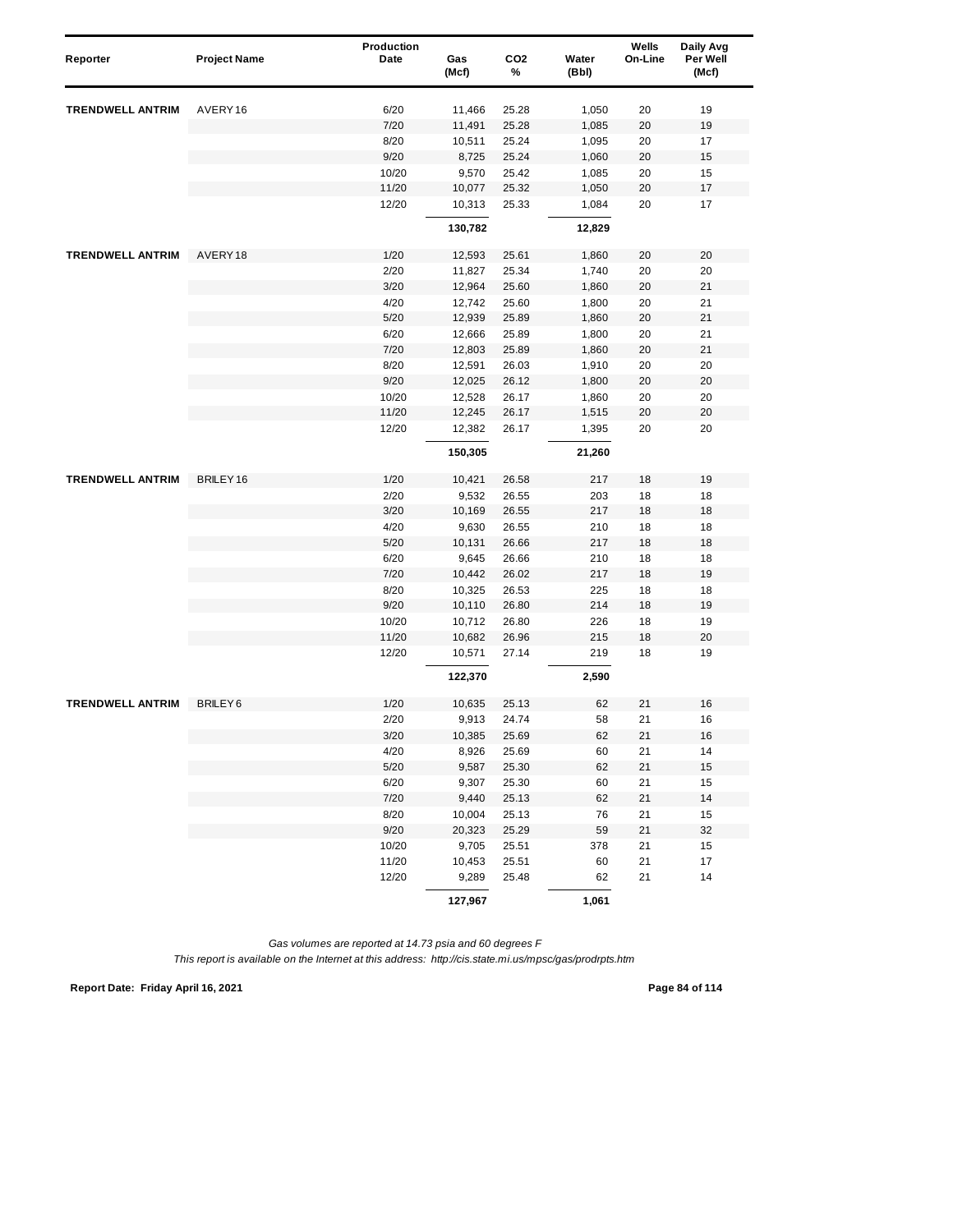| Reporter | Project Name | Production Date | Gas (Mcf) | $CO_2$ % | Water (Bbl) | Wells On-Line | Daily Avg Per Well (Mcf) |
|---|---|---|---|---|---|---|---|
| TRENDWELL ANTRIM | AVERY 16 | 6/20 | 11,466 | 25.28 | 1,050 | 20 | 19 |
| | | 7/20 | 11,491 | 25.28 | 1,085 | 20 | 19 |
| | | 8/20 | 10,511 | 25.24 | 1,095 | 20 | 17 |
| | | 9/20 | 8,725 | 25.24 | 1,060 | 20 | 15 |
| | | 10/20 | 9,570 | 25.42 | 1,085 | 20 | 15 |
| | | 11/20 | 10,077 | 25.32 | 1,050 | 20 | 17 |
| | | 12/20 | 10,313 | 25.33 | 1,084 | 20 | 17 |
| | | | **130,782** | | **12,829** | | |
| TRENDWELL ANTRIM | AVERY 18 | 1/20 | 12,593 | 25.61 | 1,860 | 20 | 20 |
| | | 2/20 | 11,827 | 25.34 | 1,740 | 20 | 20 |
| | | 3/20 | 12,964 | 25.60 | 1,860 | 20 | 21 |
| | | 4/20 | 12,742 | 25.60 | 1,800 | 20 | 21 |
| | | 5/20 | 12,939 | 25.89 | 1,860 | 20 | 21 |
| | | 6/20 | 12,666 | 25.89 | 1,800 | 20 | 21 |
| | | 7/20 | 12,803 | 25.89 | 1,860 | 20 | 21 |
| | | 8/20 | 12,591 | 26.03 | 1,910 | 20 | 20 |
| | | 9/20 | 12,025 | 26.12 | 1,800 | 20 | 20 |
| | | 10/20 | 12,528 | 26.17 | 1,860 | 20 | 20 |
| | | 11/20 | 12,245 | 26.17 | 1,515 | 20 | 20 |
| | | 12/20 | 12,382 | 26.17 | 1,395 | 20 | 20 |
| | | | **150,305** | | **21,260** | | |
| TRENDWELL ANTRIM | BRILEY 16 | 1/20 | 10,421 | 26.58 | 217 | 18 | 19 |
| | | 2/20 | 9,532 | 26.55 | 203 | 18 | 18 |
| | | 3/20 | 10,169 | 26.55 | 217 | 18 | 18 |
| | | 4/20 | 9,630 | 26.55 | 210 | 18 | 18 |
| | | 5/20 | 10,131 | 26.66 | 217 | 18 | 18 |
| | | 6/20 | 9,645 | 26.66 | 210 | 18 | 18 |
| | | 7/20 | 10,442 | 26.02 | 217 | 18 | 19 |
| | | 8/20 | 10,325 | 26.53 | 225 | 18 | 18 |
| | | 9/20 | 10,110 | 26.80 | 214 | 18 | 19 |
| | | 10/20 | 10,712 | 26.80 | 226 | 18 | 19 |
| | | 11/20 | 10,682 | 26.96 | 215 | 18 | 20 |
| | | 12/20 | 10,571 | 27.14 | 219 | 18 | 19 |
| | | | **122,370** | | **2,590** | | |
| TRENDWELL ANTRIM | BRILEY 6 | 1/20 | 10,635 | 25.13 | 62 | 21 | 16 |
| | | 2/20 | 9,913 | 24.74 | 58 | 21 | 16 |
| | | 3/20 | 10,385 | 25.69 | 62 | 21 | 16 |
| | | 4/20 | 8,926 | 25.69 | 60 | 21 | 14 |
| | | 5/20 | 9,587 | 25.30 | 62 | 21 | 15 |
| | | 6/20 | 9,307 | 25.30 | 60 | 21 | 15 |
| | | 7/20 | 9,440 | 25.13 | 62 | 21 | 14 |
| | | 8/20 | 10,004 | 25.13 | 76 | 21 | 15 |
| | | 9/20 | 20,323 | 25.29 | 59 | 21 | 32 |
| | | 10/20 | 9,705 | 25.51 | 378 | 21 | 15 |
| | | 11/20 | 10,453 | 25.51 | 60 | 21 | 17 |
| | | 12/20 | 9,289 | 25.48 | 62 | 21 | 14 |
| | | | **127,967** | | **1,061** | | |

*Gas volumes are reported at 14.73 psia and 60 degrees F*

*This report is available on the Internet at this address: http://cis.state.mi.us/mpsc/gas/prodrpts.htm*

**Report Date: Friday April 16, 2021**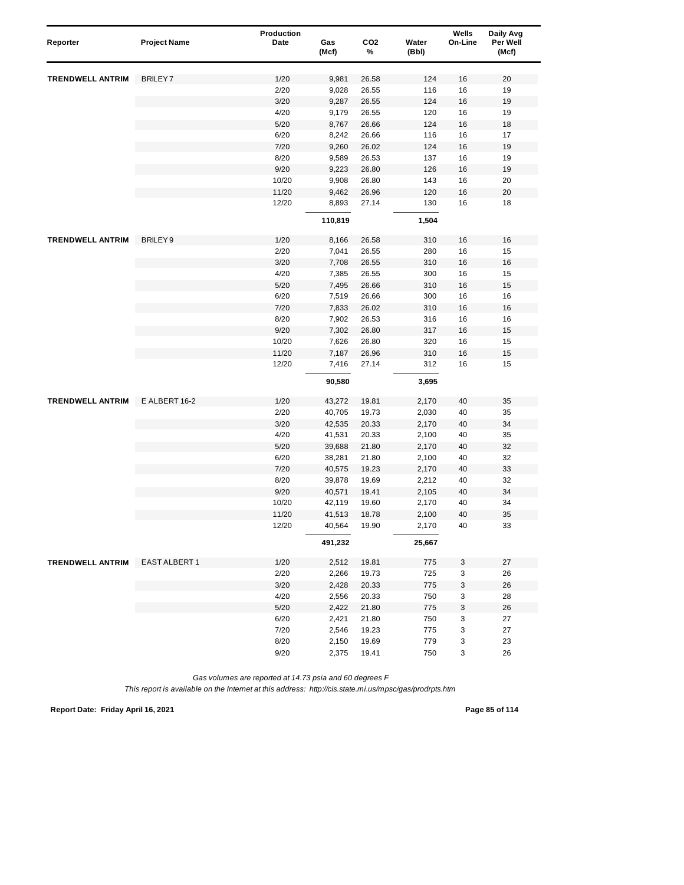| Reporter | Project Name | Production Date | Gas (Mcf) | CO2 % | Water (Bbl) | Wells On-Line | Daily Avg Per Well (Mcf) |
|---|---|---|---|---|---|---|---|
| TRENDWELL ANTRIM | BRILEY 7 | 1/20 | 9,981 | 26.58 | 124 | 16 | 20 |
| | | 2/20 | 9,028 | 26.55 | 116 | 16 | 19 |
| | | 3/20 | 9,287 | 26.55 | 124 | 16 | 19 |
| | | 4/20 | 9,179 | 26.55 | 120 | 16 | 19 |
| | | 5/20 | 8,767 | 26.66 | 124 | 16 | 18 |
| | | 6/20 | 8,242 | 26.66 | 116 | 16 | 17 |
| | | 7/20 | 9,260 | 26.02 | 124 | 16 | 19 |
| | | 8/20 | 9,589 | 26.53 | 137 | 16 | 19 |
| | | 9/20 | 9,223 | 26.80 | 126 | 16 | 19 |
| | | 10/20 | 9,908 | 26.80 | 143 | 16 | 20 |
| | | 11/20 | 9,462 | 26.96 | 120 | 16 | 20 |
| | | 12/20 | 8,893 | 27.14 | 130 | 16 | 18 |
| | | | **110,819** | | **1,504** | | |
| TRENDWELL ANTRIM | BRILEY 9 | 1/20 | 8,166 | 26.58 | 310 | 16 | 16 |
| | | 2/20 | 7,041 | 26.55 | 280 | 16 | 15 |
| | | 3/20 | 7,708 | 26.55 | 310 | 16 | 16 |
| | | 4/20 | 7,385 | 26.55 | 300 | 16 | 15 |
| | | 5/20 | 7,495 | 26.66 | 310 | 16 | 15 |
| | | 6/20 | 7,519 | 26.66 | 300 | 16 | 16 |
| | | 7/20 | 7,833 | 26.02 | 310 | 16 | 16 |
| | | 8/20 | 7,902 | 26.53 | 316 | 16 | 16 |
| | | 9/20 | 7,302 | 26.80 | 317 | 16 | 15 |
| | | 10/20 | 7,626 | 26.80 | 320 | 16 | 15 |
| | | 11/20 | 7,187 | 26.96 | 310 | 16 | 15 |
| | | 12/20 | 7,416 | 27.14 | 312 | 16 | 15 |
| | | | **90,580** | | **3,695** | | |
| TRENDWELL ANTRIM | E ALBERT 16-2 | 1/20 | 43,272 | 19.81 | 2,170 | 40 | 35 |
| | | 2/20 | 40,705 | 19.73 | 2,030 | 40 | 35 |
| | | 3/20 | 42,535 | 20.33 | 2,170 | 40 | 34 |
| | | 4/20 | 41,531 | 20.33 | 2,100 | 40 | 35 |
| | | 5/20 | 39,688 | 21.80 | 2,170 | 40 | 32 |
| | | 6/20 | 38,281 | 21.80 | 2,100 | 40 | 32 |
| | | 7/20 | 40,575 | 19.23 | 2,170 | 40 | 33 |
| | | 8/20 | 39,878 | 19.69 | 2,212 | 40 | 32 |
| | | 9/20 | 40,571 | 19.41 | 2,105 | 40 | 34 |
| | | 10/20 | 42,119 | 19.60 | 2,170 | 40 | 34 |
| | | 11/20 | 41,513 | 18.78 | 2,100 | 40 | 35 |
| | | 12/20 | 40,564 | 19.90 | 2,170 | 40 | 33 |
| | | | **491,232** | | **25,667** | | |
| TRENDWELL ANTRIM | EAST ALBERT 1 | 1/20 | 2,512 | 19.81 | 775 | 3 | 27 |
| | | 2/20 | 2,266 | 19.73 | 725 | 3 | 26 |
| | | 3/20 | 2,428 | 20.33 | 775 | 3 | 26 |
| | | 4/20 | 2,556 | 20.33 | 750 | 3 | 28 |
| | | 5/20 | 2,422 | 21.80 | 775 | 3 | 26 |
| | | 6/20 | 2,421 | 21.80 | 750 | 3 | 27 |
| | | 7/20 | 2,546 | 19.23 | 775 | 3 | 27 |
| | | 8/20 | 2,150 | 19.69 | 779 | 3 | 23 |
| | | 9/20 | 2,375 | 19.41 | 750 | 3 | 26 |

*Gas volumes are reported at 14.73 psia and 60 degrees F*

*This report is available on the Internet at this address: http://cis.state.mi.us/mpsc/gas/prodrpts.htm*

**Report Date: Friday April 16, 2021**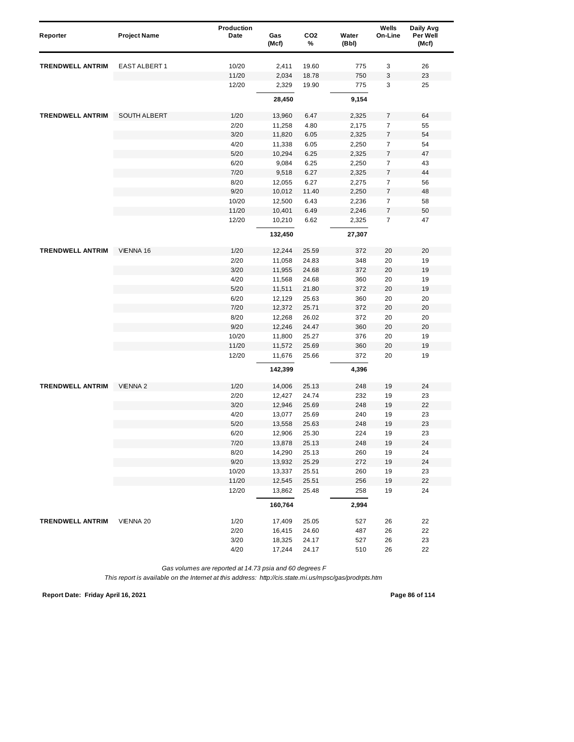| Reporter | Project Name | Production Date | Gas (Mcf) | $CO_2$ % | Water (Bbl) | Wells On-Line | Daily Avg Per Well (Mcf) |
|---|---|---|---|---|---|---|---|
| **TRENDWELL ANTRIM** | EAST ALBERT 1 | 10/20 | 2,411 | 19.60 | 775 | 3 | 26 |
| | | 11/20 | 2,034 | 18.78 | 750 | 3 | 23 |
| | | 12/20 | 2,329 | 19.90 | 775 | 3 | 25 |
| | | | **28,450** | | **9,154** | | |
| **TRENDWELL ANTRIM** | SOUTH ALBERT | 1/20 | 13,960 | 6.47 | 2,325 | 7 | 64 |
| | | 2/20 | 11,258 | 4.80 | 2,175 | 7 | 55 |
| | | 3/20 | 11,820 | 6.05 | 2,325 | 7 | 54 |
| | | 4/20 | 11,338 | 6.05 | 2,250 | 7 | 54 |
| | | 5/20 | 10,294 | 6.25 | 2,325 | 7 | 47 |
| | | 6/20 | 9,084 | 6.25 | 2,250 | 7 | 43 |
| | | 7/20 | 9,518 | 6.27 | 2,325 | 7 | 44 |
| | | 8/20 | 12,055 | 6.27 | 2,275 | 7 | 56 |
| | | 9/20 | 10,012 | 11.40 | 2,250 | 7 | 48 |
| | | 10/20 | 12,500 | 6.43 | 2,236 | 7 | 58 |
| | | 11/20 | 10,401 | 6.49 | 2,246 | 7 | 50 |
| | | 12/20 | 10,210 | 6.62 | 2,325 | 7 | 47 |
| | | | **132,450** | | **27,307** | | |
| **TRENDWELL ANTRIM** | VIENNA 16 | 1/20 | 12,244 | 25.59 | 372 | 20 | 20 |
| | | 2/20 | 11,058 | 24.83 | 348 | 20 | 19 |
| | | 3/20 | 11,955 | 24.68 | 372 | 20 | 19 |
| | | 4/20 | 11,568 | 24.68 | 360 | 20 | 19 |
| | | 5/20 | 11,511 | 21.80 | 372 | 20 | 19 |
| | | 6/20 | 12,129 | 25.63 | 360 | 20 | 20 |
| | | 7/20 | 12,372 | 25.71 | 372 | 20 | 20 |
| | | 8/20 | 12,268 | 26.02 | 372 | 20 | 20 |
| | | 9/20 | 12,246 | 24.47 | 360 | 20 | 20 |
| | | 10/20 | 11,800 | 25.27 | 376 | 20 | 19 |
| | | 11/20 | 11,572 | 25.69 | 360 | 20 | 19 |
| | | 12/20 | 11,676 | 25.66 | 372 | 20 | 19 |
| | | | **142,399** | | **4,396** | | |
| **TRENDWELL ANTRIM** | VIENNA 2 | 1/20 | 14,006 | 25.13 | 248 | 19 | 24 |
| | | 2/20 | 12,427 | 24.74 | 232 | 19 | 23 |
| | | 3/20 | 12,946 | 25.69 | 248 | 19 | 22 |
| | | 4/20 | 13,077 | 25.69 | 240 | 19 | 23 |
| | | 5/20 | 13,558 | 25.63 | 248 | 19 | 23 |
| | | 6/20 | 12,906 | 25.30 | 224 | 19 | 23 |
| | | 7/20 | 13,878 | 25.13 | 248 | 19 | 24 |
| | | 8/20 | 14,290 | 25.13 | 260 | 19 | 24 |
| | | 9/20 | 13,932 | 25.29 | 272 | 19 | 24 |
| | | 10/20 | 13,337 | 25.51 | 260 | 19 | 23 |
| | | 11/20 | 12,545 | 25.51 | 256 | 19 | 22 |
| | | 12/20 | 13,862 | 25.48 | 258 | 19 | 24 |
| | | | **160,764** | | **2,994** | | |
| **TRENDWELL ANTRIM** | VIENNA 20 | 1/20 | 17,409 | 25.05 | 527 | 26 | 22 |
| | | 2/20 | 16,415 | 24.60 | 487 | 26 | 22 |
| | | 3/20 | 18,325 | 24.17 | 527 | 26 | 23 |
| | | 4/20 | 17,244 | 24.17 | 510 | 26 | 22 |

*Gas volumes are reported at 14.73 psia and 60 degrees F*

*This report is available on the Internet at this address: http://cis.state.mi.us/mpsc/gas/prodrpts.htm*

**Report Date: Friday April 16, 2021**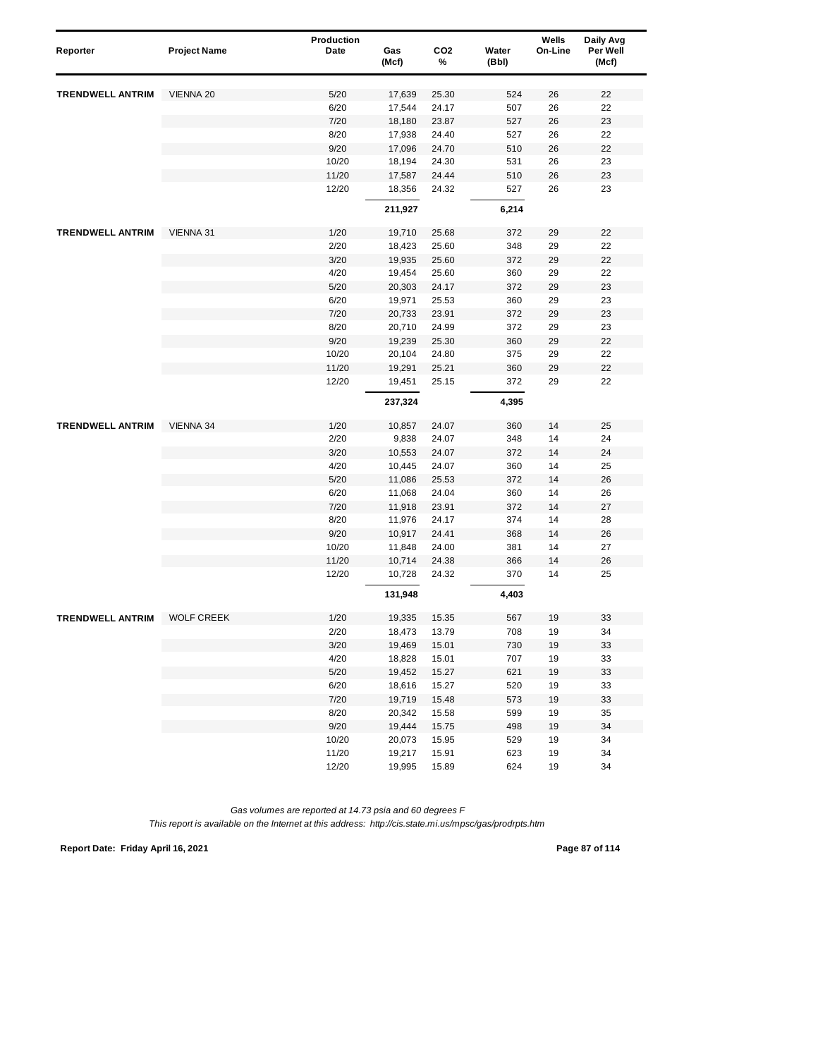| Reporter | Project Name | Production Date | Gas (Mcf) | $CO_2$ % | Water (Bbl) | Wells On-Line | Daily Avg Per Well (Mcf) |
|---|---|---|---|---|---|---|---|
| TRENDWELL ANTRIM | VIENNA 20 | 5/20 | 17,639 | 25.30 | 524 | 26 | 22 |
| | | 6/20 | 17,544 | 24.17 | 507 | 26 | 22 |
| | | 7/20 | 18,180 | 23.87 | 527 | 26 | 23 |
| | | 8/20 | 17,938 | 24.40 | 527 | 26 | 22 |
| | | 9/20 | 17,096 | 24.70 | 510 | 26 | 22 |
| | | 10/20 | 18,194 | 24.30 | 531 | 26 | 23 |
| | | 11/20 | 17,587 | 24.44 | 510 | 26 | 23 |
| | | 12/20 | 18,356 | 24.32 | 527 | 26 | 23 |
| | | | **211,927** | | **6,214** | | |
| TRENDWELL ANTRIM | VIENNA 31 | 1/20 | 19,710 | 25.68 | 372 | 29 | 22 |
| | | 2/20 | 18,423 | 25.60 | 348 | 29 | 22 |
| | | 3/20 | 19,935 | 25.60 | 372 | 29 | 22 |
| | | 4/20 | 19,454 | 25.60 | 360 | 29 | 22 |
| | | 5/20 | 20,303 | 24.17 | 372 | 29 | 23 |
| | | 6/20 | 19,971 | 25.53 | 360 | 29 | 23 |
| | | 7/20 | 20,733 | 23.91 | 372 | 29 | 23 |
| | | 8/20 | 20,710 | 24.99 | 372 | 29 | 23 |
| | | 9/20 | 19,239 | 25.30 | 360 | 29 | 22 |
| | | 10/20 | 20,104 | 24.80 | 375 | 29 | 22 |
| | | 11/20 | 19,291 | 25.21 | 360 | 29 | 22 |
| | | 12/20 | 19,451 | 25.15 | 372 | 29 | 22 |
| | | | **237,324** | | **4,395** | | |
| TRENDWELL ANTRIM | VIENNA 34 | 1/20 | 10,857 | 24.07 | 360 | 14 | 25 |
| | | 2/20 | 9,838 | 24.07 | 348 | 14 | 24 |
| | | 3/20 | 10,553 | 24.07 | 372 | 14 | 24 |
| | | 4/20 | 10,445 | 24.07 | 360 | 14 | 25 |
| | | 5/20 | 11,086 | 25.53 | 372 | 14 | 26 |
| | | 6/20 | 11,068 | 24.04 | 360 | 14 | 26 |
| | | 7/20 | 11,918 | 23.91 | 372 | 14 | 27 |
| | | 8/20 | 11,976 | 24.17 | 374 | 14 | 28 |
| | | 9/20 | 10,917 | 24.41 | 368 | 14 | 26 |
| | | 10/20 | 11,848 | 24.00 | 381 | 14 | 27 |
| | | 11/20 | 10,714 | 24.38 | 366 | 14 | 26 |
| | | 12/20 | 10,728 | 24.32 | 370 | 14 | 25 |
| | | | **131,948** | | **4,403** | | |
| TRENDWELL ANTRIM | WOLF CREEK | 1/20 | 19,335 | 15.35 | 567 | 19 | 33 |
| | | 2/20 | 18,473 | 13.79 | 708 | 19 | 34 |
| | | 3/20 | 19,469 | 15.01 | 730 | 19 | 33 |
| | | 4/20 | 18,828 | 15.01 | 707 | 19 | 33 |
| | | 5/20 | 19,452 | 15.27 | 621 | 19 | 33 |
| | | 6/20 | 18,616 | 15.27 | 520 | 19 | 33 |
| | | 7/20 | 19,719 | 15.48 | 573 | 19 | 33 |
| | | 8/20 | 20,342 | 15.58 | 599 | 19 | 35 |
| | | 9/20 | 19,444 | 15.75 | 498 | 19 | 34 |
| | | 10/20 | 20,073 | 15.95 | 529 | 19 | 34 |
| | | 11/20 | 19,217 | 15.91 | 623 | 19 | 34 |
| | | 12/20 | 19,995 | 15.89 | 624 | 19 | 34 |

*Gas volumes are reported at 14.73 psia and 60 degrees F*

*This report is available on the Internet at this address: http://cis.state.mi.us/mpsc/gas/prodrpts.htm*

**Report Date: Friday April 16, 2021**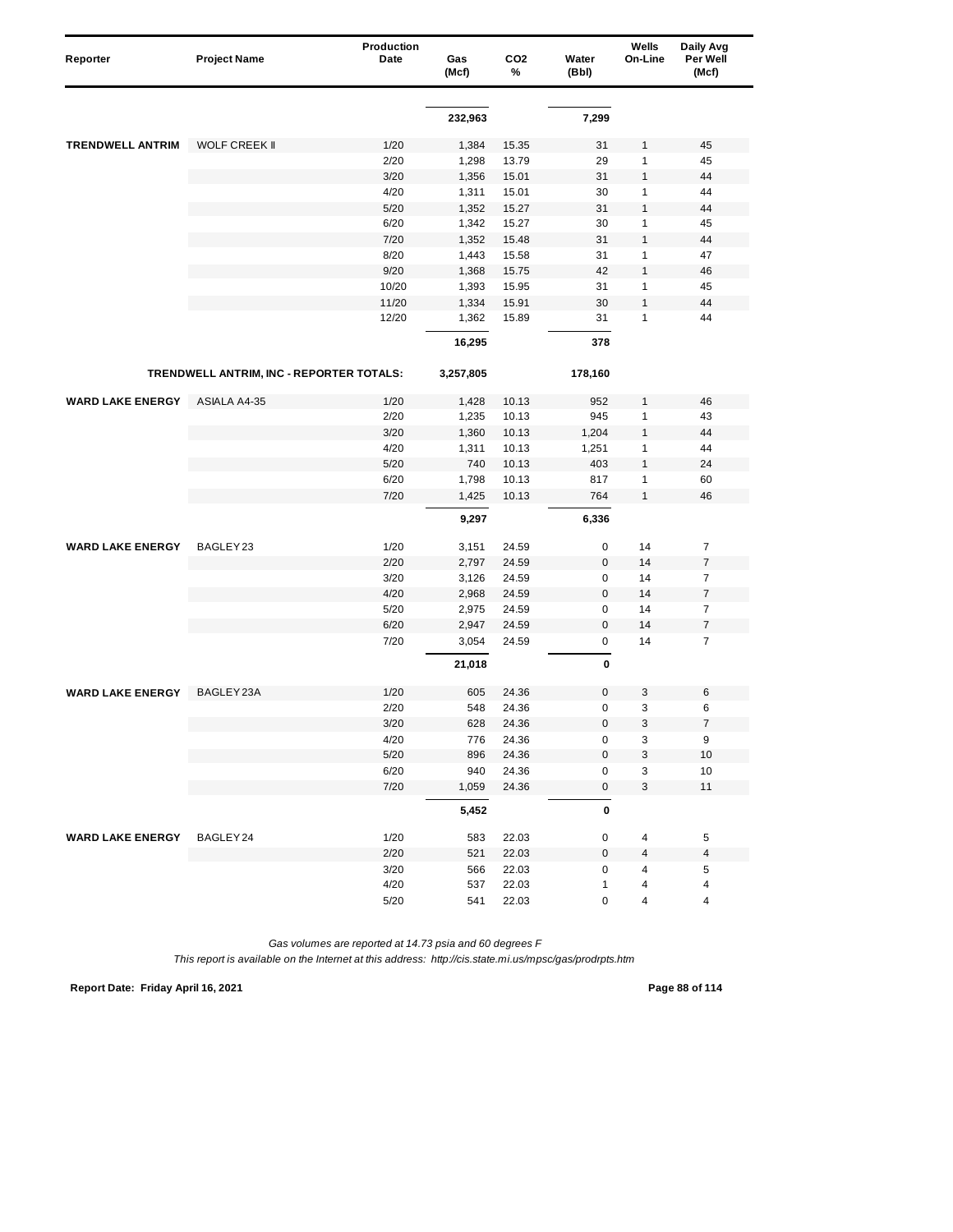| Reporter | Project Name | Production Date | Gas (Mcf) | CO2 % | Water (Bbl) | Wells On-Line | Daily Avg Per Well (Mcf) |
|---|---|---|---|---|---|---|---|
| | | | **232,963** | | **7,299** | | |
| **TRENDWELL ANTRIM** | WOLF CREEK II | 1/20 | 1,384 | 15.35 | 31 | 1 | 45 |
| | | 2/20 | 1,298 | 13.79 | 29 | 1 | 45 |
| | | 3/20 | 1,356 | 15.01 | 31 | 1 | 44 |
| | | 4/20 | 1,311 | 15.01 | 30 | 1 | 44 |
| | | 5/20 | 1,352 | 15.27 | 31 | 1 | 44 |
| | | 6/20 | 1,342 | 15.27 | 30 | 1 | 45 |
| | | 7/20 | 1,352 | 15.48 | 31 | 1 | 44 |
| | | 8/20 | 1,443 | 15.58 | 31 | 1 | 47 |
| | | 9/20 | 1,368 | 15.75 | 42 | 1 | 46 |
| | | 10/20 | 1,393 | 15.95 | 31 | 1 | 45 |
| | | 11/20 | 1,334 | 15.91 | 30 | 1 | 44 |
| | | 12/20 | 1,362 | 15.89 | 31 | 1 | 44 |
| | | | **16,295** | | **378** | | |
| | **TRENDWELL ANTRIM, INC - REPORTER TOTALS:** | | **3,257,805** | | **178,160** | | |
| **WARD LAKE ENERGY** | ASIALA A4-35 | 1/20 | 1,428 | 10.13 | 952 | 1 | 46 |
| | | 2/20 | 1,235 | 10.13 | 945 | 1 | 43 |
| | | 3/20 | 1,360 | 10.13 | 1,204 | 1 | 44 |
| | | 4/20 | 1,311 | 10.13 | 1,251 | 1 | 44 |
| | | 5/20 | 740 | 10.13 | 403 | 1 | 24 |
| | | 6/20 | 1,798 | 10.13 | 817 | 1 | 60 |
| | | 7/20 | 1,425 | 10.13 | 764 | 1 | 46 |
| | | | **9,297** | | **6,336** | | |
| **WARD LAKE ENERGY** | BAGLEY 23 | 1/20 | 3,151 | 24.59 | 0 | 14 | 7 |
| | | 2/20 | 2,797 | 24.59 | 0 | 14 | 7 |
| | | 3/20 | 3,126 | 24.59 | 0 | 14 | 7 |
| | | 4/20 | 2,968 | 24.59 | 0 | 14 | 7 |
| | | 5/20 | 2,975 | 24.59 | 0 | 14 | 7 |
| | | 6/20 | 2,947 | 24.59 | 0 | 14 | 7 |
| | | 7/20 | 3,054 | 24.59 | 0 | 14 | 7 |
| | | | **21,018** | | **0** | | |
| **WARD LAKE ENERGY** | BAGLEY 23A | 1/20 | 605 | 24.36 | 0 | 3 | 6 |
| | | 2/20 | 548 | 24.36 | 0 | 3 | 6 |
| | | 3/20 | 628 | 24.36 | 0 | 3 | 7 |
| | | 4/20 | 776 | 24.36 | 0 | 3 | 9 |
| | | 5/20 | 896 | 24.36 | 0 | 3 | 10 |
| | | 6/20 | 940 | 24.36 | 0 | 3 | 10 |
| | | 7/20 | 1,059 | 24.36 | 0 | 3 | 11 |
| | | | **5,452** | | **0** | | |
| **WARD LAKE ENERGY** | BAGLEY 24 | 1/20 | 583 | 22.03 | 0 | 4 | 5 |
| | | 2/20 | 521 | 22.03 | 0 | 4 | 4 |
| | | 3/20 | 566 | 22.03 | 0 | 4 | 5 |
| | | 4/20 | 537 | 22.03 | 1 | 4 | 4 |
| | | 5/20 | 541 | 22.03 | 0 | 4 | 4 |

*Gas volumes are reported at 14.73 psia and 60 degrees F*

*This report is available on the Internet at this address: http://cis.state.mi.us/mpsc/gas/prodrpts.htm*

**Report Date: Friday April 16, 2021**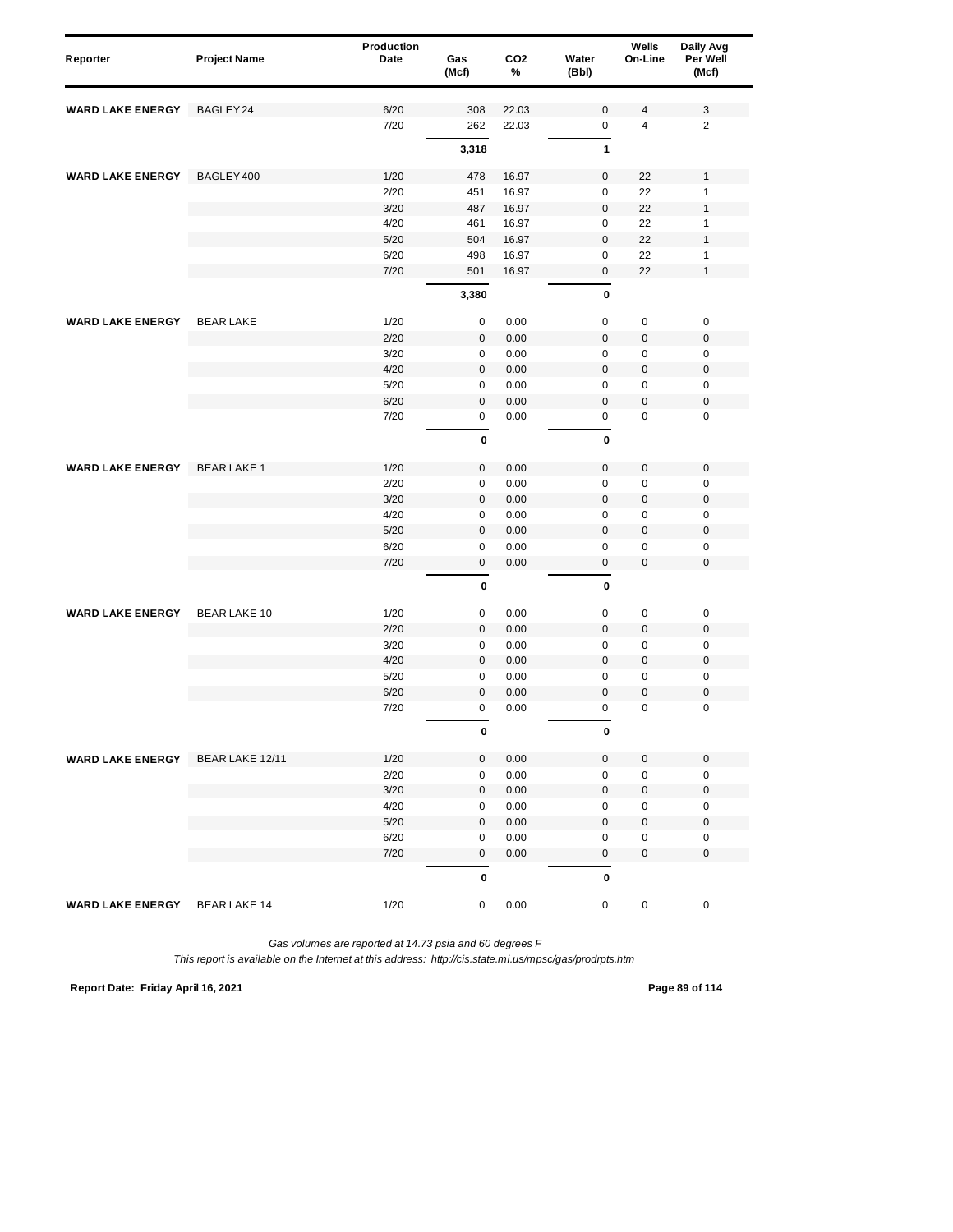| Reporter | Project Name | Production Date | Gas (Mcf) | $CO_2$ % | Water (Bbl) | Wells On-Line | Daily Avg Per Well (Mcf) |
|---|---|---|---|---|---|---|---|
| WARD LAKE ENERGY | BAGLEY 24 | 6/20 | 308 | 22.03 | 0 | 4 | 3 |
| | | 7/20 | 262 | 22.03 | 0 | 4 | 2 |
| | | | **3,318** | | **1** | | |
| WARD LAKE ENERGY | BAGLEY 400 | 1/20 | 478 | 16.97 | 0 | 22 | 1 |
| | | 2/20 | 451 | 16.97 | 0 | 22 | 1 |
| | | 3/20 | 487 | 16.97 | 0 | 22 | 1 |
| | | 4/20 | 461 | 16.97 | 0 | 22 | 1 |
| | | 5/20 | 504 | 16.97 | 0 | 22 | 1 |
| | | 6/20 | 498 | 16.97 | 0 | 22 | 1 |
| | | 7/20 | 501 | 16.97 | 0 | 22 | 1 |
| | | | **3,380** | | **0** | | |
| WARD LAKE ENERGY | BEAR LAKE | 1/20 | 0 | 0.00 | 0 | 0 | 0 |
| | | 2/20 | 0 | 0.00 | 0 | 0 | 0 |
| | | 3/20 | 0 | 0.00 | 0 | 0 | 0 |
| | | 4/20 | 0 | 0.00 | 0 | 0 | 0 |
| | | 5/20 | 0 | 0.00 | 0 | 0 | 0 |
| | | 6/20 | 0 | 0.00 | 0 | 0 | 0 |
| | | 7/20 | 0 | 0.00 | 0 | 0 | 0 |
| | | | **0** | | **0** | | |
| WARD LAKE ENERGY | BEAR LAKE 1 | 1/20 | 0 | 0.00 | 0 | 0 | 0 |
| | | 2/20 | 0 | 0.00 | 0 | 0 | 0 |
| | | 3/20 | 0 | 0.00 | 0 | 0 | 0 |
| | | 4/20 | 0 | 0.00 | 0 | 0 | 0 |
| | | 5/20 | 0 | 0.00 | 0 | 0 | 0 |
| | | 6/20 | 0 | 0.00 | 0 | 0 | 0 |
| | | 7/20 | 0 | 0.00 | 0 | 0 | 0 |
| | | | **0** | | **0** | | |
| WARD LAKE ENERGY | BEAR LAKE 10 | 1/20 | 0 | 0.00 | 0 | 0 | 0 |
| | | 2/20 | 0 | 0.00 | 0 | 0 | 0 |
| | | 3/20 | 0 | 0.00 | 0 | 0 | 0 |
| | | 4/20 | 0 | 0.00 | 0 | 0 | 0 |
| | | 5/20 | 0 | 0.00 | 0 | 0 | 0 |
| | | 6/20 | 0 | 0.00 | 0 | 0 | 0 |
| | | 7/20 | 0 | 0.00 | 0 | 0 | 0 |
| | | | **0** | | **0** | | |
| WARD LAKE ENERGY | BEAR LAKE 12/11 | 1/20 | 0 | 0.00 | 0 | 0 | 0 |
| | | 2/20 | 0 | 0.00 | 0 | 0 | 0 |
| | | 3/20 | 0 | 0.00 | 0 | 0 | 0 |
| | | 4/20 | 0 | 0.00 | 0 | 0 | 0 |
| | | 5/20 | 0 | 0.00 | 0 | 0 | 0 |
| | | 6/20 | 0 | 0.00 | 0 | 0 | 0 |
| | | 7/20 | 0 | 0.00 | 0 | 0 | 0 |
| | | | **0** | | **0** | | |
| WARD LAKE ENERGY | BEAR LAKE 14 | 1/20 | 0 | 0.00 | 0 | 0 | 0 |

*Gas volumes are reported at 14.73 psia and 60 degrees F*

*This report is available on the Internet at this address: http://cis.state.mi.us/mpsc/gas/prodrpts.htm*

**Report Date: Friday April 16, 2021**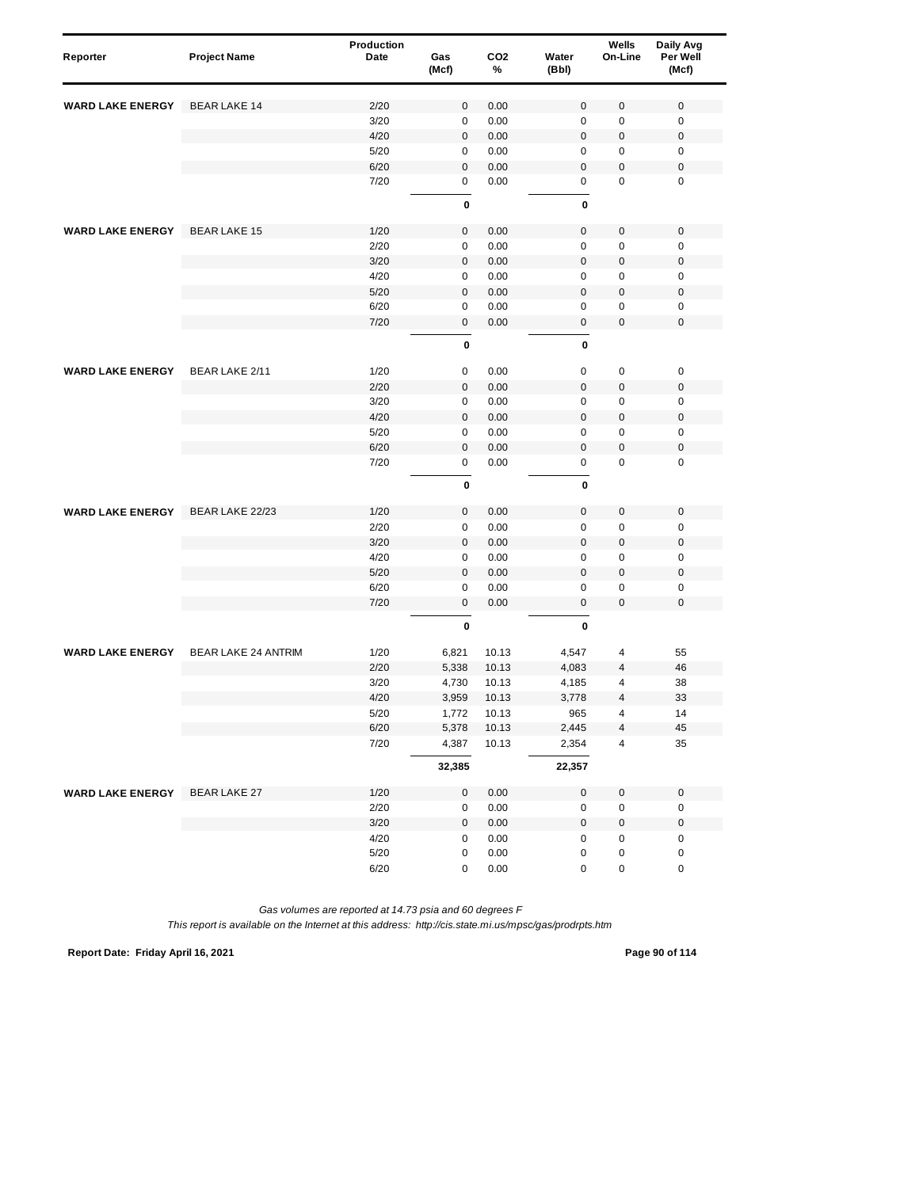| Reporter | Project Name | Production Date | Gas (Mcf) | CO2 % | Water (Bbl) | Wells On-Line | Daily Avg Per Well (Mcf) |
|---|---|---|---|---|---|---|---|
| **WARD LAKE ENERGY** | BEAR LAKE 14 | 2/20 | 0 | 0.00 | 0 | 0 | 0 |
| | | 3/20 | 0 | 0.00 | 0 | 0 | 0 |
| | | 4/20 | 0 | 0.00 | 0 | 0 | 0 |
| | | 5/20 | 0 | 0.00 | 0 | 0 | 0 |
| | | 6/20 | 0 | 0.00 | 0 | 0 | 0 |
| | | 7/20 | 0 | 0.00 | 0 | 0 | 0 |
| | | | **0** | | **0** | | |
| **WARD LAKE ENERGY** | BEAR LAKE 15 | 1/20 | 0 | 0.00 | 0 | 0 | 0 |
| | | 2/20 | 0 | 0.00 | 0 | 0 | 0 |
| | | 3/20 | 0 | 0.00 | 0 | 0 | 0 |
| | | 4/20 | 0 | 0.00 | 0 | 0 | 0 |
| | | 5/20 | 0 | 0.00 | 0 | 0 | 0 |
| | | 6/20 | 0 | 0.00 | 0 | 0 | 0 |
| | | 7/20 | 0 | 0.00 | 0 | 0 | 0 |
| | | | **0** | | **0** | | |
| **WARD LAKE ENERGY** | BEAR LAKE 2/11 | 1/20 | 0 | 0.00 | 0 | 0 | 0 |
| | | 2/20 | 0 | 0.00 | 0 | 0 | 0 |
| | | 3/20 | 0 | 0.00 | 0 | 0 | 0 |
| | | 4/20 | 0 | 0.00 | 0 | 0 | 0 |
| | | 5/20 | 0 | 0.00 | 0 | 0 | 0 |
| | | 6/20 | 0 | 0.00 | 0 | 0 | 0 |
| | | 7/20 | 0 | 0.00 | 0 | 0 | 0 |
| | | | **0** | | **0** | | |
| **WARD LAKE ENERGY** | BEAR LAKE 22/23 | 1/20 | 0 | 0.00 | 0 | 0 | 0 |
| | | 2/20 | 0 | 0.00 | 0 | 0 | 0 |
| | | 3/20 | 0 | 0.00 | 0 | 0 | 0 |
| | | 4/20 | 0 | 0.00 | 0 | 0 | 0 |
| | | 5/20 | 0 | 0.00 | 0 | 0 | 0 |
| | | 6/20 | 0 | 0.00 | 0 | 0 | 0 |
| | | 7/20 | 0 | 0.00 | 0 | 0 | 0 |
| | | | **0** | | **0** | | |
| **WARD LAKE ENERGY** | BEAR LAKE 24 ANTRIM | 1/20 | 6,821 | 10.13 | 4,547 | 4 | 55 |
| | | 2/20 | 5,338 | 10.13 | 4,083 | 4 | 46 |
| | | 3/20 | 4,730 | 10.13 | 4,185 | 4 | 38 |
| | | 4/20 | 3,959 | 10.13 | 3,778 | 4 | 33 |
| | | 5/20 | 1,772 | 10.13 | 965 | 4 | 14 |
| | | 6/20 | 5,378 | 10.13 | 2,445 | 4 | 45 |
| | | 7/20 | 4,387 | 10.13 | 2,354 | 4 | 35 |
| | | | **32,385** | | **22,357** | | |
| **WARD LAKE ENERGY** | BEAR LAKE 27 | 1/20 | 0 | 0.00 | 0 | 0 | 0 |
| | | 2/20 | 0 | 0.00 | 0 | 0 | 0 |
| | | 3/20 | 0 | 0.00 | 0 | 0 | 0 |
| | | 4/20 | 0 | 0.00 | 0 | 0 | 0 |
| | | 5/20 | 0 | 0.00 | 0 | 0 | 0 |
| | | 6/20 | 0 | 0.00 | 0 | 0 | 0 |

*Gas volumes are reported at 14.73 psia and 60 degrees F*

*This report is available on the Internet at this address: http://cis.state.mi.us/mpsc/gas/prodrpts.htm*

**Report Date: Friday April 16, 2021**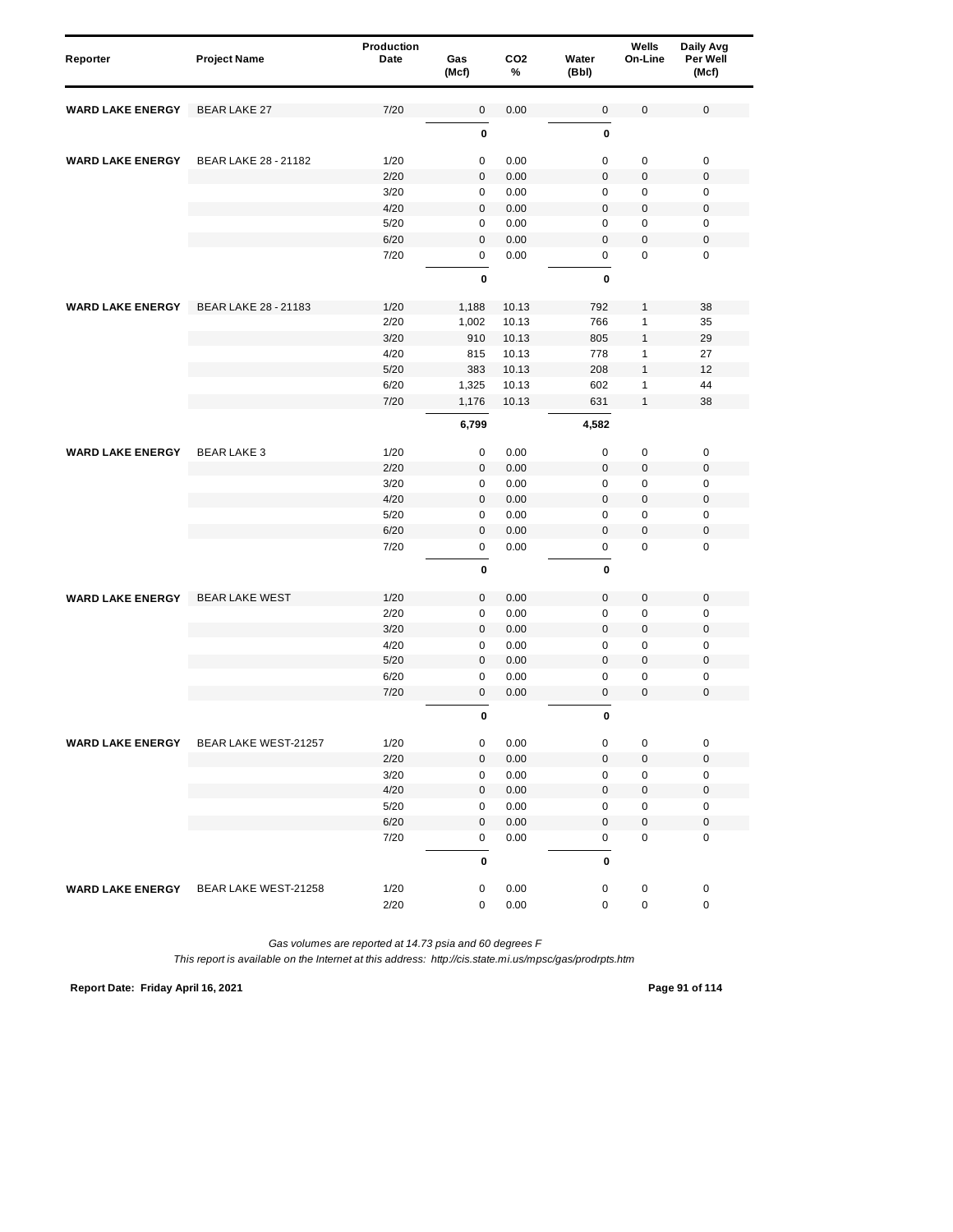| Reporter | Project Name | Production Date | Gas (Mcf) | CO2 % | Water (Bbl) | Wells On-Line | Daily Avg Per Well (Mcf) |
|---|---|---|---|---|---|---|---|
| WARD LAKE ENERGY | BEAR LAKE 27 | 7/20 | 0 | 0.00 | 0 | 0 | 0 |
| | | | 0 | | 0 | | |
| WARD LAKE ENERGY | BEAR LAKE 28 - 21182 | 1/20 | 0 | 0.00 | 0 | 0 | 0 |
| | | 2/20 | 0 | 0.00 | 0 | 0 | 0 |
| | | 3/20 | 0 | 0.00 | 0 | 0 | 0 |
| | | 4/20 | 0 | 0.00 | 0 | 0 | 0 |
| | | 5/20 | 0 | 0.00 | 0 | 0 | 0 |
| | | 6/20 | 0 | 0.00 | 0 | 0 | 0 |
| | | 7/20 | 0 | 0.00 | 0 | 0 | 0 |
| | | | 0 | | 0 | | |
| WARD LAKE ENERGY | BEAR LAKE 28 - 21183 | 1/20 | 1,188 | 10.13 | 792 | 1 | 38 |
| | | 2/20 | 1,002 | 10.13 | 766 | 1 | 35 |
| | | 3/20 | 910 | 10.13 | 805 | 1 | 29 |
| | | 4/20 | 815 | 10.13 | 778 | 1 | 27 |
| | | 5/20 | 383 | 10.13 | 208 | 1 | 12 |
| | | 6/20 | 1,325 | 10.13 | 602 | 1 | 44 |
| | | 7/20 | 1,176 | 10.13 | 631 | 1 | 38 |
| | | | 6,799 | | 4,582 | | |
| WARD LAKE ENERGY | BEAR LAKE 3 | 1/20 | 0 | 0.00 | 0 | 0 | 0 |
| | | 2/20 | 0 | 0.00 | 0 | 0 | 0 |
| | | 3/20 | 0 | 0.00 | 0 | 0 | 0 |
| | | 4/20 | 0 | 0.00 | 0 | 0 | 0 |
| | | 5/20 | 0 | 0.00 | 0 | 0 | 0 |
| | | 6/20 | 0 | 0.00 | 0 | 0 | 0 |
| | | 7/20 | 0 | 0.00 | 0 | 0 | 0 |
| | | | 0 | | 0 | | |
| WARD LAKE ENERGY | BEAR LAKE WEST | 1/20 | 0 | 0.00 | 0 | 0 | 0 |
| | | 2/20 | 0 | 0.00 | 0 | 0 | 0 |
| | | 3/20 | 0 | 0.00 | 0 | 0 | 0 |
| | | 4/20 | 0 | 0.00 | 0 | 0 | 0 |
| | | 5/20 | 0 | 0.00 | 0 | 0 | 0 |
| | | 6/20 | 0 | 0.00 | 0 | 0 | 0 |
| | | 7/20 | 0 | 0.00 | 0 | 0 | 0 |
| | | | 0 | | 0 | | |
| WARD LAKE ENERGY | BEAR LAKE WEST-21257 | 1/20 | 0 | 0.00 | 0 | 0 | 0 |
| | | 2/20 | 0 | 0.00 | 0 | 0 | 0 |
| | | 3/20 | 0 | 0.00 | 0 | 0 | 0 |
| | | 4/20 | 0 | 0.00 | 0 | 0 | 0 |
| | | 5/20 | 0 | 0.00 | 0 | 0 | 0 |
| | | 6/20 | 0 | 0.00 | 0 | 0 | 0 |
| | | 7/20 | 0 | 0.00 | 0 | 0 | 0 |
| | | | 0 | | 0 | | |
| WARD LAKE ENERGY | BEAR LAKE WEST-21258 | 1/20 | 0 | 0.00 | 0 | 0 | 0 |
| | | 2/20 | 0 | 0.00 | 0 | 0 | 0 |

*Gas volumes are reported at 14.73 psia and 60 degrees F*

*This report is available on the Internet at this address: http://cis.state.mi.us/mpsc/gas/prodrpts.htm*

**Report Date: Friday April 16, 2021**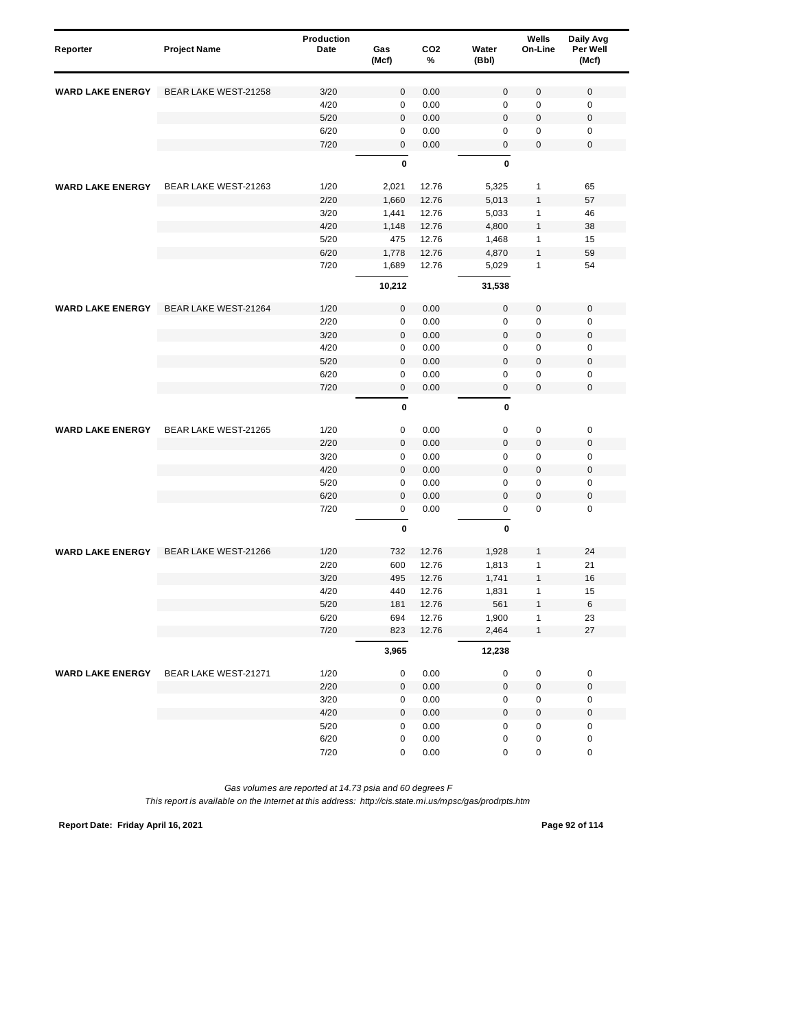| Reporter | Project Name | Production Date | Gas (Mcf) | CO2 % | Water (Bbl) | Wells On-Line | Daily Avg Per Well (Mcf) |
|---|---|---|---|---|---|---|---|
| WARD LAKE ENERGY | BEAR LAKE WEST-21258 | 3/20 | 0 | 0.00 | 0 | 0 | 0 |
| | | 4/20 | 0 | 0.00 | 0 | 0 | 0 |
| | | 5/20 | 0 | 0.00 | 0 | 0 | 0 |
| | | 6/20 | 0 | 0.00 | 0 | 0 | 0 |
| | | 7/20 | 0 | 0.00 | 0 | 0 | 0 |
| | | | **0** | | **0** | | |
| WARD LAKE ENERGY | BEAR LAKE WEST-21263 | 1/20 | 2,021 | 12.76 | 5,325 | 1 | 65 |
| | | 2/20 | 1,660 | 12.76 | 5,013 | 1 | 57 |
| | | 3/20 | 1,441 | 12.76 | 5,033 | 1 | 46 |
| | | 4/20 | 1,148 | 12.76 | 4,800 | 1 | 38 |
| | | 5/20 | 475 | 12.76 | 1,468 | 1 | 15 |
| | | 6/20 | 1,778 | 12.76 | 4,870 | 1 | 59 |
| | | 7/20 | 1,689 | 12.76 | 5,029 | 1 | 54 |
| | | | **10,212** | | **31,538** | | |
| WARD LAKE ENERGY | BEAR LAKE WEST-21264 | 1/20 | 0 | 0.00 | 0 | 0 | 0 |
| | | 2/20 | 0 | 0.00 | 0 | 0 | 0 |
| | | 3/20 | 0 | 0.00 | 0 | 0 | 0 |
| | | 4/20 | 0 | 0.00 | 0 | 0 | 0 |
| | | 5/20 | 0 | 0.00 | 0 | 0 | 0 |
| | | 6/20 | 0 | 0.00 | 0 | 0 | 0 |
| | | 7/20 | 0 | 0.00 | 0 | 0 | 0 |
| | | | **0** | | **0** | | |
| WARD LAKE ENERGY | BEAR LAKE WEST-21265 | 1/20 | 0 | 0.00 | 0 | 0 | 0 |
| | | 2/20 | 0 | 0.00 | 0 | 0 | 0 |
| | | 3/20 | 0 | 0.00 | 0 | 0 | 0 |
| | | 4/20 | 0 | 0.00 | 0 | 0 | 0 |
| | | 5/20 | 0 | 0.00 | 0 | 0 | 0 |
| | | 6/20 | 0 | 0.00 | 0 | 0 | 0 |
| | | 7/20 | 0 | 0.00 | 0 | 0 | 0 |
| | | | **0** | | **0** | | |
| WARD LAKE ENERGY | BEAR LAKE WEST-21266 | 1/20 | 732 | 12.76 | 1,928 | 1 | 24 |
| | | 2/20 | 600 | 12.76 | 1,813 | 1 | 21 |
| | | 3/20 | 495 | 12.76 | 1,741 | 1 | 16 |
| | | 4/20 | 440 | 12.76 | 1,831 | 1 | 15 |
| | | 5/20 | 181 | 12.76 | 561 | 1 | 6 |
| | | 6/20 | 694 | 12.76 | 1,900 | 1 | 23 |
| | | 7/20 | 823 | 12.76 | 2,464 | 1 | 27 |
| | | | **3,965** | | **12,238** | | |
| WARD LAKE ENERGY | BEAR LAKE WEST-21271 | 1/20 | 0 | 0.00 | 0 | 0 | 0 |
| | | 2/20 | 0 | 0.00 | 0 | 0 | 0 |
| | | 3/20 | 0 | 0.00 | 0 | 0 | 0 |
| | | 4/20 | 0 | 0.00 | 0 | 0 | 0 |
| | | 5/20 | 0 | 0.00 | 0 | 0 | 0 |
| | | 6/20 | 0 | 0.00 | 0 | 0 | 0 |
| | | 7/20 | 0 | 0.00 | 0 | 0 | 0 |

*Gas volumes are reported at 14.73 psia and 60 degrees F*

*This report is available on the Internet at this address: http://cis.state.mi.us/mpsc/gas/prodrpts.htm*

**Report Date: Friday April 16, 2021**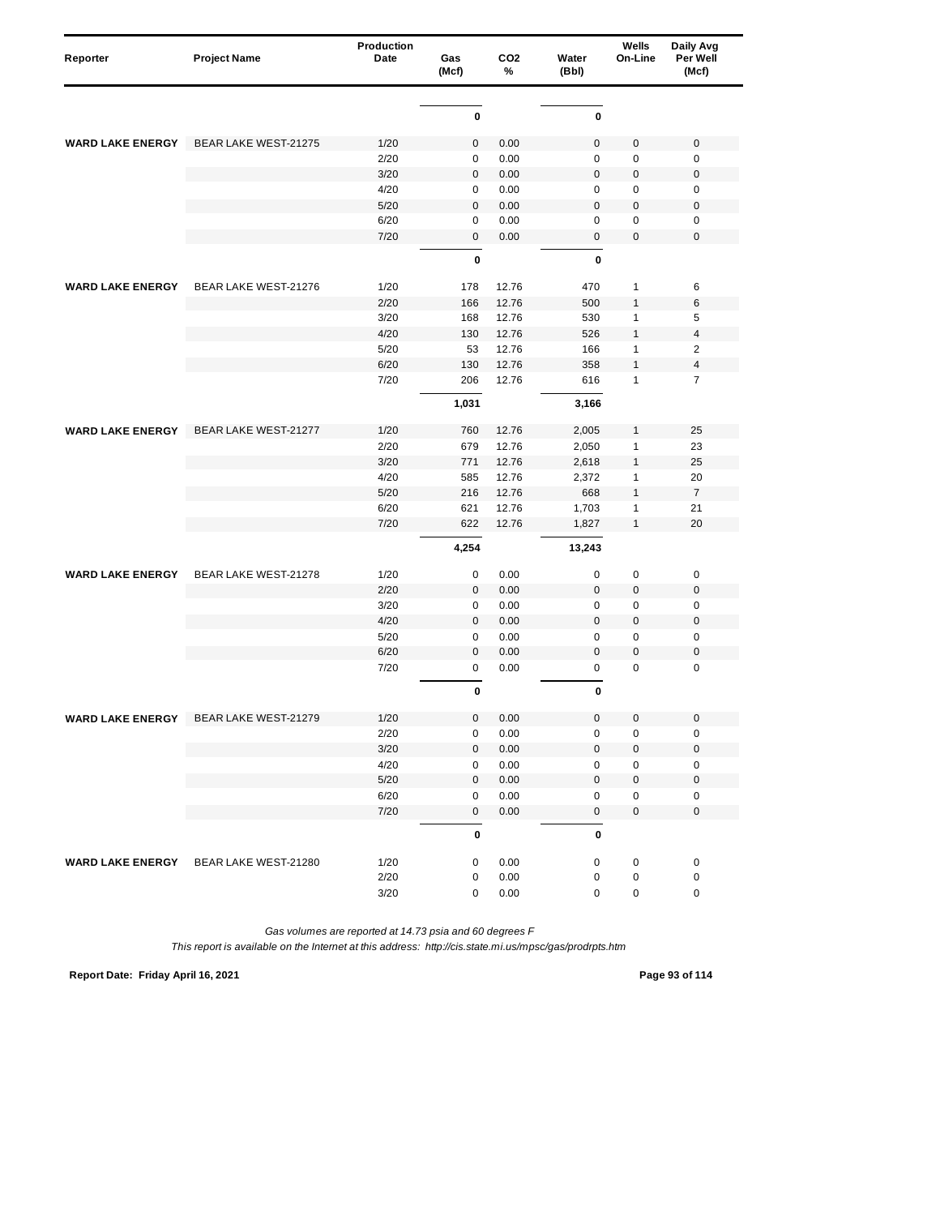| Reporter | Project Name | Production Date | Gas (Mcf) | CO2 % | Water (Bbl) | Wells On-Line | Daily Avg Per Well (Mcf) |
|---|---|---|---|---|---|---|---|
| | | | **0** | | **0** | | |
| **WARD LAKE ENERGY** | BEAR LAKE WEST-21275 | 1/20 | 0 | 0.00 | 0 | 0 | 0 |
| | | 2/20 | 0 | 0.00 | 0 | 0 | 0 |
| | | 3/20 | 0 | 0.00 | 0 | 0 | 0 |
| | | 4/20 | 0 | 0.00 | 0 | 0 | 0 |
| | | 5/20 | 0 | 0.00 | 0 | 0 | 0 |
| | | 6/20 | 0 | 0.00 | 0 | 0 | 0 |
| | | 7/20 | 0 | 0.00 | 0 | 0 | 0 |
| | | | **0** | | **0** | | |
| **WARD LAKE ENERGY** | BEAR LAKE WEST-21276 | 1/20 | 178 | 12.76 | 470 | 1 | 6 |
| | | 2/20 | 166 | 12.76 | 500 | 1 | 6 |
| | | 3/20 | 168 | 12.76 | 530 | 1 | 5 |
| | | 4/20 | 130 | 12.76 | 526 | 1 | 4 |
| | | 5/20 | 53 | 12.76 | 166 | 1 | 2 |
| | | 6/20 | 130 | 12.76 | 358 | 1 | 4 |
| | | 7/20 | 206 | 12.76 | 616 | 1 | 7 |
| | | | **1,031** | | **3,166** | | |
| **WARD LAKE ENERGY** | BEAR LAKE WEST-21277 | 1/20 | 760 | 12.76 | 2,005 | 1 | 25 |
| | | 2/20 | 679 | 12.76 | 2,050 | 1 | 23 |
| | | 3/20 | 771 | 12.76 | 2,618 | 1 | 25 |
| | | 4/20 | 585 | 12.76 | 2,372 | 1 | 20 |
| | | 5/20 | 216 | 12.76 | 668 | 1 | 7 |
| | | 6/20 | 621 | 12.76 | 1,703 | 1 | 21 |
| | | 7/20 | 622 | 12.76 | 1,827 | 1 | 20 |
| | | | **4,254** | | **13,243** | | |
| **WARD LAKE ENERGY** | BEAR LAKE WEST-21278 | 1/20 | 0 | 0.00 | 0 | 0 | 0 |
| | | 2/20 | 0 | 0.00 | 0 | 0 | 0 |
| | | 3/20 | 0 | 0.00 | 0 | 0 | 0 |
| | | 4/20 | 0 | 0.00 | 0 | 0 | 0 |
| | | 5/20 | 0 | 0.00 | 0 | 0 | 0 |
| | | 6/20 | 0 | 0.00 | 0 | 0 | 0 |
| | | 7/20 | 0 | 0.00 | 0 | 0 | 0 |
| | | | **0** | | **0** | | |
| **WARD LAKE ENERGY** | BEAR LAKE WEST-21279 | 1/20 | 0 | 0.00 | 0 | 0 | 0 |
| | | 2/20 | 0 | 0.00 | 0 | 0 | 0 |
| | | 3/20 | 0 | 0.00 | 0 | 0 | 0 |
| | | 4/20 | 0 | 0.00 | 0 | 0 | 0 |
| | | 5/20 | 0 | 0.00 | 0 | 0 | 0 |
| | | 6/20 | 0 | 0.00 | 0 | 0 | 0 |
| | | 7/20 | 0 | 0.00 | 0 | 0 | 0 |
| | | | **0** | | **0** | | |
| **WARD LAKE ENERGY** | BEAR LAKE WEST-21280 | 1/20 | 0 | 0.00 | 0 | 0 | 0 |
| | | 2/20 | 0 | 0.00 | 0 | 0 | 0 |
| | | 3/20 | 0 | 0.00 | 0 | 0 | 0 |

*Gas volumes are reported at 14.73 psia and 60 degrees F*

*This report is available on the Internet at this address: http://cis.state.mi.us/mpsc/gas/prodrpts.htm*

**Report Date: Friday April 16, 2021**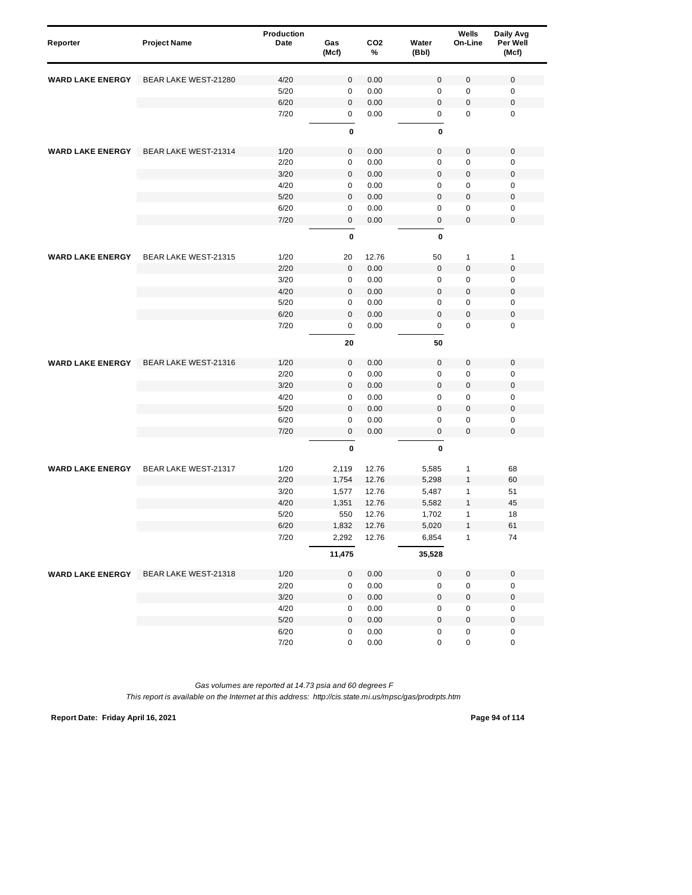| Reporter | Project Name | Production Date | Gas (Mcf) | $CO_2$ % | Water (Bbl) | Wells On-Line | Daily Avg Per Well (Mcf) |
|---|---|---|---|---|---|---|---|
| **WARD LAKE ENERGY** | BEAR LAKE WEST-21280 | 4/20 | 0 | 0.00 | 0 | 0 | 0 |
| | | 5/20 | 0 | 0.00 | 0 | 0 | 0 |
| | | 6/20 | 0 | 0.00 | 0 | 0 | 0 |
| | | 7/20 | 0 | 0.00 | 0 | 0 | 0 |
| | | | **0** | | **0** | | |
| **WARD LAKE ENERGY** | BEAR LAKE WEST-21314 | 1/20 | 0 | 0.00 | 0 | 0 | 0 |
| | | 2/20 | 0 | 0.00 | 0 | 0 | 0 |
| | | 3/20 | 0 | 0.00 | 0 | 0 | 0 |
| | | 4/20 | 0 | 0.00 | 0 | 0 | 0 |
| | | 5/20 | 0 | 0.00 | 0 | 0 | 0 |
| | | 6/20 | 0 | 0.00 | 0 | 0 | 0 |
| | | 7/20 | 0 | 0.00 | 0 | 0 | 0 |
| | | | **0** | | **0** | | |
| **WARD LAKE ENERGY** | BEAR LAKE WEST-21315 | 1/20 | 20 | 12.76 | 50 | 1 | 1 |
| | | 2/20 | 0 | 0.00 | 0 | 0 | 0 |
| | | 3/20 | 0 | 0.00 | 0 | 0 | 0 |
| | | 4/20 | 0 | 0.00 | 0 | 0 | 0 |
| | | 5/20 | 0 | 0.00 | 0 | 0 | 0 |
| | | 6/20 | 0 | 0.00 | 0 | 0 | 0 |
| | | 7/20 | 0 | 0.00 | 0 | 0 | 0 |
| | | | **20** | | **50** | | |
| **WARD LAKE ENERGY** | BEAR LAKE WEST-21316 | 1/20 | 0 | 0.00 | 0 | 0 | 0 |
| | | 2/20 | 0 | 0.00 | 0 | 0 | 0 |
| | | 3/20 | 0 | 0.00 | 0 | 0 | 0 |
| | | 4/20 | 0 | 0.00 | 0 | 0 | 0 |
| | | 5/20 | 0 | 0.00 | 0 | 0 | 0 |
| | | 6/20 | 0 | 0.00 | 0 | 0 | 0 |
| | | 7/20 | 0 | 0.00 | 0 | 0 | 0 |
| | | | **0** | | **0** | | |
| **WARD LAKE ENERGY** | BEAR LAKE WEST-21317 | 1/20 | 2,119 | 12.76 | 5,585 | 1 | 68 |
| | | 2/20 | 1,754 | 12.76 | 5,298 | 1 | 60 |
| | | 3/20 | 1,577 | 12.76 | 5,487 | 1 | 51 |
| | | 4/20 | 1,351 | 12.76 | 5,582 | 1 | 45 |
| | | 5/20 | 550 | 12.76 | 1,702 | 1 | 18 |
| | | 6/20 | 1,832 | 12.76 | 5,020 | 1 | 61 |
| | | 7/20 | 2,292 | 12.76 | 6,854 | 1 | 74 |
| | | | **11,475** | | **35,528** | | |
| **WARD LAKE ENERGY** | BEAR LAKE WEST-21318 | 1/20 | 0 | 0.00 | 0 | 0 | 0 |
| | | 2/20 | 0 | 0.00 | 0 | 0 | 0 |
| | | 3/20 | 0 | 0.00 | 0 | 0 | 0 |
| | | 4/20 | 0 | 0.00 | 0 | 0 | 0 |
| | | 5/20 | 0 | 0.00 | 0 | 0 | 0 |
| | | 6/20 | 0 | 0.00 | 0 | 0 | 0 |
| | | 7/20 | 0 | 0.00 | 0 | 0 | 0 |

*Gas volumes are reported at 14.73 psia and 60 degrees F*

*This report is available on the Internet at this address: http://cis.state.mi.us/mpsc/gas/prodrpts.htm*

**Report Date: Friday April 16, 2021**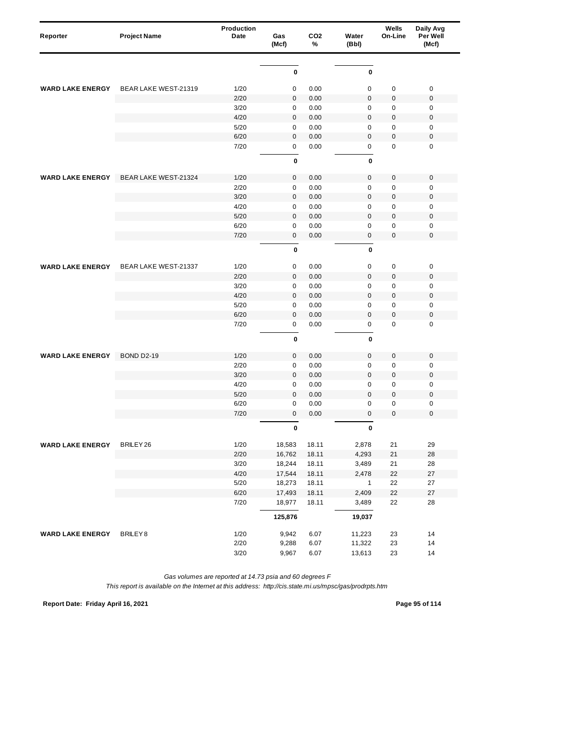| Reporter | Project Name | Production Date | Gas (Mcf) | CO2 % | Water (Bbl) | Wells On-Line | Daily Avg Per Well (Mcf) |
|---|---|---|---|---|---|---|---|
| | | | **0** | | **0** | | |
| **WARD LAKE ENERGY** | BEAR LAKE WEST-21319 | 1/20 | 0 | 0.00 | 0 | 0 | 0 |
| | | 2/20 | 0 | 0.00 | 0 | 0 | 0 |
| | | 3/20 | 0 | 0.00 | 0 | 0 | 0 |
| | | 4/20 | 0 | 0.00 | 0 | 0 | 0 |
| | | 5/20 | 0 | 0.00 | 0 | 0 | 0 |
| | | 6/20 | 0 | 0.00 | 0 | 0 | 0 |
| | | 7/20 | 0 | 0.00 | 0 | 0 | 0 |
| | | | **0** | | **0** | | |
| **WARD LAKE ENERGY** | BEAR LAKE WEST-21324 | 1/20 | 0 | 0.00 | 0 | 0 | 0 |
| | | 2/20 | 0 | 0.00 | 0 | 0 | 0 |
| | | 3/20 | 0 | 0.00 | 0 | 0 | 0 |
| | | 4/20 | 0 | 0.00 | 0 | 0 | 0 |
| | | 5/20 | 0 | 0.00 | 0 | 0 | 0 |
| | | 6/20 | 0 | 0.00 | 0 | 0 | 0 |
| | | 7/20 | 0 | 0.00 | 0 | 0 | 0 |
| | | | **0** | | **0** | | |
| **WARD LAKE ENERGY** | BEAR LAKE WEST-21337 | 1/20 | 0 | 0.00 | 0 | 0 | 0 |
| | | 2/20 | 0 | 0.00 | 0 | 0 | 0 |
| | | 3/20 | 0 | 0.00 | 0 | 0 | 0 |
| | | 4/20 | 0 | 0.00 | 0 | 0 | 0 |
| | | 5/20 | 0 | 0.00 | 0 | 0 | 0 |
| | | 6/20 | 0 | 0.00 | 0 | 0 | 0 |
| | | 7/20 | 0 | 0.00 | 0 | 0 | 0 |
| | | | **0** | | **0** | | |
| **WARD LAKE ENERGY** | BOND D2-19 | 1/20 | 0 | 0.00 | 0 | 0 | 0 |
| | | 2/20 | 0 | 0.00 | 0 | 0 | 0 |
| | | 3/20 | 0 | 0.00 | 0 | 0 | 0 |
| | | 4/20 | 0 | 0.00 | 0 | 0 | 0 |
| | | 5/20 | 0 | 0.00 | 0 | 0 | 0 |
| | | 6/20 | 0 | 0.00 | 0 | 0 | 0 |
| | | 7/20 | 0 | 0.00 | 0 | 0 | 0 |
| | | | **0** | | **0** | | |
| **WARD LAKE ENERGY** | BRILEY 26 | 1/20 | 18,583 | 18.11 | 2,878 | 21 | 29 |
| | | 2/20 | 16,762 | 18.11 | 4,293 | 21 | 28 |
| | | 3/20 | 18,244 | 18.11 | 3,489 | 21 | 28 |
| | | 4/20 | 17,544 | 18.11 | 2,478 | 22 | 27 |
| | | 5/20 | 18,273 | 18.11 | 1 | 22 | 27 |
| | | 6/20 | 17,493 | 18.11 | 2,409 | 22 | 27 |
| | | 7/20 | 18,977 | 18.11 | 3,489 | 22 | 28 |
| | | | **125,876** | | **19,037** | | |
| **WARD LAKE ENERGY** | BRILEY 8 | 1/20 | 9,942 | 6.07 | 11,223 | 23 | 14 |
| | | 2/20 | 9,288 | 6.07 | 11,322 | 23 | 14 |
| | | 3/20 | 9,967 | 6.07 | 13,613 | 23 | 14 |

*Gas volumes are reported at 14.73 psia and 60 degrees F*

*This report is available on the Internet at this address: http://cis.state.mi.us/mpsc/gas/prodrpts.htm*

**Report Date: Friday April 16, 2021**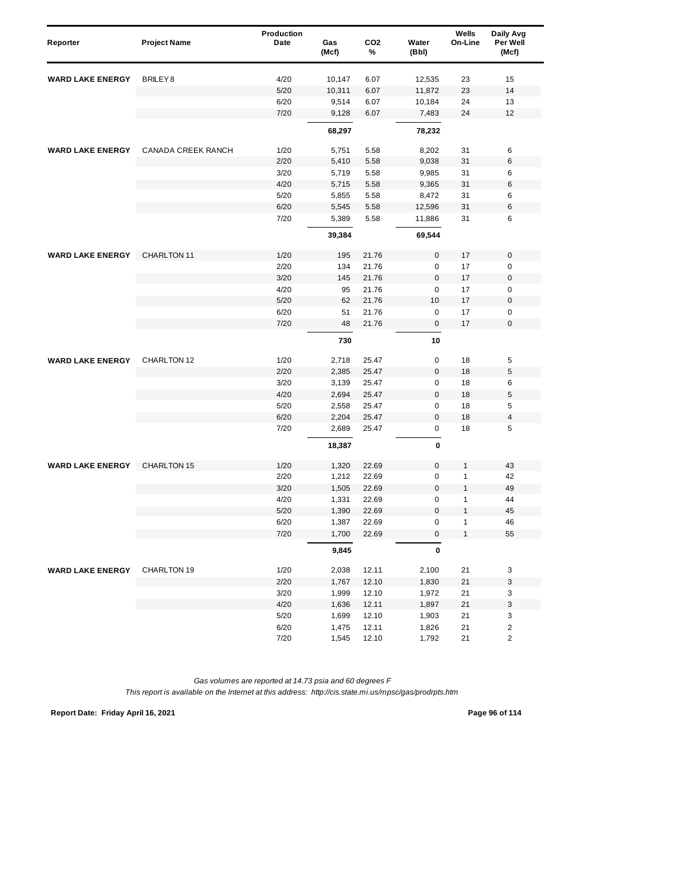| Reporter | Project Name | Production Date | Gas (Mcf) | CO2 % | Water (Bbl) | Wells On-Line | Daily Avg Per Well (Mcf) |
|---|---|---|---|---|---|---|---|
| WARD LAKE ENERGY | BRILEY 8 | 4/20 | 10,147 | 6.07 | 12,535 | 23 | 15 |
| | | 5/20 | 10,311 | 6.07 | 11,872 | 23 | 14 |
| | | 6/20 | 9,514 | 6.07 | 10,184 | 24 | 13 |
| | | 7/20 | 9,128 | 6.07 | 7,483 | 24 | 12 |
| | | | **68,297** | | **78,232** | | |
| WARD LAKE ENERGY | CANADA CREEK RANCH | 1/20 | 5,751 | 5.58 | 8,202 | 31 | 6 |
| | | 2/20 | 5,410 | 5.58 | 9,038 | 31 | 6 |
| | | 3/20 | 5,719 | 5.58 | 9,985 | 31 | 6 |
| | | 4/20 | 5,715 | 5.58 | 9,365 | 31 | 6 |
| | | 5/20 | 5,855 | 5.58 | 8,472 | 31 | 6 |
| | | 6/20 | 5,545 | 5.58 | 12,596 | 31 | 6 |
| | | 7/20 | 5,389 | 5.58 | 11,886 | 31 | 6 |
| | | | **39,384** | | **69,544** | | |
| WARD LAKE ENERGY | CHARLTON 11 | 1/20 | 195 | 21.76 | 0 | 17 | 0 |
| | | 2/20 | 134 | 21.76 | 0 | 17 | 0 |
| | | 3/20 | 145 | 21.76 | 0 | 17 | 0 |
| | | 4/20 | 95 | 21.76 | 0 | 17 | 0 |
| | | 5/20 | 62 | 21.76 | 10 | 17 | 0 |
| | | 6/20 | 51 | 21.76 | 0 | 17 | 0 |
| | | 7/20 | 48 | 21.76 | 0 | 17 | 0 |
| | | | **730** | | **10** | | |
| WARD LAKE ENERGY | CHARLTON 12 | 1/20 | 2,718 | 25.47 | 0 | 18 | 5 |
| | | 2/20 | 2,385 | 25.47 | 0 | 18 | 5 |
| | | 3/20 | 3,139 | 25.47 | 0 | 18 | 6 |
| | | 4/20 | 2,694 | 25.47 | 0 | 18 | 5 |
| | | 5/20 | 2,558 | 25.47 | 0 | 18 | 5 |
| | | 6/20 | 2,204 | 25.47 | 0 | 18 | 4 |
| | | 7/20 | 2,689 | 25.47 | 0 | 18 | 5 |
| | | | **18,387** | | **0** | | |
| WARD LAKE ENERGY | CHARLTON 15 | 1/20 | 1,320 | 22.69 | 0 | 1 | 43 |
| | | 2/20 | 1,212 | 22.69 | 0 | 1 | 42 |
| | | 3/20 | 1,505 | 22.69 | 0 | 1 | 49 |
| | | 4/20 | 1,331 | 22.69 | 0 | 1 | 44 |
| | | 5/20 | 1,390 | 22.69 | 0 | 1 | 45 |
| | | 6/20 | 1,387 | 22.69 | 0 | 1 | 46 |
| | | 7/20 | 1,700 | 22.69 | 0 | 1 | 55 |
| | | | **9,845** | | **0** | | |
| WARD LAKE ENERGY | CHARLTON 19 | 1/20 | 2,038 | 12.11 | 2,100 | 21 | 3 |
| | | 2/20 | 1,767 | 12.10 | 1,830 | 21 | 3 |
| | | 3/20 | 1,999 | 12.10 | 1,972 | 21 | 3 |
| | | 4/20 | 1,636 | 12.11 | 1,897 | 21 | 3 |
| | | 5/20 | 1,699 | 12.10 | 1,903 | 21 | 3 |
| | | 6/20 | 1,475 | 12.11 | 1,826 | 21 | 2 |
| | | 7/20 | 1,545 | 12.10 | 1,792 | 21 | 2 |

*Gas volumes are reported at 14.73 psia and 60 degrees F*

*This report is available on the Internet at this address: http://cis.state.mi.us/mpsc/gas/prodrpts.htm*

**Report Date: Friday April 16, 2021**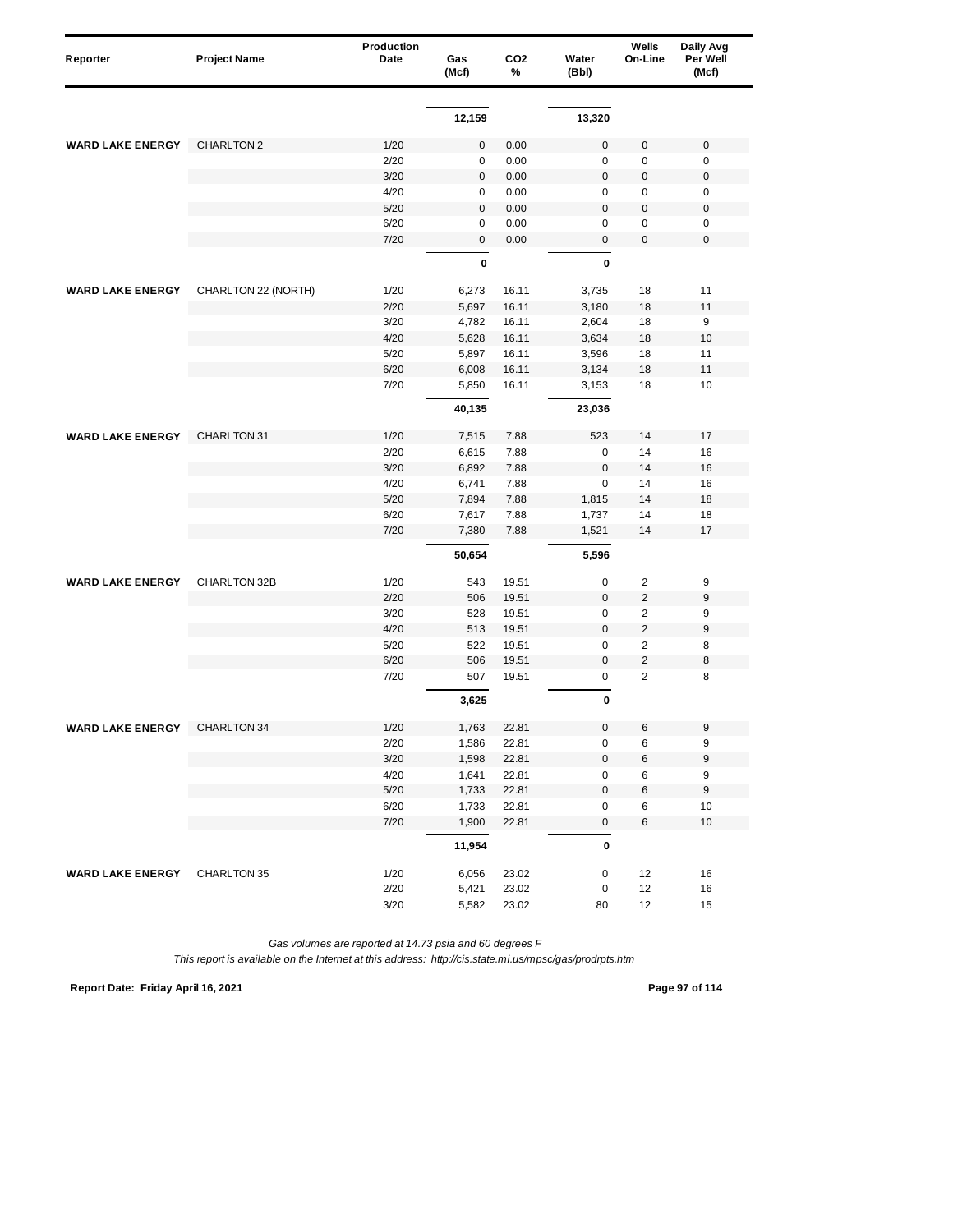| Reporter | Project Name | Production Date | Gas (Mcf) | CO2 % | Water (Bbl) | Wells On-Line | Daily Avg Per Well (Mcf) |
|---|---|---|---|---|---|---|---|
| | | | 12,159 | | 13,320 | | |
| WARD LAKE ENERGY | CHARLTON 2 | 1/20 | 0 | 0.00 | 0 | 0 | 0 |
| | | 2/20 | 0 | 0.00 | 0 | 0 | 0 |
| | | 3/20 | 0 | 0.00 | 0 | 0 | 0 |
| | | 4/20 | 0 | 0.00 | 0 | 0 | 0 |
| | | 5/20 | 0 | 0.00 | 0 | 0 | 0 |
| | | 6/20 | 0 | 0.00 | 0 | 0 | 0 |
| | | 7/20 | 0 | 0.00 | 0 | 0 | 0 |
| | | | **0** | | **0** | | |
| WARD LAKE ENERGY | CHARLTON 22 (NORTH) | 1/20 | 6,273 | 16.11 | 3,735 | 18 | 11 |
| | | 2/20 | 5,697 | 16.11 | 3,180 | 18 | 11 |
| | | 3/20 | 4,782 | 16.11 | 2,604 | 18 | 9 |
| | | 4/20 | 5,628 | 16.11 | 3,634 | 18 | 10 |
| | | 5/20 | 5,897 | 16.11 | 3,596 | 18 | 11 |
| | | 6/20 | 6,008 | 16.11 | 3,134 | 18 | 11 |
| | | 7/20 | 5,850 | 16.11 | 3,153 | 18 | 10 |
| | | | **40,135** | | **23,036** | | |
| WARD LAKE ENERGY | CHARLTON 31 | 1/20 | 7,515 | 7.88 | 523 | 14 | 17 |
| | | 2/20 | 6,615 | 7.88 | 0 | 14 | 16 |
| | | 3/20 | 6,892 | 7.88 | 0 | 14 | 16 |
| | | 4/20 | 6,741 | 7.88 | 0 | 14 | 16 |
| | | 5/20 | 7,894 | 7.88 | 1,815 | 14 | 18 |
| | | 6/20 | 7,617 | 7.88 | 1,737 | 14 | 18 |
| | | 7/20 | 7,380 | 7.88 | 1,521 | 14 | 17 |
| | | | **50,654** | | **5,596** | | |
| WARD LAKE ENERGY | CHARLTON 32B | 1/20 | 543 | 19.51 | 0 | 2 | 9 |
| | | 2/20 | 506 | 19.51 | 0 | 2 | 9 |
| | | 3/20 | 528 | 19.51 | 0 | 2 | 9 |
| | | 4/20 | 513 | 19.51 | 0 | 2 | 9 |
| | | 5/20 | 522 | 19.51 | 0 | 2 | 8 |
| | | 6/20 | 506 | 19.51 | 0 | 2 | 8 |
| | | 7/20 | 507 | 19.51 | 0 | 2 | 8 |
| | | | **3,625** | | **0** | | |
| WARD LAKE ENERGY | CHARLTON 34 | 1/20 | 1,763 | 22.81 | 0 | 6 | 9 |
| | | 2/20 | 1,586 | 22.81 | 0 | 6 | 9 |
| | | 3/20 | 1,598 | 22.81 | 0 | 6 | 9 |
| | | 4/20 | 1,641 | 22.81 | 0 | 6 | 9 |
| | | 5/20 | 1,733 | 22.81 | 0 | 6 | 9 |
| | | 6/20 | 1,733 | 22.81 | 0 | 6 | 10 |
| | | 7/20 | 1,900 | 22.81 | 0 | 6 | 10 |
| | | | **11,954** | | **0** | | |
| WARD LAKE ENERGY | CHARLTON 35 | 1/20 | 6,056 | 23.02 | 0 | 12 | 16 |
| | | 2/20 | 5,421 | 23.02 | 0 | 12 | 16 |
| | | 3/20 | 5,582 | 23.02 | 80 | 12 | 15 |

*Gas volumes are reported at 14.73 psia and 60 degrees F*

*This report is available on the Internet at this address: http://cis.state.mi.us/mpsc/gas/prodrpts.htm*

**Report Date: Friday April 16, 2021**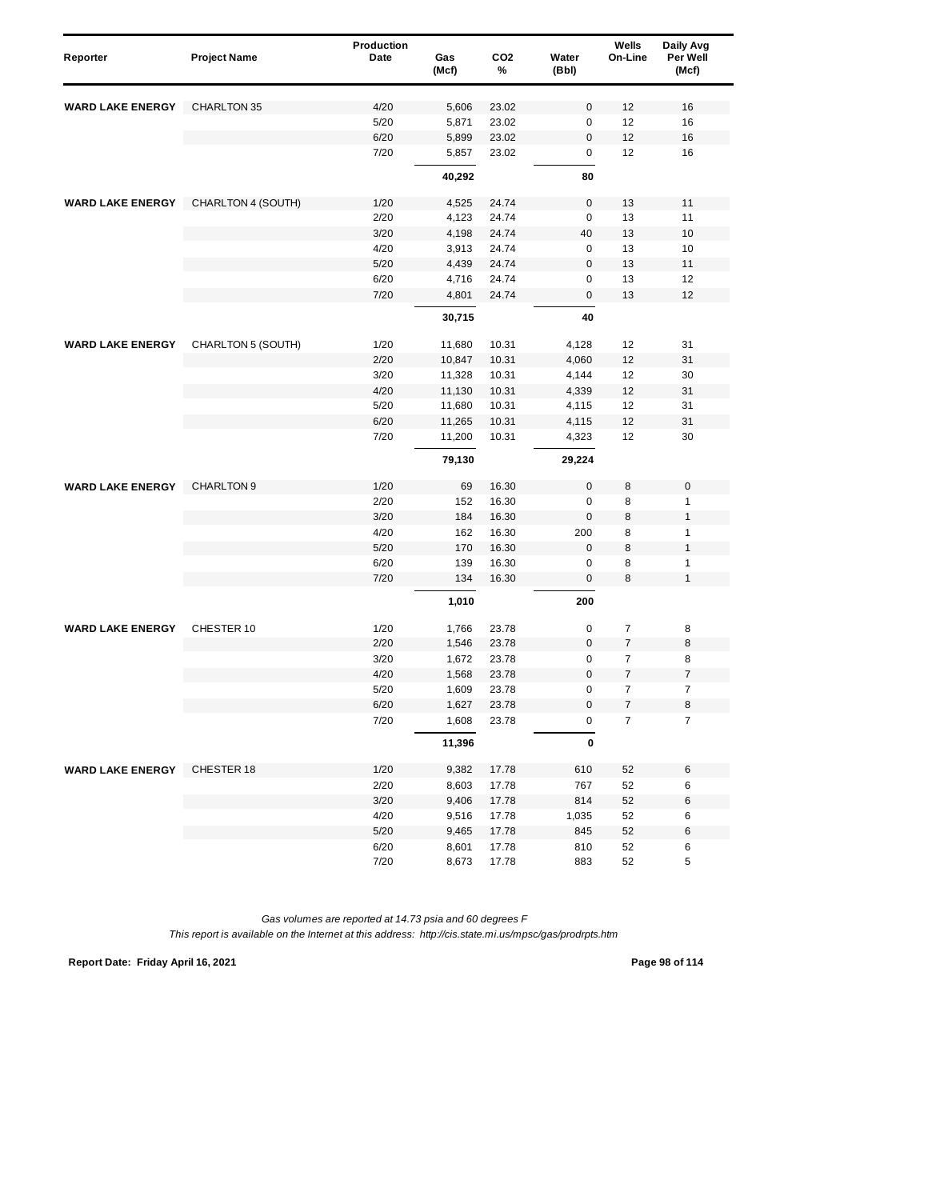| Reporter | Project Name | Production Date | Gas (Mcf) | CO2 % | Water (Bbl) | Wells On-Line | Daily Avg Per Well (Mcf) |
|---|---|---|---|---|---|---|---|
| **WARD LAKE ENERGY** | CHARLTON 35 | 4/20 | 5,606 | 23.02 | 0 | 12 | 16 |
| | | 5/20 | 5,871 | 23.02 | 0 | 12 | 16 |
| | | 6/20 | 5,899 | 23.02 | 0 | 12 | 16 |
| | | 7/20 | 5,857 | 23.02 | 0 | 12 | 16 |
| | | | **40,292** | | **80** | | |
| **WARD LAKE ENERGY** | CHARLTON 4 (SOUTH) | 1/20 | 4,525 | 24.74 | 0 | 13 | 11 |
| | | 2/20 | 4,123 | 24.74 | 0 | 13 | 11 |
| | | 3/20 | 4,198 | 24.74 | 40 | 13 | 10 |
| | | 4/20 | 3,913 | 24.74 | 0 | 13 | 10 |
| | | 5/20 | 4,439 | 24.74 | 0 | 13 | 11 |
| | | 6/20 | 4,716 | 24.74 | 0 | 13 | 12 |
| | | 7/20 | 4,801 | 24.74 | 0 | 13 | 12 |
| | | | **30,715** | | **40** | | |
| **WARD LAKE ENERGY** | CHARLTON 5 (SOUTH) | 1/20 | 11,680 | 10.31 | 4,128 | 12 | 31 |
| | | 2/20 | 10,847 | 10.31 | 4,060 | 12 | 31 |
| | | 3/20 | 11,328 | 10.31 | 4,144 | 12 | 30 |
| | | 4/20 | 11,130 | 10.31 | 4,339 | 12 | 31 |
| | | 5/20 | 11,680 | 10.31 | 4,115 | 12 | 31 |
| | | 6/20 | 11,265 | 10.31 | 4,115 | 12 | 31 |
| | | 7/20 | 11,200 | 10.31 | 4,323 | 12 | 30 |
| | | | **79,130** | | **29,224** | | |
| **WARD LAKE ENERGY** | CHARLTON 9 | 1/20 | 69 | 16.30 | 0 | 8 | 0 |
| | | 2/20 | 152 | 16.30 | 0 | 8 | 1 |
| | | 3/20 | 184 | 16.30 | 0 | 8 | 1 |
| | | 4/20 | 162 | 16.30 | 200 | 8 | 1 |
| | | 5/20 | 170 | 16.30 | 0 | 8 | 1 |
| | | 6/20 | 139 | 16.30 | 0 | 8 | 1 |
| | | 7/20 | 134 | 16.30 | 0 | 8 | 1 |
| | | | **1,010** | | **200** | | |
| **WARD LAKE ENERGY** | CHESTER 10 | 1/20 | 1,766 | 23.78 | 0 | 7 | 8 |
| | | 2/20 | 1,546 | 23.78 | 0 | 7 | 8 |
| | | 3/20 | 1,672 | 23.78 | 0 | 7 | 8 |
| | | 4/20 | 1,568 | 23.78 | 0 | 7 | 7 |
| | | 5/20 | 1,609 | 23.78 | 0 | 7 | 7 |
| | | 6/20 | 1,627 | 23.78 | 0 | 7 | 8 |
| | | 7/20 | 1,608 | 23.78 | 0 | 7 | 7 |
| | | | **11,396** | | **0** | | |
| **WARD LAKE ENERGY** | CHESTER 18 | 1/20 | 9,382 | 17.78 | 610 | 52 | 6 |
| | | 2/20 | 8,603 | 17.78 | 767 | 52 | 6 |
| | | 3/20 | 9,406 | 17.78 | 814 | 52 | 6 |
| | | 4/20 | 9,516 | 17.78 | 1,035 | 52 | 6 |
| | | 5/20 | 9,465 | 17.78 | 845 | 52 | 6 |
| | | 6/20 | 8,601 | 17.78 | 810 | 52 | 6 |
| | | 7/20 | 8,673 | 17.78 | 883 | 52 | 5 |

*Gas volumes are reported at 14.73 psia and 60 degrees F*

*This report is available on the Internet at this address: http://cis.state.mi.us/mpsc/gas/prodrpts.htm*

**Report Date: Friday April 16, 2021**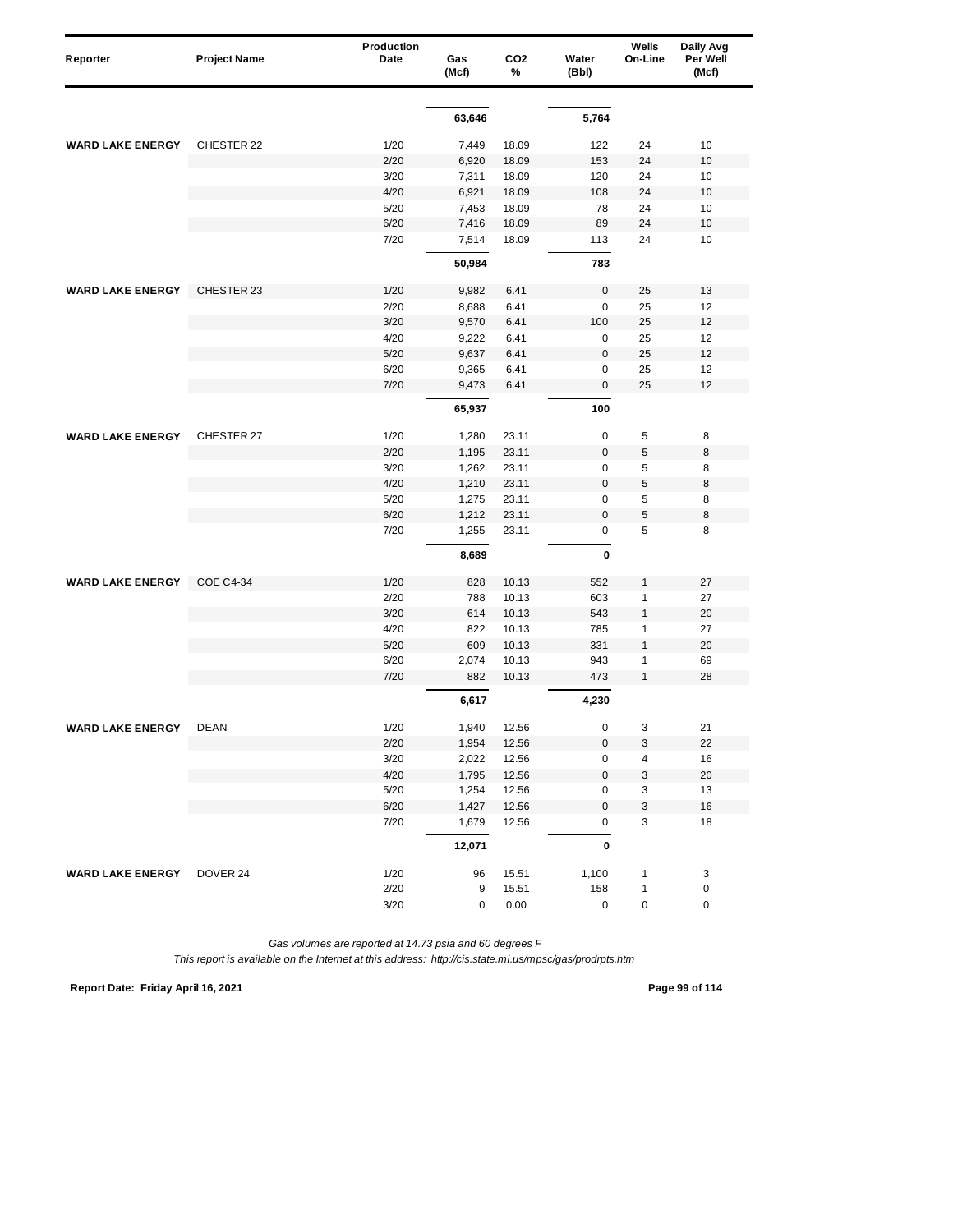| Reporter | Project Name | Production Date | Gas (Mcf) | $CO_2$ % | Water (Bbl) | Wells On-Line | Daily Avg Per Well (Mcf) |
|---|---|---|---|---|---|---|---|
| | | | 63,646 | | 5,764 | | |
| WARD LAKE ENERGY | CHESTER 22 | 1/20 | 7,449 | 18.09 | 122 | 24 | 10 |
| | | 2/20 | 6,920 | 18.09 | 153 | 24 | 10 |
| | | 3/20 | 7,311 | 18.09 | 120 | 24 | 10 |
| | | 4/20 | 6,921 | 18.09 | 108 | 24 | 10 |
| | | 5/20 | 7,453 | 18.09 | 78 | 24 | 10 |
| | | 6/20 | 7,416 | 18.09 | 89 | 24 | 10 |
| | | 7/20 | 7,514 | 18.09 | 113 | 24 | 10 |
| | | | 50,984 | | 783 | | |
| WARD LAKE ENERGY | CHESTER 23 | 1/20 | 9,982 | 6.41 | 0 | 25 | 13 |
| | | 2/20 | 8,688 | 6.41 | 0 | 25 | 12 |
| | | 3/20 | 9,570 | 6.41 | 100 | 25 | 12 |
| | | 4/20 | 9,222 | 6.41 | 0 | 25 | 12 |
| | | 5/20 | 9,637 | 6.41 | 0 | 25 | 12 |
| | | 6/20 | 9,365 | 6.41 | 0 | 25 | 12 |
| | | 7/20 | 9,473 | 6.41 | 0 | 25 | 12 |
| | | | 65,937 | | 100 | | |
| WARD LAKE ENERGY | CHESTER 27 | 1/20 | 1,280 | 23.11 | 0 | 5 | 8 |
| | | 2/20 | 1,195 | 23.11 | 0 | 5 | 8 |
| | | 3/20 | 1,262 | 23.11 | 0 | 5 | 8 |
| | | 4/20 | 1,210 | 23.11 | 0 | 5 | 8 |
| | | 5/20 | 1,275 | 23.11 | 0 | 5 | 8 |
| | | 6/20 | 1,212 | 23.11 | 0 | 5 | 8 |
| | | 7/20 | 1,255 | 23.11 | 0 | 5 | 8 |
| | | | 8,689 | | 0 | | |
| WARD LAKE ENERGY | COE C4-34 | 1/20 | 828 | 10.13 | 552 | 1 | 27 |
| | | 2/20 | 788 | 10.13 | 603 | 1 | 27 |
| | | 3/20 | 614 | 10.13 | 543 | 1 | 20 |
| | | 4/20 | 822 | 10.13 | 785 | 1 | 27 |
| | | 5/20 | 609 | 10.13 | 331 | 1 | 20 |
| | | 6/20 | 2,074 | 10.13 | 943 | 1 | 69 |
| | | 7/20 | 882 | 10.13 | 473 | 1 | 28 |
| | | | 6,617 | | 4,230 | | |
| WARD LAKE ENERGY | DEAN | 1/20 | 1,940 | 12.56 | 0 | 3 | 21 |
| | | 2/20 | 1,954 | 12.56 | 0 | 3 | 22 |
| | | 3/20 | 2,022 | 12.56 | 0 | 4 | 16 |
| | | 4/20 | 1,795 | 12.56 | 0 | 3 | 20 |
| | | 5/20 | 1,254 | 12.56 | 0 | 3 | 13 |
| | | 6/20 | 1,427 | 12.56 | 0 | 3 | 16 |
| | | 7/20 | 1,679 | 12.56 | 0 | 3 | 18 |
| | | | 12,071 | | 0 | | |
| WARD LAKE ENERGY | DOVER 24 | 1/20 | 96 | 15.51 | 1,100 | 1 | 3 |
| | | 2/20 | 9 | 15.51 | 158 | 1 | 0 |
| | | 3/20 | 0 | 0.00 | 0 | 0 | 0 |

*Gas volumes are reported at 14.73 psia and 60 degrees F*

*This report is available on the Internet at this address: http://cis.state.mi.us/mpsc/gas/prodrpts.htm*

**Report Date: Friday April 16, 2021**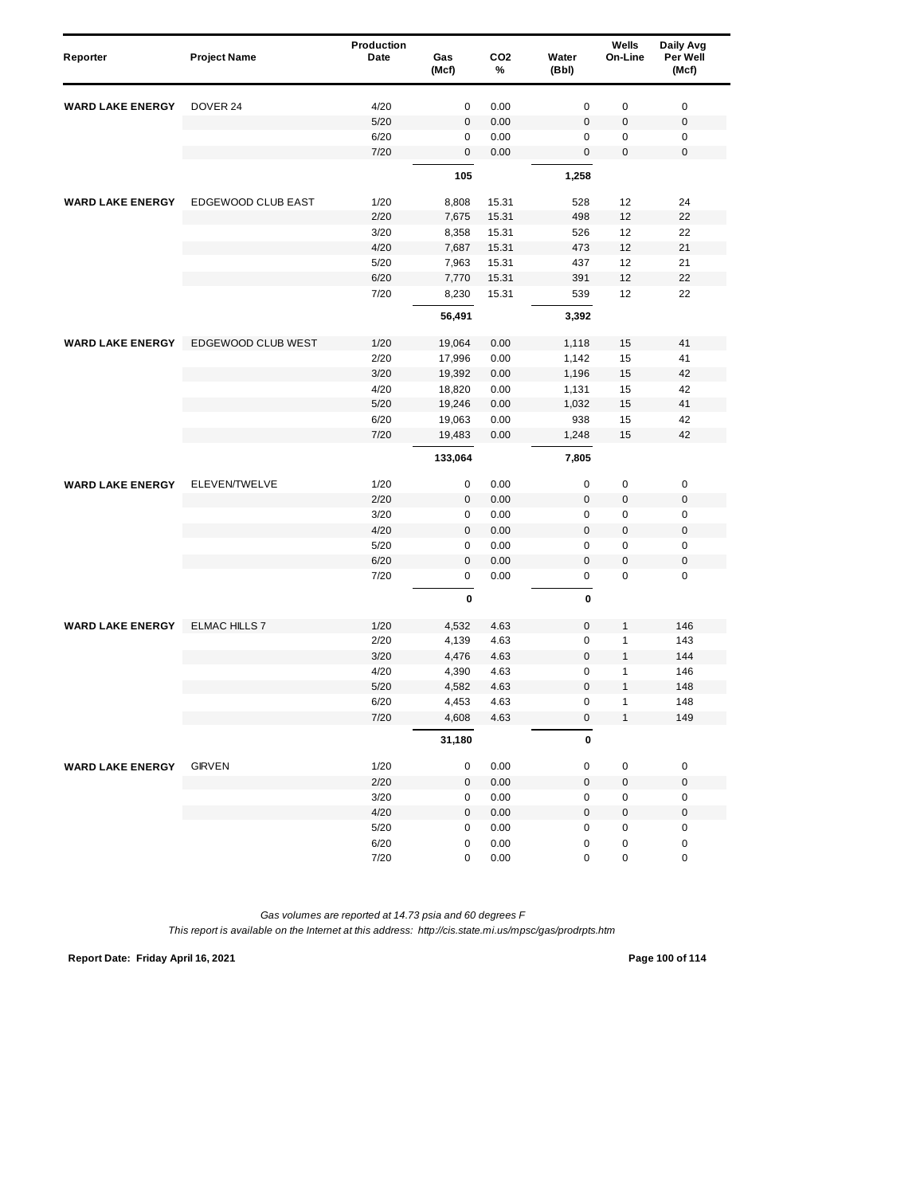| Reporter | Project Name | Production Date | Gas (Mcf) | $CO_2$ % | Water (Bbl) | Wells On-Line | Daily Avg Per Well (Mcf) |
|---|---|---|---|---|---|---|---|
| WARD LAKE ENERGY | DOVER 24 | 4/20 | 0 | 0.00 | 0 | 0 | 0 |
| | | 5/20 | 0 | 0.00 | 0 | 0 | 0 |
| | | 6/20 | 0 | 0.00 | 0 | 0 | 0 |
| | | 7/20 | 0 | 0.00 | 0 | 0 | 0 |
| | | | **105** | | **1,258** | | |
| WARD LAKE ENERGY | EDGEWOOD CLUB EAST | 1/20 | 8,808 | 15.31 | 528 | 12 | 24 |
| | | 2/20 | 7,675 | 15.31 | 498 | 12 | 22 |
| | | 3/20 | 8,358 | 15.31 | 526 | 12 | 22 |
| | | 4/20 | 7,687 | 15.31 | 473 | 12 | 21 |
| | | 5/20 | 7,963 | 15.31 | 437 | 12 | 21 |
| | | 6/20 | 7,770 | 15.31 | 391 | 12 | 22 |
| | | 7/20 | 8,230 | 15.31 | 539 | 12 | 22 |
| | | | **56,491** | | **3,392** | | |
| WARD LAKE ENERGY | EDGEWOOD CLUB WEST | 1/20 | 19,064 | 0.00 | 1,118 | 15 | 41 |
| | | 2/20 | 17,996 | 0.00 | 1,142 | 15 | 41 |
| | | 3/20 | 19,392 | 0.00 | 1,196 | 15 | 42 |
| | | 4/20 | 18,820 | 0.00 | 1,131 | 15 | 42 |
| | | 5/20 | 19,246 | 0.00 | 1,032 | 15 | 41 |
| | | 6/20 | 19,063 | 0.00 | 938 | 15 | 42 |
| | | 7/20 | 19,483 | 0.00 | 1,248 | 15 | 42 |
| | | | **133,064** | | **7,805** | | |
| WARD LAKE ENERGY | ELEVEN/TWELVE | 1/20 | 0 | 0.00 | 0 | 0 | 0 |
| | | 2/20 | 0 | 0.00 | 0 | 0 | 0 |
| | | 3/20 | 0 | 0.00 | 0 | 0 | 0 |
| | | 4/20 | 0 | 0.00 | 0 | 0 | 0 |
| | | 5/20 | 0 | 0.00 | 0 | 0 | 0 |
| | | 6/20 | 0 | 0.00 | 0 | 0 | 0 |
| | | 7/20 | 0 | 0.00 | 0 | 0 | 0 |
| | | | **0** | | **0** | | |
| WARD LAKE ENERGY | ELMAC HILLS 7 | 1/20 | 4,532 | 4.63 | 0 | 1 | 146 |
| | | 2/20 | 4,139 | 4.63 | 0 | 1 | 143 |
| | | 3/20 | 4,476 | 4.63 | 0 | 1 | 144 |
| | | 4/20 | 4,390 | 4.63 | 0 | 1 | 146 |
| | | 5/20 | 4,582 | 4.63 | 0 | 1 | 148 |
| | | 6/20 | 4,453 | 4.63 | 0 | 1 | 148 |
| | | 7/20 | 4,608 | 4.63 | 0 | 1 | 149 |
| | | | **31,180** | | **0** | | |
| WARD LAKE ENERGY | GIRVEN | 1/20 | 0 | 0.00 | 0 | 0 | 0 |
| | | 2/20 | 0 | 0.00 | 0 | 0 | 0 |
| | | 3/20 | 0 | 0.00 | 0 | 0 | 0 |
| | | 4/20 | 0 | 0.00 | 0 | 0 | 0 |
| | | 5/20 | 0 | 0.00 | 0 | 0 | 0 |
| | | 6/20 | 0 | 0.00 | 0 | 0 | 0 |
| | | 7/20 | 0 | 0.00 | 0 | 0 | 0 |

*Gas volumes are reported at 14.73 psia and 60 degrees F*

*This report is available on the Internet at this address: http://cis.state.mi.us/mpsc/gas/prodrpts.htm*

**Report Date: Friday April 16, 2021**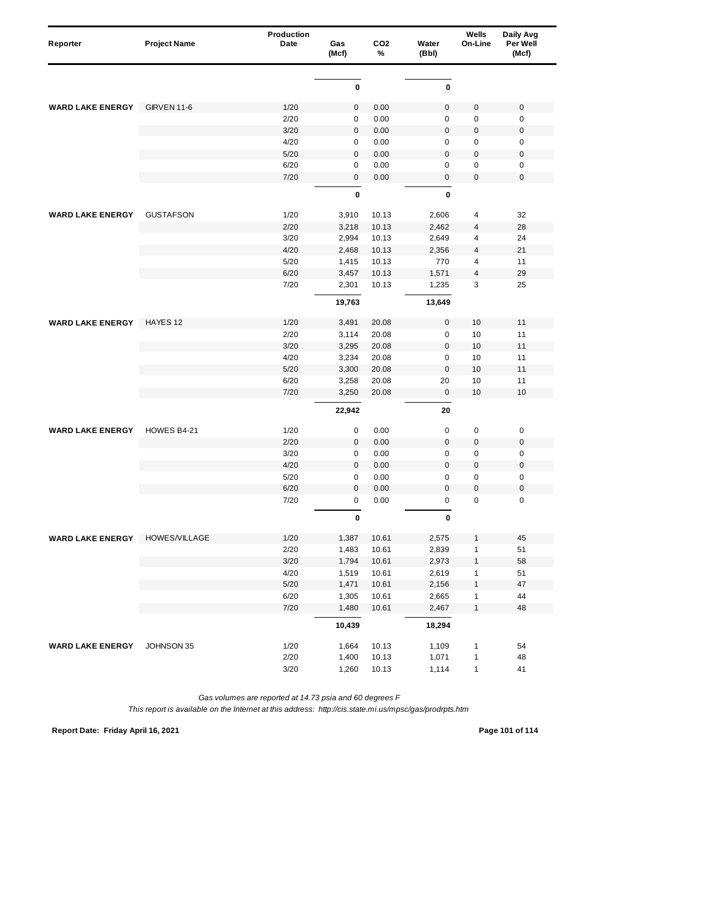| Reporter | Project Name | Production Date | Gas (Mcf) | $CO_2$ % | Water (Bbl) | Wells On-Line | Daily Avg Per Well (Mcf) |
|---|---|---|---|---|---|---|---|
| | | | 0 | | 0 | | |
| WARD LAKE ENERGY | GIRVEN 11-6 | 1/20 | 0 | 0.00 | 0 | 0 | 0 |
| | | 2/20 | 0 | 0.00 | 0 | 0 | 0 |
| | | 3/20 | 0 | 0.00 | 0 | 0 | 0 |
| | | 4/20 | 0 | 0.00 | 0 | 0 | 0 |
| | | 5/20 | 0 | 0.00 | 0 | 0 | 0 |
| | | 6/20 | 0 | 0.00 | 0 | 0 | 0 |
| | | 7/20 | 0 | 0.00 | 0 | 0 | 0 |
| | | | 0 | | 0 | | |
| WARD LAKE ENERGY | GUSTAFSON | 1/20 | 3,910 | 10.13 | 2,606 | 4 | 32 |
| | | 2/20 | 3,218 | 10.13 | 2,462 | 4 | 28 |
| | | 3/20 | 2,994 | 10.13 | 2,649 | 4 | 24 |
| | | 4/20 | 2,468 | 10.13 | 2,356 | 4 | 21 |
| | | 5/20 | 1,415 | 10.13 | 770 | 4 | 11 |
| | | 6/20 | 3,457 | 10.13 | 1,571 | 4 | 29 |
| | | 7/20 | 2,301 | 10.13 | 1,235 | 3 | 25 |
| | | | 19,763 | | 13,649 | | |
| WARD LAKE ENERGY | HAYES 12 | 1/20 | 3,491 | 20.08 | 0 | 10 | 11 |
| | | 2/20 | 3,114 | 20.08 | 0 | 10 | 11 |
| | | 3/20 | 3,295 | 20.08 | 0 | 10 | 11 |
| | | 4/20 | 3,234 | 20.08 | 0 | 10 | 11 |
| | | 5/20 | 3,300 | 20.08 | 0 | 10 | 11 |
| | | 6/20 | 3,258 | 20.08 | 20 | 10 | 11 |
| | | 7/20 | 3,250 | 20.08 | 0 | 10 | 10 |
| | | | 22,942 | | 20 | | |
| WARD LAKE ENERGY | HOWES B4-21 | 1/20 | 0 | 0.00 | 0 | 0 | 0 |
| | | 2/20 | 0 | 0.00 | 0 | 0 | 0 |
| | | 3/20 | 0 | 0.00 | 0 | 0 | 0 |
| | | 4/20 | 0 | 0.00 | 0 | 0 | 0 |
| | | 5/20 | 0 | 0.00 | 0 | 0 | 0 |
| | | 6/20 | 0 | 0.00 | 0 | 0 | 0 |
| | | 7/20 | 0 | 0.00 | 0 | 0 | 0 |
| | | | 0 | | 0 | | |
| WARD LAKE ENERGY | HOWES/VILLAGE | 1/20 | 1,387 | 10.61 | 2,575 | 1 | 45 |
| | | 2/20 | 1,483 | 10.61 | 2,839 | 1 | 51 |
| | | 3/20 | 1,794 | 10.61 | 2,973 | 1 | 58 |
| | | 4/20 | 1,519 | 10.61 | 2,619 | 1 | 51 |
| | | 5/20 | 1,471 | 10.61 | 2,156 | 1 | 47 |
| | | 6/20 | 1,305 | 10.61 | 2,665 | 1 | 44 |
| | | 7/20 | 1,480 | 10.61 | 2,467 | 1 | 48 |
| | | | 10,439 | | 18,294 | | |
| WARD LAKE ENERGY | JOHNSON 35 | 1/20 | 1,664 | 10.13 | 1,109 | 1 | 54 |
| | | 2/20 | 1,400 | 10.13 | 1,071 | 1 | 48 |
| | | 3/20 | 1,260 | 10.13 | 1,114 | 1 | 41 |

*Gas volumes are reported at 14.73 psia and 60 degrees F*

*This report is available on the Internet at this address: http://cis.state.mi.us/mpsc/gas/prodrpts.htm*

**Report Date: Friday April 16, 2021**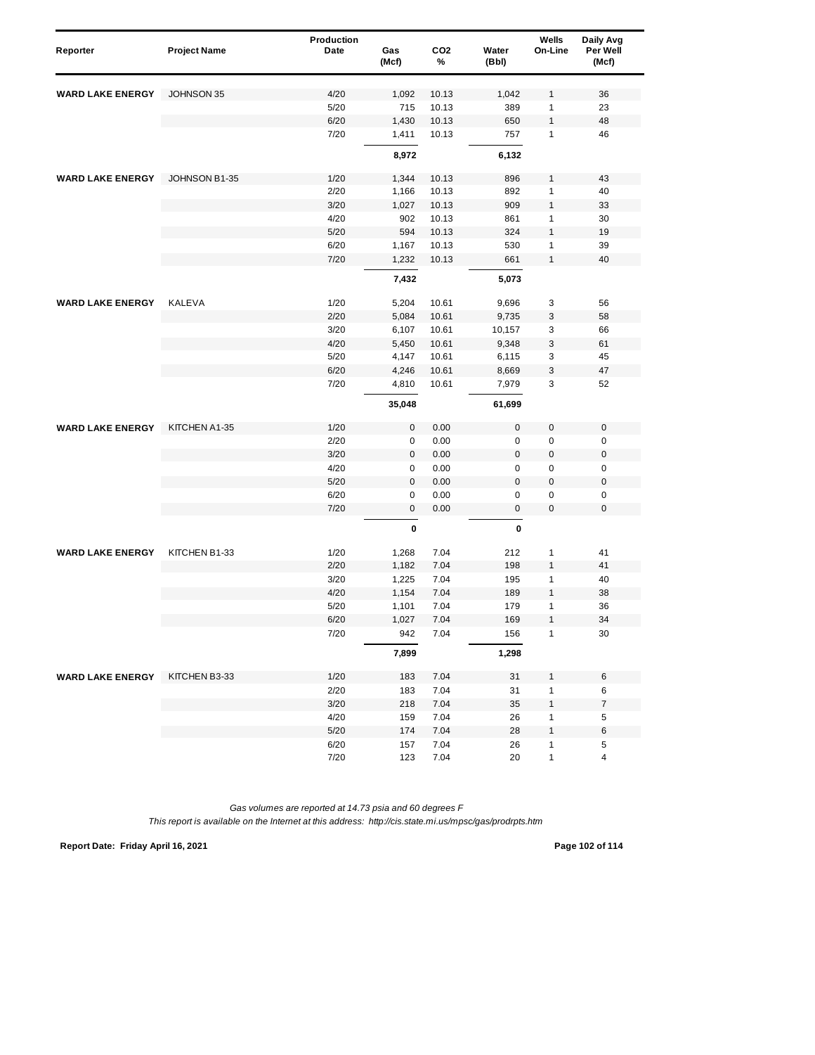| Reporter | Project Name | Production Date | Gas (Mcf) | $CO_2$ % | Water (Bbl) | Wells On-Line | Daily Avg Per Well (Mcf) |
|---|---|---|---|---|---|---|---|
| WARD LAKE ENERGY | JOHNSON 35 | 4/20 | 1,092 | 10.13 | 1,042 | 1 | 36 |
| | | 5/20 | 715 | 10.13 | 389 | 1 | 23 |
| | | 6/20 | 1,430 | 10.13 | 650 | 1 | 48 |
| | | 7/20 | 1,411 | 10.13 | 757 | 1 | 46 |
| | | | **8,972** | | **6,132** | | |
| WARD LAKE ENERGY | JOHNSON B1-35 | 1/20 | 1,344 | 10.13 | 896 | 1 | 43 |
| | | 2/20 | 1,166 | 10.13 | 892 | 1 | 40 |
| | | 3/20 | 1,027 | 10.13 | 909 | 1 | 33 |
| | | 4/20 | 902 | 10.13 | 861 | 1 | 30 |
| | | 5/20 | 594 | 10.13 | 324 | 1 | 19 |
| | | 6/20 | 1,167 | 10.13 | 530 | 1 | 39 |
| | | 7/20 | 1,232 | 10.13 | 661 | 1 | 40 |
| | | | **7,432** | | **5,073** | | |
| WARD LAKE ENERGY | KALEVA | 1/20 | 5,204 | 10.61 | 9,696 | 3 | 56 |
| | | 2/20 | 5,084 | 10.61 | 9,735 | 3 | 58 |
| | | 3/20 | 6,107 | 10.61 | 10,157 | 3 | 66 |
| | | 4/20 | 5,450 | 10.61 | 9,348 | 3 | 61 |
| | | 5/20 | 4,147 | 10.61 | 6,115 | 3 | 45 |
| | | 6/20 | 4,246 | 10.61 | 8,669 | 3 | 47 |
| | | 7/20 | 4,810 | 10.61 | 7,979 | 3 | 52 |
| | | | **35,048** | | **61,699** | | |
| WARD LAKE ENERGY | KITCHEN A1-35 | 1/20 | 0 | 0.00 | 0 | 0 | 0 |
| | | 2/20 | 0 | 0.00 | 0 | 0 | 0 |
| | | 3/20 | 0 | 0.00 | 0 | 0 | 0 |
| | | 4/20 | 0 | 0.00 | 0 | 0 | 0 |
| | | 5/20 | 0 | 0.00 | 0 | 0 | 0 |
| | | 6/20 | 0 | 0.00 | 0 | 0 | 0 |
| | | 7/20 | 0 | 0.00 | 0 | 0 | 0 |
| | | | **0** | | **0** | | |
| WARD LAKE ENERGY | KITCHEN B1-33 | 1/20 | 1,268 | 7.04 | 212 | 1 | 41 |
| | | 2/20 | 1,182 | 7.04 | 198 | 1 | 41 |
| | | 3/20 | 1,225 | 7.04 | 195 | 1 | 40 |
| | | 4/20 | 1,154 | 7.04 | 189 | 1 | 38 |
| | | 5/20 | 1,101 | 7.04 | 179 | 1 | 36 |
| | | 6/20 | 1,027 | 7.04 | 169 | 1 | 34 |
| | | 7/20 | 942 | 7.04 | 156 | 1 | 30 |
| | | | **7,899** | | **1,298** | | |
| WARD LAKE ENERGY | KITCHEN B3-33 | 1/20 | 183 | 7.04 | 31 | 1 | 6 |
| | | 2/20 | 183 | 7.04 | 31 | 1 | 6 |
| | | 3/20 | 218 | 7.04 | 35 | 1 | 7 |
| | | 4/20 | 159 | 7.04 | 26 | 1 | 5 |
| | | 5/20 | 174 | 7.04 | 28 | 1 | 6 |
| | | 6/20 | 157 | 7.04 | 26 | 1 | 5 |
| | | 7/20 | 123 | 7.04 | 20 | 1 | 4 |

*Gas volumes are reported at 14.73 psia and 60 degrees F*

*This report is available on the Internet at this address: http://cis.state.mi.us/mpsc/gas/prodrpts.htm*

**Report Date: Friday April 16, 2021**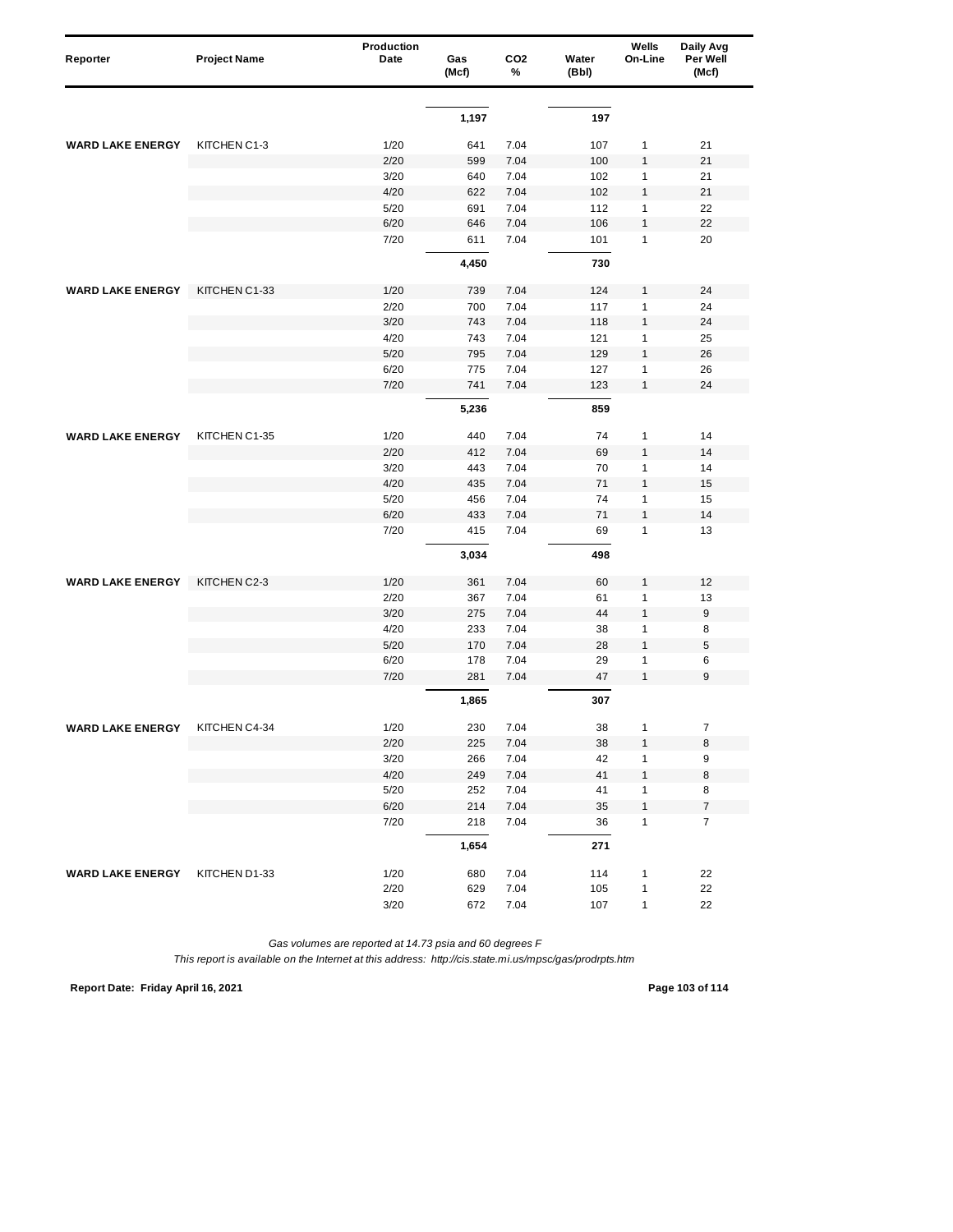| Reporter | Project Name | Production Date | Gas (Mcf) | $CO_2$ % | Water (Bbl) | Wells On-Line | Daily Avg Per Well (Mcf) |
|---|---|---|---|---|---|---|---|
| | | | 1,197 | | 197 | | |
| WARD LAKE ENERGY | KITCHEN C1-3 | 1/20 | 641 | 7.04 | 107 | 1 | 21 |
| | | 2/20 | 599 | 7.04 | 100 | 1 | 21 |
| | | 3/20 | 640 | 7.04 | 102 | 1 | 21 |
| | | 4/20 | 622 | 7.04 | 102 | 1 | 21 |
| | | 5/20 | 691 | 7.04 | 112 | 1 | 22 |
| | | 6/20 | 646 | 7.04 | 106 | 1 | 22 |
| | | 7/20 | 611 | 7.04 | 101 | 1 | 20 |
| | | | 4,450 | | 730 | | |
| WARD LAKE ENERGY | KITCHEN C1-33 | 1/20 | 739 | 7.04 | 124 | 1 | 24 |
| | | 2/20 | 700 | 7.04 | 117 | 1 | 24 |
| | | 3/20 | 743 | 7.04 | 118 | 1 | 24 |
| | | 4/20 | 743 | 7.04 | 121 | 1 | 25 |
| | | 5/20 | 795 | 7.04 | 129 | 1 | 26 |
| | | 6/20 | 775 | 7.04 | 127 | 1 | 26 |
| | | 7/20 | 741 | 7.04 | 123 | 1 | 24 |
| | | | 5,236 | | 859 | | |
| WARD LAKE ENERGY | KITCHEN C1-35 | 1/20 | 440 | 7.04 | 74 | 1 | 14 |
| | | 2/20 | 412 | 7.04 | 69 | 1 | 14 |
| | | 3/20 | 443 | 7.04 | 70 | 1 | 14 |
| | | 4/20 | 435 | 7.04 | 71 | 1 | 15 |
| | | 5/20 | 456 | 7.04 | 74 | 1 | 15 |
| | | 6/20 | 433 | 7.04 | 71 | 1 | 14 |
| | | 7/20 | 415 | 7.04 | 69 | 1 | 13 |
| | | | 3,034 | | 498 | | |
| WARD LAKE ENERGY | KITCHEN C2-3 | 1/20 | 361 | 7.04 | 60 | 1 | 12 |
| | | 2/20 | 367 | 7.04 | 61 | 1 | 13 |
| | | 3/20 | 275 | 7.04 | 44 | 1 | 9 |
| | | 4/20 | 233 | 7.04 | 38 | 1 | 8 |
| | | 5/20 | 170 | 7.04 | 28 | 1 | 5 |
| | | 6/20 | 178 | 7.04 | 29 | 1 | 6 |
| | | 7/20 | 281 | 7.04 | 47 | 1 | 9 |
| | | | 1,865 | | 307 | | |
| WARD LAKE ENERGY | KITCHEN C4-34 | 1/20 | 230 | 7.04 | 38 | 1 | 7 |
| | | 2/20 | 225 | 7.04 | 38 | 1 | 8 |
| | | 3/20 | 266 | 7.04 | 42 | 1 | 9 |
| | | 4/20 | 249 | 7.04 | 41 | 1 | 8 |
| | | 5/20 | 252 | 7.04 | 41 | 1 | 8 |
| | | 6/20 | 214 | 7.04 | 35 | 1 | 7 |
| | | 7/20 | 218 | 7.04 | 36 | 1 | 7 |
| | | | 1,654 | | 271 | | |
| WARD LAKE ENERGY | KITCHEN D1-33 | 1/20 | 680 | 7.04 | 114 | 1 | 22 |
| | | 2/20 | 629 | 7.04 | 105 | 1 | 22 |
| | | 3/20 | 672 | 7.04 | 107 | 1 | 22 |

*Gas volumes are reported at 14.73 psia and 60 degrees F*

*This report is available on the Internet at this address: http://cis.state.mi.us/mpsc/gas/prodrpts.htm*

**Report Date: Friday April 16, 2021**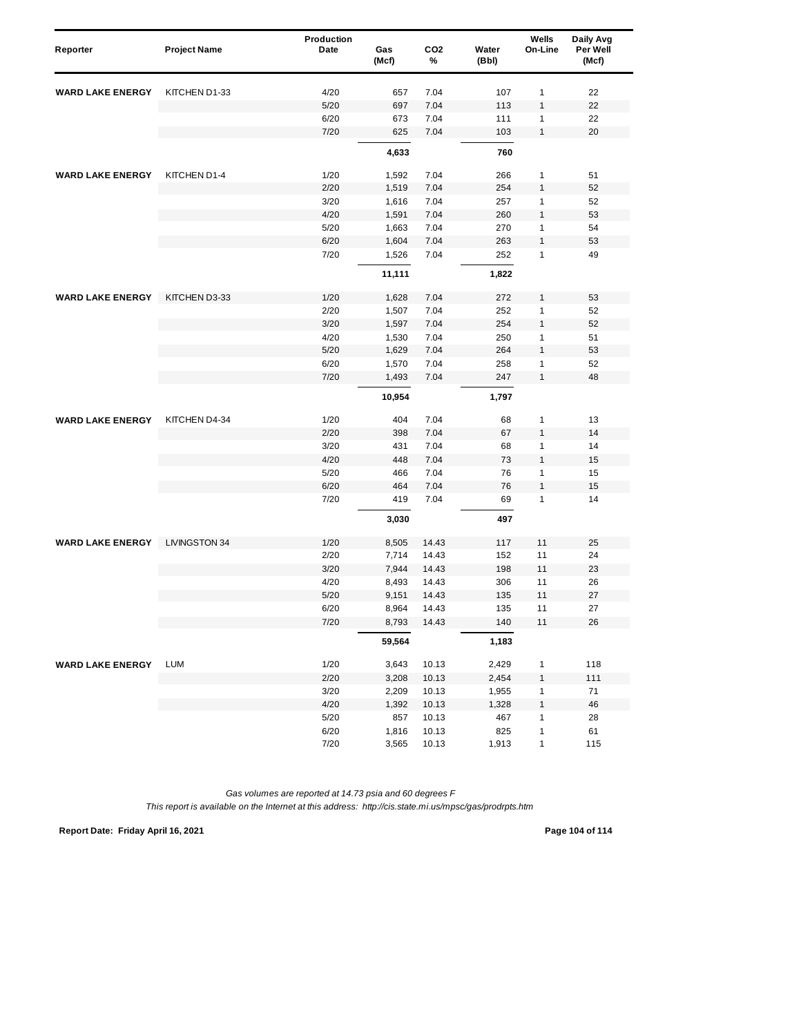| Reporter | Project Name | Production Date | Gas (Mcf) | $CO_2$ % | Water (Bbl) | Wells On-Line | Daily Avg Per Well (Mcf) |
|---|---|---|---|---|---|---|---|
| WARD LAKE ENERGY | KITCHEN D1-33 | 4/20 | 657 | 7.04 | 107 | 1 | 22 |
| | | 5/20 | 697 | 7.04 | 113 | 1 | 22 |
| | | 6/20 | 673 | 7.04 | 111 | 1 | 22 |
| | | 7/20 | 625 | 7.04 | 103 | 1 | 20 |
| | | | **4,633** | | **760** | | |
| WARD LAKE ENERGY | KITCHEN D1-4 | 1/20 | 1,592 | 7.04 | 266 | 1 | 51 |
| | | 2/20 | 1,519 | 7.04 | 254 | 1 | 52 |
| | | 3/20 | 1,616 | 7.04 | 257 | 1 | 52 |
| | | 4/20 | 1,591 | 7.04 | 260 | 1 | 53 |
| | | 5/20 | 1,663 | 7.04 | 270 | 1 | 54 |
| | | 6/20 | 1,604 | 7.04 | 263 | 1 | 53 |
| | | 7/20 | 1,526 | 7.04 | 252 | 1 | 49 |
| | | | **11,111** | | **1,822** | | |
| WARD LAKE ENERGY | KITCHEN D3-33 | 1/20 | 1,628 | 7.04 | 272 | 1 | 53 |
| | | 2/20 | 1,507 | 7.04 | 252 | 1 | 52 |
| | | 3/20 | 1,597 | 7.04 | 254 | 1 | 52 |
| | | 4/20 | 1,530 | 7.04 | 250 | 1 | 51 |
| | | 5/20 | 1,629 | 7.04 | 264 | 1 | 53 |
| | | 6/20 | 1,570 | 7.04 | 258 | 1 | 52 |
| | | 7/20 | 1,493 | 7.04 | 247 | 1 | 48 |
| | | | **10,954** | | **1,797** | | |
| WARD LAKE ENERGY | KITCHEN D4-34 | 1/20 | 404 | 7.04 | 68 | 1 | 13 |
| | | 2/20 | 398 | 7.04 | 67 | 1 | 14 |
| | | 3/20 | 431 | 7.04 | 68 | 1 | 14 |
| | | 4/20 | 448 | 7.04 | 73 | 1 | 15 |
| | | 5/20 | 466 | 7.04 | 76 | 1 | 15 |
| | | 6/20 | 464 | 7.04 | 76 | 1 | 15 |
| | | 7/20 | 419 | 7.04 | 69 | 1 | 14 |
| | | | **3,030** | | **497** | | |
| WARD LAKE ENERGY | LIVINGSTON 34 | 1/20 | 8,505 | 14.43 | 117 | 11 | 25 |
| | | 2/20 | 7,714 | 14.43 | 152 | 11 | 24 |
| | | 3/20 | 7,944 | 14.43 | 198 | 11 | 23 |
| | | 4/20 | 8,493 | 14.43 | 306 | 11 | 26 |
| | | 5/20 | 9,151 | 14.43 | 135 | 11 | 27 |
| | | 6/20 | 8,964 | 14.43 | 135 | 11 | 27 |
| | | 7/20 | 8,793 | 14.43 | 140 | 11 | 26 |
| | | | **59,564** | | **1,183** | | |
| WARD LAKE ENERGY | LUM | 1/20 | 3,643 | 10.13 | 2,429 | 1 | 118 |
| | | 2/20 | 3,208 | 10.13 | 2,454 | 1 | 111 |
| | | 3/20 | 2,209 | 10.13 | 1,955 | 1 | 71 |
| | | 4/20 | 1,392 | 10.13 | 1,328 | 1 | 46 |
| | | 5/20 | 857 | 10.13 | 467 | 1 | 28 |
| | | 6/20 | 1,816 | 10.13 | 825 | 1 | 61 |
| | | 7/20 | 3,565 | 10.13 | 1,913 | 1 | 115 |

*Gas volumes are reported at 14.73 psia and 60 degrees F*

*This report is available on the Internet at this address: http://cis.state.mi.us/mpsc/gas/prodrpts.htm*

**Report Date: Friday April 16, 2021**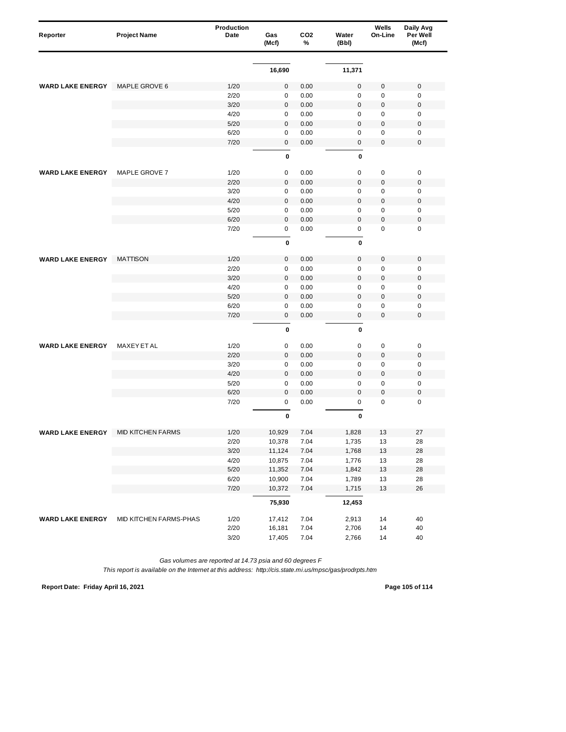| Reporter | Project Name | Production Date | Gas (Mcf) | $CO_2$ % | Water (Bbl) | Wells On-Line | Daily Avg Per Well (Mcf) |
|---|---|---|---|---|---|---|---|
| | | | **16,690** | | **11,371** | | |
| **WARD LAKE ENERGY** | MAPLE GROVE 6 | 1/20 | 0 | 0.00 | 0 | 0 | 0 |
| | | 2/20 | 0 | 0.00 | 0 | 0 | 0 |
| | | 3/20 | 0 | 0.00 | 0 | 0 | 0 |
| | | 4/20 | 0 | 0.00 | 0 | 0 | 0 |
| | | 5/20 | 0 | 0.00 | 0 | 0 | 0 |
| | | 6/20 | 0 | 0.00 | 0 | 0 | 0 |
| | | 7/20 | 0 | 0.00 | 0 | 0 | 0 |
| | | | **0** | | **0** | | |
| **WARD LAKE ENERGY** | MAPLE GROVE 7 | 1/20 | 0 | 0.00 | 0 | 0 | 0 |
| | | 2/20 | 0 | 0.00 | 0 | 0 | 0 |
| | | 3/20 | 0 | 0.00 | 0 | 0 | 0 |
| | | 4/20 | 0 | 0.00 | 0 | 0 | 0 |
| | | 5/20 | 0 | 0.00 | 0 | 0 | 0 |
| | | 6/20 | 0 | 0.00 | 0 | 0 | 0 |
| | | 7/20 | 0 | 0.00 | 0 | 0 | 0 |
| | | | **0** | | **0** | | |
| **WARD LAKE ENERGY** | MATTISON | 1/20 | 0 | 0.00 | 0 | 0 | 0 |
| | | 2/20 | 0 | 0.00 | 0 | 0 | 0 |
| | | 3/20 | 0 | 0.00 | 0 | 0 | 0 |
| | | 4/20 | 0 | 0.00 | 0 | 0 | 0 |
| | | 5/20 | 0 | 0.00 | 0 | 0 | 0 |
| | | 6/20 | 0 | 0.00 | 0 | 0 | 0 |
| | | 7/20 | 0 | 0.00 | 0 | 0 | 0 |
| | | | **0** | | **0** | | |
| **WARD LAKE ENERGY** | MAXEY ET AL | 1/20 | 0 | 0.00 | 0 | 0 | 0 |
| | | 2/20 | 0 | 0.00 | 0 | 0 | 0 |
| | | 3/20 | 0 | 0.00 | 0 | 0 | 0 |
| | | 4/20 | 0 | 0.00 | 0 | 0 | 0 |
| | | 5/20 | 0 | 0.00 | 0 | 0 | 0 |
| | | 6/20 | 0 | 0.00 | 0 | 0 | 0 |
| | | 7/20 | 0 | 0.00 | 0 | 0 | 0 |
| | | | **0** | | **0** | | |
| **WARD LAKE ENERGY** | MID KITCHEN FARMS | 1/20 | 10,929 | 7.04 | 1,828 | 13 | 27 |
| | | 2/20 | 10,378 | 7.04 | 1,735 | 13 | 28 |
| | | 3/20 | 11,124 | 7.04 | 1,768 | 13 | 28 |
| | | 4/20 | 10,875 | 7.04 | 1,776 | 13 | 28 |
| | | 5/20 | 11,352 | 7.04 | 1,842 | 13 | 28 |
| | | 6/20 | 10,900 | 7.04 | 1,789 | 13 | 28 |
| | | 7/20 | 10,372 | 7.04 | 1,715 | 13 | 26 |
| | | | **75,930** | | **12,453** | | |
| **WARD LAKE ENERGY** | MID KITCHEN FARMS-PHAS | 1/20 | 17,412 | 7.04 | 2,913 | 14 | 40 |
| | | 2/20 | 16,181 | 7.04 | 2,706 | 14 | 40 |
| | | 3/20 | 17,405 | 7.04 | 2,766 | 14 | 40 |

*Gas volumes are reported at 14.73 psia and 60 degrees F*

*This report is available on the Internet at this address: http://cis.state.mi.us/mpsc/gas/prodrpts.htm*

**Report Date: Friday April 16, 2021**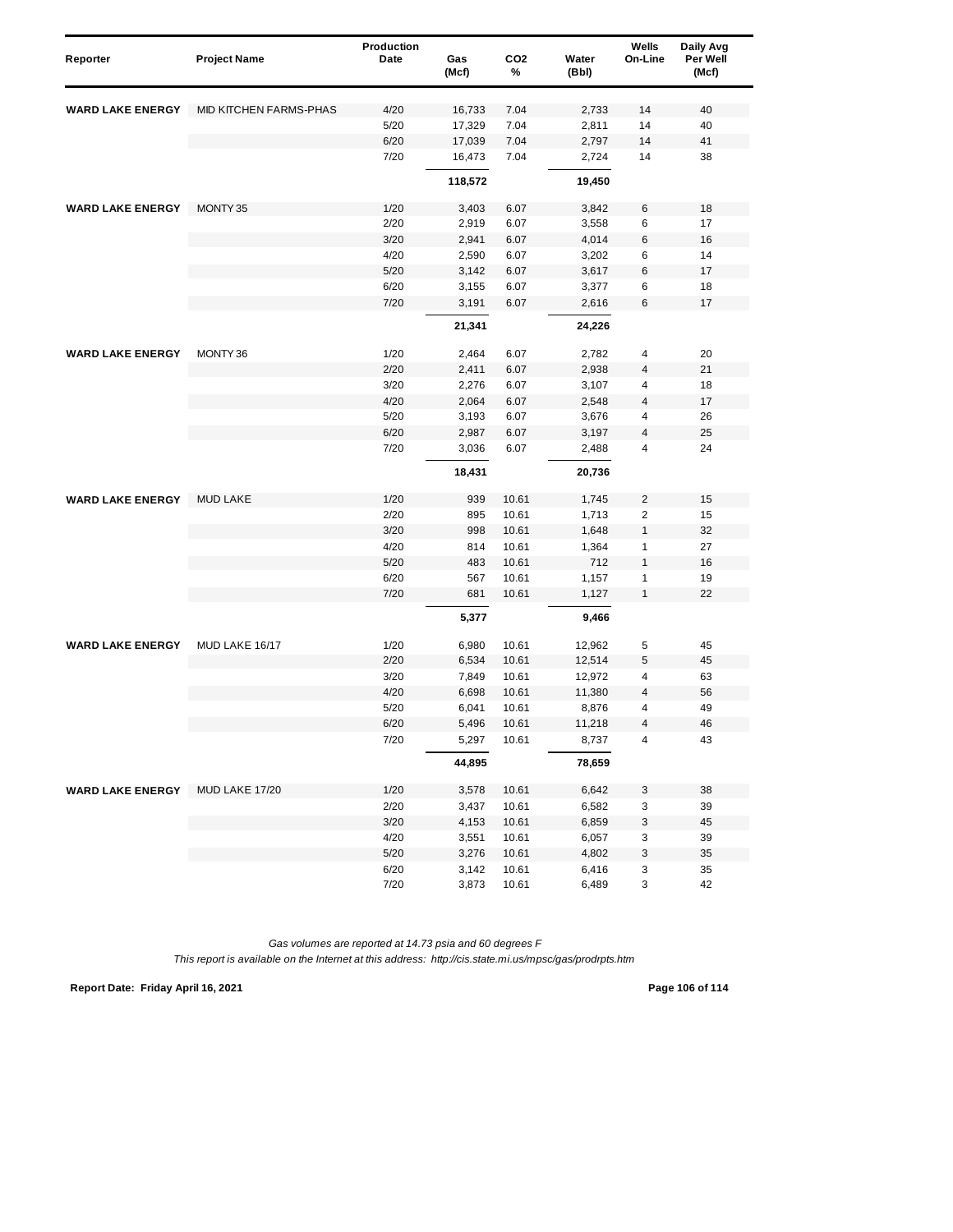| Reporter | Project Name | Production Date | Gas (Mcf) | CO2 % | Water (Bbl) | Wells On-Line | Daily Avg Per Well (Mcf) |
|---|---|---|---|---|---|---|---|
| WARD LAKE ENERGY | MID KITCHEN FARMS-PHAS | 4/20 | 16,733 | 7.04 | 2,733 | 14 | 40 |
| | | 5/20 | 17,329 | 7.04 | 2,811 | 14 | 40 |
| | | 6/20 | 17,039 | 7.04 | 2,797 | 14 | 41 |
| | | 7/20 | 16,473 | 7.04 | 2,724 | 14 | 38 |
| | | | **118,572** | | **19,450** | | |
| WARD LAKE ENERGY | MONTY 35 | 1/20 | 3,403 | 6.07 | 3,842 | 6 | 18 |
| | | 2/20 | 2,919 | 6.07 | 3,558 | 6 | 17 |
| | | 3/20 | 2,941 | 6.07 | 4,014 | 6 | 16 |
| | | 4/20 | 2,590 | 6.07 | 3,202 | 6 | 14 |
| | | 5/20 | 3,142 | 6.07 | 3,617 | 6 | 17 |
| | | 6/20 | 3,155 | 6.07 | 3,377 | 6 | 18 |
| | | 7/20 | 3,191 | 6.07 | 2,616 | 6 | 17 |
| | | | **21,341** | | **24,226** | | |
| WARD LAKE ENERGY | MONTY 36 | 1/20 | 2,464 | 6.07 | 2,782 | 4 | 20 |
| | | 2/20 | 2,411 | 6.07 | 2,938 | 4 | 21 |
| | | 3/20 | 2,276 | 6.07 | 3,107 | 4 | 18 |
| | | 4/20 | 2,064 | 6.07 | 2,548 | 4 | 17 |
| | | 5/20 | 3,193 | 6.07 | 3,676 | 4 | 26 |
| | | 6/20 | 2,987 | 6.07 | 3,197 | 4 | 25 |
| | | 7/20 | 3,036 | 6.07 | 2,488 | 4 | 24 |
| | | | **18,431** | | **20,736** | | |
| WARD LAKE ENERGY | MUD LAKE | 1/20 | 939 | 10.61 | 1,745 | 2 | 15 |
| | | 2/20 | 895 | 10.61 | 1,713 | 2 | 15 |
| | | 3/20 | 998 | 10.61 | 1,648 | 1 | 32 |
| | | 4/20 | 814 | 10.61 | 1,364 | 1 | 27 |
| | | 5/20 | 483 | 10.61 | 712 | 1 | 16 |
| | | 6/20 | 567 | 10.61 | 1,157 | 1 | 19 |
| | | 7/20 | 681 | 10.61 | 1,127 | 1 | 22 |
| | | | **5,377** | | **9,466** | | |
| WARD LAKE ENERGY | MUD LAKE 16/17 | 1/20 | 6,980 | 10.61 | 12,962 | 5 | 45 |
| | | 2/20 | 6,534 | 10.61 | 12,514 | 5 | 45 |
| | | 3/20 | 7,849 | 10.61 | 12,972 | 4 | 63 |
| | | 4/20 | 6,698 | 10.61 | 11,380 | 4 | 56 |
| | | 5/20 | 6,041 | 10.61 | 8,876 | 4 | 49 |
| | | 6/20 | 5,496 | 10.61 | 11,218 | 4 | 46 |
| | | 7/20 | 5,297 | 10.61 | 8,737 | 4 | 43 |
| | | | **44,895** | | **78,659** | | |
| WARD LAKE ENERGY | MUD LAKE 17/20 | 1/20 | 3,578 | 10.61 | 6,642 | 3 | 38 |
| | | 2/20 | 3,437 | 10.61 | 6,582 | 3 | 39 |
| | | 3/20 | 4,153 | 10.61 | 6,859 | 3 | 45 |
| | | 4/20 | 3,551 | 10.61 | 6,057 | 3 | 39 |
| | | 5/20 | 3,276 | 10.61 | 4,802 | 3 | 35 |
| | | 6/20 | 3,142 | 10.61 | 6,416 | 3 | 35 |
| | | 7/20 | 3,873 | 10.61 | 6,489 | 3 | 42 |

*Gas volumes are reported at 14.73 psia and 60 degrees F*

*This report is available on the Internet at this address: http://cis.state.mi.us/mpsc/gas/prodrpts.htm*

**Report Date: Friday April 16, 2021**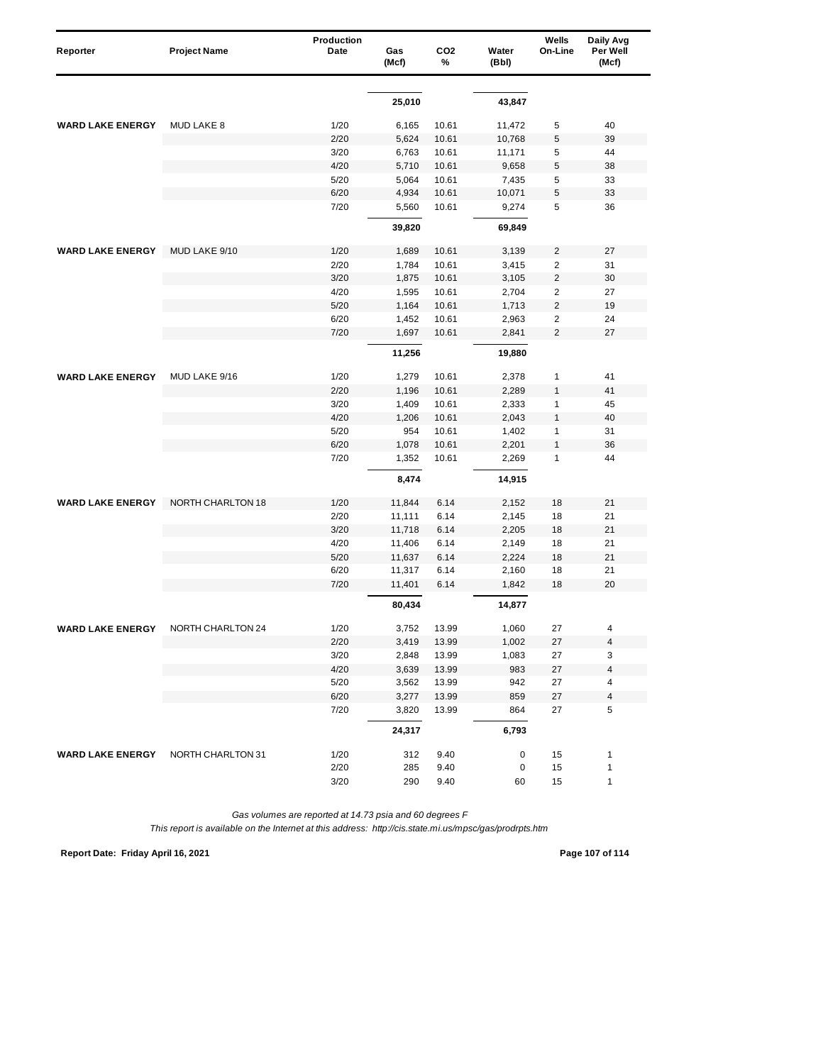| Reporter | Project Name | Production Date | Gas (Mcf) | CO2 % | Water (Bbl) | Wells On-Line | Daily Avg Per Well (Mcf) |
|---|---|---|---|---|---|---|---|
| | | | 25,010 | | 43,847 | | |
| WARD LAKE ENERGY | MUD LAKE 8 | 1/20 | 6,165 | 10.61 | 11,472 | 5 | 40 |
| | | 2/20 | 5,624 | 10.61 | 10,768 | 5 | 39 |
| | | 3/20 | 6,763 | 10.61 | 11,171 | 5 | 44 |
| | | 4/20 | 5,710 | 10.61 | 9,658 | 5 | 38 |
| | | 5/20 | 5,064 | 10.61 | 7,435 | 5 | 33 |
| | | 6/20 | 4,934 | 10.61 | 10,071 | 5 | 33 |
| | | 7/20 | 5,560 | 10.61 | 9,274 | 5 | 36 |
| | | | 39,820 | | 69,849 | | |
| WARD LAKE ENERGY | MUD LAKE 9/10 | 1/20 | 1,689 | 10.61 | 3,139 | 2 | 27 |
| | | 2/20 | 1,784 | 10.61 | 3,415 | 2 | 31 |
| | | 3/20 | 1,875 | 10.61 | 3,105 | 2 | 30 |
| | | 4/20 | 1,595 | 10.61 | 2,704 | 2 | 27 |
| | | 5/20 | 1,164 | 10.61 | 1,713 | 2 | 19 |
| | | 6/20 | 1,452 | 10.61 | 2,963 | 2 | 24 |
| | | 7/20 | 1,697 | 10.61 | 2,841 | 2 | 27 |
| | | | 11,256 | | 19,880 | | |
| WARD LAKE ENERGY | MUD LAKE 9/16 | 1/20 | 1,279 | 10.61 | 2,378 | 1 | 41 |
| | | 2/20 | 1,196 | 10.61 | 2,289 | 1 | 41 |
| | | 3/20 | 1,409 | 10.61 | 2,333 | 1 | 45 |
| | | 4/20 | 1,206 | 10.61 | 2,043 | 1 | 40 |
| | | 5/20 | 954 | 10.61 | 1,402 | 1 | 31 |
| | | 6/20 | 1,078 | 10.61 | 2,201 | 1 | 36 |
| | | 7/20 | 1,352 | 10.61 | 2,269 | 1 | 44 |
| | | | 8,474 | | 14,915 | | |
| WARD LAKE ENERGY | NORTH CHARLTON 18 | 1/20 | 11,844 | 6.14 | 2,152 | 18 | 21 |
| | | 2/20 | 11,111 | 6.14 | 2,145 | 18 | 21 |
| | | 3/20 | 11,718 | 6.14 | 2,205 | 18 | 21 |
| | | 4/20 | 11,406 | 6.14 | 2,149 | 18 | 21 |
| | | 5/20 | 11,637 | 6.14 | 2,224 | 18 | 21 |
| | | 6/20 | 11,317 | 6.14 | 2,160 | 18 | 21 |
| | | 7/20 | 11,401 | 6.14 | 1,842 | 18 | 20 |
| | | | 80,434 | | 14,877 | | |
| WARD LAKE ENERGY | NORTH CHARLTON 24 | 1/20 | 3,752 | 13.99 | 1,060 | 27 | 4 |
| | | 2/20 | 3,419 | 13.99 | 1,002 | 27 | 4 |
| | | 3/20 | 2,848 | 13.99 | 1,083 | 27 | 3 |
| | | 4/20 | 3,639 | 13.99 | 983 | 27 | 4 |
| | | 5/20 | 3,562 | 13.99 | 942 | 27 | 4 |
| | | 6/20 | 3,277 | 13.99 | 859 | 27 | 4 |
| | | 7/20 | 3,820 | 13.99 | 864 | 27 | 5 |
| | | | 24,317 | | 6,793 | | |
| WARD LAKE ENERGY | NORTH CHARLTON 31 | 1/20 | 312 | 9.40 | 0 | 15 | 1 |
| | | 2/20 | 285 | 9.40 | 0 | 15 | 1 |
| | | 3/20 | 290 | 9.40 | 60 | 15 | 1 |

*Gas volumes are reported at 14.73 psia and 60 degrees F*

*This report is available on the Internet at this address: http://cis.state.mi.us/mpsc/gas/prodrpts.htm*

**Report Date: Friday April 16, 2021**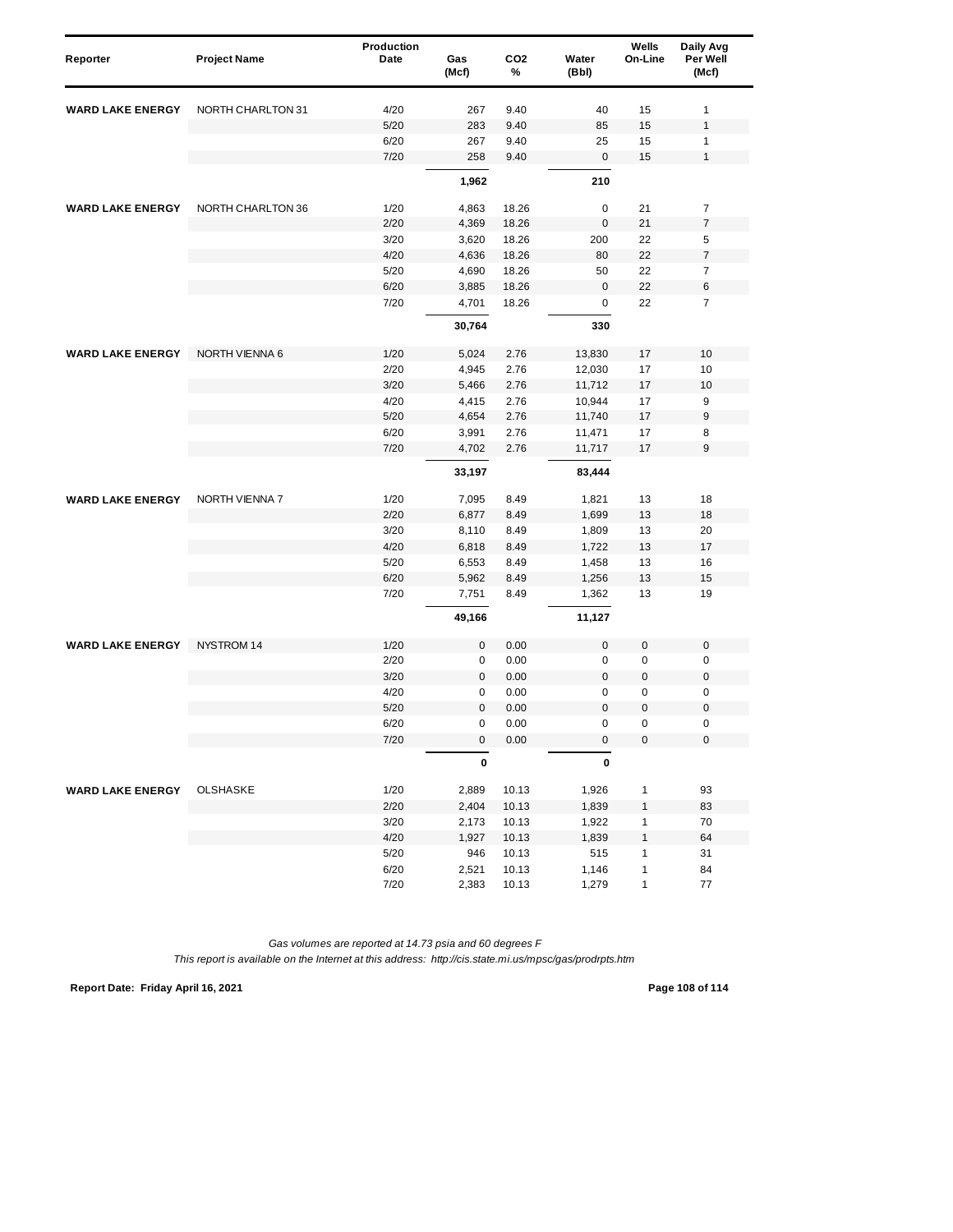| Reporter | Project Name | Production Date | Gas (Mcf) | CO2 % | Water (Bbl) | Wells On-Line | Daily Avg Per Well (Mcf) |
|---|---|---|---|---|---|---|---|
| **WARD LAKE ENERGY** | NORTH CHARLTON 31 | 4/20 | 267 | 9.40 | 40 | 15 | 1 |
| | | 5/20 | 283 | 9.40 | 85 | 15 | 1 |
| | | 6/20 | 267 | 9.40 | 25 | 15 | 1 |
| | | 7/20 | 258 | 9.40 | 0 | 15 | 1 |
| | | | **1,962** | | **210** | | |
| **WARD LAKE ENERGY** | NORTH CHARLTON 36 | 1/20 | 4,863 | 18.26 | 0 | 21 | 7 |
| | | 2/20 | 4,369 | 18.26 | 0 | 21 | 7 |
| | | 3/20 | 3,620 | 18.26 | 200 | 22 | 5 |
| | | 4/20 | 4,636 | 18.26 | 80 | 22 | 7 |
| | | 5/20 | 4,690 | 18.26 | 50 | 22 | 7 |
| | | 6/20 | 3,885 | 18.26 | 0 | 22 | 6 |
| | | 7/20 | 4,701 | 18.26 | 0 | 22 | 7 |
| | | | **30,764** | | **330** | | |
| **WARD LAKE ENERGY** | NORTH VIENNA 6 | 1/20 | 5,024 | 2.76 | 13,830 | 17 | 10 |
| | | 2/20 | 4,945 | 2.76 | 12,030 | 17 | 10 |
| | | 3/20 | 5,466 | 2.76 | 11,712 | 17 | 10 |
| | | 4/20 | 4,415 | 2.76 | 10,944 | 17 | 9 |
| | | 5/20 | 4,654 | 2.76 | 11,740 | 17 | 9 |
| | | 6/20 | 3,991 | 2.76 | 11,471 | 17 | 8 |
| | | 7/20 | 4,702 | 2.76 | 11,717 | 17 | 9 |
| | | | **33,197** | | **83,444** | | |
| **WARD LAKE ENERGY** | NORTH VIENNA 7 | 1/20 | 7,095 | 8.49 | 1,821 | 13 | 18 |
| | | 2/20 | 6,877 | 8.49 | 1,699 | 13 | 18 |
| | | 3/20 | 8,110 | 8.49 | 1,809 | 13 | 20 |
| | | 4/20 | 6,818 | 8.49 | 1,722 | 13 | 17 |
| | | 5/20 | 6,553 | 8.49 | 1,458 | 13 | 16 |
| | | 6/20 | 5,962 | 8.49 | 1,256 | 13 | 15 |
| | | 7/20 | 7,751 | 8.49 | 1,362 | 13 | 19 |
| | | | **49,166** | | **11,127** | | |
| **WARD LAKE ENERGY** | NYSTROM 14 | 1/20 | 0 | 0.00 | 0 | 0 | 0 |
| | | 2/20 | 0 | 0.00 | 0 | 0 | 0 |
| | | 3/20 | 0 | 0.00 | 0 | 0 | 0 |
| | | 4/20 | 0 | 0.00 | 0 | 0 | 0 |
| | | 5/20 | 0 | 0.00 | 0 | 0 | 0 |
| | | 6/20 | 0 | 0.00 | 0 | 0 | 0 |
| | | 7/20 | 0 | 0.00 | 0 | 0 | 0 |
| | | | **0** | | **0** | | |
| **WARD LAKE ENERGY** | OLSHASKE | 1/20 | 2,889 | 10.13 | 1,926 | 1 | 93 |
| | | 2/20 | 2,404 | 10.13 | 1,839 | 1 | 83 |
| | | 3/20 | 2,173 | 10.13 | 1,922 | 1 | 70 |
| | | 4/20 | 1,927 | 10.13 | 1,839 | 1 | 64 |
| | | 5/20 | 946 | 10.13 | 515 | 1 | 31 |
| | | 6/20 | 2,521 | 10.13 | 1,146 | 1 | 84 |
| | | 7/20 | 2,383 | 10.13 | 1,279 | 1 | 77 |

*Gas volumes are reported at 14.73 psia and 60 degrees F*

*This report is available on the Internet at this address: http://cis.state.mi.us/mpsc/gas/prodrpts.htm*

**Report Date: Friday April 16, 2021**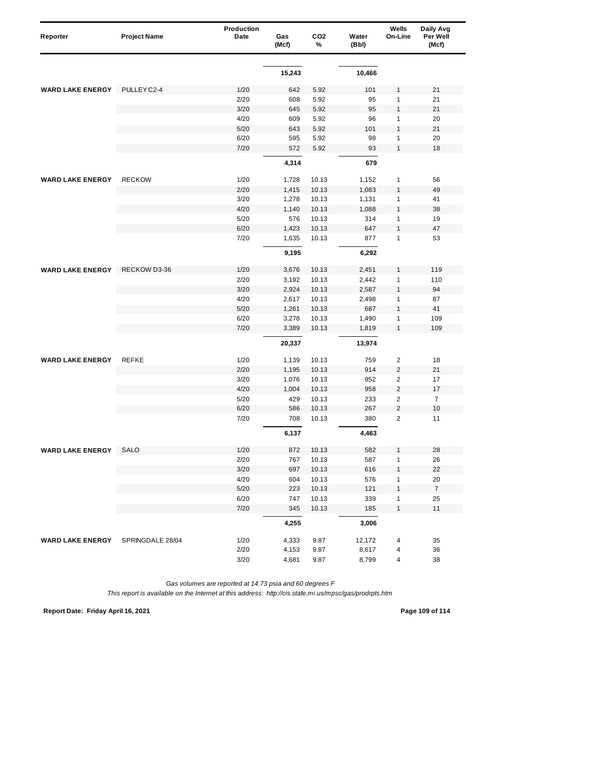| Reporter | Project Name | Production Date | Gas (Mcf) | CO2 % | Water (Bbl) | Wells On-Line | Daily Avg Per Well (Mcf) |
|---|---|---|---|---|---|---|---|
| | | | 15,243 | | 10,466 | | |
| **WARD LAKE ENERGY** | PULLEY C2-4 | 1/20 | 642 | 5.92 | 101 | 1 | 21 |
| | | 2/20 | 608 | 5.92 | 95 | 1 | 21 |
| | | 3/20 | 645 | 5.92 | 95 | 1 | 21 |
| | | 4/20 | 609 | 5.92 | 96 | 1 | 20 |
| | | 5/20 | 643 | 5.92 | 101 | 1 | 21 |
| | | 6/20 | 595 | 5.92 | 98 | 1 | 20 |
| | | 7/20 | 572 | 5.92 | 93 | 1 | 18 |
| | | | 4,314 | | 679 | | |
| **WARD LAKE ENERGY** | RECKOW | 1/20 | 1,728 | 10.13 | 1,152 | 1 | 56 |
| | | 2/20 | 1,415 | 10.13 | 1,083 | 1 | 49 |
| | | 3/20 | 1,278 | 10.13 | 1,131 | 1 | 41 |
| | | 4/20 | 1,140 | 10.13 | 1,088 | 1 | 38 |
| | | 5/20 | 576 | 10.13 | 314 | 1 | 19 |
| | | 6/20 | 1,423 | 10.13 | 647 | 1 | 47 |
| | | 7/20 | 1,635 | 10.13 | 877 | 1 | 53 |
| | | | 9,195 | | 6,292 | | |
| **WARD LAKE ENERGY** | RECKOW D3-36 | 1/20 | 3,676 | 10.13 | 2,451 | 1 | 119 |
| | | 2/20 | 3,192 | 10.13 | 2,442 | 1 | 110 |
| | | 3/20 | 2,924 | 10.13 | 2,587 | 1 | 94 |
| | | 4/20 | 2,617 | 10.13 | 2,498 | 1 | 87 |
| | | 5/20 | 1,261 | 10.13 | 687 | 1 | 41 |
| | | 6/20 | 3,278 | 10.13 | 1,490 | 1 | 109 |
| | | 7/20 | 3,389 | 10.13 | 1,819 | 1 | 109 |
| | | | 20,337 | | 13,974 | | |
| **WARD LAKE ENERGY** | REFKE | 1/20 | 1,139 | 10.13 | 759 | 2 | 18 |
| | | 2/20 | 1,195 | 10.13 | 914 | 2 | 21 |
| | | 3/20 | 1,076 | 10.13 | 952 | 2 | 17 |
| | | 4/20 | 1,004 | 10.13 | 958 | 2 | 17 |
| | | 5/20 | 429 | 10.13 | 233 | 2 | 7 |
| | | 6/20 | 586 | 10.13 | 267 | 2 | 10 |
| | | 7/20 | 708 | 10.13 | 380 | 2 | 11 |
| | | | 6,137 | | 4,463 | | |
| **WARD LAKE ENERGY** | SALO | 1/20 | 872 | 10.13 | 582 | 1 | 28 |
| | | 2/20 | 767 | 10.13 | 587 | 1 | 26 |
| | | 3/20 | 697 | 10.13 | 616 | 1 | 22 |
| | | 4/20 | 604 | 10.13 | 576 | 1 | 20 |
| | | 5/20 | 223 | 10.13 | 121 | 1 | 7 |
| | | 6/20 | 747 | 10.13 | 339 | 1 | 25 |
| | | 7/20 | 345 | 10.13 | 185 | 1 | 11 |
| | | | 4,255 | | 3,006 | | |
| **WARD LAKE ENERGY** | SPRINGDALE 28/04 | 1/20 | 4,333 | 9.87 | 12,172 | 4 | 35 |
| | | 2/20 | 4,153 | 9.87 | 8,617 | 4 | 36 |
| | | 3/20 | 4,681 | 9.87 | 8,799 | 4 | 38 |

*Gas volumes are reported at 14.73 psia and 60 degrees F*

*This report is available on the Internet at this address: http://cis.state.mi.us/mpsc/gas/prodrpts.htm*

**Report Date: Friday April 16, 2021**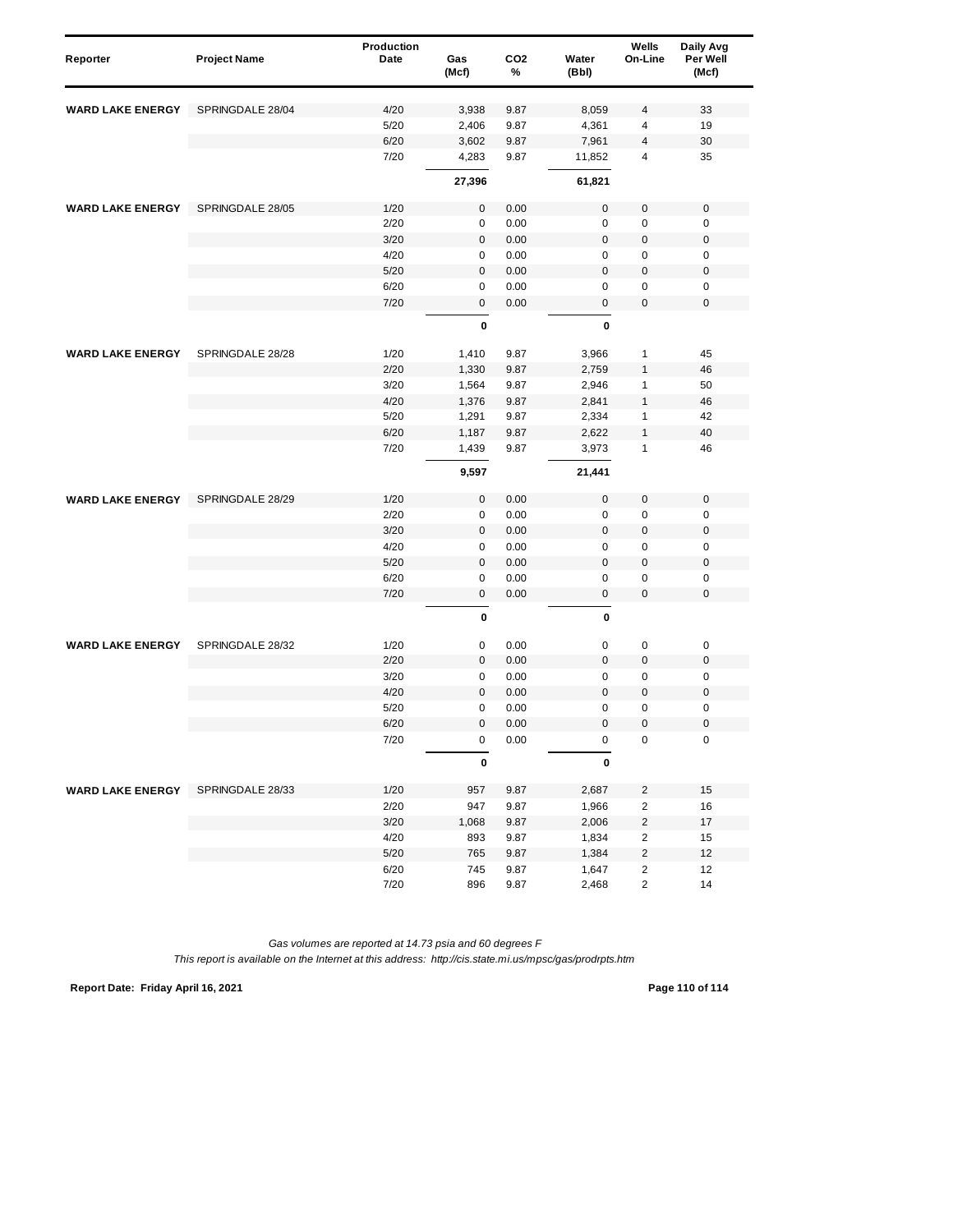| Reporter | Project Name | Production Date | Gas (Mcf) | CO2 % | Water (Bbl) | Wells On-Line | Daily Avg Per Well (Mcf) |
|---|---|---|---|---|---|---|---|
| WARD LAKE ENERGY | SPRINGDALE 28/04 | 4/20 | 3,938 | 9.87 | 8,059 | 4 | 33 |
| | | 5/20 | 2,406 | 9.87 | 4,361 | 4 | 19 |
| | | 6/20 | 3,602 | 9.87 | 7,961 | 4 | 30 |
| | | 7/20 | 4,283 | 9.87 | 11,852 | 4 | 35 |
| | | | **27,396** | | **61,821** | | |
| WARD LAKE ENERGY | SPRINGDALE 28/05 | 1/20 | 0 | 0.00 | 0 | 0 | 0 |
| | | 2/20 | 0 | 0.00 | 0 | 0 | 0 |
| | | 3/20 | 0 | 0.00 | 0 | 0 | 0 |
| | | 4/20 | 0 | 0.00 | 0 | 0 | 0 |
| | | 5/20 | 0 | 0.00 | 0 | 0 | 0 |
| | | 6/20 | 0 | 0.00 | 0 | 0 | 0 |
| | | 7/20 | 0 | 0.00 | 0 | 0 | 0 |
| | | | **0** | | **0** | | |
| WARD LAKE ENERGY | SPRINGDALE 28/28 | 1/20 | 1,410 | 9.87 | 3,966 | 1 | 45 |
| | | 2/20 | 1,330 | 9.87 | 2,759 | 1 | 46 |
| | | 3/20 | 1,564 | 9.87 | 2,946 | 1 | 50 |
| | | 4/20 | 1,376 | 9.87 | 2,841 | 1 | 46 |
| | | 5/20 | 1,291 | 9.87 | 2,334 | 1 | 42 |
| | | 6/20 | 1,187 | 9.87 | 2,622 | 1 | 40 |
| | | 7/20 | 1,439 | 9.87 | 3,973 | 1 | 46 |
| | | | **9,597** | | **21,441** | | |
| WARD LAKE ENERGY | SPRINGDALE 28/29 | 1/20 | 0 | 0.00 | 0 | 0 | 0 |
| | | 2/20 | 0 | 0.00 | 0 | 0 | 0 |
| | | 3/20 | 0 | 0.00 | 0 | 0 | 0 |
| | | 4/20 | 0 | 0.00 | 0 | 0 | 0 |
| | | 5/20 | 0 | 0.00 | 0 | 0 | 0 |
| | | 6/20 | 0 | 0.00 | 0 | 0 | 0 |
| | | 7/20 | 0 | 0.00 | 0 | 0 | 0 |
| | | | **0** | | **0** | | |
| WARD LAKE ENERGY | SPRINGDALE 28/32 | 1/20 | 0 | 0.00 | 0 | 0 | 0 |
| | | 2/20 | 0 | 0.00 | 0 | 0 | 0 |
| | | 3/20 | 0 | 0.00 | 0 | 0 | 0 |
| | | 4/20 | 0 | 0.00 | 0 | 0 | 0 |
| | | 5/20 | 0 | 0.00 | 0 | 0 | 0 |
| | | 6/20 | 0 | 0.00 | 0 | 0 | 0 |
| | | 7/20 | 0 | 0.00 | 0 | 0 | 0 |
| | | | **0** | | **0** | | |
| WARD LAKE ENERGY | SPRINGDALE 28/33 | 1/20 | 957 | 9.87 | 2,687 | 2 | 15 |
| | | 2/20 | 947 | 9.87 | 1,966 | 2 | 16 |
| | | 3/20 | 1,068 | 9.87 | 2,006 | 2 | 17 |
| | | 4/20 | 893 | 9.87 | 1,834 | 2 | 15 |
| | | 5/20 | 765 | 9.87 | 1,384 | 2 | 12 |
| | | 6/20 | 745 | 9.87 | 1,647 | 2 | 12 |
| | | 7/20 | 896 | 9.87 | 2,468 | 2 | 14 |

*Gas volumes are reported at 14.73 psia and 60 degrees F*

*This report is available on the Internet at this address: http://cis.state.mi.us/mpsc/gas/prodrpts.htm*

**Report Date: Friday April 16, 2021**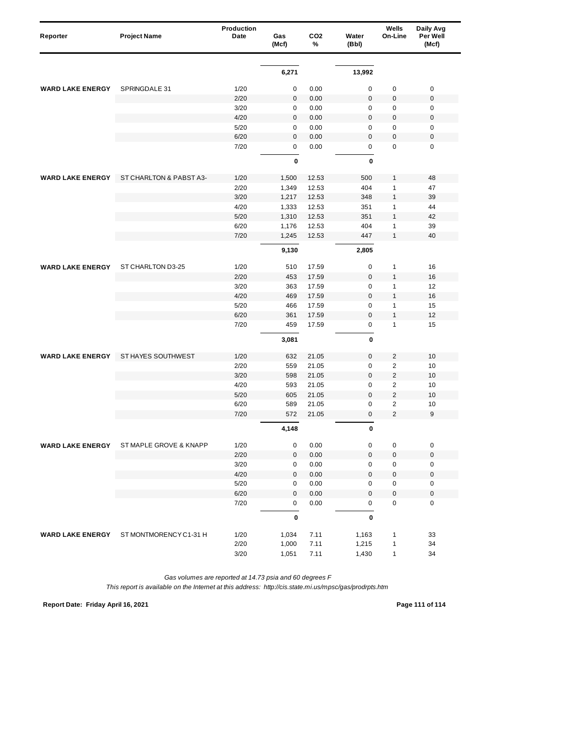| Reporter | Project Name | Production Date | Gas (Mcf) | $CO_2$ % | Water (Bbl) | Wells On-Line | Daily Avg Per Well (Mcf) |
|---|---|---|---|---|---|---|---|
| | | | 6,271 | | 13,992 | | |
| WARD LAKE ENERGY | SPRINGDALE 31 | 1/20 | 0 | 0.00 | 0 | 0 | 0 |
| | | 2/20 | 0 | 0.00 | 0 | 0 | 0 |
| | | 3/20 | 0 | 0.00 | 0 | 0 | 0 |
| | | 4/20 | 0 | 0.00 | 0 | 0 | 0 |
| | | 5/20 | 0 | 0.00 | 0 | 0 | 0 |
| | | 6/20 | 0 | 0.00 | 0 | 0 | 0 |
| | | 7/20 | 0 | 0.00 | 0 | 0 | 0 |
| | | | 0 | | 0 | | |
| WARD LAKE ENERGY | ST CHARLTON & PABST A3- | 1/20 | 1,500 | 12.53 | 500 | 1 | 48 |
| | | 2/20 | 1,349 | 12.53 | 404 | 1 | 47 |
| | | 3/20 | 1,217 | 12.53 | 348 | 1 | 39 |
| | | 4/20 | 1,333 | 12.53 | 351 | 1 | 44 |
| | | 5/20 | 1,310 | 12.53 | 351 | 1 | 42 |
| | | 6/20 | 1,176 | 12.53 | 404 | 1 | 39 |
| | | 7/20 | 1,245 | 12.53 | 447 | 1 | 40 |
| | | | 9,130 | | 2,805 | | |
| WARD LAKE ENERGY | ST CHARLTON D3-25 | 1/20 | 510 | 17.59 | 0 | 1 | 16 |
| | | 2/20 | 453 | 17.59 | 0 | 1 | 16 |
| | | 3/20 | 363 | 17.59 | 0 | 1 | 12 |
| | | 4/20 | 469 | 17.59 | 0 | 1 | 16 |
| | | 5/20 | 466 | 17.59 | 0 | 1 | 15 |
| | | 6/20 | 361 | 17.59 | 0 | 1 | 12 |
| | | 7/20 | 459 | 17.59 | 0 | 1 | 15 |
| | | | 3,081 | | 0 | | |
| WARD LAKE ENERGY | ST HAYES SOUTHWEST | 1/20 | 632 | 21.05 | 0 | 2 | 10 |
| | | 2/20 | 559 | 21.05 | 0 | 2 | 10 |
| | | 3/20 | 598 | 21.05 | 0 | 2 | 10 |
| | | 4/20 | 593 | 21.05 | 0 | 2 | 10 |
| | | 5/20 | 605 | 21.05 | 0 | 2 | 10 |
| | | 6/20 | 589 | 21.05 | 0 | 2 | 10 |
| | | 7/20 | 572 | 21.05 | 0 | 2 | 9 |
| | | | 4,148 | | 0 | | |
| WARD LAKE ENERGY | ST MAPLE GROVE & KNAPP | 1/20 | 0 | 0.00 | 0 | 0 | 0 |
| | | 2/20 | 0 | 0.00 | 0 | 0 | 0 |
| | | 3/20 | 0 | 0.00 | 0 | 0 | 0 |
| | | 4/20 | 0 | 0.00 | 0 | 0 | 0 |
| | | 5/20 | 0 | 0.00 | 0 | 0 | 0 |
| | | 6/20 | 0 | 0.00 | 0 | 0 | 0 |
| | | 7/20 | 0 | 0.00 | 0 | 0 | 0 |
| | | | 0 | | 0 | | |
| WARD LAKE ENERGY | ST MONTMORENCY C1-31 H | 1/20 | 1,034 | 7.11 | 1,163 | 1 | 33 |
| | | 2/20 | 1,000 | 7.11 | 1,215 | 1 | 34 |
| | | 3/20 | 1,051 | 7.11 | 1,430 | 1 | 34 |

*Gas volumes are reported at 14.73 psia and 60 degrees F*

*This report is available on the Internet at this address: http://cis.state.mi.us/mpsc/gas/prodrpts.htm*

**Report Date: Friday April 16, 2021**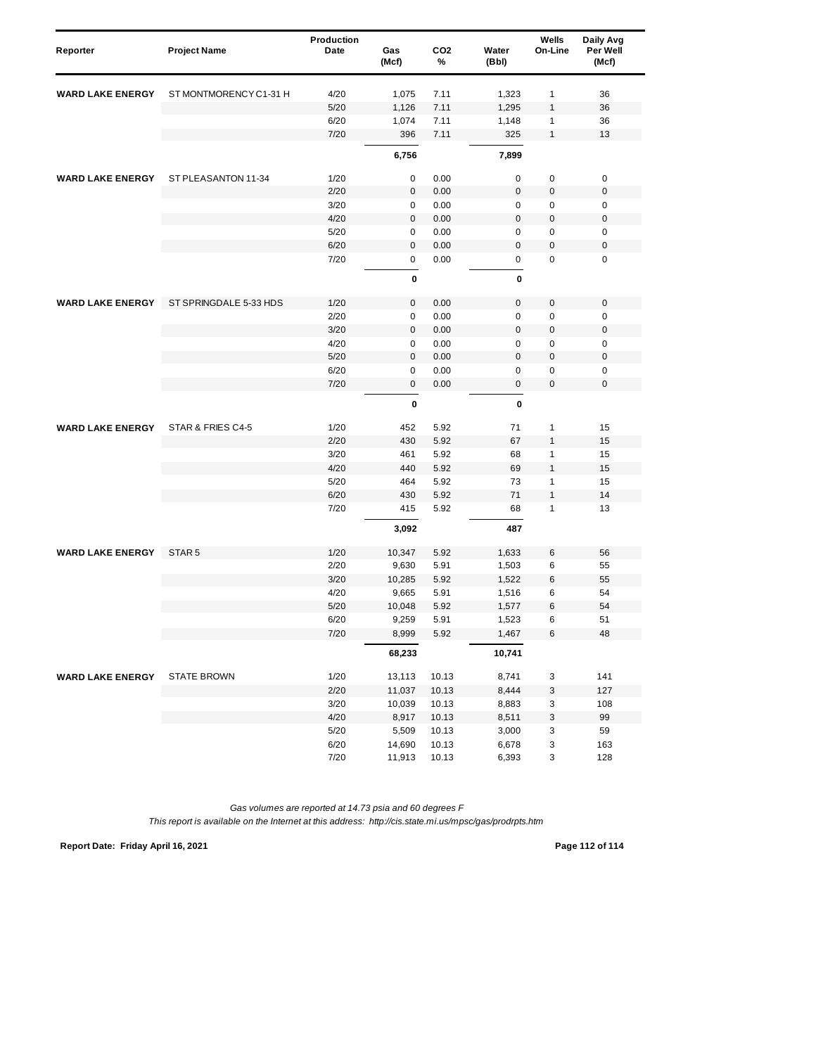| Reporter | Project Name | Production Date | Gas (Mcf) | CO2 % | Water (Bbl) | Wells On-Line | Daily Avg Per Well (Mcf) |
|---|---|---|---|---|---|---|---|
| **WARD LAKE ENERGY** | ST MONTMORENCY C1-31 H | 4/20 | 1,075 | 7.11 | 1,323 | 1 | 36 |
| | | 5/20 | 1,126 | 7.11 | 1,295 | 1 | 36 |
| | | 6/20 | 1,074 | 7.11 | 1,148 | 1 | 36 |
| | | 7/20 | 396 | 7.11 | 325 | 1 | 13 |
| | | | **6,756** | | **7,899** | | |
| **WARD LAKE ENERGY** | ST PLEASANTON 11-34 | 1/20 | 0 | 0.00 | 0 | 0 | 0 |
| | | 2/20 | 0 | 0.00 | 0 | 0 | 0 |
| | | 3/20 | 0 | 0.00 | 0 | 0 | 0 |
| | | 4/20 | 0 | 0.00 | 0 | 0 | 0 |
| | | 5/20 | 0 | 0.00 | 0 | 0 | 0 |
| | | 6/20 | 0 | 0.00 | 0 | 0 | 0 |
| | | 7/20 | 0 | 0.00 | 0 | 0 | 0 |
| | | | **0** | | **0** | | |
| **WARD LAKE ENERGY** | ST SPRINGDALE 5-33 HDS | 1/20 | 0 | 0.00 | 0 | 0 | 0 |
| | | 2/20 | 0 | 0.00 | 0 | 0 | 0 |
| | | 3/20 | 0 | 0.00 | 0 | 0 | 0 |
| | | 4/20 | 0 | 0.00 | 0 | 0 | 0 |
| | | 5/20 | 0 | 0.00 | 0 | 0 | 0 |
| | | 6/20 | 0 | 0.00 | 0 | 0 | 0 |
| | | 7/20 | 0 | 0.00 | 0 | 0 | 0 |
| | | | **0** | | **0** | | |
| **WARD LAKE ENERGY** | STAR & FRIES C4-5 | 1/20 | 452 | 5.92 | 71 | 1 | 15 |
| | | 2/20 | 430 | 5.92 | 67 | 1 | 15 |
| | | 3/20 | 461 | 5.92 | 68 | 1 | 15 |
| | | 4/20 | 440 | 5.92 | 69 | 1 | 15 |
| | | 5/20 | 464 | 5.92 | 73 | 1 | 15 |
| | | 6/20 | 430 | 5.92 | 71 | 1 | 14 |
| | | 7/20 | 415 | 5.92 | 68 | 1 | 13 |
| | | | **3,092** | | **487** | | |
| **WARD LAKE ENERGY** | STAR 5 | 1/20 | 10,347 | 5.92 | 1,633 | 6 | 56 |
| | | 2/20 | 9,630 | 5.91 | 1,503 | 6 | 55 |
| | | 3/20 | 10,285 | 5.92 | 1,522 | 6 | 55 |
| | | 4/20 | 9,665 | 5.91 | 1,516 | 6 | 54 |
| | | 5/20 | 10,048 | 5.92 | 1,577 | 6 | 54 |
| | | 6/20 | 9,259 | 5.91 | 1,523 | 6 | 51 |
| | | 7/20 | 8,999 | 5.92 | 1,467 | 6 | 48 |
| | | | **68,233** | | **10,741** | | |
| **WARD LAKE ENERGY** | STATE BROWN | 1/20 | 13,113 | 10.13 | 8,741 | 3 | 141 |
| | | 2/20 | 11,037 | 10.13 | 8,444 | 3 | 127 |
| | | 3/20 | 10,039 | 10.13 | 8,883 | 3 | 108 |
| | | 4/20 | 8,917 | 10.13 | 8,511 | 3 | 99 |
| | | 5/20 | 5,509 | 10.13 | 3,000 | 3 | 59 |
| | | 6/20 | 14,690 | 10.13 | 6,678 | 3 | 163 |
| | | 7/20 | 11,913 | 10.13 | 6,393 | 3 | 128 |

*Gas volumes are reported at 14.73 psia and 60 degrees F*

*This report is available on the Internet at this address: http://cis.state.mi.us/mpsc/gas/prodrpts.htm*

**Report Date: Friday April 16, 2021**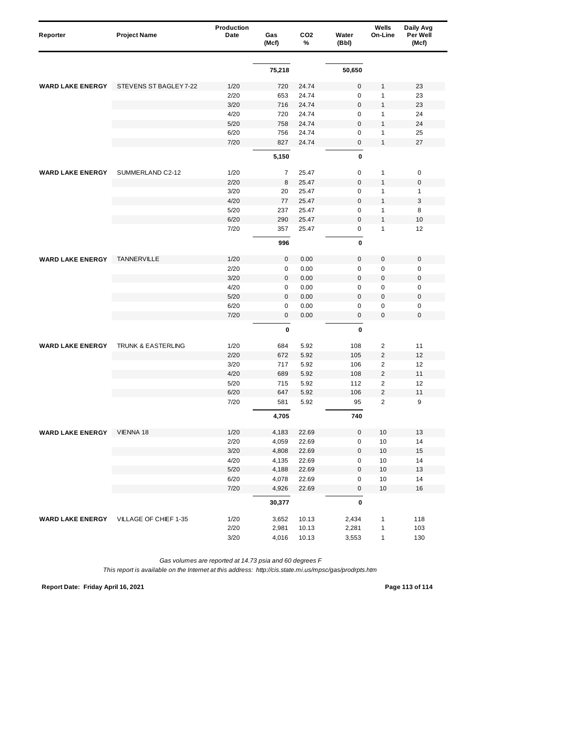| Reporter | Project Name | Production Date | Gas (Mcf) | CO2 % | Water (Bbl) | Wells On-Line | Daily Avg Per Well (Mcf) |
|---|---|---|---|---|---|---|---|
| | | | 75,218 | | 50,650 | | |
| **WARD LAKE ENERGY** | STEVENS ST BAGLEY 7-22 | 1/20 | 720 | 24.74 | 0 | 1 | 23 |
| | | 2/20 | 653 | 24.74 | 0 | 1 | 23 |
| | | 3/20 | 716 | 24.74 | 0 | 1 | 23 |
| | | 4/20 | 720 | 24.74 | 0 | 1 | 24 |
| | | 5/20 | 758 | 24.74 | 0 | 1 | 24 |
| | | 6/20 | 756 | 24.74 | 0 | 1 | 25 |
| | | 7/20 | 827 | 24.74 | 0 | 1 | 27 |
| | | | 5,150 | | 0 | | |
| **WARD LAKE ENERGY** | SUMMERLAND C2-12 | 1/20 | 7 | 25.47 | 0 | 1 | 0 |
| | | 2/20 | 8 | 25.47 | 0 | 1 | 0 |
| | | 3/20 | 20 | 25.47 | 0 | 1 | 1 |
| | | 4/20 | 77 | 25.47 | 0 | 1 | 3 |
| | | 5/20 | 237 | 25.47 | 0 | 1 | 8 |
| | | 6/20 | 290 | 25.47 | 0 | 1 | 10 |
| | | 7/20 | 357 | 25.47 | 0 | 1 | 12 |
| | | | 996 | | 0 | | |
| **WARD LAKE ENERGY** | TANNERVILLE | 1/20 | 0 | 0.00 | 0 | 0 | 0 |
| | | 2/20 | 0 | 0.00 | 0 | 0 | 0 |
| | | 3/20 | 0 | 0.00 | 0 | 0 | 0 |
| | | 4/20 | 0 | 0.00 | 0 | 0 | 0 |
| | | 5/20 | 0 | 0.00 | 0 | 0 | 0 |
| | | 6/20 | 0 | 0.00 | 0 | 0 | 0 |
| | | 7/20 | 0 | 0.00 | 0 | 0 | 0 |
| | | | 0 | | 0 | | |
| **WARD LAKE ENERGY** | TRUNK & EASTERLING | 1/20 | 684 | 5.92 | 108 | 2 | 11 |
| | | 2/20 | 672 | 5.92 | 105 | 2 | 12 |
| | | 3/20 | 717 | 5.92 | 106 | 2 | 12 |
| | | 4/20 | 689 | 5.92 | 108 | 2 | 11 |
| | | 5/20 | 715 | 5.92 | 112 | 2 | 12 |
| | | 6/20 | 647 | 5.92 | 106 | 2 | 11 |
| | | 7/20 | 581 | 5.92 | 95 | 2 | 9 |
| | | | 4,705 | | 740 | | |
| **WARD LAKE ENERGY** | VIENNA 18 | 1/20 | 4,183 | 22.69 | 0 | 10 | 13 |
| | | 2/20 | 4,059 | 22.69 | 0 | 10 | 14 |
| | | 3/20 | 4,808 | 22.69 | 0 | 10 | 15 |
| | | 4/20 | 4,135 | 22.69 | 0 | 10 | 14 |
| | | 5/20 | 4,188 | 22.69 | 0 | 10 | 13 |
| | | 6/20 | 4,078 | 22.69 | 0 | 10 | 14 |
| | | 7/20 | 4,926 | 22.69 | 0 | 10 | 16 |
| | | | 30,377 | | 0 | | |
| **WARD LAKE ENERGY** | VILLAGE OF CHIEF 1-35 | 1/20 | 3,652 | 10.13 | 2,434 | 1 | 118 |
| | | 2/20 | 2,981 | 10.13 | 2,281 | 1 | 103 |
| | | 3/20 | 4,016 | 10.13 | 3,553 | 1 | 130 |

*Gas volumes are reported at 14.73 psia and 60 degrees F*

*This report is available on the Internet at this address: http://cis.state.mi.us/mpsc/gas/prodrpts.htm*

**Report Date: Friday April 16, 2021**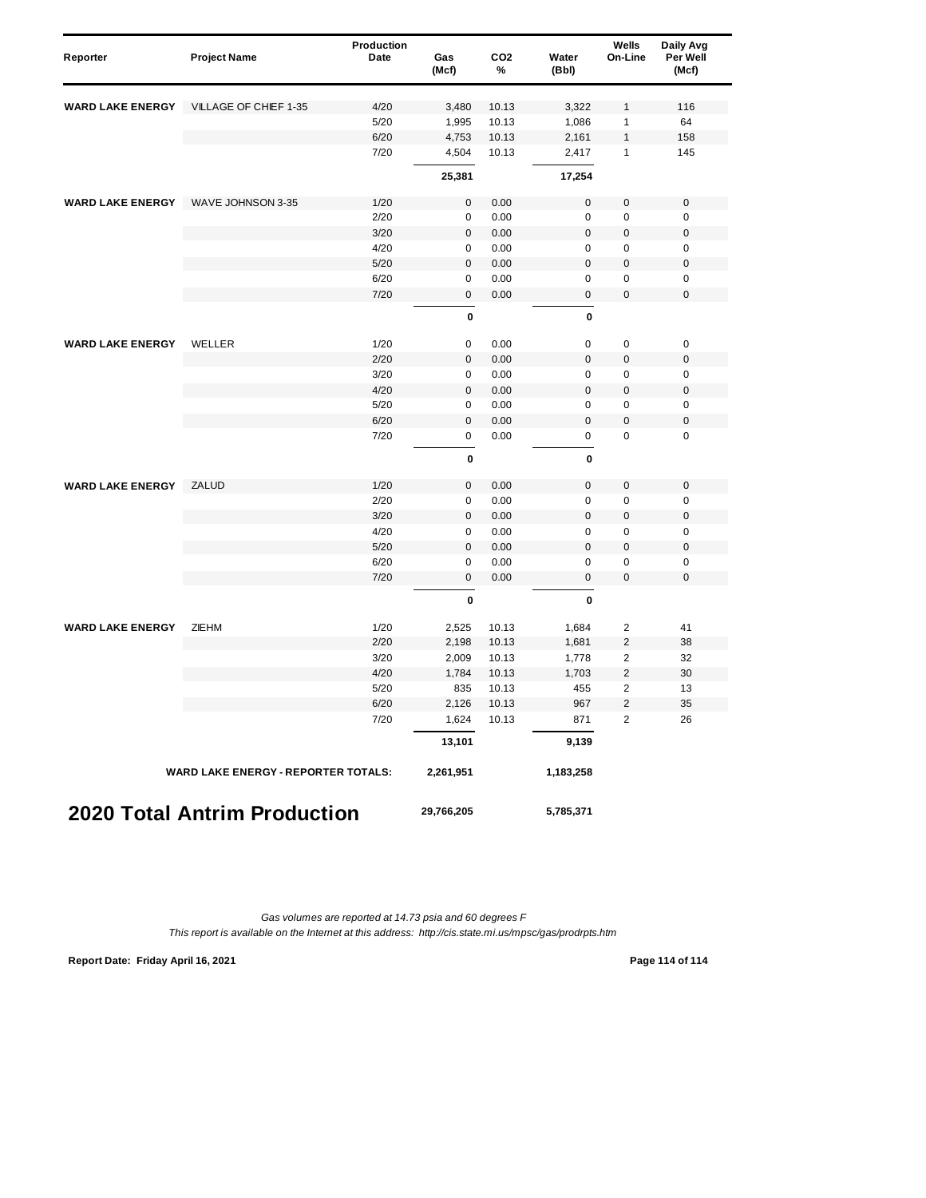| Reporter | Project Name | Production Date | Gas (Mcf) | $CO_2$ % | Water (Bbl) | Wells On-Line | Daily Avg Per Well (Mcf) |
|---|---|---|---|---|---|---|---|
| WARD LAKE ENERGY | VILLAGE OF CHIEF 1-35 | 4/20 | 3,480 | 10.13 | 3,322 | 1 | 116 |
| | | 5/20 | 1,995 | 10.13 | 1,086 | 1 | 64 |
| | | 6/20 | 4,753 | 10.13 | 2,161 | 1 | 158 |
| | | 7/20 | 4,504 | 10.13 | 2,417 | 1 | 145 |
| | | | **25,381** | | **17,254** | | |
| WARD LAKE ENERGY | WAVE JOHNSON 3-35 | 1/20 | 0 | 0.00 | 0 | 0 | 0 |
| | | 2/20 | 0 | 0.00 | 0 | 0 | 0 |
| | | 3/20 | 0 | 0.00 | 0 | 0 | 0 |
| | | 4/20 | 0 | 0.00 | 0 | 0 | 0 |
| | | 5/20 | 0 | 0.00 | 0 | 0 | 0 |
| | | 6/20 | 0 | 0.00 | 0 | 0 | 0 |
| | | 7/20 | 0 | 0.00 | 0 | 0 | 0 |
| | | | **0** | | **0** | | |
| WARD LAKE ENERGY | WELLER | 1/20 | 0 | 0.00 | 0 | 0 | 0 |
| | | 2/20 | 0 | 0.00 | 0 | 0 | 0 |
| | | 3/20 | 0 | 0.00 | 0 | 0 | 0 |
| | | 4/20 | 0 | 0.00 | 0 | 0 | 0 |
| | | 5/20 | 0 | 0.00 | 0 | 0 | 0 |
| | | 6/20 | 0 | 0.00 | 0 | 0 | 0 |
| | | 7/20 | 0 | 0.00 | 0 | 0 | 0 |
| | | | **0** | | **0** | | |
| WARD LAKE ENERGY | ZALUD | 1/20 | 0 | 0.00 | 0 | 0 | 0 |
| | | 2/20 | 0 | 0.00 | 0 | 0 | 0 |
| | | 3/20 | 0 | 0.00 | 0 | 0 | 0 |
| | | 4/20 | 0 | 0.00 | 0 | 0 | 0 |
| | | 5/20 | 0 | 0.00 | 0 | 0 | 0 |
| | | 6/20 | 0 | 0.00 | 0 | 0 | 0 |
| | | 7/20 | 0 | 0.00 | 0 | 0 | 0 |
| | | | **0** | | **0** | | |
| WARD LAKE ENERGY | ZIEHM | 1/20 | 2,525 | 10.13 | 1,684 | 2 | 41 |
| | | 2/20 | 2,198 | 10.13 | 1,681 | 2 | 38 |
| | | 3/20 | 2,009 | 10.13 | 1,778 | 2 | 32 |
| | | 4/20 | 1,784 | 10.13 | 1,703 | 2 | 30 |
| | | 5/20 | 835 | 10.13 | 455 | 2 | 13 |
| | | 6/20 | 2,126 | 10.13 | 967 | 2 | 35 |
| | | 7/20 | 1,624 | 10.13 | 871 | 2 | 26 |
| | | | **13,101** | | **9,139** | | |
| | **WARD LAKE ENERGY - REPORTER TOTALS:** | | **2,261,951** | | **1,183,258** | | |

# 2020 Total Antrim Production

**29,766,205** **5,785,371**

*Gas volumes are reported at 14.73 psia and 60 degrees F*

*This report is available on the Internet at this address: http://cis.state.mi.us/mpsc/gas/prodrpts.htm*

**Report Date: Friday April 16, 2021**